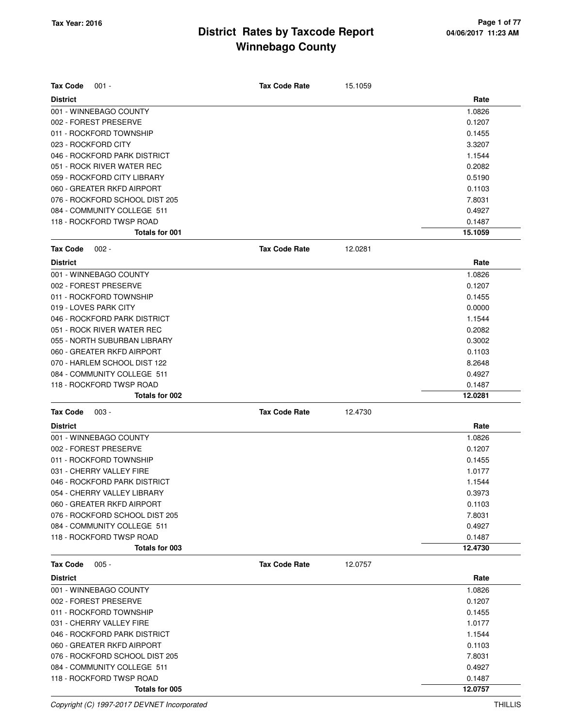# District Rates by Taxcode Report
# Winnebago County

Tax Year: 2016

**Tax Code** 001 - **Tax Code Rate** 15.1059

| District | Rate |
|---|---|
| 001 - WINNEBAGO COUNTY | 1.0826 |
| 002 - FOREST PRESERVE | 0.1207 |
| 011 - ROCKFORD TOWNSHIP | 0.1455 |
| 023 - ROCKFORD CITY | 3.3207 |
| 046 - ROCKFORD PARK DISTRICT | 1.1544 |
| 051 - ROCK RIVER WATER REC | 0.2082 |
| 059 - ROCKFORD CITY LIBRARY | 0.5190 |
| 060 - GREATER RKFD AIRPORT | 0.1103 |
| 076 - ROCKFORD SCHOOL DIST 205 | 7.8031 |
| 084 - COMMUNITY COLLEGE 511 | 0.4927 |
| 118 - ROCKFORD TWSP ROAD | 0.1487 |
| **Totals for 001** | **15.1059** |

**Tax Code** 002 - **Tax Code Rate** 12.0281

| District | Rate |
|---|---|
| 001 - WINNEBAGO COUNTY | 1.0826 |
| 002 - FOREST PRESERVE | 0.1207 |
| 011 - ROCKFORD TOWNSHIP | 0.1455 |
| 019 - LOVES PARK CITY | 0.0000 |
| 046 - ROCKFORD PARK DISTRICT | 1.1544 |
| 051 - ROCK RIVER WATER REC | 0.2082 |
| 055 - NORTH SUBURBAN LIBRARY | 0.3002 |
| 060 - GREATER RKFD AIRPORT | 0.1103 |
| 070 - HARLEM SCHOOL DIST 122 | 8.2648 |
| 084 - COMMUNITY COLLEGE 511 | 0.4927 |
| 118 - ROCKFORD TWSP ROAD | 0.1487 |
| **Totals for 002** | **12.0281** |

**Tax Code** 003 - **Tax Code Rate** 12.4730

| District | Rate |
|---|---|
| 001 - WINNEBAGO COUNTY | 1.0826 |
| 002 - FOREST PRESERVE | 0.1207 |
| 011 - ROCKFORD TOWNSHIP | 0.1455 |
| 031 - CHERRY VALLEY FIRE | 1.0177 |
| 046 - ROCKFORD PARK DISTRICT | 1.1544 |
| 054 - CHERRY VALLEY LIBRARY | 0.3973 |
| 060 - GREATER RKFD AIRPORT | 0.1103 |
| 076 - ROCKFORD SCHOOL DIST 205 | 7.8031 |
| 084 - COMMUNITY COLLEGE 511 | 0.4927 |
| 118 - ROCKFORD TWSP ROAD | 0.1487 |
| **Totals for 003** | **12.4730** |

**Tax Code** 005 - **Tax Code Rate** 12.0757

| District | Rate |
|---|---|
| 001 - WINNEBAGO COUNTY | 1.0826 |
| 002 - FOREST PRESERVE | 0.1207 |
| 011 - ROCKFORD TOWNSHIP | 0.1455 |
| 031 - CHERRY VALLEY FIRE | 1.0177 |
| 046 - ROCKFORD PARK DISTRICT | 1.1544 |
| 060 - GREATER RKFD AIRPORT | 0.1103 |
| 076 - ROCKFORD SCHOOL DIST 205 | 7.8031 |
| 084 - COMMUNITY COLLEGE 511 | 0.4927 |
| 118 - ROCKFORD TWSP ROAD | 0.1487 |
| **Totals for 005** | **12.0757** |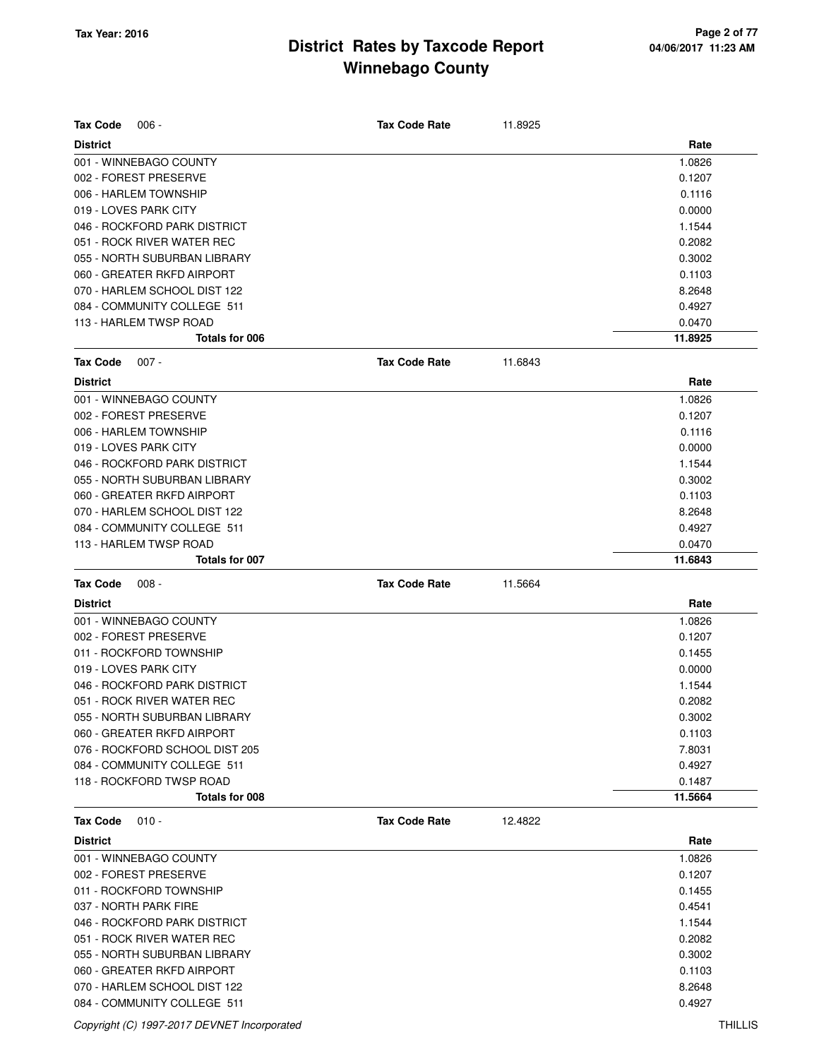# District Rates by Taxcode Report
## Winnebago County

Tax Year: 2016

**Tax Code** 006 - **Tax Code Rate** 11.8925

| District | Rate |
|---|---|
| 001 - WINNEBAGO COUNTY | 1.0826 |
| 002 - FOREST PRESERVE | 0.1207 |
| 006 - HARLEM TOWNSHIP | 0.1116 |
| 019 - LOVES PARK CITY | 0.0000 |
| 046 - ROCKFORD PARK DISTRICT | 1.1544 |
| 051 - ROCK RIVER WATER REC | 0.2082 |
| 055 - NORTH SUBURBAN LIBRARY | 0.3002 |
| 060 - GREATER RKFD AIRPORT | 0.1103 |
| 070 - HARLEM SCHOOL DIST 122 | 8.2648 |
| 084 - COMMUNITY COLLEGE 511 | 0.4927 |
| 113 - HARLEM TWSP ROAD | 0.0470 |
| **Totals for 006** | **11.8925** |

**Tax Code** 007 - **Tax Code Rate** 11.6843

| District | Rate |
|---|---|
| 001 - WINNEBAGO COUNTY | 1.0826 |
| 002 - FOREST PRESERVE | 0.1207 |
| 006 - HARLEM TOWNSHIP | 0.1116 |
| 019 - LOVES PARK CITY | 0.0000 |
| 046 - ROCKFORD PARK DISTRICT | 1.1544 |
| 055 - NORTH SUBURBAN LIBRARY | 0.3002 |
| 060 - GREATER RKFD AIRPORT | 0.1103 |
| 070 - HARLEM SCHOOL DIST 122 | 8.2648 |
| 084 - COMMUNITY COLLEGE 511 | 0.4927 |
| 113 - HARLEM TWSP ROAD | 0.0470 |
| **Totals for 007** | **11.6843** |

**Tax Code** 008 - **Tax Code Rate** 11.5664

| District | Rate |
|---|---|
| 001 - WINNEBAGO COUNTY | 1.0826 |
| 002 - FOREST PRESERVE | 0.1207 |
| 011 - ROCKFORD TOWNSHIP | 0.1455 |
| 019 - LOVES PARK CITY | 0.0000 |
| 046 - ROCKFORD PARK DISTRICT | 1.1544 |
| 051 - ROCK RIVER WATER REC | 0.2082 |
| 055 - NORTH SUBURBAN LIBRARY | 0.3002 |
| 060 - GREATER RKFD AIRPORT | 0.1103 |
| 076 - ROCKFORD SCHOOL DIST 205 | 7.8031 |
| 084 - COMMUNITY COLLEGE 511 | 0.4927 |
| 118 - ROCKFORD TWSP ROAD | 0.1487 |
| **Totals for 008** | **11.5664** |

**Tax Code** 010 - **Tax Code Rate** 12.4822

| District | Rate |
|---|---|
| 001 - WINNEBAGO COUNTY | 1.0826 |
| 002 - FOREST PRESERVE | 0.1207 |
| 011 - ROCKFORD TOWNSHIP | 0.1455 |
| 037 - NORTH PARK FIRE | 0.4541 |
| 046 - ROCKFORD PARK DISTRICT | 1.1544 |
| 051 - ROCK RIVER WATER REC | 0.2082 |
| 055 - NORTH SUBURBAN LIBRARY | 0.3002 |
| 060 - GREATER RKFD AIRPORT | 0.1103 |
| 070 - HARLEM SCHOOL DIST 122 | 8.2648 |
| 084 - COMMUNITY COLLEGE 511 | 0.4927 |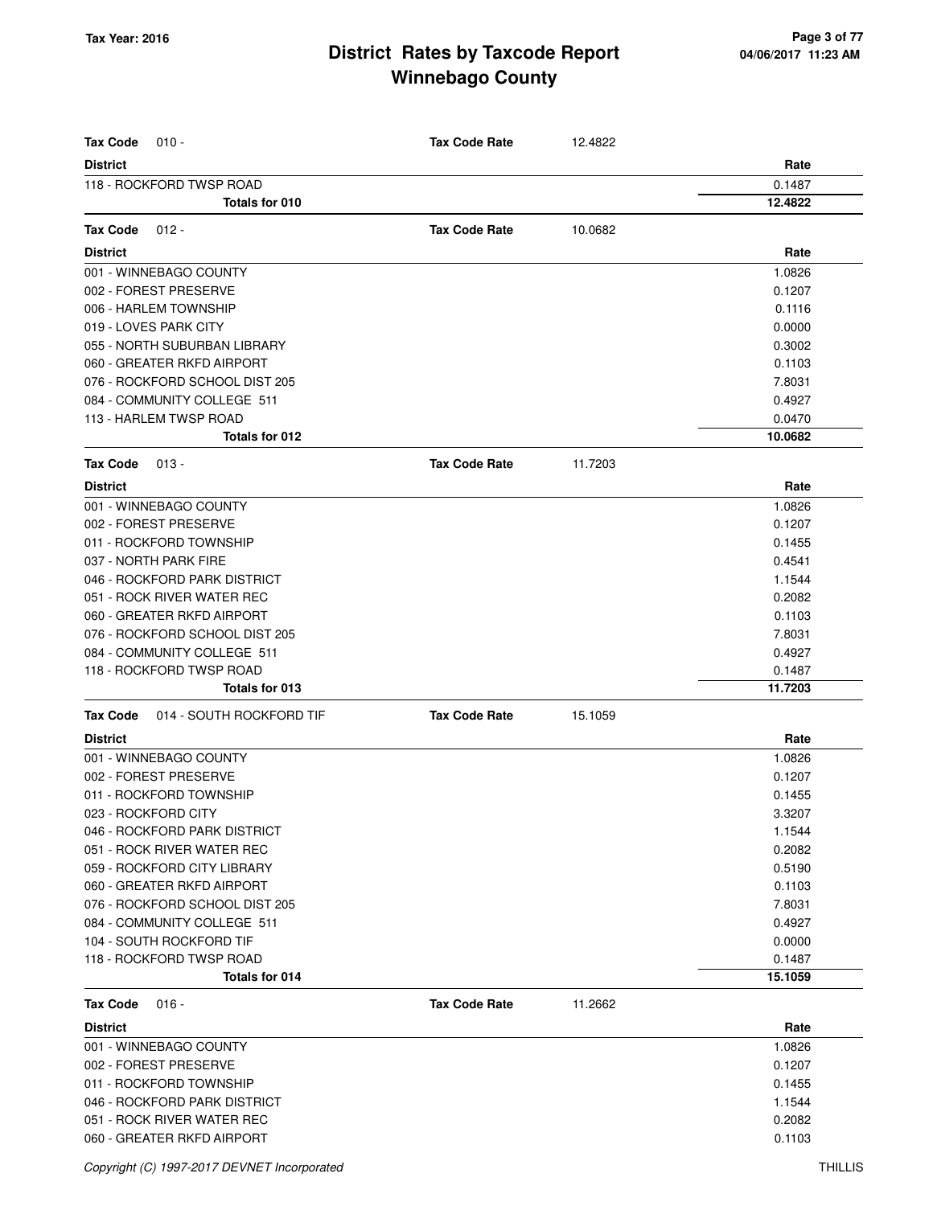| Tax Code | 010 - | Tax Code Rate | 12.4822 |
|---|---|---|---|
| **District** | | | **Rate** |
| 118 - ROCKFORD TWSP ROAD | | | 0.1487 |
| **Totals for 010** | | | **12.4822** |

| Tax Code | 012 - | Tax Code Rate | 10.0682 |
|---|---|---|---|
| **District** | | | **Rate** |
| 001 - WINNEBAGO COUNTY | | | 1.0826 |
| 002 - FOREST PRESERVE | | | 0.1207 |
| 006 - HARLEM TOWNSHIP | | | 0.1116 |
| 019 - LOVES PARK CITY | | | 0.0000 |
| 055 - NORTH SUBURBAN LIBRARY | | | 0.3002 |
| 060 - GREATER RKFD AIRPORT | | | 0.1103 |
| 076 - ROCKFORD SCHOOL DIST 205 | | | 7.8031 |
| 084 - COMMUNITY COLLEGE 511 | | | 0.4927 |
| 113 - HARLEM TWSP ROAD | | | 0.0470 |
| **Totals for 012** | | | **10.0682** |

| Tax Code | 013 - | Tax Code Rate | 11.7203 |
|---|---|---|---|
| **District** | | | **Rate** |
| 001 - WINNEBAGO COUNTY | | | 1.0826 |
| 002 - FOREST PRESERVE | | | 0.1207 |
| 011 - ROCKFORD TOWNSHIP | | | 0.1455 |
| 037 - NORTH PARK FIRE | | | 0.4541 |
| 046 - ROCKFORD PARK DISTRICT | | | 1.1544 |
| 051 - ROCK RIVER WATER REC | | | 0.2082 |
| 060 - GREATER RKFD AIRPORT | | | 0.1103 |
| 076 - ROCKFORD SCHOOL DIST 205 | | | 7.8031 |
| 084 - COMMUNITY COLLEGE 511 | | | 0.4927 |
| 118 - ROCKFORD TWSP ROAD | | | 0.1487 |
| **Totals for 013** | | | **11.7203** |

| Tax Code | 014 - SOUTH ROCKFORD TIF | Tax Code Rate | 15.1059 |
|---|---|---|---|
| **District** | | | **Rate** |
| 001 - WINNEBAGO COUNTY | | | 1.0826 |
| 002 - FOREST PRESERVE | | | 0.1207 |
| 011 - ROCKFORD TOWNSHIP | | | 0.1455 |
| 023 - ROCKFORD CITY | | | 3.3207 |
| 046 - ROCKFORD PARK DISTRICT | | | 1.1544 |
| 051 - ROCK RIVER WATER REC | | | 0.2082 |
| 059 - ROCKFORD CITY LIBRARY | | | 0.5190 |
| 060 - GREATER RKFD AIRPORT | | | 0.1103 |
| 076 - ROCKFORD SCHOOL DIST 205 | | | 7.8031 |
| 084 - COMMUNITY COLLEGE 511 | | | 0.4927 |
| 104 - SOUTH ROCKFORD TIF | | | 0.0000 |
| 118 - ROCKFORD TWSP ROAD | | | 0.1487 |
| **Totals for 014** | | | **15.1059** |

| Tax Code | 016 - | Tax Code Rate | 11.2662 |
|---|---|---|---|
| **District** | | | **Rate** |
| 001 - WINNEBAGO COUNTY | | | 1.0826 |
| 002 - FOREST PRESERVE | | | 0.1207 |
| 011 - ROCKFORD TOWNSHIP | | | 0.1455 |
| 046 - ROCKFORD PARK DISTRICT | | | 1.1544 |
| 051 - ROCK RIVER WATER REC | | | 0.2082 |
| 060 - GREATER RKFD AIRPORT | | | 0.1103 |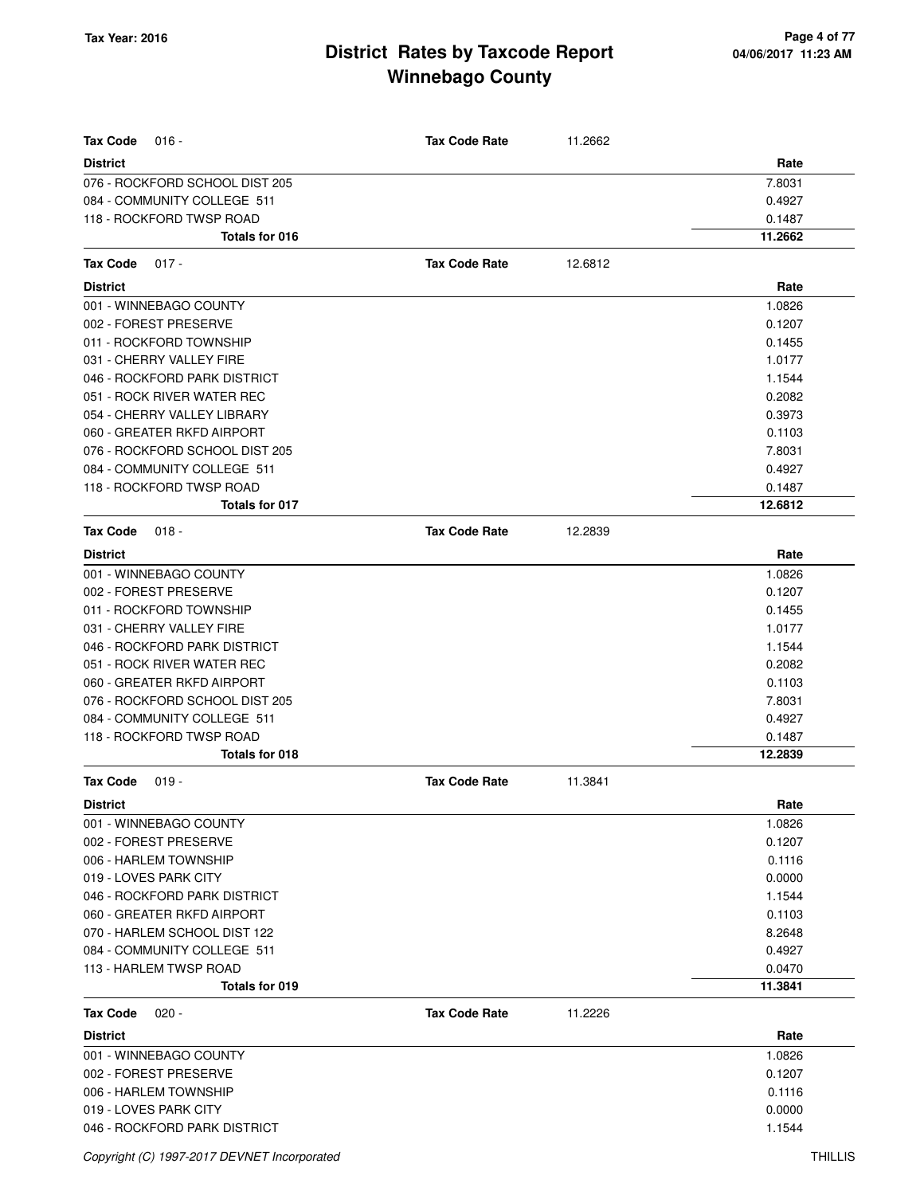# District Rates by Taxcode Report
## Winnebago County

Tax Year: 2016

04/06/2017 11:23 AM

**Tax Code** 016 - **Tax Code Rate** 11.2662

| District | Rate |
|---|---|
| 076 - ROCKFORD SCHOOL DIST 205 | 7.8031 |
| 084 - COMMUNITY COLLEGE 511 | 0.4927 |
| 118 - ROCKFORD TWSP ROAD | 0.1487 |
| **Totals for 016** | **11.2662** |

**Tax Code** 017 - **Tax Code Rate** 12.6812

| District | Rate |
|---|---|
| 001 - WINNEBAGO COUNTY | 1.0826 |
| 002 - FOREST PRESERVE | 0.1207 |
| 011 - ROCKFORD TOWNSHIP | 0.1455 |
| 031 - CHERRY VALLEY FIRE | 1.0177 |
| 046 - ROCKFORD PARK DISTRICT | 1.1544 |
| 051 - ROCK RIVER WATER REC | 0.2082 |
| 054 - CHERRY VALLEY LIBRARY | 0.3973 |
| 060 - GREATER RKFD AIRPORT | 0.1103 |
| 076 - ROCKFORD SCHOOL DIST 205 | 7.8031 |
| 084 - COMMUNITY COLLEGE 511 | 0.4927 |
| 118 - ROCKFORD TWSP ROAD | 0.1487 |
| **Totals for 017** | **12.6812** |

**Tax Code** 018 - **Tax Code Rate** 12.2839

| District | Rate |
|---|---|
| 001 - WINNEBAGO COUNTY | 1.0826 |
| 002 - FOREST PRESERVE | 0.1207 |
| 011 - ROCKFORD TOWNSHIP | 0.1455 |
| 031 - CHERRY VALLEY FIRE | 1.0177 |
| 046 - ROCKFORD PARK DISTRICT | 1.1544 |
| 051 - ROCK RIVER WATER REC | 0.2082 |
| 060 - GREATER RKFD AIRPORT | 0.1103 |
| 076 - ROCKFORD SCHOOL DIST 205 | 7.8031 |
| 084 - COMMUNITY COLLEGE 511 | 0.4927 |
| 118 - ROCKFORD TWSP ROAD | 0.1487 |
| **Totals for 018** | **12.2839** |

**Tax Code** 019 - **Tax Code Rate** 11.3841

| District | Rate |
|---|---|
| 001 - WINNEBAGO COUNTY | 1.0826 |
| 002 - FOREST PRESERVE | 0.1207 |
| 006 - HARLEM TOWNSHIP | 0.1116 |
| 019 - LOVES PARK CITY | 0.0000 |
| 046 - ROCKFORD PARK DISTRICT | 1.1544 |
| 060 - GREATER RKFD AIRPORT | 0.1103 |
| 070 - HARLEM SCHOOL DIST 122 | 8.2648 |
| 084 - COMMUNITY COLLEGE 511 | 0.4927 |
| 113 - HARLEM TWSP ROAD | 0.0470 |
| **Totals for 019** | **11.3841** |

**Tax Code** 020 - **Tax Code Rate** 11.2226

| District | Rate |
|---|---|
| 001 - WINNEBAGO COUNTY | 1.0826 |
| 002 - FOREST PRESERVE | 0.1207 |
| 006 - HARLEM TOWNSHIP | 0.1116 |
| 019 - LOVES PARK CITY | 0.0000 |
| 046 - ROCKFORD PARK DISTRICT | 1.1544 |

Copyright (C) 1997-2017 DEVNET Incorporated THILLIS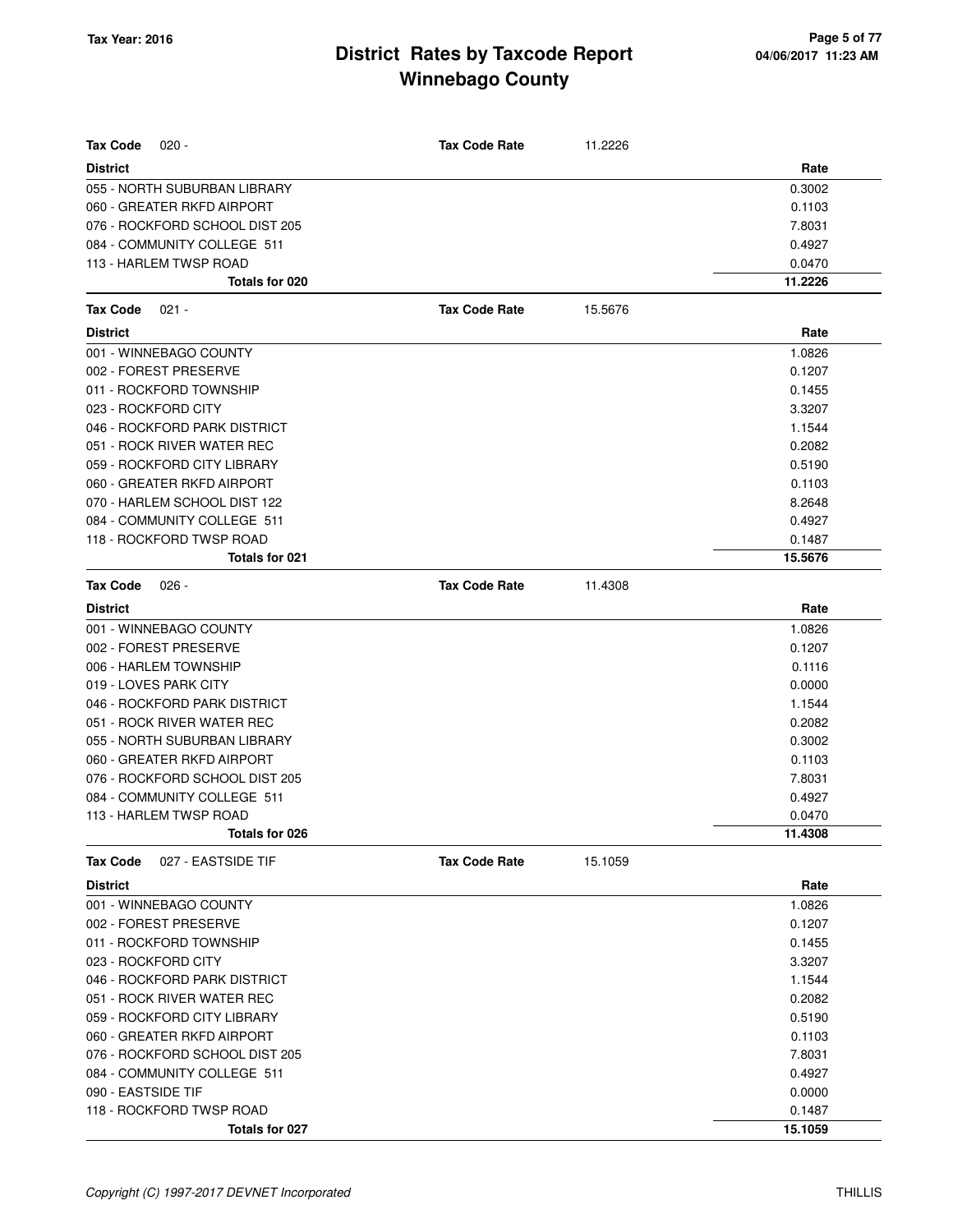**Tax Year: 2016**

# District Rates by Taxcode Report
## Winnebago County

04/06/2017 11:23 AM

**Tax Code** 020 - **Tax Code Rate** 11.2226

| District | Rate |
|---|---|
| 055 - NORTH SUBURBAN LIBRARY | 0.3002 |
| 060 - GREATER RKFD AIRPORT | 0.1103 |
| 076 - ROCKFORD SCHOOL DIST 205 | 7.8031 |
| 084 - COMMUNITY COLLEGE 511 | 0.4927 |
| 113 - HARLEM TWSP ROAD | 0.0470 |
| **Totals for 020** | **11.2226** |

**Tax Code** 021 - **Tax Code Rate** 15.5676

| District | Rate |
|---|---|
| 001 - WINNEBAGO COUNTY | 1.0826 |
| 002 - FOREST PRESERVE | 0.1207 |
| 011 - ROCKFORD TOWNSHIP | 0.1455 |
| 023 - ROCKFORD CITY | 3.3207 |
| 046 - ROCKFORD PARK DISTRICT | 1.1544 |
| 051 - ROCK RIVER WATER REC | 0.2082 |
| 059 - ROCKFORD CITY LIBRARY | 0.5190 |
| 060 - GREATER RKFD AIRPORT | 0.1103 |
| 070 - HARLEM SCHOOL DIST 122 | 8.2648 |
| 084 - COMMUNITY COLLEGE 511 | 0.4927 |
| 118 - ROCKFORD TWSP ROAD | 0.1487 |
| **Totals for 021** | **15.5676** |

**Tax Code** 026 - **Tax Code Rate** 11.4308

| District | Rate |
|---|---|
| 001 - WINNEBAGO COUNTY | 1.0826 |
| 002 - FOREST PRESERVE | 0.1207 |
| 006 - HARLEM TOWNSHIP | 0.1116 |
| 019 - LOVES PARK CITY | 0.0000 |
| 046 - ROCKFORD PARK DISTRICT | 1.1544 |
| 051 - ROCK RIVER WATER REC | 0.2082 |
| 055 - NORTH SUBURBAN LIBRARY | 0.3002 |
| 060 - GREATER RKFD AIRPORT | 0.1103 |
| 076 - ROCKFORD SCHOOL DIST 205 | 7.8031 |
| 084 - COMMUNITY COLLEGE 511 | 0.4927 |
| 113 - HARLEM TWSP ROAD | 0.0470 |
| **Totals for 026** | **11.4308** |

**Tax Code** 027 - EASTSIDE TIF **Tax Code Rate** 15.1059

| District | Rate |
|---|---|
| 001 - WINNEBAGO COUNTY | 1.0826 |
| 002 - FOREST PRESERVE | 0.1207 |
| 011 - ROCKFORD TOWNSHIP | 0.1455 |
| 023 - ROCKFORD CITY | 3.3207 |
| 046 - ROCKFORD PARK DISTRICT | 1.1544 |
| 051 - ROCK RIVER WATER REC | 0.2082 |
| 059 - ROCKFORD CITY LIBRARY | 0.5190 |
| 060 - GREATER RKFD AIRPORT | 0.1103 |
| 076 - ROCKFORD SCHOOL DIST 205 | 7.8031 |
| 084 - COMMUNITY COLLEGE 511 | 0.4927 |
| 090 - EASTSIDE TIF | 0.0000 |
| 118 - ROCKFORD TWSP ROAD | 0.1487 |
| **Totals for 027** | **15.1059** |

*Copyright (C) 1997-2017 DEVNET Incorporated* THILLIS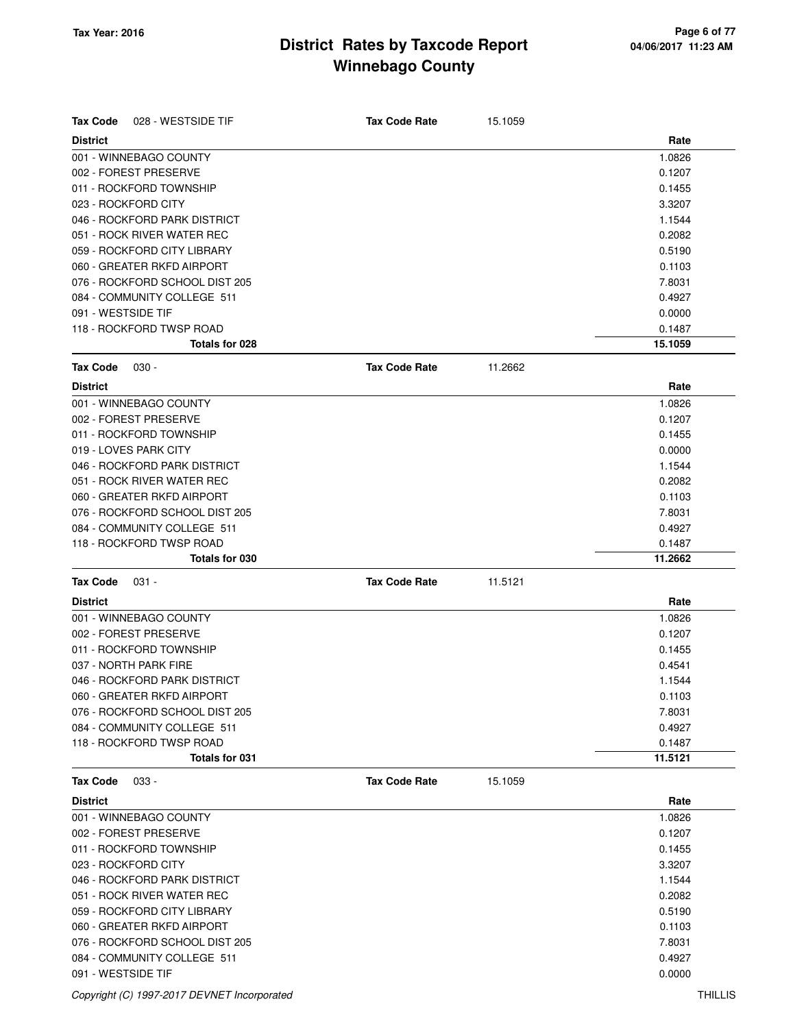# District Rates by Taxcode Report
## Winnebago County

Tax Year: 2016

**Tax Code** 028 - WESTSIDE TIF **Tax Code Rate** 15.1059

| District | Rate |
|---|---|
| 001 - WINNEBAGO COUNTY | 1.0826 |
| 002 - FOREST PRESERVE | 0.1207 |
| 011 - ROCKFORD TOWNSHIP | 0.1455 |
| 023 - ROCKFORD CITY | 3.3207 |
| 046 - ROCKFORD PARK DISTRICT | 1.1544 |
| 051 - ROCK RIVER WATER REC | 0.2082 |
| 059 - ROCKFORD CITY LIBRARY | 0.5190 |
| 060 - GREATER RKFD AIRPORT | 0.1103 |
| 076 - ROCKFORD SCHOOL DIST 205 | 7.8031 |
| 084 - COMMUNITY COLLEGE 511 | 0.4927 |
| 091 - WESTSIDE TIF | 0.0000 |
| 118 - ROCKFORD TWSP ROAD | 0.1487 |
| **Totals for 028** | **15.1059** |

**Tax Code** 030 - **Tax Code Rate** 11.2662

| District | Rate |
|---|---|
| 001 - WINNEBAGO COUNTY | 1.0826 |
| 002 - FOREST PRESERVE | 0.1207 |
| 011 - ROCKFORD TOWNSHIP | 0.1455 |
| 019 - LOVES PARK CITY | 0.0000 |
| 046 - ROCKFORD PARK DISTRICT | 1.1544 |
| 051 - ROCK RIVER WATER REC | 0.2082 |
| 060 - GREATER RKFD AIRPORT | 0.1103 |
| 076 - ROCKFORD SCHOOL DIST 205 | 7.8031 |
| 084 - COMMUNITY COLLEGE 511 | 0.4927 |
| 118 - ROCKFORD TWSP ROAD | 0.1487 |
| **Totals for 030** | **11.2662** |

**Tax Code** 031 - **Tax Code Rate** 11.5121

| District | Rate |
|---|---|
| 001 - WINNEBAGO COUNTY | 1.0826 |
| 002 - FOREST PRESERVE | 0.1207 |
| 011 - ROCKFORD TOWNSHIP | 0.1455 |
| 037 - NORTH PARK FIRE | 0.4541 |
| 046 - ROCKFORD PARK DISTRICT | 1.1544 |
| 060 - GREATER RKFD AIRPORT | 0.1103 |
| 076 - ROCKFORD SCHOOL DIST 205 | 7.8031 |
| 084 - COMMUNITY COLLEGE 511 | 0.4927 |
| 118 - ROCKFORD TWSP ROAD | 0.1487 |
| **Totals for 031** | **11.5121** |

**Tax Code** 033 - **Tax Code Rate** 15.1059

| District | Rate |
|---|---|
| 001 - WINNEBAGO COUNTY | 1.0826 |
| 002 - FOREST PRESERVE | 0.1207 |
| 011 - ROCKFORD TOWNSHIP | 0.1455 |
| 023 - ROCKFORD CITY | 3.3207 |
| 046 - ROCKFORD PARK DISTRICT | 1.1544 |
| 051 - ROCK RIVER WATER REC | 0.2082 |
| 059 - ROCKFORD CITY LIBRARY | 0.5190 |
| 060 - GREATER RKFD AIRPORT | 0.1103 |
| 076 - ROCKFORD SCHOOL DIST 205 | 7.8031 |
| 084 - COMMUNITY COLLEGE 511 | 0.4927 |
| 091 - WESTSIDE TIF | 0.0000 |

Copyright (C) 1997-2017 DEVNET Incorporated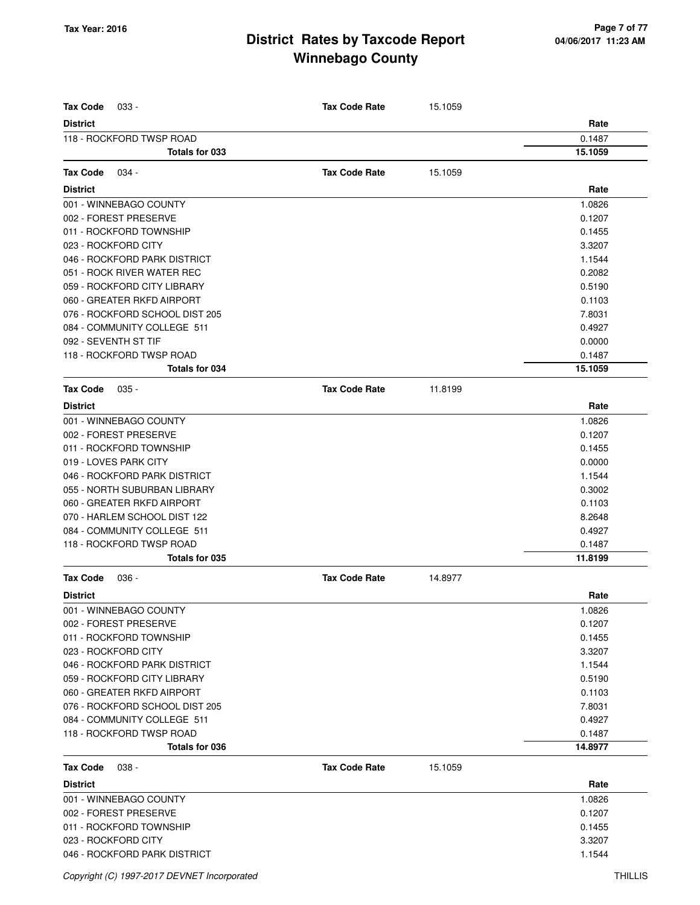# District Rates by Taxcode Report
# Winnebago County

Tax Year: 2016

**Tax Code** 033 - **Tax Code Rate** 15.1059

| District | Rate |
|---|---|
| 118 - ROCKFORD TWSP ROAD | 0.1487 |
| **Totals for 033** | **15.1059** |

**Tax Code** 034 - **Tax Code Rate** 15.1059

| District | Rate |
|---|---|
| 001 - WINNEBAGO COUNTY | 1.0826 |
| 002 - FOREST PRESERVE | 0.1207 |
| 011 - ROCKFORD TOWNSHIP | 0.1455 |
| 023 - ROCKFORD CITY | 3.3207 |
| 046 - ROCKFORD PARK DISTRICT | 1.1544 |
| 051 - ROCK RIVER WATER REC | 0.2082 |
| 059 - ROCKFORD CITY LIBRARY | 0.5190 |
| 060 - GREATER RKFD AIRPORT | 0.1103 |
| 076 - ROCKFORD SCHOOL DIST 205 | 7.8031 |
| 084 - COMMUNITY COLLEGE 511 | 0.4927 |
| 092 - SEVENTH ST TIF | 0.0000 |
| 118 - ROCKFORD TWSP ROAD | 0.1487 |
| **Totals for 034** | **15.1059** |

**Tax Code** 035 - **Tax Code Rate** 11.8199

| District | Rate |
|---|---|
| 001 - WINNEBAGO COUNTY | 1.0826 |
| 002 - FOREST PRESERVE | 0.1207 |
| 011 - ROCKFORD TOWNSHIP | 0.1455 |
| 019 - LOVES PARK CITY | 0.0000 |
| 046 - ROCKFORD PARK DISTRICT | 1.1544 |
| 055 - NORTH SUBURBAN LIBRARY | 0.3002 |
| 060 - GREATER RKFD AIRPORT | 0.1103 |
| 070 - HARLEM SCHOOL DIST 122 | 8.2648 |
| 084 - COMMUNITY COLLEGE 511 | 0.4927 |
| 118 - ROCKFORD TWSP ROAD | 0.1487 |
| **Totals for 035** | **11.8199** |

**Tax Code** 036 - **Tax Code Rate** 14.8977

| District | Rate |
|---|---|
| 001 - WINNEBAGO COUNTY | 1.0826 |
| 002 - FOREST PRESERVE | 0.1207 |
| 011 - ROCKFORD TOWNSHIP | 0.1455 |
| 023 - ROCKFORD CITY | 3.3207 |
| 046 - ROCKFORD PARK DISTRICT | 1.1544 |
| 059 - ROCKFORD CITY LIBRARY | 0.5190 |
| 060 - GREATER RKFD AIRPORT | 0.1103 |
| 076 - ROCKFORD SCHOOL DIST 205 | 7.8031 |
| 084 - COMMUNITY COLLEGE 511 | 0.4927 |
| 118 - ROCKFORD TWSP ROAD | 0.1487 |
| **Totals for 036** | **14.8977** |

**Tax Code** 038 - **Tax Code Rate** 15.1059

| District | Rate |
|---|---|
| 001 - WINNEBAGO COUNTY | 1.0826 |
| 002 - FOREST PRESERVE | 0.1207 |
| 011 - ROCKFORD TOWNSHIP | 0.1455 |
| 023 - ROCKFORD CITY | 3.3207 |
| 046 - ROCKFORD PARK DISTRICT | 1.1544 |

Copyright (C) 1997-2017 DEVNET Incorporated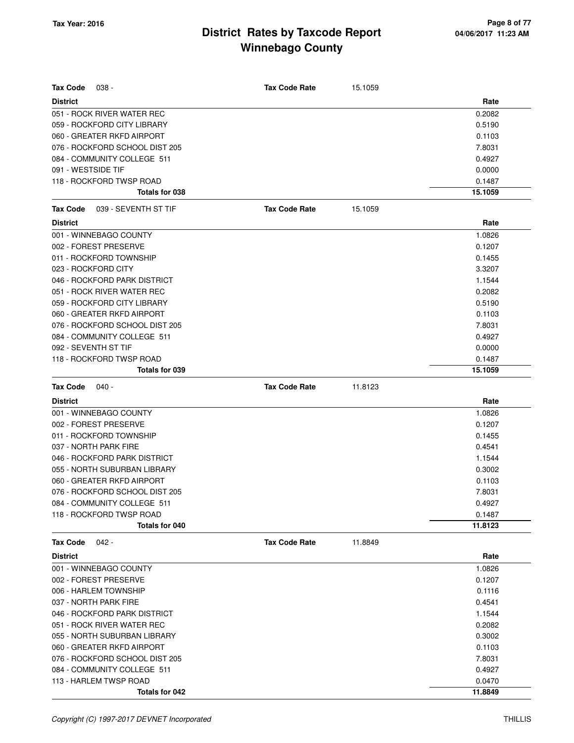**Tax Code** 038 - **Tax Code Rate** 15.1059

| District | Rate |
|---|---|
| 051 - ROCK RIVER WATER REC | 0.2082 |
| 059 - ROCKFORD CITY LIBRARY | 0.5190 |
| 060 - GREATER RKFD AIRPORT | 0.1103 |
| 076 - ROCKFORD SCHOOL DIST 205 | 7.8031 |
| 084 - COMMUNITY COLLEGE 511 | 0.4927 |
| 091 - WESTSIDE TIF | 0.0000 |
| 118 - ROCKFORD TWSP ROAD | 0.1487 |
| **Totals for 038** | **15.1059** |

**Tax Code** 039 - SEVENTH ST TIF **Tax Code Rate** 15.1059

| District | Rate |
|---|---|
| 001 - WINNEBAGO COUNTY | 1.0826 |
| 002 - FOREST PRESERVE | 0.1207 |
| 011 - ROCKFORD TOWNSHIP | 0.1455 |
| 023 - ROCKFORD CITY | 3.3207 |
| 046 - ROCKFORD PARK DISTRICT | 1.1544 |
| 051 - ROCK RIVER WATER REC | 0.2082 |
| 059 - ROCKFORD CITY LIBRARY | 0.5190 |
| 060 - GREATER RKFD AIRPORT | 0.1103 |
| 076 - ROCKFORD SCHOOL DIST 205 | 7.8031 |
| 084 - COMMUNITY COLLEGE 511 | 0.4927 |
| 092 - SEVENTH ST TIF | 0.0000 |
| 118 - ROCKFORD TWSP ROAD | 0.1487 |
| **Totals for 039** | **15.1059** |

**Tax Code** 040 - **Tax Code Rate** 11.8123

| District | Rate |
|---|---|
| 001 - WINNEBAGO COUNTY | 1.0826 |
| 002 - FOREST PRESERVE | 0.1207 |
| 011 - ROCKFORD TOWNSHIP | 0.1455 |
| 037 - NORTH PARK FIRE | 0.4541 |
| 046 - ROCKFORD PARK DISTRICT | 1.1544 |
| 055 - NORTH SUBURBAN LIBRARY | 0.3002 |
| 060 - GREATER RKFD AIRPORT | 0.1103 |
| 076 - ROCKFORD SCHOOL DIST 205 | 7.8031 |
| 084 - COMMUNITY COLLEGE 511 | 0.4927 |
| 118 - ROCKFORD TWSP ROAD | 0.1487 |
| **Totals for 040** | **11.8123** |

**Tax Code** 042 - **Tax Code Rate** 11.8849

| District | Rate |
|---|---|
| 001 - WINNEBAGO COUNTY | 1.0826 |
| 002 - FOREST PRESERVE | 0.1207 |
| 006 - HARLEM TOWNSHIP | 0.1116 |
| 037 - NORTH PARK FIRE | 0.4541 |
| 046 - ROCKFORD PARK DISTRICT | 1.1544 |
| 051 - ROCK RIVER WATER REC | 0.2082 |
| 055 - NORTH SUBURBAN LIBRARY | 0.3002 |
| 060 - GREATER RKFD AIRPORT | 0.1103 |
| 076 - ROCKFORD SCHOOL DIST 205 | 7.8031 |
| 084 - COMMUNITY COLLEGE 511 | 0.4927 |
| 113 - HARLEM TWSP ROAD | 0.0470 |
| **Totals for 042** | **11.8849** |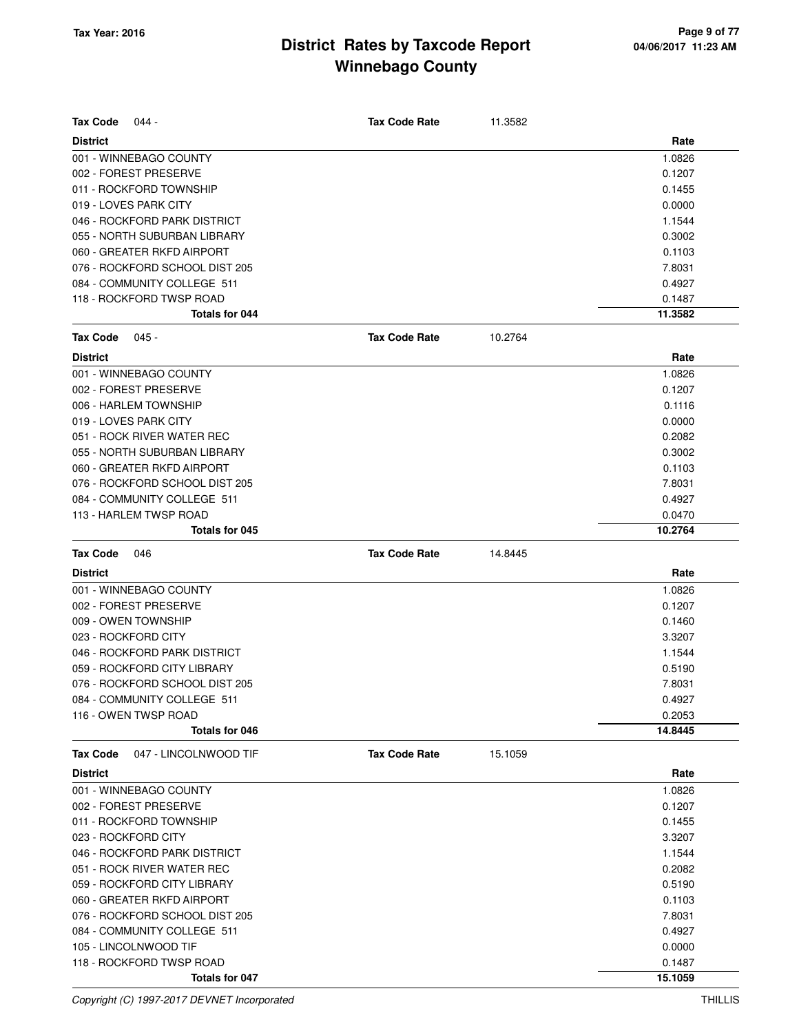# District Rates by Taxcode Report
# Winnebago County

Tax Year: 2016

**Tax Code** 044 - **Tax Code Rate** 11.3582

| District | Rate |
|---|---|
| 001 - WINNEBAGO COUNTY | 1.0826 |
| 002 - FOREST PRESERVE | 0.1207 |
| 011 - ROCKFORD TOWNSHIP | 0.1455 |
| 019 - LOVES PARK CITY | 0.0000 |
| 046 - ROCKFORD PARK DISTRICT | 1.1544 |
| 055 - NORTH SUBURBAN LIBRARY | 0.3002 |
| 060 - GREATER RKFD AIRPORT | 0.1103 |
| 076 - ROCKFORD SCHOOL DIST 205 | 7.8031 |
| 084 - COMMUNITY COLLEGE 511 | 0.4927 |
| 118 - ROCKFORD TWSP ROAD | 0.1487 |
| **Totals for 044** | **11.3582** |

**Tax Code** 045 - **Tax Code Rate** 10.2764

| District | Rate |
|---|---|
| 001 - WINNEBAGO COUNTY | 1.0826 |
| 002 - FOREST PRESERVE | 0.1207 |
| 006 - HARLEM TOWNSHIP | 0.1116 |
| 019 - LOVES PARK CITY | 0.0000 |
| 051 - ROCK RIVER WATER REC | 0.2082 |
| 055 - NORTH SUBURBAN LIBRARY | 0.3002 |
| 060 - GREATER RKFD AIRPORT | 0.1103 |
| 076 - ROCKFORD SCHOOL DIST 205 | 7.8031 |
| 084 - COMMUNITY COLLEGE 511 | 0.4927 |
| 113 - HARLEM TWSP ROAD | 0.0470 |
| **Totals for 045** | **10.2764** |

**Tax Code** 046 **Tax Code Rate** 14.8445

| District | Rate |
|---|---|
| 001 - WINNEBAGO COUNTY | 1.0826 |
| 002 - FOREST PRESERVE | 0.1207 |
| 009 - OWEN TOWNSHIP | 0.1460 |
| 023 - ROCKFORD CITY | 3.3207 |
| 046 - ROCKFORD PARK DISTRICT | 1.1544 |
| 059 - ROCKFORD CITY LIBRARY | 0.5190 |
| 076 - ROCKFORD SCHOOL DIST 205 | 7.8031 |
| 084 - COMMUNITY COLLEGE 511 | 0.4927 |
| 116 - OWEN TWSP ROAD | 0.2053 |
| **Totals for 046** | **14.8445** |

**Tax Code** 047 - LINCOLNWOOD TIF **Tax Code Rate** 15.1059

| District | Rate |
|---|---|
| 001 - WINNEBAGO COUNTY | 1.0826 |
| 002 - FOREST PRESERVE | 0.1207 |
| 011 - ROCKFORD TOWNSHIP | 0.1455 |
| 023 - ROCKFORD CITY | 3.3207 |
| 046 - ROCKFORD PARK DISTRICT | 1.1544 |
| 051 - ROCK RIVER WATER REC | 0.2082 |
| 059 - ROCKFORD CITY LIBRARY | 0.5190 |
| 060 - GREATER RKFD AIRPORT | 0.1103 |
| 076 - ROCKFORD SCHOOL DIST 205 | 7.8031 |
| 084 - COMMUNITY COLLEGE 511 | 0.4927 |
| 105 - LINCOLNWOOD TIF | 0.0000 |
| 118 - ROCKFORD TWSP ROAD | 0.1487 |
| **Totals for 047** | **15.1059** |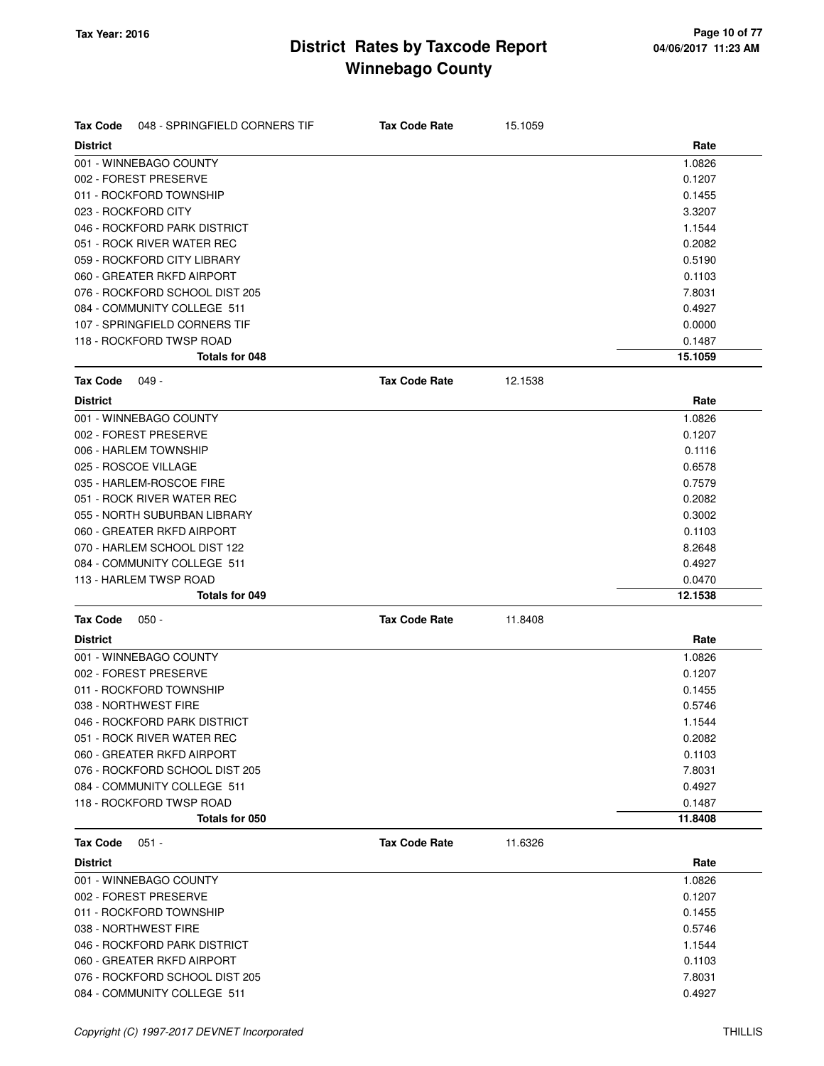| Tax Code 048 - SPRINGFIELD CORNERS TIF | Tax Code Rate 15.1059 | |
|---|---|---|
| **District** | | **Rate** |
| 001 - WINNEBAGO COUNTY | | 1.0826 |
| 002 - FOREST PRESERVE | | 0.1207 |
| 011 - ROCKFORD TOWNSHIP | | 0.1455 |
| 023 - ROCKFORD CITY | | 3.3207 |
| 046 - ROCKFORD PARK DISTRICT | | 1.1544 |
| 051 - ROCK RIVER WATER REC | | 0.2082 |
| 059 - ROCKFORD CITY LIBRARY | | 0.5190 |
| 060 - GREATER RKFD AIRPORT | | 0.1103 |
| 076 - ROCKFORD SCHOOL DIST 205 | | 7.8031 |
| 084 - COMMUNITY COLLEGE 511 | | 0.4927 |
| 107 - SPRINGFIELD CORNERS TIF | | 0.0000 |
| 118 - ROCKFORD TWSP ROAD | | 0.1487 |
| **Totals for 048** | | **15.1059** |

| Tax Code 049 - | Tax Code Rate 12.1538 | |
|---|---|---|
| **District** | | **Rate** |
| 001 - WINNEBAGO COUNTY | | 1.0826 |
| 002 - FOREST PRESERVE | | 0.1207 |
| 006 - HARLEM TOWNSHIP | | 0.1116 |
| 025 - ROSCOE VILLAGE | | 0.6578 |
| 035 - HARLEM-ROSCOE FIRE | | 0.7579 |
| 051 - ROCK RIVER WATER REC | | 0.2082 |
| 055 - NORTH SUBURBAN LIBRARY | | 0.3002 |
| 060 - GREATER RKFD AIRPORT | | 0.1103 |
| 070 - HARLEM SCHOOL DIST 122 | | 8.2648 |
| 084 - COMMUNITY COLLEGE 511 | | 0.4927 |
| 113 - HARLEM TWSP ROAD | | 0.0470 |
| **Totals for 049** | | **12.1538** |

| Tax Code 050 - | Tax Code Rate 11.8408 | |
|---|---|---|
| **District** | | **Rate** |
| 001 - WINNEBAGO COUNTY | | 1.0826 |
| 002 - FOREST PRESERVE | | 0.1207 |
| 011 - ROCKFORD TOWNSHIP | | 0.1455 |
| 038 - NORTHWEST FIRE | | 0.5746 |
| 046 - ROCKFORD PARK DISTRICT | | 1.1544 |
| 051 - ROCK RIVER WATER REC | | 0.2082 |
| 060 - GREATER RKFD AIRPORT | | 0.1103 |
| 076 - ROCKFORD SCHOOL DIST 205 | | 7.8031 |
| 084 - COMMUNITY COLLEGE 511 | | 0.4927 |
| 118 - ROCKFORD TWSP ROAD | | 0.1487 |
| **Totals for 050** | | **11.8408** |

| Tax Code 051 - | Tax Code Rate 11.6326 | |
|---|---|---|
| **District** | | **Rate** |
| 001 - WINNEBAGO COUNTY | | 1.0826 |
| 002 - FOREST PRESERVE | | 0.1207 |
| 011 - ROCKFORD TOWNSHIP | | 0.1455 |
| 038 - NORTHWEST FIRE | | 0.5746 |
| 046 - ROCKFORD PARK DISTRICT | | 1.1544 |
| 060 - GREATER RKFD AIRPORT | | 0.1103 |
| 076 - ROCKFORD SCHOOL DIST 205 | | 7.8031 |
| 084 - COMMUNITY COLLEGE 511 | | 0.4927 |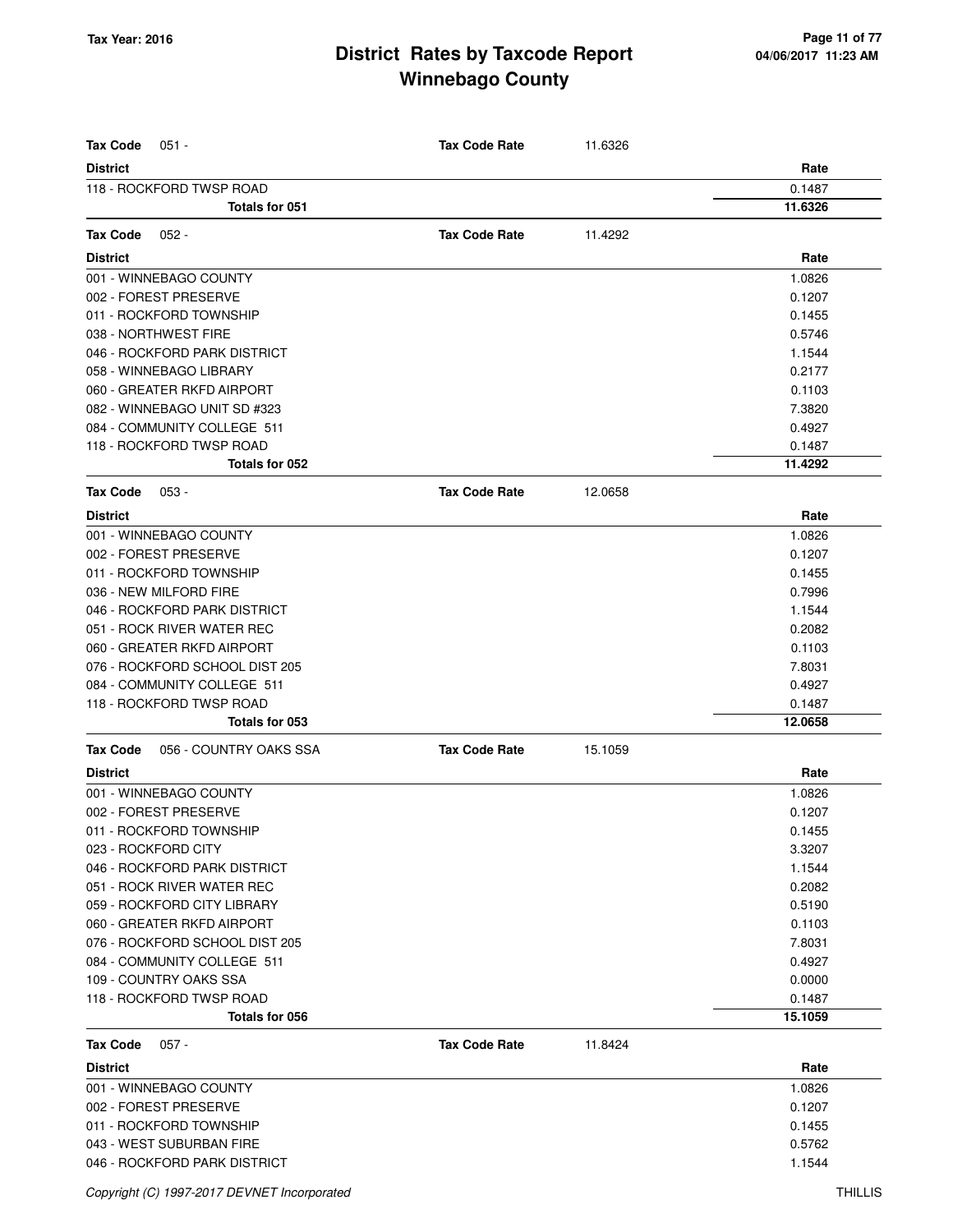# District Rates by Taxcode Report
## Winnebago County

Tax Year: 2016

| **Tax Code** 051 - | **Tax Code Rate** | 11.6326 |
|---|---|---|
| **District** | | **Rate** |
| 118 - ROCKFORD TWSP ROAD | | 0.1487 |
| **Totals for 051** | | **11.6326** |

| **Tax Code** 052 - | **Tax Code Rate** | 11.4292 |
|---|---|---|
| **District** | | **Rate** |
| 001 - WINNEBAGO COUNTY | | 1.0826 |
| 002 - FOREST PRESERVE | | 0.1207 |
| 011 - ROCKFORD TOWNSHIP | | 0.1455 |
| 038 - NORTHWEST FIRE | | 0.5746 |
| 046 - ROCKFORD PARK DISTRICT | | 1.1544 |
| 058 - WINNEBAGO LIBRARY | | 0.2177 |
| 060 - GREATER RKFD AIRPORT | | 0.1103 |
| 082 - WINNEBAGO UNIT SD #323 | | 7.3820 |
| 084 - COMMUNITY COLLEGE 511 | | 0.4927 |
| 118 - ROCKFORD TWSP ROAD | | 0.1487 |
| **Totals for 052** | | **11.4292** |

| **Tax Code** 053 - | **Tax Code Rate** | 12.0658 |
|---|---|---|
| **District** | | **Rate** |
| 001 - WINNEBAGO COUNTY | | 1.0826 |
| 002 - FOREST PRESERVE | | 0.1207 |
| 011 - ROCKFORD TOWNSHIP | | 0.1455 |
| 036 - NEW MILFORD FIRE | | 0.7996 |
| 046 - ROCKFORD PARK DISTRICT | | 1.1544 |
| 051 - ROCK RIVER WATER REC | | 0.2082 |
| 060 - GREATER RKFD AIRPORT | | 0.1103 |
| 076 - ROCKFORD SCHOOL DIST 205 | | 7.8031 |
| 084 - COMMUNITY COLLEGE 511 | | 0.4927 |
| 118 - ROCKFORD TWSP ROAD | | 0.1487 |
| **Totals for 053** | | **12.0658** |

| **Tax Code** 056 - COUNTRY OAKS SSA | **Tax Code Rate** | 15.1059 |
|---|---|---|
| **District** | | **Rate** |
| 001 - WINNEBAGO COUNTY | | 1.0826 |
| 002 - FOREST PRESERVE | | 0.1207 |
| 011 - ROCKFORD TOWNSHIP | | 0.1455 |
| 023 - ROCKFORD CITY | | 3.3207 |
| 046 - ROCKFORD PARK DISTRICT | | 1.1544 |
| 051 - ROCK RIVER WATER REC | | 0.2082 |
| 059 - ROCKFORD CITY LIBRARY | | 0.5190 |
| 060 - GREATER RKFD AIRPORT | | 0.1103 |
| 076 - ROCKFORD SCHOOL DIST 205 | | 7.8031 |
| 084 - COMMUNITY COLLEGE 511 | | 0.4927 |
| 109 - COUNTRY OAKS SSA | | 0.0000 |
| 118 - ROCKFORD TWSP ROAD | | 0.1487 |
| **Totals for 056** | | **15.1059** |

| **Tax Code** 057 - | **Tax Code Rate** | 11.8424 |
|---|---|---|
| **District** | | **Rate** |
| 001 - WINNEBAGO COUNTY | | 1.0826 |
| 002 - FOREST PRESERVE | | 0.1207 |
| 011 - ROCKFORD TOWNSHIP | | 0.1455 |
| 043 - WEST SUBURBAN FIRE | | 0.5762 |
| 046 - ROCKFORD PARK DISTRICT | | 1.1544 |

*Copyright (C) 1997-2017 DEVNET Incorporated*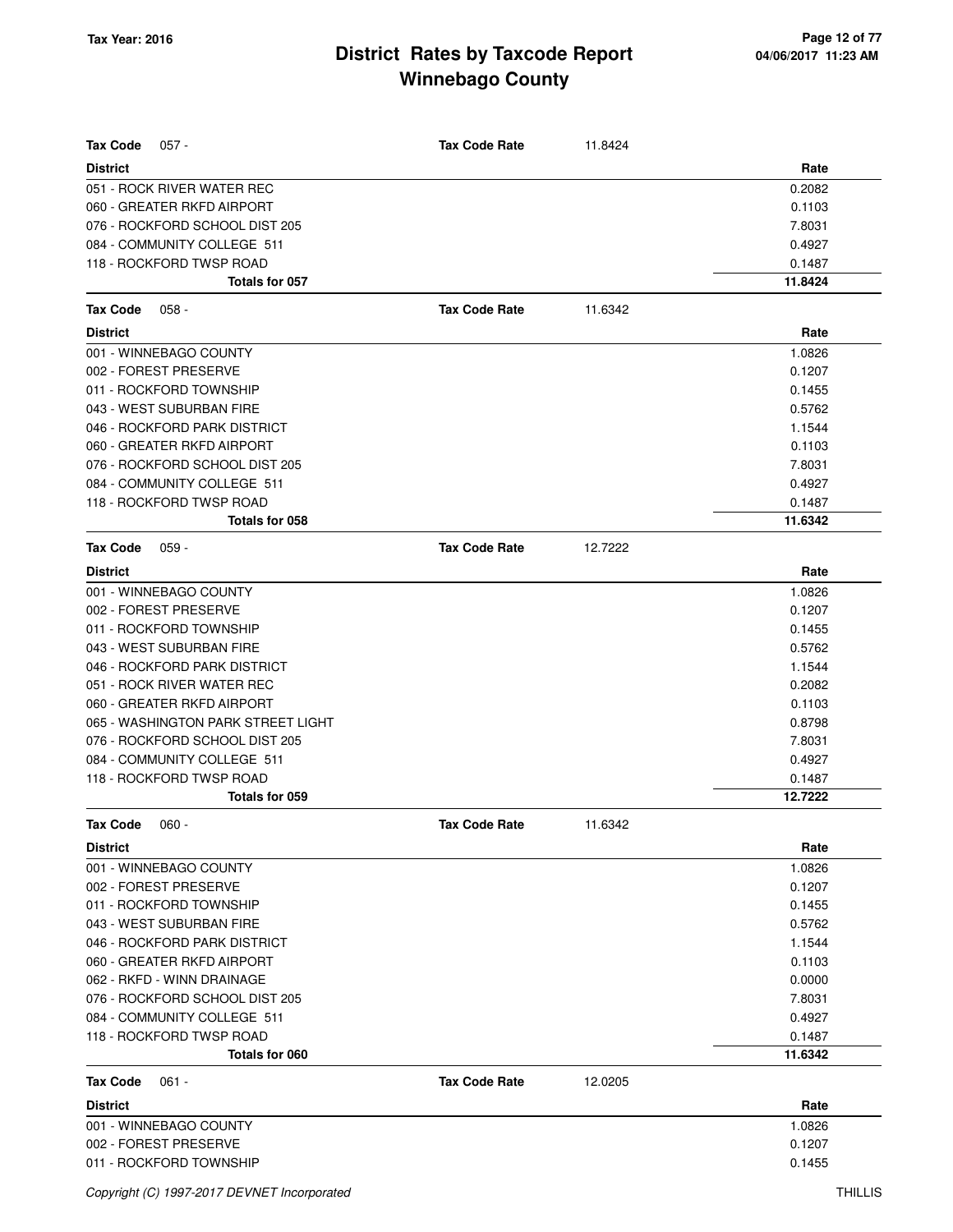**Tax Year: 2016**

# District Rates by Taxcode Report
## Winnebago County

**Tax Code** 057 - **Tax Code Rate** 11.8424

| District | Rate |
|---|---|
| 051 - ROCK RIVER WATER REC | 0.2082 |
| 060 - GREATER RKFD AIRPORT | 0.1103 |
| 076 - ROCKFORD SCHOOL DIST 205 | 7.8031 |
| 084 - COMMUNITY COLLEGE 511 | 0.4927 |
| 118 - ROCKFORD TWSP ROAD | 0.1487 |
| **Totals for 057** | **11.8424** |

**Tax Code** 058 - **Tax Code Rate** 11.6342

| District | Rate |
|---|---|
| 001 - WINNEBAGO COUNTY | 1.0826 |
| 002 - FOREST PRESERVE | 0.1207 |
| 011 - ROCKFORD TOWNSHIP | 0.1455 |
| 043 - WEST SUBURBAN FIRE | 0.5762 |
| 046 - ROCKFORD PARK DISTRICT | 1.1544 |
| 060 - GREATER RKFD AIRPORT | 0.1103 |
| 076 - ROCKFORD SCHOOL DIST 205 | 7.8031 |
| 084 - COMMUNITY COLLEGE 511 | 0.4927 |
| 118 - ROCKFORD TWSP ROAD | 0.1487 |
| **Totals for 058** | **11.6342** |

**Tax Code** 059 - **Tax Code Rate** 12.7222

| District | Rate |
|---|---|
| 001 - WINNEBAGO COUNTY | 1.0826 |
| 002 - FOREST PRESERVE | 0.1207 |
| 011 - ROCKFORD TOWNSHIP | 0.1455 |
| 043 - WEST SUBURBAN FIRE | 0.5762 |
| 046 - ROCKFORD PARK DISTRICT | 1.1544 |
| 051 - ROCK RIVER WATER REC | 0.2082 |
| 060 - GREATER RKFD AIRPORT | 0.1103 |
| 065 - WASHINGTON PARK STREET LIGHT | 0.8798 |
| 076 - ROCKFORD SCHOOL DIST 205 | 7.8031 |
| 084 - COMMUNITY COLLEGE 511 | 0.4927 |
| 118 - ROCKFORD TWSP ROAD | 0.1487 |
| **Totals for 059** | **12.7222** |

**Tax Code** 060 - **Tax Code Rate** 11.6342

| District | Rate |
|---|---|
| 001 - WINNEBAGO COUNTY | 1.0826 |
| 002 - FOREST PRESERVE | 0.1207 |
| 011 - ROCKFORD TOWNSHIP | 0.1455 |
| 043 - WEST SUBURBAN FIRE | 0.5762 |
| 046 - ROCKFORD PARK DISTRICT | 1.1544 |
| 060 - GREATER RKFD AIRPORT | 0.1103 |
| 062 - RKFD - WINN DRAINAGE | 0.0000 |
| 076 - ROCKFORD SCHOOL DIST 205 | 7.8031 |
| 084 - COMMUNITY COLLEGE 511 | 0.4927 |
| 118 - ROCKFORD TWSP ROAD | 0.1487 |
| **Totals for 060** | **11.6342** |

**Tax Code** 061 - **Tax Code Rate** 12.0205

| District | Rate |
|---|---|
| 001 - WINNEBAGO COUNTY | 1.0826 |
| 002 - FOREST PRESERVE | 0.1207 |
| 011 - ROCKFORD TOWNSHIP | 0.1455 |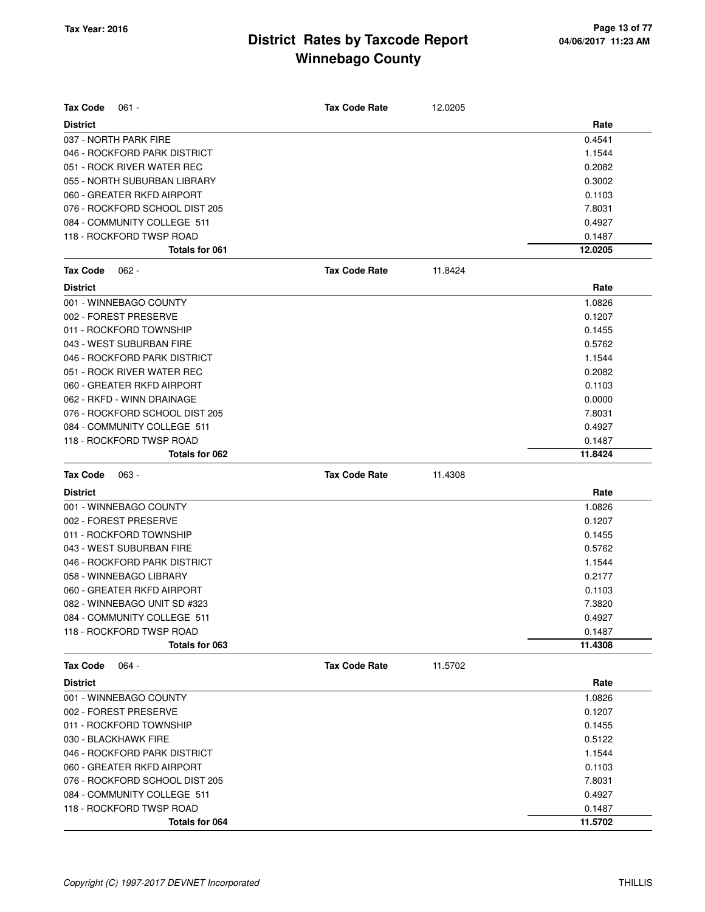# District Rates by Taxcode Report
# Winnebago County

Tax Year: 2016

**Tax Code** 061 - **Tax Code Rate** 12.0205

| District | Rate |
|---|---|
| 037 - NORTH PARK FIRE | 0.4541 |
| 046 - ROCKFORD PARK DISTRICT | 1.1544 |
| 051 - ROCK RIVER WATER REC | 0.2082 |
| 055 - NORTH SUBURBAN LIBRARY | 0.3002 |
| 060 - GREATER RKFD AIRPORT | 0.1103 |
| 076 - ROCKFORD SCHOOL DIST 205 | 7.8031 |
| 084 - COMMUNITY COLLEGE 511 | 0.4927 |
| 118 - ROCKFORD TWSP ROAD | 0.1487 |
| **Totals for 061** | **12.0205** |

**Tax Code** 062 - **Tax Code Rate** 11.8424

| District | Rate |
|---|---|
| 001 - WINNEBAGO COUNTY | 1.0826 |
| 002 - FOREST PRESERVE | 0.1207 |
| 011 - ROCKFORD TOWNSHIP | 0.1455 |
| 043 - WEST SUBURBAN FIRE | 0.5762 |
| 046 - ROCKFORD PARK DISTRICT | 1.1544 |
| 051 - ROCK RIVER WATER REC | 0.2082 |
| 060 - GREATER RKFD AIRPORT | 0.1103 |
| 062 - RKFD - WINN DRAINAGE | 0.0000 |
| 076 - ROCKFORD SCHOOL DIST 205 | 7.8031 |
| 084 - COMMUNITY COLLEGE 511 | 0.4927 |
| 118 - ROCKFORD TWSP ROAD | 0.1487 |
| **Totals for 062** | **11.8424** |

**Tax Code** 063 - **Tax Code Rate** 11.4308

| District | Rate |
|---|---|
| 001 - WINNEBAGO COUNTY | 1.0826 |
| 002 - FOREST PRESERVE | 0.1207 |
| 011 - ROCKFORD TOWNSHIP | 0.1455 |
| 043 - WEST SUBURBAN FIRE | 0.5762 |
| 046 - ROCKFORD PARK DISTRICT | 1.1544 |
| 058 - WINNEBAGO LIBRARY | 0.2177 |
| 060 - GREATER RKFD AIRPORT | 0.1103 |
| 082 - WINNEBAGO UNIT SD #323 | 7.3820 |
| 084 - COMMUNITY COLLEGE 511 | 0.4927 |
| 118 - ROCKFORD TWSP ROAD | 0.1487 |
| **Totals for 063** | **11.4308** |

**Tax Code** 064 - **Tax Code Rate** 11.5702

| District | Rate |
|---|---|
| 001 - WINNEBAGO COUNTY | 1.0826 |
| 002 - FOREST PRESERVE | 0.1207 |
| 011 - ROCKFORD TOWNSHIP | 0.1455 |
| 030 - BLACKHAWK FIRE | 0.5122 |
| 046 - ROCKFORD PARK DISTRICT | 1.1544 |
| 060 - GREATER RKFD AIRPORT | 0.1103 |
| 076 - ROCKFORD SCHOOL DIST 205 | 7.8031 |
| 084 - COMMUNITY COLLEGE 511 | 0.4927 |
| 118 - ROCKFORD TWSP ROAD | 0.1487 |
| **Totals for 064** | **11.5702** |

*Copyright (C) 1997-2017 DEVNET Incorporated* THILLIS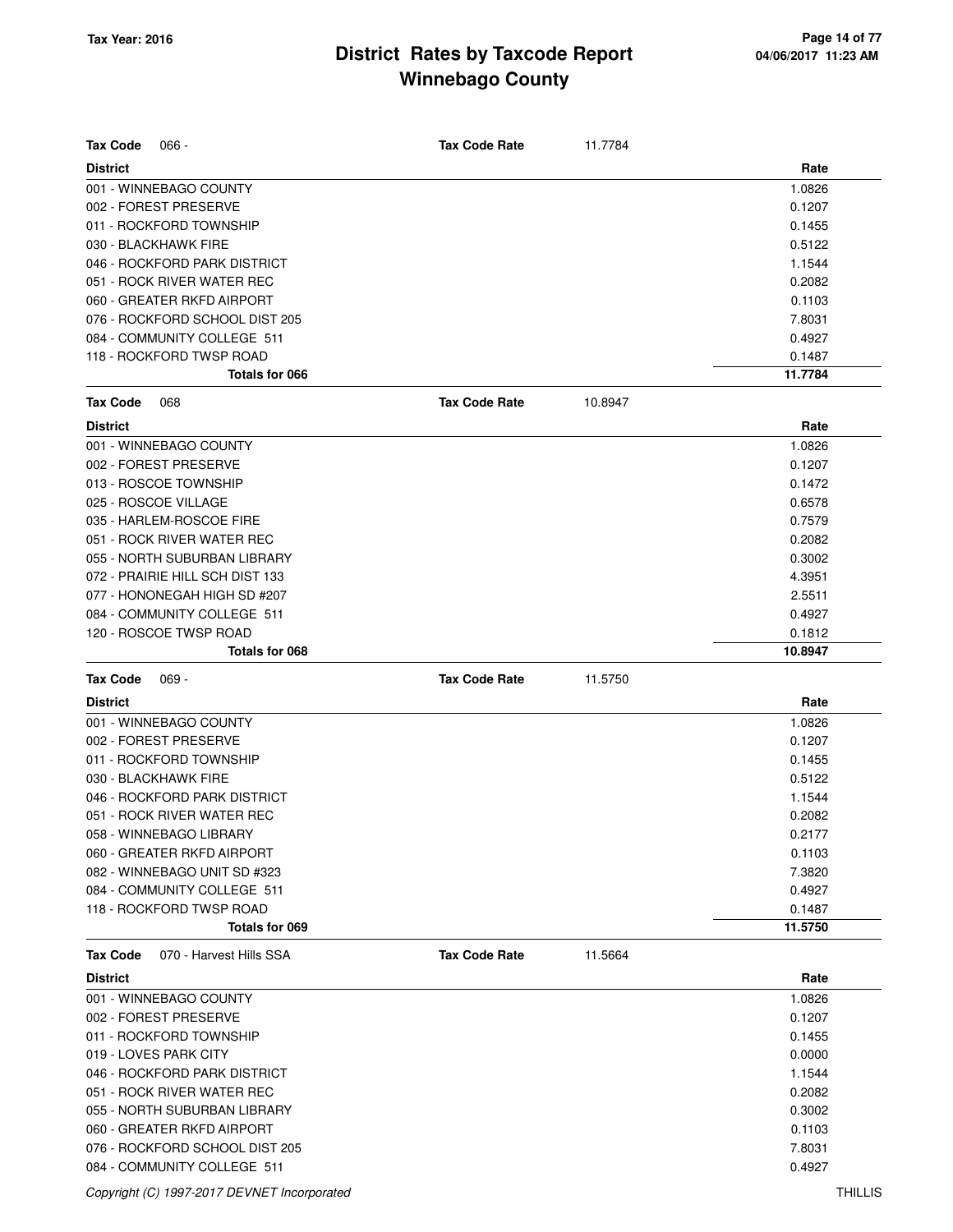# District Rates by Taxcode Report
# Winnebago County

Tax Year: 2016

**Tax Code** 066 - **Tax Code Rate** 11.7784

| District | Rate |
|---|---|
| 001 - WINNEBAGO COUNTY | 1.0826 |
| 002 - FOREST PRESERVE | 0.1207 |
| 011 - ROCKFORD TOWNSHIP | 0.1455 |
| 030 - BLACKHAWK FIRE | 0.5122 |
| 046 - ROCKFORD PARK DISTRICT | 1.1544 |
| 051 - ROCK RIVER WATER REC | 0.2082 |
| 060 - GREATER RKFD AIRPORT | 0.1103 |
| 076 - ROCKFORD SCHOOL DIST 205 | 7.8031 |
| 084 - COMMUNITY COLLEGE 511 | 0.4927 |
| 118 - ROCKFORD TWSP ROAD | 0.1487 |
| **Totals for 066** | **11.7784** |

**Tax Code** 068 **Tax Code Rate** 10.8947

| District | Rate |
|---|---|
| 001 - WINNEBAGO COUNTY | 1.0826 |
| 002 - FOREST PRESERVE | 0.1207 |
| 013 - ROSCOE TOWNSHIP | 0.1472 |
| 025 - ROSCOE VILLAGE | 0.6578 |
| 035 - HARLEM-ROSCOE FIRE | 0.7579 |
| 051 - ROCK RIVER WATER REC | 0.2082 |
| 055 - NORTH SUBURBAN LIBRARY | 0.3002 |
| 072 - PRAIRIE HILL SCH DIST 133 | 4.3951 |
| 077 - HONONEGAH HIGH SD #207 | 2.5511 |
| 084 - COMMUNITY COLLEGE 511 | 0.4927 |
| 120 - ROSCOE TWSP ROAD | 0.1812 |
| **Totals for 068** | **10.8947** |

**Tax Code** 069 - **Tax Code Rate** 11.5750

| District | Rate |
|---|---|
| 001 - WINNEBAGO COUNTY | 1.0826 |
| 002 - FOREST PRESERVE | 0.1207 |
| 011 - ROCKFORD TOWNSHIP | 0.1455 |
| 030 - BLACKHAWK FIRE | 0.5122 |
| 046 - ROCKFORD PARK DISTRICT | 1.1544 |
| 051 - ROCK RIVER WATER REC | 0.2082 |
| 058 - WINNEBAGO LIBRARY | 0.2177 |
| 060 - GREATER RKFD AIRPORT | 0.1103 |
| 082 - WINNEBAGO UNIT SD #323 | 7.3820 |
| 084 - COMMUNITY COLLEGE 511 | 0.4927 |
| 118 - ROCKFORD TWSP ROAD | 0.1487 |
| **Totals for 069** | **11.5750** |

**Tax Code** 070 - Harvest Hills SSA **Tax Code Rate** 11.5664

| District | Rate |
|---|---|
| 001 - WINNEBAGO COUNTY | 1.0826 |
| 002 - FOREST PRESERVE | 0.1207 |
| 011 - ROCKFORD TOWNSHIP | 0.1455 |
| 019 - LOVES PARK CITY | 0.0000 |
| 046 - ROCKFORD PARK DISTRICT | 1.1544 |
| 051 - ROCK RIVER WATER REC | 0.2082 |
| 055 - NORTH SUBURBAN LIBRARY | 0.3002 |
| 060 - GREATER RKFD AIRPORT | 0.1103 |
| 076 - ROCKFORD SCHOOL DIST 205 | 7.8031 |
| 084 - COMMUNITY COLLEGE 511 | 0.4927 |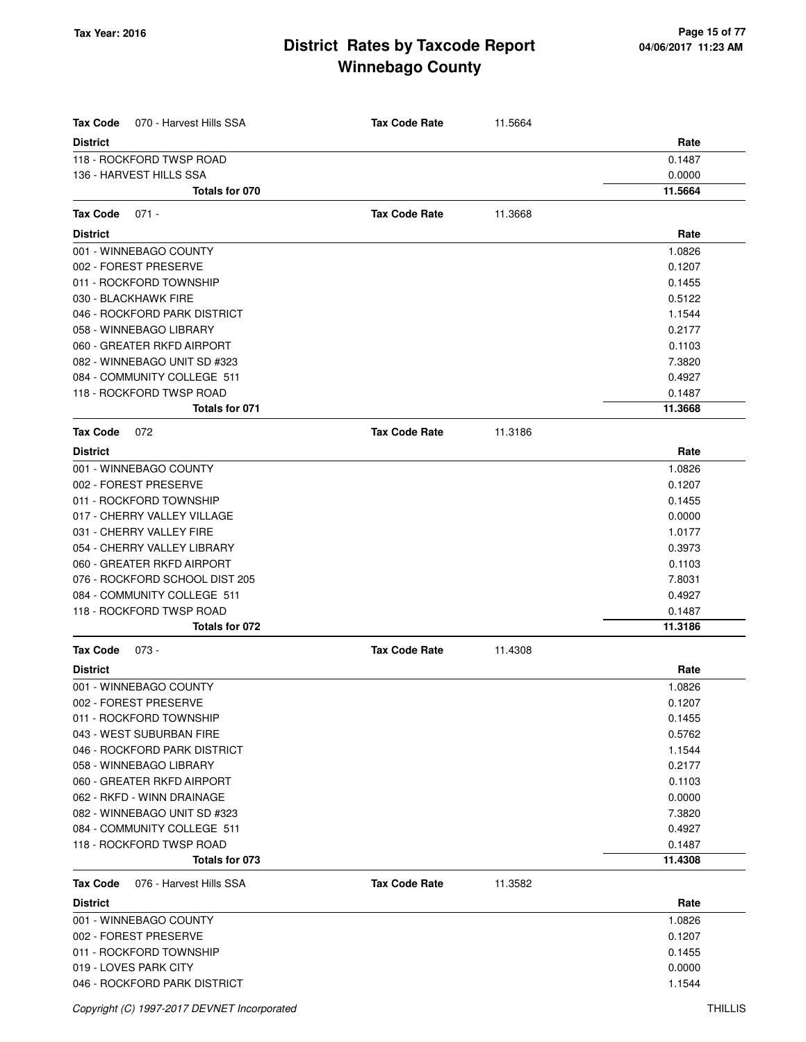| **Tax Code** 070 - Harvest Hills SSA | **Tax Code Rate** | 11.5664 | |
|---|---|---|---|
| **District** | | | **Rate** |
| 118 - ROCKFORD TWSP ROAD | | | 0.1487 |
| 136 - HARVEST HILLS SSA | | | 0.0000 |
| **Totals for 070** | | | **11.5664** |

| **Tax Code** 071 - | **Tax Code Rate** | 11.3668 | |
|---|---|---|---|
| **District** | | | **Rate** |
| 001 - WINNEBAGO COUNTY | | | 1.0826 |
| 002 - FOREST PRESERVE | | | 0.1207 |
| 011 - ROCKFORD TOWNSHIP | | | 0.1455 |
| 030 - BLACKHAWK FIRE | | | 0.5122 |
| 046 - ROCKFORD PARK DISTRICT | | | 1.1544 |
| 058 - WINNEBAGO LIBRARY | | | 0.2177 |
| 060 - GREATER RKFD AIRPORT | | | 0.1103 |
| 082 - WINNEBAGO UNIT SD #323 | | | 7.3820 |
| 084 - COMMUNITY COLLEGE 511 | | | 0.4927 |
| 118 - ROCKFORD TWSP ROAD | | | 0.1487 |
| **Totals for 071** | | | **11.3668** |

| **Tax Code** 072 | **Tax Code Rate** | 11.3186 | |
|---|---|---|---|
| **District** | | | **Rate** |
| 001 - WINNEBAGO COUNTY | | | 1.0826 |
| 002 - FOREST PRESERVE | | | 0.1207 |
| 011 - ROCKFORD TOWNSHIP | | | 0.1455 |
| 017 - CHERRY VALLEY VILLAGE | | | 0.0000 |
| 031 - CHERRY VALLEY FIRE | | | 1.0177 |
| 054 - CHERRY VALLEY LIBRARY | | | 0.3973 |
| 060 - GREATER RKFD AIRPORT | | | 0.1103 |
| 076 - ROCKFORD SCHOOL DIST 205 | | | 7.8031 |
| 084 - COMMUNITY COLLEGE 511 | | | 0.4927 |
| 118 - ROCKFORD TWSP ROAD | | | 0.1487 |
| **Totals for 072** | | | **11.3186** |

| **Tax Code** 073 - | **Tax Code Rate** | 11.4308 | |
|---|---|---|---|
| **District** | | | **Rate** |
| 001 - WINNEBAGO COUNTY | | | 1.0826 |
| 002 - FOREST PRESERVE | | | 0.1207 |
| 011 - ROCKFORD TOWNSHIP | | | 0.1455 |
| 043 - WEST SUBURBAN FIRE | | | 0.5762 |
| 046 - ROCKFORD PARK DISTRICT | | | 1.1544 |
| 058 - WINNEBAGO LIBRARY | | | 0.2177 |
| 060 - GREATER RKFD AIRPORT | | | 0.1103 |
| 062 - RKFD - WINN DRAINAGE | | | 0.0000 |
| 082 - WINNEBAGO UNIT SD #323 | | | 7.3820 |
| 084 - COMMUNITY COLLEGE 511 | | | 0.4927 |
| 118 - ROCKFORD TWSP ROAD | | | 0.1487 |
| **Totals for 073** | | | **11.4308** |

| **Tax Code** 076 - Harvest Hills SSA | **Tax Code Rate** | 11.3582 | |
|---|---|---|---|
| **District** | | | **Rate** |
| 001 - WINNEBAGO COUNTY | | | 1.0826 |
| 002 - FOREST PRESERVE | | | 0.1207 |
| 011 - ROCKFORD TOWNSHIP | | | 0.1455 |
| 019 - LOVES PARK CITY | | | 0.0000 |
| 046 - ROCKFORD PARK DISTRICT | | | 1.1544 |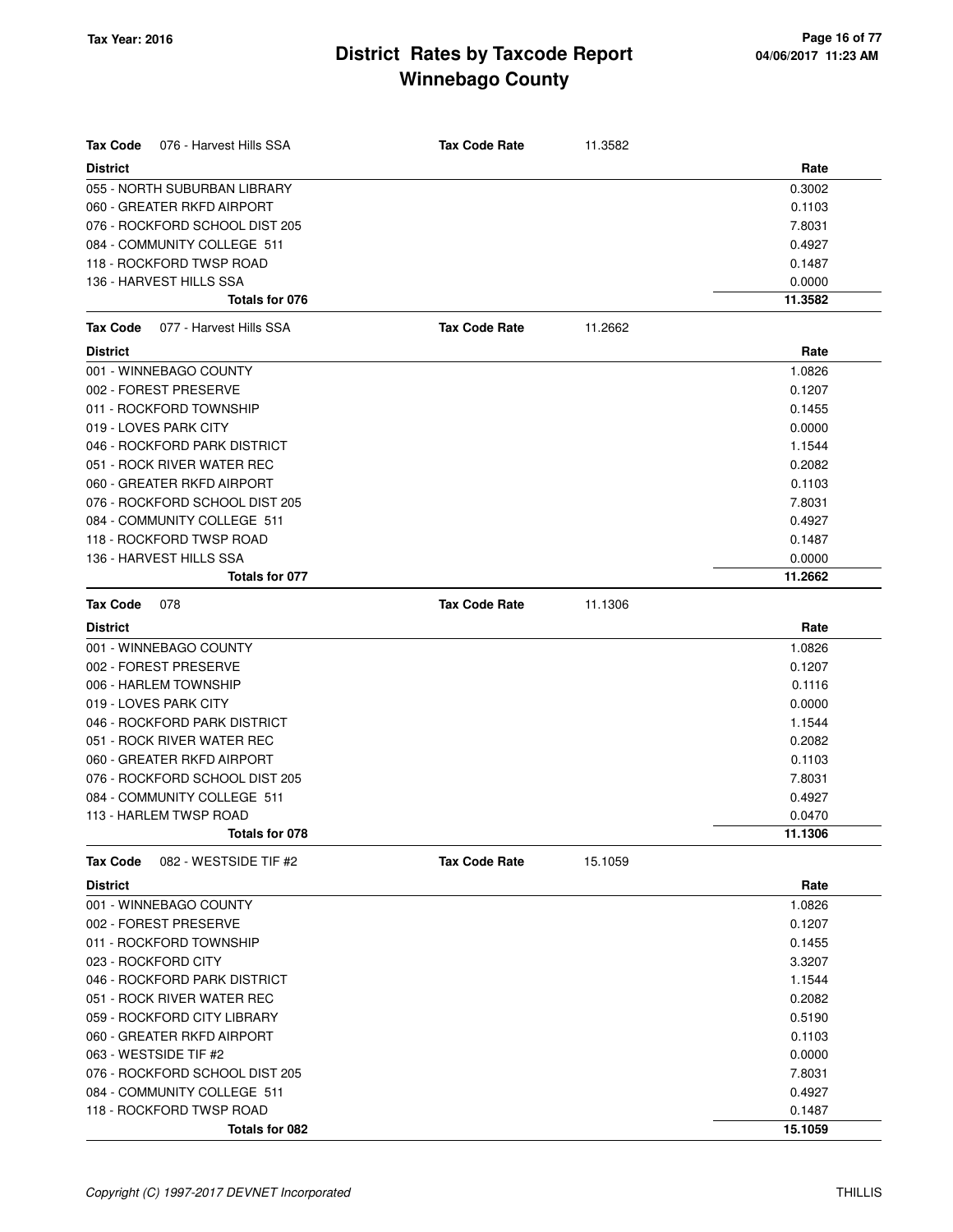**Tax Code** 076 - Harvest Hills SSA — **Tax Code Rate** 11.3582

| District | Rate |
|---|---|
| 055 - NORTH SUBURBAN LIBRARY | 0.3002 |
| 060 - GREATER RKFD AIRPORT | 0.1103 |
| 076 - ROCKFORD SCHOOL DIST 205 | 7.8031 |
| 084 - COMMUNITY COLLEGE 511 | 0.4927 |
| 118 - ROCKFORD TWSP ROAD | 0.1487 |
| 136 - HARVEST HILLS SSA | 0.0000 |
| **Totals for 076** | **11.3582** |

**Tax Code** 077 - Harvest Hills SSA — **Tax Code Rate** 11.2662

| District | Rate |
|---|---|
| 001 - WINNEBAGO COUNTY | 1.0826 |
| 002 - FOREST PRESERVE | 0.1207 |
| 011 - ROCKFORD TOWNSHIP | 0.1455 |
| 019 - LOVES PARK CITY | 0.0000 |
| 046 - ROCKFORD PARK DISTRICT | 1.1544 |
| 051 - ROCK RIVER WATER REC | 0.2082 |
| 060 - GREATER RKFD AIRPORT | 0.1103 |
| 076 - ROCKFORD SCHOOL DIST 205 | 7.8031 |
| 084 - COMMUNITY COLLEGE 511 | 0.4927 |
| 118 - ROCKFORD TWSP ROAD | 0.1487 |
| 136 - HARVEST HILLS SSA | 0.0000 |
| **Totals for 077** | **11.2662** |

**Tax Code** 078 — **Tax Code Rate** 11.1306

| District | Rate |
|---|---|
| 001 - WINNEBAGO COUNTY | 1.0826 |
| 002 - FOREST PRESERVE | 0.1207 |
| 006 - HARLEM TOWNSHIP | 0.1116 |
| 019 - LOVES PARK CITY | 0.0000 |
| 046 - ROCKFORD PARK DISTRICT | 1.1544 |
| 051 - ROCK RIVER WATER REC | 0.2082 |
| 060 - GREATER RKFD AIRPORT | 0.1103 |
| 076 - ROCKFORD SCHOOL DIST 205 | 7.8031 |
| 084 - COMMUNITY COLLEGE 511 | 0.4927 |
| 113 - HARLEM TWSP ROAD | 0.0470 |
| **Totals for 078** | **11.1306** |

**Tax Code** 082 - WESTSIDE TIF #2 — **Tax Code Rate** 15.1059

| District | Rate |
|---|---|
| 001 - WINNEBAGO COUNTY | 1.0826 |
| 002 - FOREST PRESERVE | 0.1207 |
| 011 - ROCKFORD TOWNSHIP | 0.1455 |
| 023 - ROCKFORD CITY | 3.3207 |
| 046 - ROCKFORD PARK DISTRICT | 1.1544 |
| 051 - ROCK RIVER WATER REC | 0.2082 |
| 059 - ROCKFORD CITY LIBRARY | 0.5190 |
| 060 - GREATER RKFD AIRPORT | 0.1103 |
| 063 - WESTSIDE TIF #2 | 0.0000 |
| 076 - ROCKFORD SCHOOL DIST 205 | 7.8031 |
| 084 - COMMUNITY COLLEGE 511 | 0.4927 |
| 118 - ROCKFORD TWSP ROAD | 0.1487 |
| **Totals for 082** | **15.1059** |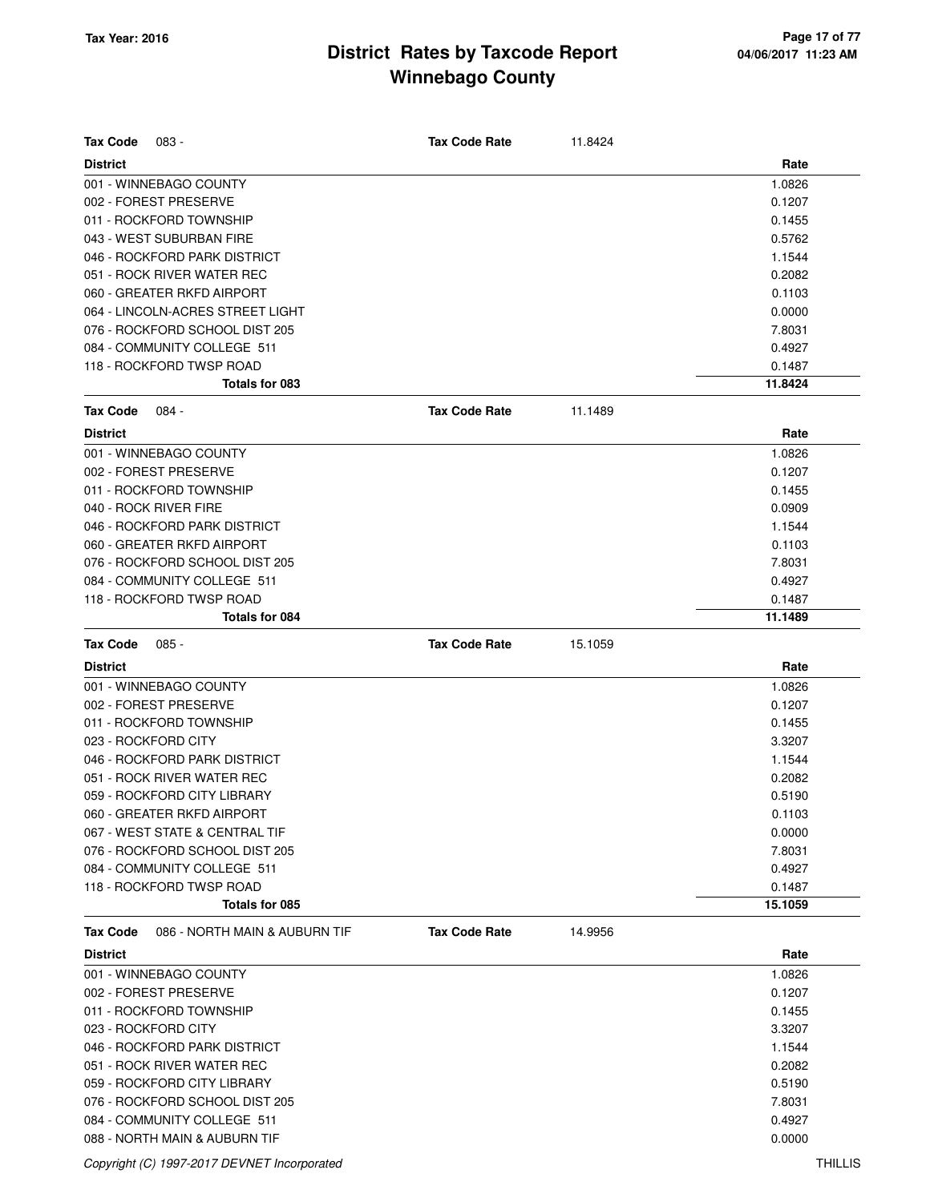# District Rates by Taxcode Report
# Winnebago County

Tax Year: 2016

**Tax Code** 083 - **Tax Code Rate** 11.8424

| District | Rate |
|---|---|
| 001 - WINNEBAGO COUNTY | 1.0826 |
| 002 - FOREST PRESERVE | 0.1207 |
| 011 - ROCKFORD TOWNSHIP | 0.1455 |
| 043 - WEST SUBURBAN FIRE | 0.5762 |
| 046 - ROCKFORD PARK DISTRICT | 1.1544 |
| 051 - ROCK RIVER WATER REC | 0.2082 |
| 060 - GREATER RKFD AIRPORT | 0.1103 |
| 064 - LINCOLN-ACRES STREET LIGHT | 0.0000 |
| 076 - ROCKFORD SCHOOL DIST 205 | 7.8031 |
| 084 - COMMUNITY COLLEGE 511 | 0.4927 |
| 118 - ROCKFORD TWSP ROAD | 0.1487 |
| **Totals for 083** | **11.8424** |

**Tax Code** 084 - **Tax Code Rate** 11.1489

| District | Rate |
|---|---|
| 001 - WINNEBAGO COUNTY | 1.0826 |
| 002 - FOREST PRESERVE | 0.1207 |
| 011 - ROCKFORD TOWNSHIP | 0.1455 |
| 040 - ROCK RIVER FIRE | 0.0909 |
| 046 - ROCKFORD PARK DISTRICT | 1.1544 |
| 060 - GREATER RKFD AIRPORT | 0.1103 |
| 076 - ROCKFORD SCHOOL DIST 205 | 7.8031 |
| 084 - COMMUNITY COLLEGE 511 | 0.4927 |
| 118 - ROCKFORD TWSP ROAD | 0.1487 |
| **Totals for 084** | **11.1489** |

**Tax Code** 085 - **Tax Code Rate** 15.1059

| District | Rate |
|---|---|
| 001 - WINNEBAGO COUNTY | 1.0826 |
| 002 - FOREST PRESERVE | 0.1207 |
| 011 - ROCKFORD TOWNSHIP | 0.1455 |
| 023 - ROCKFORD CITY | 3.3207 |
| 046 - ROCKFORD PARK DISTRICT | 1.1544 |
| 051 - ROCK RIVER WATER REC | 0.2082 |
| 059 - ROCKFORD CITY LIBRARY | 0.5190 |
| 060 - GREATER RKFD AIRPORT | 0.1103 |
| 067 - WEST STATE & CENTRAL TIF | 0.0000 |
| 076 - ROCKFORD SCHOOL DIST 205 | 7.8031 |
| 084 - COMMUNITY COLLEGE 511 | 0.4927 |
| 118 - ROCKFORD TWSP ROAD | 0.1487 |
| **Totals for 085** | **15.1059** |

**Tax Code** 086 - NORTH MAIN & AUBURN TIF **Tax Code Rate** 14.9956

| District | Rate |
|---|---|
| 001 - WINNEBAGO COUNTY | 1.0826 |
| 002 - FOREST PRESERVE | 0.1207 |
| 011 - ROCKFORD TOWNSHIP | 0.1455 |
| 023 - ROCKFORD CITY | 3.3207 |
| 046 - ROCKFORD PARK DISTRICT | 1.1544 |
| 051 - ROCK RIVER WATER REC | 0.2082 |
| 059 - ROCKFORD CITY LIBRARY | 0.5190 |
| 076 - ROCKFORD SCHOOL DIST 205 | 7.8031 |
| 084 - COMMUNITY COLLEGE 511 | 0.4927 |
| 088 - NORTH MAIN & AUBURN TIF | 0.0000 |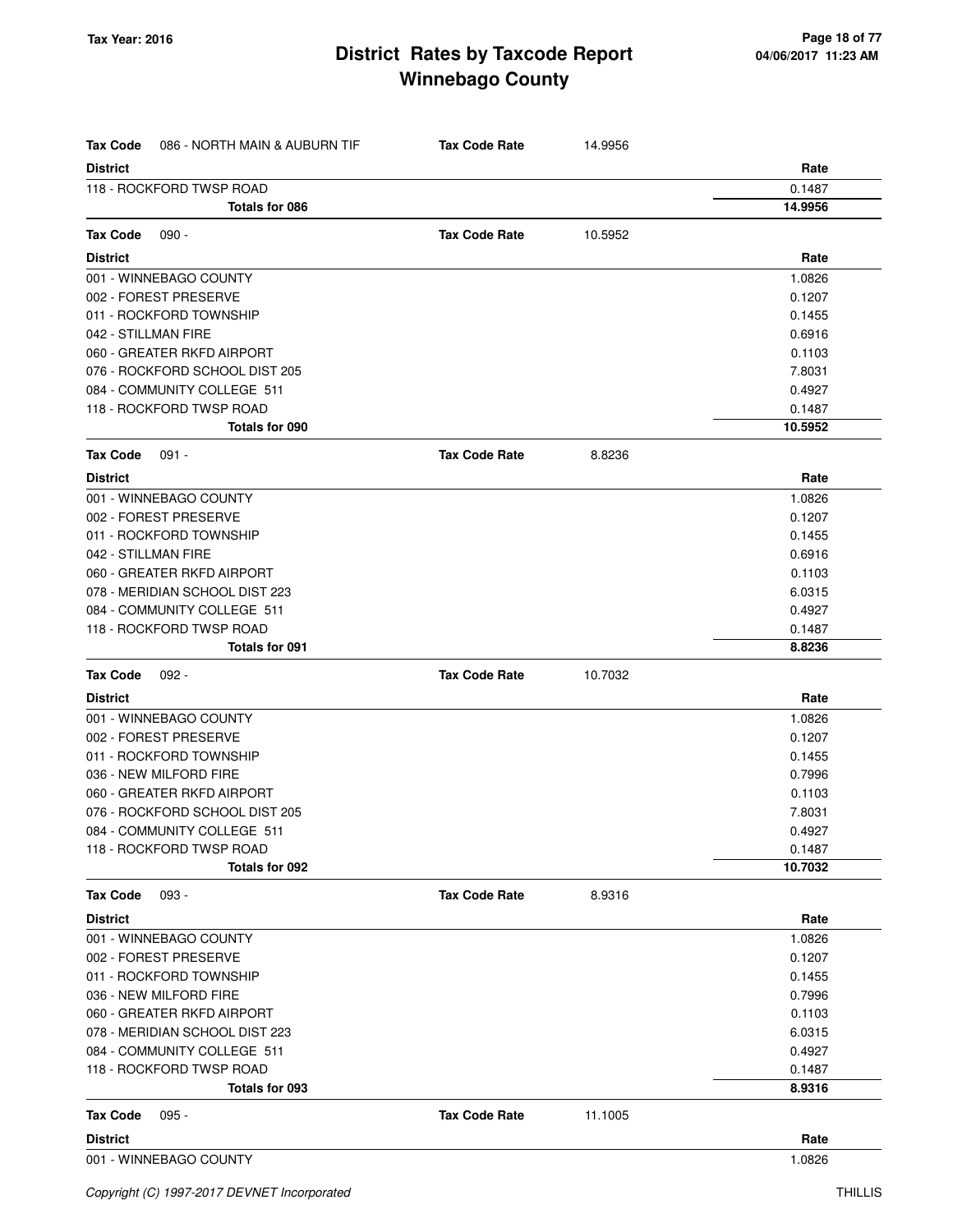| Tax Code | 086 - NORTH MAIN & AUBURN TIF | Tax Code Rate | 14.9956 |
|---|---|---|---|
| **District** | | | **Rate** |
| 118 - ROCKFORD TWSP ROAD | | | 0.1487 |
| **Totals for 086** | | | **14.9956** |

| Tax Code | 090 - | Tax Code Rate | 10.5952 |
|---|---|---|---|
| **District** | | | **Rate** |
| 001 - WINNEBAGO COUNTY | | | 1.0826 |
| 002 - FOREST PRESERVE | | | 0.1207 |
| 011 - ROCKFORD TOWNSHIP | | | 0.1455 |
| 042 - STILLMAN FIRE | | | 0.6916 |
| 060 - GREATER RKFD AIRPORT | | | 0.1103 |
| 076 - ROCKFORD SCHOOL DIST 205 | | | 7.8031 |
| 084 - COMMUNITY COLLEGE 511 | | | 0.4927 |
| 118 - ROCKFORD TWSP ROAD | | | 0.1487 |
| **Totals for 090** | | | **10.5952** |

| Tax Code | 091 - | Tax Code Rate | 8.8236 |
|---|---|---|---|
| **District** | | | **Rate** |
| 001 - WINNEBAGO COUNTY | | | 1.0826 |
| 002 - FOREST PRESERVE | | | 0.1207 |
| 011 - ROCKFORD TOWNSHIP | | | 0.1455 |
| 042 - STILLMAN FIRE | | | 0.6916 |
| 060 - GREATER RKFD AIRPORT | | | 0.1103 |
| 078 - MERIDIAN SCHOOL DIST 223 | | | 6.0315 |
| 084 - COMMUNITY COLLEGE 511 | | | 0.4927 |
| 118 - ROCKFORD TWSP ROAD | | | 0.1487 |
| **Totals for 091** | | | **8.8236** |

| Tax Code | 092 - | Tax Code Rate | 10.7032 |
|---|---|---|---|
| **District** | | | **Rate** |
| 001 - WINNEBAGO COUNTY | | | 1.0826 |
| 002 - FOREST PRESERVE | | | 0.1207 |
| 011 - ROCKFORD TOWNSHIP | | | 0.1455 |
| 036 - NEW MILFORD FIRE | | | 0.7996 |
| 060 - GREATER RKFD AIRPORT | | | 0.1103 |
| 076 - ROCKFORD SCHOOL DIST 205 | | | 7.8031 |
| 084 - COMMUNITY COLLEGE 511 | | | 0.4927 |
| 118 - ROCKFORD TWSP ROAD | | | 0.1487 |
| **Totals for 092** | | | **10.7032** |

| Tax Code | 093 - | Tax Code Rate | 8.9316 |
|---|---|---|---|
| **District** | | | **Rate** |
| 001 - WINNEBAGO COUNTY | | | 1.0826 |
| 002 - FOREST PRESERVE | | | 0.1207 |
| 011 - ROCKFORD TOWNSHIP | | | 0.1455 |
| 036 - NEW MILFORD FIRE | | | 0.7996 |
| 060 - GREATER RKFD AIRPORT | | | 0.1103 |
| 078 - MERIDIAN SCHOOL DIST 223 | | | 6.0315 |
| 084 - COMMUNITY COLLEGE 511 | | | 0.4927 |
| 118 - ROCKFORD TWSP ROAD | | | 0.1487 |
| **Totals for 093** | | | **8.9316** |

| Tax Code | 095 - | Tax Code Rate | 11.1005 |
|---|---|---|---|
| **District** | | | **Rate** |
| 001 - WINNEBAGO COUNTY | | | 1.0826 |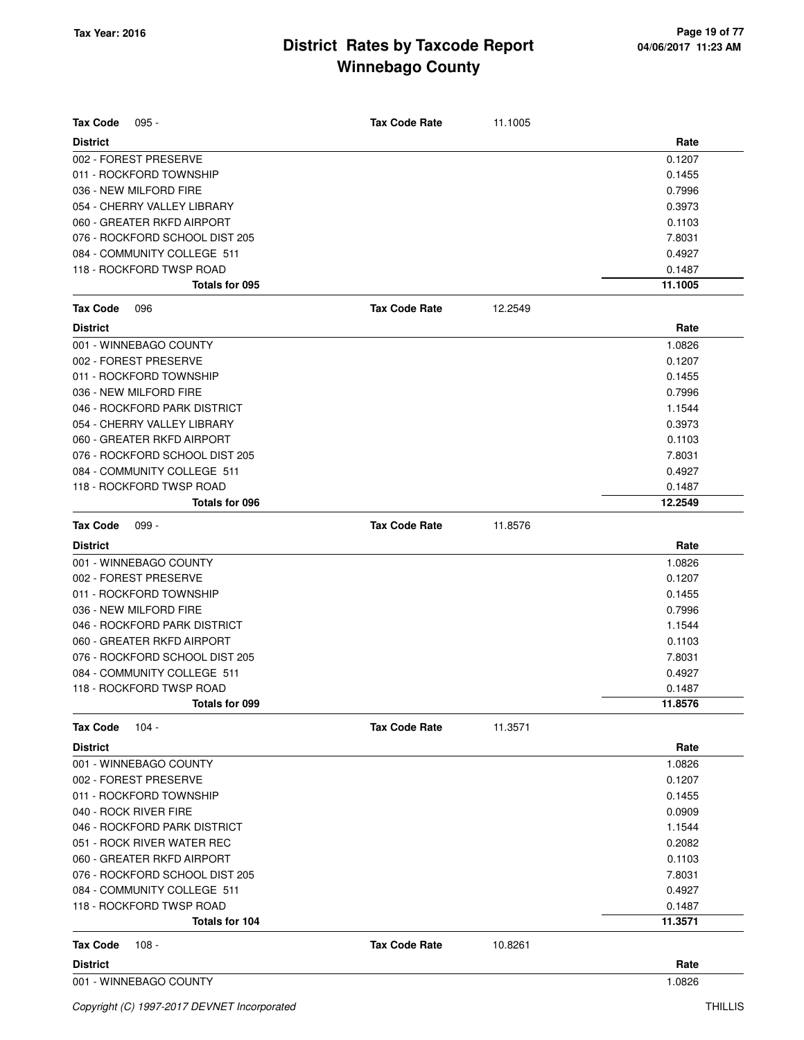# District Rates by Taxcode Report
# Winnebago County

Tax Year: 2016

**Tax Code** 095 - **Tax Code Rate** 11.1005

| District | Rate |
|---|---|
| 002 - FOREST PRESERVE | 0.1207 |
| 011 - ROCKFORD TOWNSHIP | 0.1455 |
| 036 - NEW MILFORD FIRE | 0.7996 |
| 054 - CHERRY VALLEY LIBRARY | 0.3973 |
| 060 - GREATER RKFD AIRPORT | 0.1103 |
| 076 - ROCKFORD SCHOOL DIST 205 | 7.8031 |
| 084 - COMMUNITY COLLEGE 511 | 0.4927 |
| 118 - ROCKFORD TWSP ROAD | 0.1487 |
| **Totals for 095** | **11.1005** |

**Tax Code** 096 **Tax Code Rate** 12.2549

| District | Rate |
|---|---|
| 001 - WINNEBAGO COUNTY | 1.0826 |
| 002 - FOREST PRESERVE | 0.1207 |
| 011 - ROCKFORD TOWNSHIP | 0.1455 |
| 036 - NEW MILFORD FIRE | 0.7996 |
| 046 - ROCKFORD PARK DISTRICT | 1.1544 |
| 054 - CHERRY VALLEY LIBRARY | 0.3973 |
| 060 - GREATER RKFD AIRPORT | 0.1103 |
| 076 - ROCKFORD SCHOOL DIST 205 | 7.8031 |
| 084 - COMMUNITY COLLEGE 511 | 0.4927 |
| 118 - ROCKFORD TWSP ROAD | 0.1487 |
| **Totals for 096** | **12.2549** |

**Tax Code** 099 - **Tax Code Rate** 11.8576

| District | Rate |
|---|---|
| 001 - WINNEBAGO COUNTY | 1.0826 |
| 002 - FOREST PRESERVE | 0.1207 |
| 011 - ROCKFORD TOWNSHIP | 0.1455 |
| 036 - NEW MILFORD FIRE | 0.7996 |
| 046 - ROCKFORD PARK DISTRICT | 1.1544 |
| 060 - GREATER RKFD AIRPORT | 0.1103 |
| 076 - ROCKFORD SCHOOL DIST 205 | 7.8031 |
| 084 - COMMUNITY COLLEGE 511 | 0.4927 |
| 118 - ROCKFORD TWSP ROAD | 0.1487 |
| **Totals for 099** | **11.8576** |

**Tax Code** 104 - **Tax Code Rate** 11.3571

| District | Rate |
|---|---|
| 001 - WINNEBAGO COUNTY | 1.0826 |
| 002 - FOREST PRESERVE | 0.1207 |
| 011 - ROCKFORD TOWNSHIP | 0.1455 |
| 040 - ROCK RIVER FIRE | 0.0909 |
| 046 - ROCKFORD PARK DISTRICT | 1.1544 |
| 051 - ROCK RIVER WATER REC | 0.2082 |
| 060 - GREATER RKFD AIRPORT | 0.1103 |
| 076 - ROCKFORD SCHOOL DIST 205 | 7.8031 |
| 084 - COMMUNITY COLLEGE 511 | 0.4927 |
| 118 - ROCKFORD TWSP ROAD | 0.1487 |
| **Totals for 104** | **11.3571** |

**Tax Code** 108 - **Tax Code Rate** 10.8261

| District | Rate |
|---|---|
| 001 - WINNEBAGO COUNTY | 1.0826 |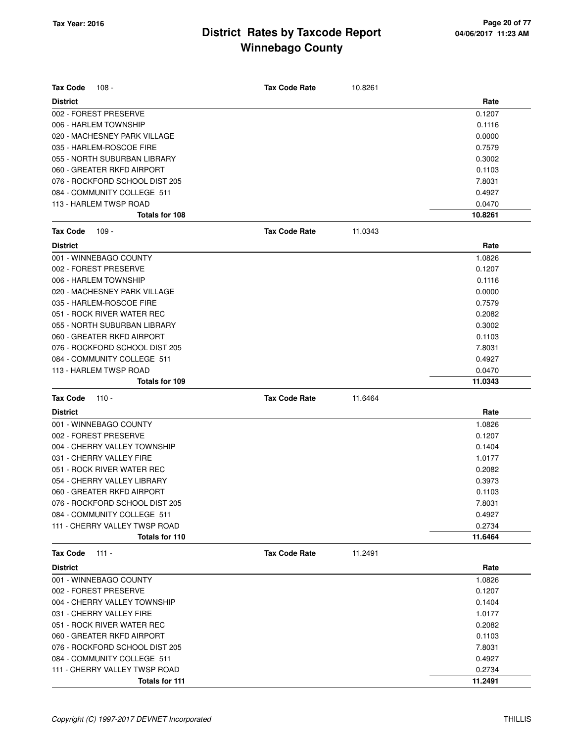# District Rates by Taxcode Report
## Winnebago County

Tax Year: 2016

**Tax Code** 108 - **Tax Code Rate** 10.8261

| District | Rate |
|---|---|
| 002 - FOREST PRESERVE | 0.1207 |
| 006 - HARLEM TOWNSHIP | 0.1116 |
| 020 - MACHESNEY PARK VILLAGE | 0.0000 |
| 035 - HARLEM-ROSCOE FIRE | 0.7579 |
| 055 - NORTH SUBURBAN LIBRARY | 0.3002 |
| 060 - GREATER RKFD AIRPORT | 0.1103 |
| 076 - ROCKFORD SCHOOL DIST 205 | 7.8031 |
| 084 - COMMUNITY COLLEGE 511 | 0.4927 |
| 113 - HARLEM TWSP ROAD | 0.0470 |
| **Totals for 108** | **10.8261** |

**Tax Code** 109 - **Tax Code Rate** 11.0343

| District | Rate |
|---|---|
| 001 - WINNEBAGO COUNTY | 1.0826 |
| 002 - FOREST PRESERVE | 0.1207 |
| 006 - HARLEM TOWNSHIP | 0.1116 |
| 020 - MACHESNEY PARK VILLAGE | 0.0000 |
| 035 - HARLEM-ROSCOE FIRE | 0.7579 |
| 051 - ROCK RIVER WATER REC | 0.2082 |
| 055 - NORTH SUBURBAN LIBRARY | 0.3002 |
| 060 - GREATER RKFD AIRPORT | 0.1103 |
| 076 - ROCKFORD SCHOOL DIST 205 | 7.8031 |
| 084 - COMMUNITY COLLEGE 511 | 0.4927 |
| 113 - HARLEM TWSP ROAD | 0.0470 |
| **Totals for 109** | **11.0343** |

**Tax Code** 110 - **Tax Code Rate** 11.6464

| District | Rate |
|---|---|
| 001 - WINNEBAGO COUNTY | 1.0826 |
| 002 - FOREST PRESERVE | 0.1207 |
| 004 - CHERRY VALLEY TOWNSHIP | 0.1404 |
| 031 - CHERRY VALLEY FIRE | 1.0177 |
| 051 - ROCK RIVER WATER REC | 0.2082 |
| 054 - CHERRY VALLEY LIBRARY | 0.3973 |
| 060 - GREATER RKFD AIRPORT | 0.1103 |
| 076 - ROCKFORD SCHOOL DIST 205 | 7.8031 |
| 084 - COMMUNITY COLLEGE 511 | 0.4927 |
| 111 - CHERRY VALLEY TWSP ROAD | 0.2734 |
| **Totals for 110** | **11.6464** |

**Tax Code** 111 - **Tax Code Rate** 11.2491

| District | Rate |
|---|---|
| 001 - WINNEBAGO COUNTY | 1.0826 |
| 002 - FOREST PRESERVE | 0.1207 |
| 004 - CHERRY VALLEY TOWNSHIP | 0.1404 |
| 031 - CHERRY VALLEY FIRE | 1.0177 |
| 051 - ROCK RIVER WATER REC | 0.2082 |
| 060 - GREATER RKFD AIRPORT | 0.1103 |
| 076 - ROCKFORD SCHOOL DIST 205 | 7.8031 |
| 084 - COMMUNITY COLLEGE 511 | 0.4927 |
| 111 - CHERRY VALLEY TWSP ROAD | 0.2734 |
| **Totals for 111** | **11.2491** |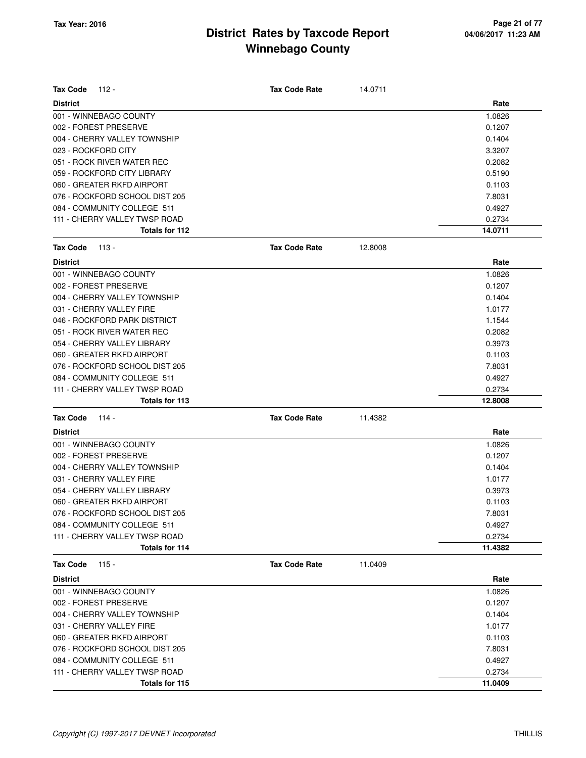# District Rates by Taxcode Report
# Winnebago County

Tax Year: 2016

**Tax Code** 112 - **Tax Code Rate** 14.0711

| District | Rate |
|---|---|
| 001 - WINNEBAGO COUNTY | 1.0826 |
| 002 - FOREST PRESERVE | 0.1207 |
| 004 - CHERRY VALLEY TOWNSHIP | 0.1404 |
| 023 - ROCKFORD CITY | 3.3207 |
| 051 - ROCK RIVER WATER REC | 0.2082 |
| 059 - ROCKFORD CITY LIBRARY | 0.5190 |
| 060 - GREATER RKFD AIRPORT | 0.1103 |
| 076 - ROCKFORD SCHOOL DIST 205 | 7.8031 |
| 084 - COMMUNITY COLLEGE 511 | 0.4927 |
| 111 - CHERRY VALLEY TWSP ROAD | 0.2734 |
| **Totals for 112** | **14.0711** |

**Tax Code** 113 - **Tax Code Rate** 12.8008

| District | Rate |
|---|---|
| 001 - WINNEBAGO COUNTY | 1.0826 |
| 002 - FOREST PRESERVE | 0.1207 |
| 004 - CHERRY VALLEY TOWNSHIP | 0.1404 |
| 031 - CHERRY VALLEY FIRE | 1.0177 |
| 046 - ROCKFORD PARK DISTRICT | 1.1544 |
| 051 - ROCK RIVER WATER REC | 0.2082 |
| 054 - CHERRY VALLEY LIBRARY | 0.3973 |
| 060 - GREATER RKFD AIRPORT | 0.1103 |
| 076 - ROCKFORD SCHOOL DIST 205 | 7.8031 |
| 084 - COMMUNITY COLLEGE 511 | 0.4927 |
| 111 - CHERRY VALLEY TWSP ROAD | 0.2734 |
| **Totals for 113** | **12.8008** |

**Tax Code** 114 - **Tax Code Rate** 11.4382

| District | Rate |
|---|---|
| 001 - WINNEBAGO COUNTY | 1.0826 |
| 002 - FOREST PRESERVE | 0.1207 |
| 004 - CHERRY VALLEY TOWNSHIP | 0.1404 |
| 031 - CHERRY VALLEY FIRE | 1.0177 |
| 054 - CHERRY VALLEY LIBRARY | 0.3973 |
| 060 - GREATER RKFD AIRPORT | 0.1103 |
| 076 - ROCKFORD SCHOOL DIST 205 | 7.8031 |
| 084 - COMMUNITY COLLEGE 511 | 0.4927 |
| 111 - CHERRY VALLEY TWSP ROAD | 0.2734 |
| **Totals for 114** | **11.4382** |

**Tax Code** 115 - **Tax Code Rate** 11.0409

| District | Rate |
|---|---|
| 001 - WINNEBAGO COUNTY | 1.0826 |
| 002 - FOREST PRESERVE | 0.1207 |
| 004 - CHERRY VALLEY TOWNSHIP | 0.1404 |
| 031 - CHERRY VALLEY FIRE | 1.0177 |
| 060 - GREATER RKFD AIRPORT | 0.1103 |
| 076 - ROCKFORD SCHOOL DIST 205 | 7.8031 |
| 084 - COMMUNITY COLLEGE 511 | 0.4927 |
| 111 - CHERRY VALLEY TWSP ROAD | 0.2734 |
| **Totals for 115** | **11.0409** |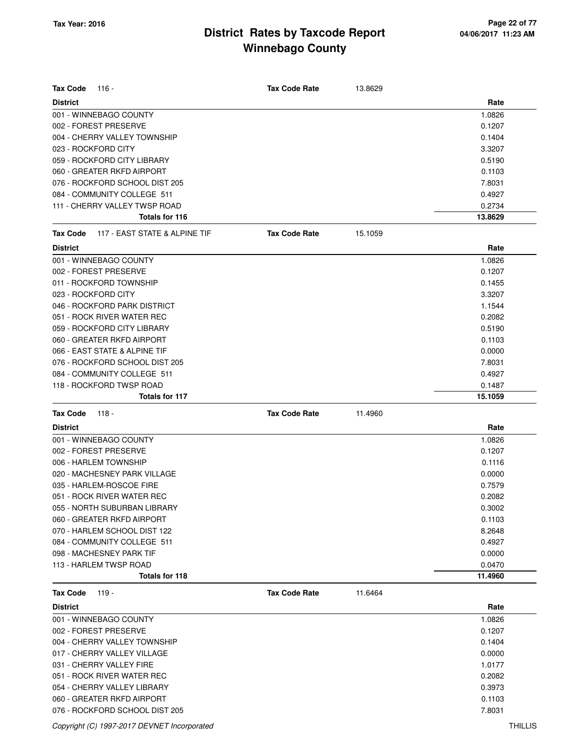**Tax Code** 116 - **Tax Code Rate** 13.8629

| District | Rate |
|---|---|
| 001 - WINNEBAGO COUNTY | 1.0826 |
| 002 - FOREST PRESERVE | 0.1207 |
| 004 - CHERRY VALLEY TOWNSHIP | 0.1404 |
| 023 - ROCKFORD CITY | 3.3207 |
| 059 - ROCKFORD CITY LIBRARY | 0.5190 |
| 060 - GREATER RKFD AIRPORT | 0.1103 |
| 076 - ROCKFORD SCHOOL DIST 205 | 7.8031 |
| 084 - COMMUNITY COLLEGE 511 | 0.4927 |
| 111 - CHERRY VALLEY TWSP ROAD | 0.2734 |
| **Totals for 116** | **13.8629** |

**Tax Code** 117 - EAST STATE & ALPINE TIF **Tax Code Rate** 15.1059

| District | Rate |
|---|---|
| 001 - WINNEBAGO COUNTY | 1.0826 |
| 002 - FOREST PRESERVE | 0.1207 |
| 011 - ROCKFORD TOWNSHIP | 0.1455 |
| 023 - ROCKFORD CITY | 3.3207 |
| 046 - ROCKFORD PARK DISTRICT | 1.1544 |
| 051 - ROCK RIVER WATER REC | 0.2082 |
| 059 - ROCKFORD CITY LIBRARY | 0.5190 |
| 060 - GREATER RKFD AIRPORT | 0.1103 |
| 066 - EAST STATE & ALPINE TIF | 0.0000 |
| 076 - ROCKFORD SCHOOL DIST 205 | 7.8031 |
| 084 - COMMUNITY COLLEGE 511 | 0.4927 |
| 118 - ROCKFORD TWSP ROAD | 0.1487 |
| **Totals for 117** | **15.1059** |

**Tax Code** 118 - **Tax Code Rate** 11.4960

| District | Rate |
|---|---|
| 001 - WINNEBAGO COUNTY | 1.0826 |
| 002 - FOREST PRESERVE | 0.1207 |
| 006 - HARLEM TOWNSHIP | 0.1116 |
| 020 - MACHESNEY PARK VILLAGE | 0.0000 |
| 035 - HARLEM-ROSCOE FIRE | 0.7579 |
| 051 - ROCK RIVER WATER REC | 0.2082 |
| 055 - NORTH SUBURBAN LIBRARY | 0.3002 |
| 060 - GREATER RKFD AIRPORT | 0.1103 |
| 070 - HARLEM SCHOOL DIST 122 | 8.2648 |
| 084 - COMMUNITY COLLEGE 511 | 0.4927 |
| 098 - MACHESNEY PARK TIF | 0.0000 |
| 113 - HARLEM TWSP ROAD | 0.0470 |
| **Totals for 118** | **11.4960** |

**Tax Code** 119 - **Tax Code Rate** 11.6464

| District | Rate |
|---|---|
| 001 - WINNEBAGO COUNTY | 1.0826 |
| 002 - FOREST PRESERVE | 0.1207 |
| 004 - CHERRY VALLEY TOWNSHIP | 0.1404 |
| 017 - CHERRY VALLEY VILLAGE | 0.0000 |
| 031 - CHERRY VALLEY FIRE | 1.0177 |
| 051 - ROCK RIVER WATER REC | 0.2082 |
| 054 - CHERRY VALLEY LIBRARY | 0.3973 |
| 060 - GREATER RKFD AIRPORT | 0.1103 |
| 076 - ROCKFORD SCHOOL DIST 205 | 7.8031 |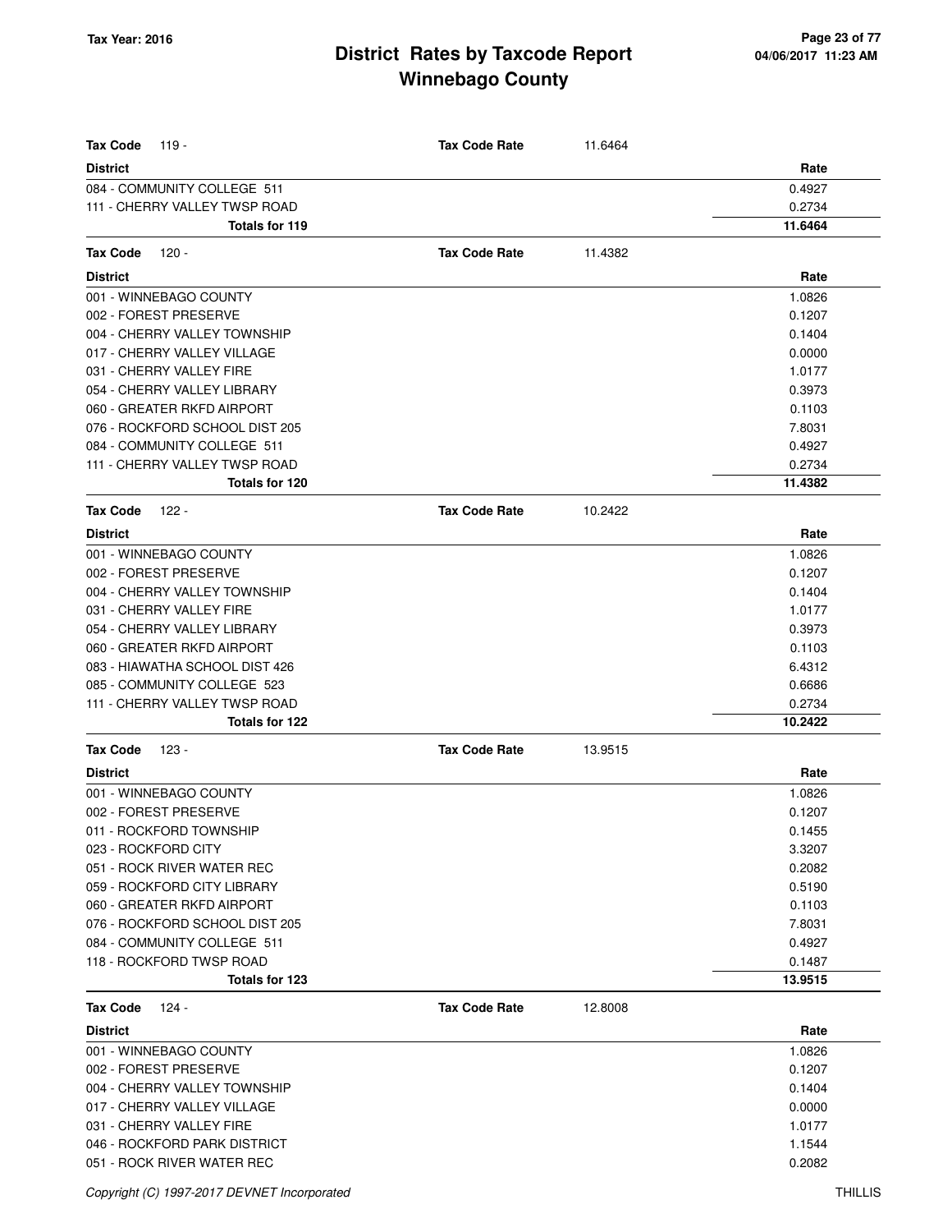| **Tax Code** 119 - | **Tax Code Rate** | 11.6464 |
|---|---|---|
| **District** | | **Rate** |
| 084 - COMMUNITY COLLEGE 511 | | 0.4927 |
| 111 - CHERRY VALLEY TWSP ROAD | | 0.2734 |
| **Totals for 119** | | **11.6464** |

| **Tax Code** 120 - | **Tax Code Rate** | 11.4382 |
|---|---|---|
| **District** | | **Rate** |
| 001 - WINNEBAGO COUNTY | | 1.0826 |
| 002 - FOREST PRESERVE | | 0.1207 |
| 004 - CHERRY VALLEY TOWNSHIP | | 0.1404 |
| 017 - CHERRY VALLEY VILLAGE | | 0.0000 |
| 031 - CHERRY VALLEY FIRE | | 1.0177 |
| 054 - CHERRY VALLEY LIBRARY | | 0.3973 |
| 060 - GREATER RKFD AIRPORT | | 0.1103 |
| 076 - ROCKFORD SCHOOL DIST 205 | | 7.8031 |
| 084 - COMMUNITY COLLEGE 511 | | 0.4927 |
| 111 - CHERRY VALLEY TWSP ROAD | | 0.2734 |
| **Totals for 120** | | **11.4382** |

| **Tax Code** 122 - | **Tax Code Rate** | 10.2422 |
|---|---|---|
| **District** | | **Rate** |
| 001 - WINNEBAGO COUNTY | | 1.0826 |
| 002 - FOREST PRESERVE | | 0.1207 |
| 004 - CHERRY VALLEY TOWNSHIP | | 0.1404 |
| 031 - CHERRY VALLEY FIRE | | 1.0177 |
| 054 - CHERRY VALLEY LIBRARY | | 0.3973 |
| 060 - GREATER RKFD AIRPORT | | 0.1103 |
| 083 - HIAWATHA SCHOOL DIST 426 | | 6.4312 |
| 085 - COMMUNITY COLLEGE 523 | | 0.6686 |
| 111 - CHERRY VALLEY TWSP ROAD | | 0.2734 |
| **Totals for 122** | | **10.2422** |

| **Tax Code** 123 - | **Tax Code Rate** | 13.9515 |
|---|---|---|
| **District** | | **Rate** |
| 001 - WINNEBAGO COUNTY | | 1.0826 |
| 002 - FOREST PRESERVE | | 0.1207 |
| 011 - ROCKFORD TOWNSHIP | | 0.1455 |
| 023 - ROCKFORD CITY | | 3.3207 |
| 051 - ROCK RIVER WATER REC | | 0.2082 |
| 059 - ROCKFORD CITY LIBRARY | | 0.5190 |
| 060 - GREATER RKFD AIRPORT | | 0.1103 |
| 076 - ROCKFORD SCHOOL DIST 205 | | 7.8031 |
| 084 - COMMUNITY COLLEGE 511 | | 0.4927 |
| 118 - ROCKFORD TWSP ROAD | | 0.1487 |
| **Totals for 123** | | **13.9515** |

| **Tax Code** 124 - | **Tax Code Rate** | 12.8008 |
|---|---|---|
| **District** | | **Rate** |
| 001 - WINNEBAGO COUNTY | | 1.0826 |
| 002 - FOREST PRESERVE | | 0.1207 |
| 004 - CHERRY VALLEY TOWNSHIP | | 0.1404 |
| 017 - CHERRY VALLEY VILLAGE | | 0.0000 |
| 031 - CHERRY VALLEY FIRE | | 1.0177 |
| 046 - ROCKFORD PARK DISTRICT | | 1.1544 |
| 051 - ROCK RIVER WATER REC | | 0.2082 |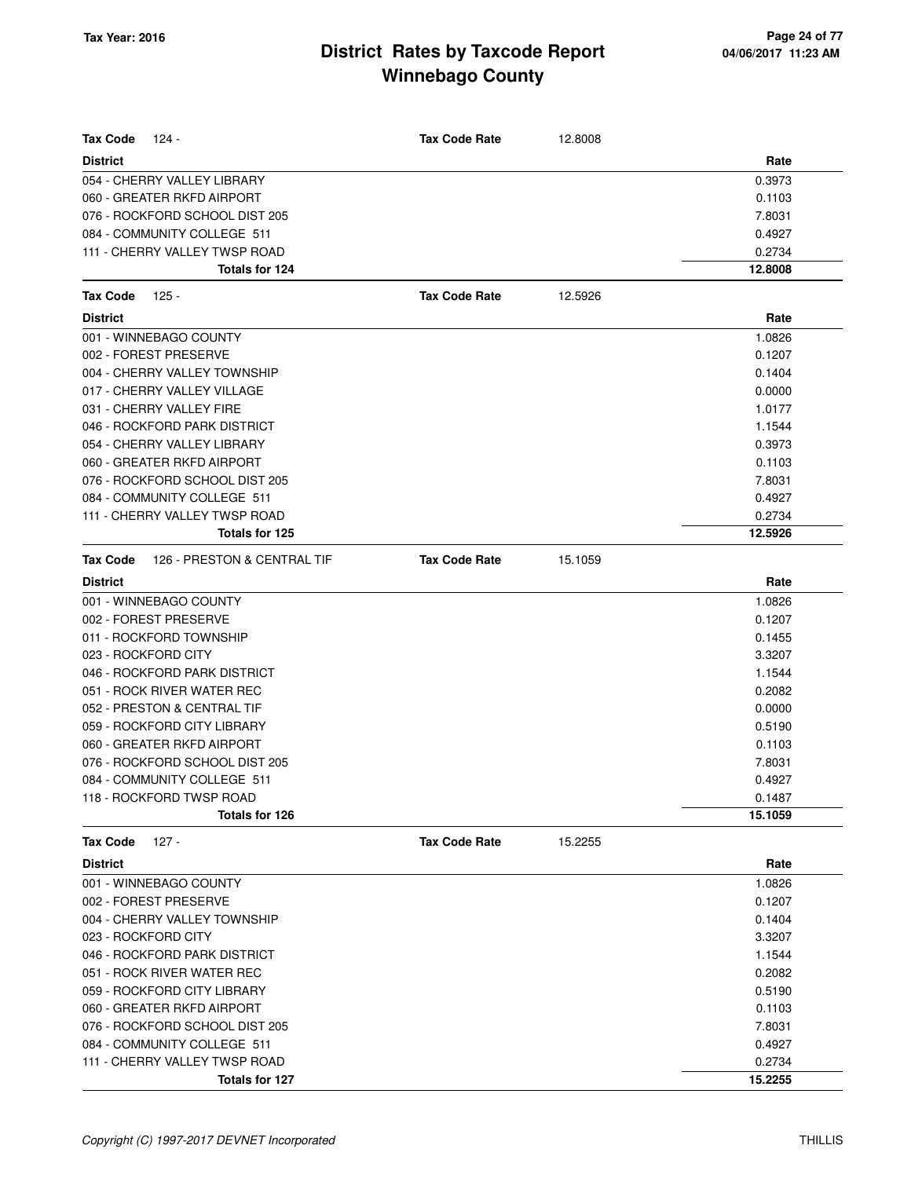| **Tax Code** 124 - | **Tax Code Rate** | 12.8008 |
|---|---|---|
| **District** | | **Rate** |
| 054 - CHERRY VALLEY LIBRARY | | 0.3973 |
| 060 - GREATER RKFD AIRPORT | | 0.1103 |
| 076 - ROCKFORD SCHOOL DIST 205 | | 7.8031 |
| 084 - COMMUNITY COLLEGE 511 | | 0.4927 |
| 111 - CHERRY VALLEY TWSP ROAD | | 0.2734 |
| **Totals for 124** | | **12.8008** |

| **Tax Code** 125 - | **Tax Code Rate** | 12.5926 |
|---|---|---|
| **District** | | **Rate** |
| 001 - WINNEBAGO COUNTY | | 1.0826 |
| 002 - FOREST PRESERVE | | 0.1207 |
| 004 - CHERRY VALLEY TOWNSHIP | | 0.1404 |
| 017 - CHERRY VALLEY VILLAGE | | 0.0000 |
| 031 - CHERRY VALLEY FIRE | | 1.0177 |
| 046 - ROCKFORD PARK DISTRICT | | 1.1544 |
| 054 - CHERRY VALLEY LIBRARY | | 0.3973 |
| 060 - GREATER RKFD AIRPORT | | 0.1103 |
| 076 - ROCKFORD SCHOOL DIST 205 | | 7.8031 |
| 084 - COMMUNITY COLLEGE 511 | | 0.4927 |
| 111 - CHERRY VALLEY TWSP ROAD | | 0.2734 |
| **Totals for 125** | | **12.5926** |

| **Tax Code** 126 - PRESTON & CENTRAL TIF | **Tax Code Rate** | 15.1059 |
|---|---|---|
| **District** | | **Rate** |
| 001 - WINNEBAGO COUNTY | | 1.0826 |
| 002 - FOREST PRESERVE | | 0.1207 |
| 011 - ROCKFORD TOWNSHIP | | 0.1455 |
| 023 - ROCKFORD CITY | | 3.3207 |
| 046 - ROCKFORD PARK DISTRICT | | 1.1544 |
| 051 - ROCK RIVER WATER REC | | 0.2082 |
| 052 - PRESTON & CENTRAL TIF | | 0.0000 |
| 059 - ROCKFORD CITY LIBRARY | | 0.5190 |
| 060 - GREATER RKFD AIRPORT | | 0.1103 |
| 076 - ROCKFORD SCHOOL DIST 205 | | 7.8031 |
| 084 - COMMUNITY COLLEGE 511 | | 0.4927 |
| 118 - ROCKFORD TWSP ROAD | | 0.1487 |
| **Totals for 126** | | **15.1059** |

| **Tax Code** 127 - | **Tax Code Rate** | 15.2255 |
|---|---|---|
| **District** | | **Rate** |
| 001 - WINNEBAGO COUNTY | | 1.0826 |
| 002 - FOREST PRESERVE | | 0.1207 |
| 004 - CHERRY VALLEY TOWNSHIP | | 0.1404 |
| 023 - ROCKFORD CITY | | 3.3207 |
| 046 - ROCKFORD PARK DISTRICT | | 1.1544 |
| 051 - ROCK RIVER WATER REC | | 0.2082 |
| 059 - ROCKFORD CITY LIBRARY | | 0.5190 |
| 060 - GREATER RKFD AIRPORT | | 0.1103 |
| 076 - ROCKFORD SCHOOL DIST 205 | | 7.8031 |
| 084 - COMMUNITY COLLEGE 511 | | 0.4927 |
| 111 - CHERRY VALLEY TWSP ROAD | | 0.2734 |
| **Totals for 127** | | **15.2255** |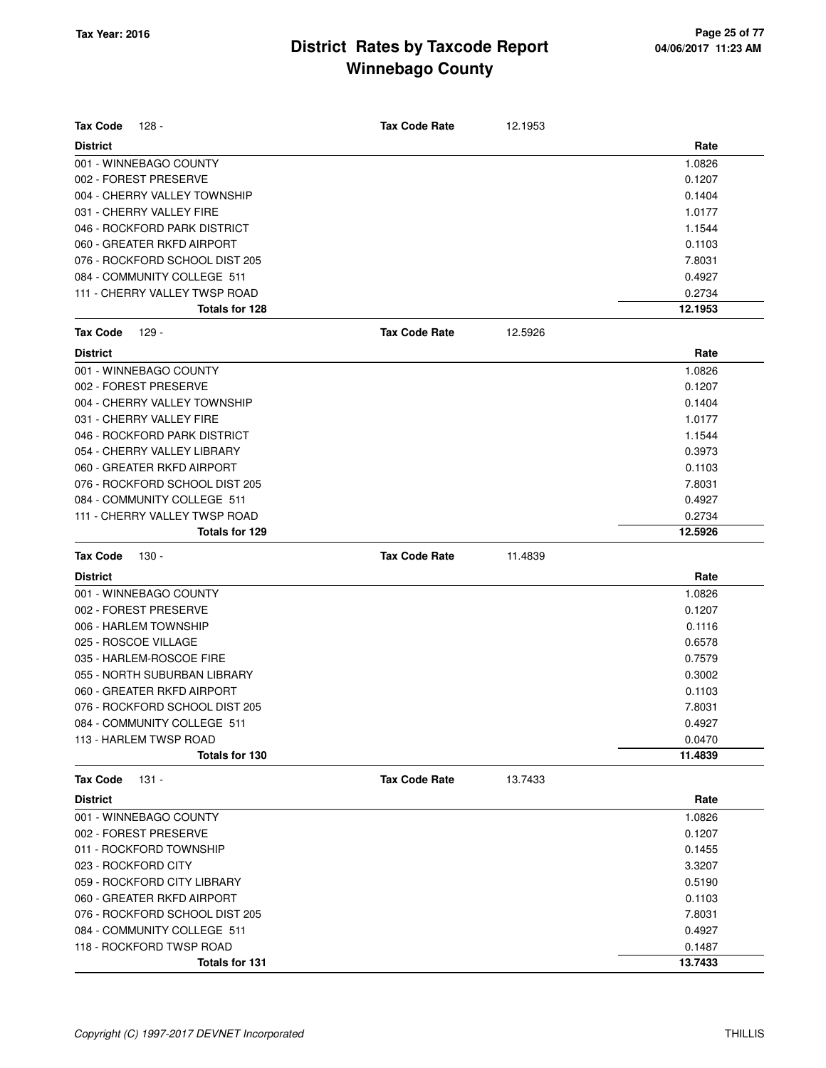# District Rates by Taxcode Report
# Winnebago County

Tax Year: 2016

**Tax Code** 128 - **Tax Code Rate** 12.1953

| District | Rate |
|---|---|
| 001 - WINNEBAGO COUNTY | 1.0826 |
| 002 - FOREST PRESERVE | 0.1207 |
| 004 - CHERRY VALLEY TOWNSHIP | 0.1404 |
| 031 - CHERRY VALLEY FIRE | 1.0177 |
| 046 - ROCKFORD PARK DISTRICT | 1.1544 |
| 060 - GREATER RKFD AIRPORT | 0.1103 |
| 076 - ROCKFORD SCHOOL DIST 205 | 7.8031 |
| 084 - COMMUNITY COLLEGE 511 | 0.4927 |
| 111 - CHERRY VALLEY TWSP ROAD | 0.2734 |
| **Totals for 128** | **12.1953** |

**Tax Code** 129 - **Tax Code Rate** 12.5926

| District | Rate |
|---|---|
| 001 - WINNEBAGO COUNTY | 1.0826 |
| 002 - FOREST PRESERVE | 0.1207 |
| 004 - CHERRY VALLEY TOWNSHIP | 0.1404 |
| 031 - CHERRY VALLEY FIRE | 1.0177 |
| 046 - ROCKFORD PARK DISTRICT | 1.1544 |
| 054 - CHERRY VALLEY LIBRARY | 0.3973 |
| 060 - GREATER RKFD AIRPORT | 0.1103 |
| 076 - ROCKFORD SCHOOL DIST 205 | 7.8031 |
| 084 - COMMUNITY COLLEGE 511 | 0.4927 |
| 111 - CHERRY VALLEY TWSP ROAD | 0.2734 |
| **Totals for 129** | **12.5926** |

**Tax Code** 130 - **Tax Code Rate** 11.4839

| District | Rate |
|---|---|
| 001 - WINNEBAGO COUNTY | 1.0826 |
| 002 - FOREST PRESERVE | 0.1207 |
| 006 - HARLEM TOWNSHIP | 0.1116 |
| 025 - ROSCOE VILLAGE | 0.6578 |
| 035 - HARLEM-ROSCOE FIRE | 0.7579 |
| 055 - NORTH SUBURBAN LIBRARY | 0.3002 |
| 060 - GREATER RKFD AIRPORT | 0.1103 |
| 076 - ROCKFORD SCHOOL DIST 205 | 7.8031 |
| 084 - COMMUNITY COLLEGE 511 | 0.4927 |
| 113 - HARLEM TWSP ROAD | 0.0470 |
| **Totals for 130** | **11.4839** |

**Tax Code** 131 - **Tax Code Rate** 13.7433

| District | Rate |
|---|---|
| 001 - WINNEBAGO COUNTY | 1.0826 |
| 002 - FOREST PRESERVE | 0.1207 |
| 011 - ROCKFORD TOWNSHIP | 0.1455 |
| 023 - ROCKFORD CITY | 3.3207 |
| 059 - ROCKFORD CITY LIBRARY | 0.5190 |
| 060 - GREATER RKFD AIRPORT | 0.1103 |
| 076 - ROCKFORD SCHOOL DIST 205 | 7.8031 |
| 084 - COMMUNITY COLLEGE 511 | 0.4927 |
| 118 - ROCKFORD TWSP ROAD | 0.1487 |
| **Totals for 131** | **13.7433** |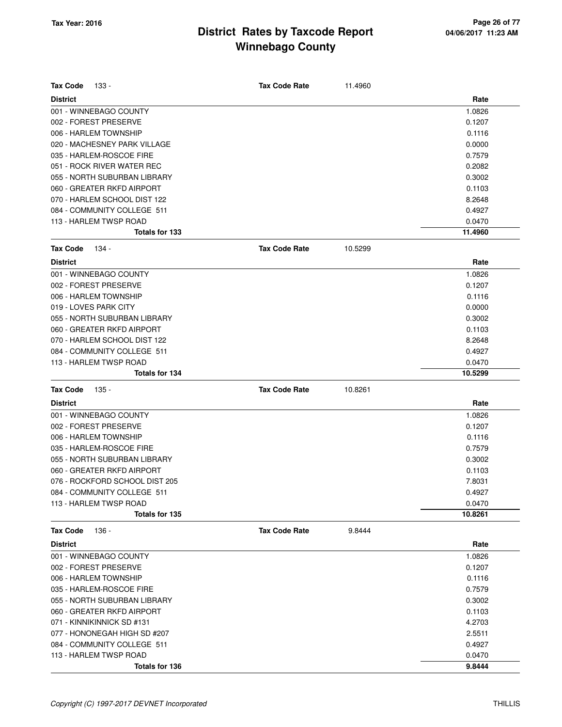# District Rates by Taxcode Report
# Winnebago County

Tax Year: 2016

**Tax Code** 133 - **Tax Code Rate** 11.4960

| District | Rate |
|---|---|
| 001 - WINNEBAGO COUNTY | 1.0826 |
| 002 - FOREST PRESERVE | 0.1207 |
| 006 - HARLEM TOWNSHIP | 0.1116 |
| 020 - MACHESNEY PARK VILLAGE | 0.0000 |
| 035 - HARLEM-ROSCOE FIRE | 0.7579 |
| 051 - ROCK RIVER WATER REC | 0.2082 |
| 055 - NORTH SUBURBAN LIBRARY | 0.3002 |
| 060 - GREATER RKFD AIRPORT | 0.1103 |
| 070 - HARLEM SCHOOL DIST 122 | 8.2648 |
| 084 - COMMUNITY COLLEGE 511 | 0.4927 |
| 113 - HARLEM TWSP ROAD | 0.0470 |
| **Totals for 133** | **11.4960** |

**Tax Code** 134 - **Tax Code Rate** 10.5299

| District | Rate |
|---|---|
| 001 - WINNEBAGO COUNTY | 1.0826 |
| 002 - FOREST PRESERVE | 0.1207 |
| 006 - HARLEM TOWNSHIP | 0.1116 |
| 019 - LOVES PARK CITY | 0.0000 |
| 055 - NORTH SUBURBAN LIBRARY | 0.3002 |
| 060 - GREATER RKFD AIRPORT | 0.1103 |
| 070 - HARLEM SCHOOL DIST 122 | 8.2648 |
| 084 - COMMUNITY COLLEGE 511 | 0.4927 |
| 113 - HARLEM TWSP ROAD | 0.0470 |
| **Totals for 134** | **10.5299** |

**Tax Code** 135 - **Tax Code Rate** 10.8261

| District | Rate |
|---|---|
| 001 - WINNEBAGO COUNTY | 1.0826 |
| 002 - FOREST PRESERVE | 0.1207 |
| 006 - HARLEM TOWNSHIP | 0.1116 |
| 035 - HARLEM-ROSCOE FIRE | 0.7579 |
| 055 - NORTH SUBURBAN LIBRARY | 0.3002 |
| 060 - GREATER RKFD AIRPORT | 0.1103 |
| 076 - ROCKFORD SCHOOL DIST 205 | 7.8031 |
| 084 - COMMUNITY COLLEGE 511 | 0.4927 |
| 113 - HARLEM TWSP ROAD | 0.0470 |
| **Totals for 135** | **10.8261** |

**Tax Code** 136 - **Tax Code Rate** 9.8444

| District | Rate |
|---|---|
| 001 - WINNEBAGO COUNTY | 1.0826 |
| 002 - FOREST PRESERVE | 0.1207 |
| 006 - HARLEM TOWNSHIP | 0.1116 |
| 035 - HARLEM-ROSCOE FIRE | 0.7579 |
| 055 - NORTH SUBURBAN LIBRARY | 0.3002 |
| 060 - GREATER RKFD AIRPORT | 0.1103 |
| 071 - KINNIKINNICK SD #131 | 4.2703 |
| 077 - HONONEGAH HIGH SD #207 | 2.5511 |
| 084 - COMMUNITY COLLEGE 511 | 0.4927 |
| 113 - HARLEM TWSP ROAD | 0.0470 |
| **Totals for 136** | **9.8444** |

*Copyright (C) 1997-2017 DEVNET Incorporated*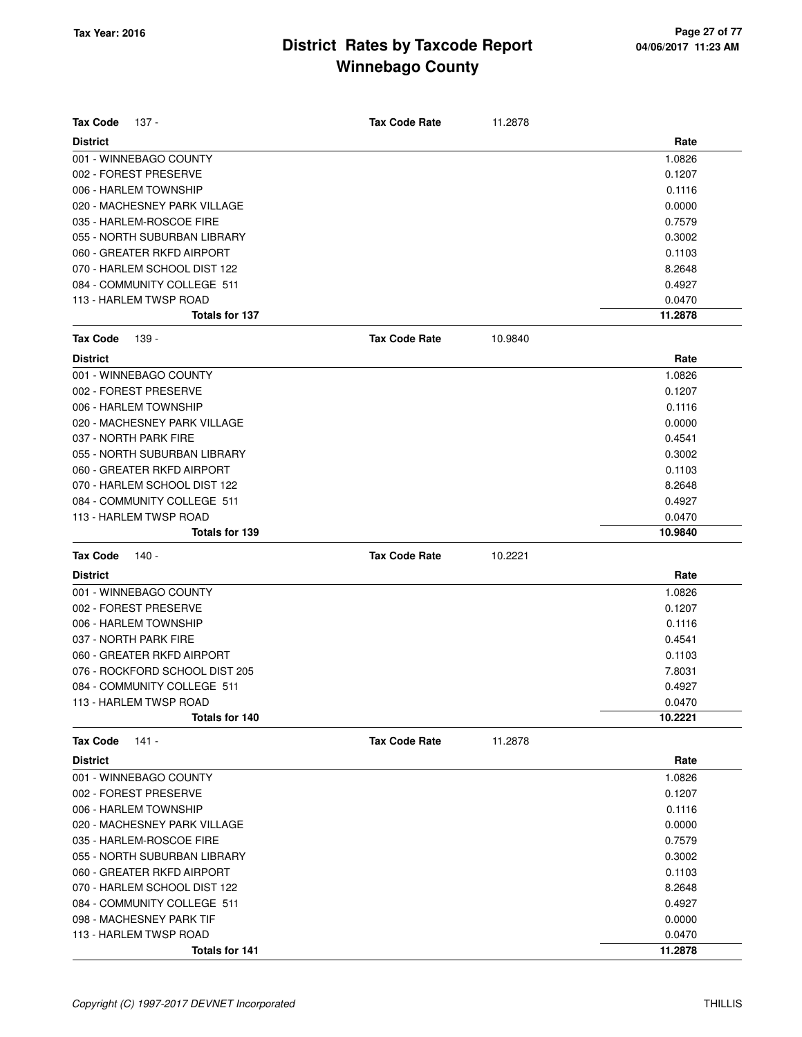# District Rates by Taxcode Report
# Winnebago County

Tax Year: 2016

**Tax Code** 137 - **Tax Code Rate** 11.2878

| District | Rate |
|---|---|
| 001 - WINNEBAGO COUNTY | 1.0826 |
| 002 - FOREST PRESERVE | 0.1207 |
| 006 - HARLEM TOWNSHIP | 0.1116 |
| 020 - MACHESNEY PARK VILLAGE | 0.0000 |
| 035 - HARLEM-ROSCOE FIRE | 0.7579 |
| 055 - NORTH SUBURBAN LIBRARY | 0.3002 |
| 060 - GREATER RKFD AIRPORT | 0.1103 |
| 070 - HARLEM SCHOOL DIST 122 | 8.2648 |
| 084 - COMMUNITY COLLEGE 511 | 0.4927 |
| 113 - HARLEM TWSP ROAD | 0.0470 |
| **Totals for 137** | **11.2878** |

**Tax Code** 139 - **Tax Code Rate** 10.9840

| District | Rate |
|---|---|
| 001 - WINNEBAGO COUNTY | 1.0826 |
| 002 - FOREST PRESERVE | 0.1207 |
| 006 - HARLEM TOWNSHIP | 0.1116 |
| 020 - MACHESNEY PARK VILLAGE | 0.0000 |
| 037 - NORTH PARK FIRE | 0.4541 |
| 055 - NORTH SUBURBAN LIBRARY | 0.3002 |
| 060 - GREATER RKFD AIRPORT | 0.1103 |
| 070 - HARLEM SCHOOL DIST 122 | 8.2648 |
| 084 - COMMUNITY COLLEGE 511 | 0.4927 |
| 113 - HARLEM TWSP ROAD | 0.0470 |
| **Totals for 139** | **10.9840** |

**Tax Code** 140 - **Tax Code Rate** 10.2221

| District | Rate |
|---|---|
| 001 - WINNEBAGO COUNTY | 1.0826 |
| 002 - FOREST PRESERVE | 0.1207 |
| 006 - HARLEM TOWNSHIP | 0.1116 |
| 037 - NORTH PARK FIRE | 0.4541 |
| 060 - GREATER RKFD AIRPORT | 0.1103 |
| 076 - ROCKFORD SCHOOL DIST 205 | 7.8031 |
| 084 - COMMUNITY COLLEGE 511 | 0.4927 |
| 113 - HARLEM TWSP ROAD | 0.0470 |
| **Totals for 140** | **10.2221** |

**Tax Code** 141 - **Tax Code Rate** 11.2878

| District | Rate |
|---|---|
| 001 - WINNEBAGO COUNTY | 1.0826 |
| 002 - FOREST PRESERVE | 0.1207 |
| 006 - HARLEM TOWNSHIP | 0.1116 |
| 020 - MACHESNEY PARK VILLAGE | 0.0000 |
| 035 - HARLEM-ROSCOE FIRE | 0.7579 |
| 055 - NORTH SUBURBAN LIBRARY | 0.3002 |
| 060 - GREATER RKFD AIRPORT | 0.1103 |
| 070 - HARLEM SCHOOL DIST 122 | 8.2648 |
| 084 - COMMUNITY COLLEGE 511 | 0.4927 |
| 098 - MACHESNEY PARK TIF | 0.0000 |
| 113 - HARLEM TWSP ROAD | 0.0470 |
| **Totals for 141** | **11.2878** |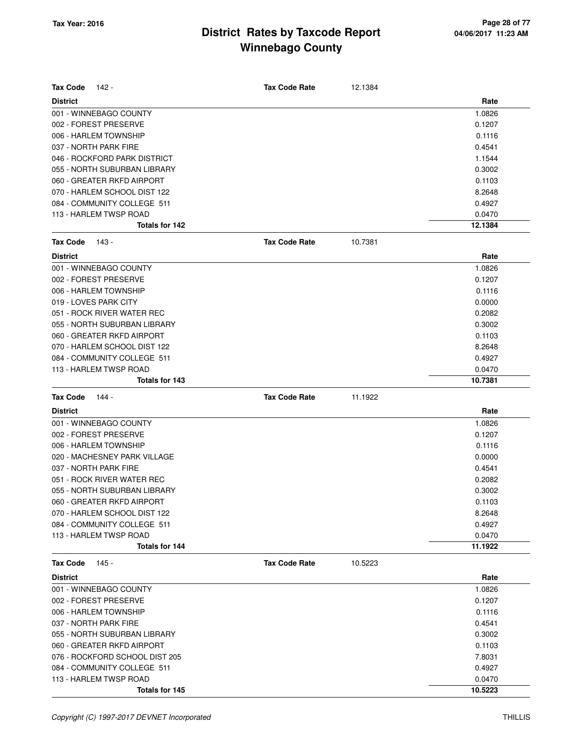# District Rates by Taxcode Report
# Winnebago County

Tax Year: 2016

**Tax Code** 142 - **Tax Code Rate** 12.1384

| District | Rate |
|---|---|
| 001 - WINNEBAGO COUNTY | 1.0826 |
| 002 - FOREST PRESERVE | 0.1207 |
| 006 - HARLEM TOWNSHIP | 0.1116 |
| 037 - NORTH PARK FIRE | 0.4541 |
| 046 - ROCKFORD PARK DISTRICT | 1.1544 |
| 055 - NORTH SUBURBAN LIBRARY | 0.3002 |
| 060 - GREATER RKFD AIRPORT | 0.1103 |
| 070 - HARLEM SCHOOL DIST 122 | 8.2648 |
| 084 - COMMUNITY COLLEGE 511 | 0.4927 |
| 113 - HARLEM TWSP ROAD | 0.0470 |
| **Totals for 142** | **12.1384** |

**Tax Code** 143 - **Tax Code Rate** 10.7381

| District | Rate |
|---|---|
| 001 - WINNEBAGO COUNTY | 1.0826 |
| 002 - FOREST PRESERVE | 0.1207 |
| 006 - HARLEM TOWNSHIP | 0.1116 |
| 019 - LOVES PARK CITY | 0.0000 |
| 051 - ROCK RIVER WATER REC | 0.2082 |
| 055 - NORTH SUBURBAN LIBRARY | 0.3002 |
| 060 - GREATER RKFD AIRPORT | 0.1103 |
| 070 - HARLEM SCHOOL DIST 122 | 8.2648 |
| 084 - COMMUNITY COLLEGE 511 | 0.4927 |
| 113 - HARLEM TWSP ROAD | 0.0470 |
| **Totals for 143** | **10.7381** |

**Tax Code** 144 - **Tax Code Rate** 11.1922

| District | Rate |
|---|---|
| 001 - WINNEBAGO COUNTY | 1.0826 |
| 002 - FOREST PRESERVE | 0.1207 |
| 006 - HARLEM TOWNSHIP | 0.1116 |
| 020 - MACHESNEY PARK VILLAGE | 0.0000 |
| 037 - NORTH PARK FIRE | 0.4541 |
| 051 - ROCK RIVER WATER REC | 0.2082 |
| 055 - NORTH SUBURBAN LIBRARY | 0.3002 |
| 060 - GREATER RKFD AIRPORT | 0.1103 |
| 070 - HARLEM SCHOOL DIST 122 | 8.2648 |
| 084 - COMMUNITY COLLEGE 511 | 0.4927 |
| 113 - HARLEM TWSP ROAD | 0.0470 |
| **Totals for 144** | **11.1922** |

**Tax Code** 145 - **Tax Code Rate** 10.5223

| District | Rate |
|---|---|
| 001 - WINNEBAGO COUNTY | 1.0826 |
| 002 - FOREST PRESERVE | 0.1207 |
| 006 - HARLEM TOWNSHIP | 0.1116 |
| 037 - NORTH PARK FIRE | 0.4541 |
| 055 - NORTH SUBURBAN LIBRARY | 0.3002 |
| 060 - GREATER RKFD AIRPORT | 0.1103 |
| 076 - ROCKFORD SCHOOL DIST 205 | 7.8031 |
| 084 - COMMUNITY COLLEGE 511 | 0.4927 |
| 113 - HARLEM TWSP ROAD | 0.0470 |
| **Totals for 145** | **10.5223** |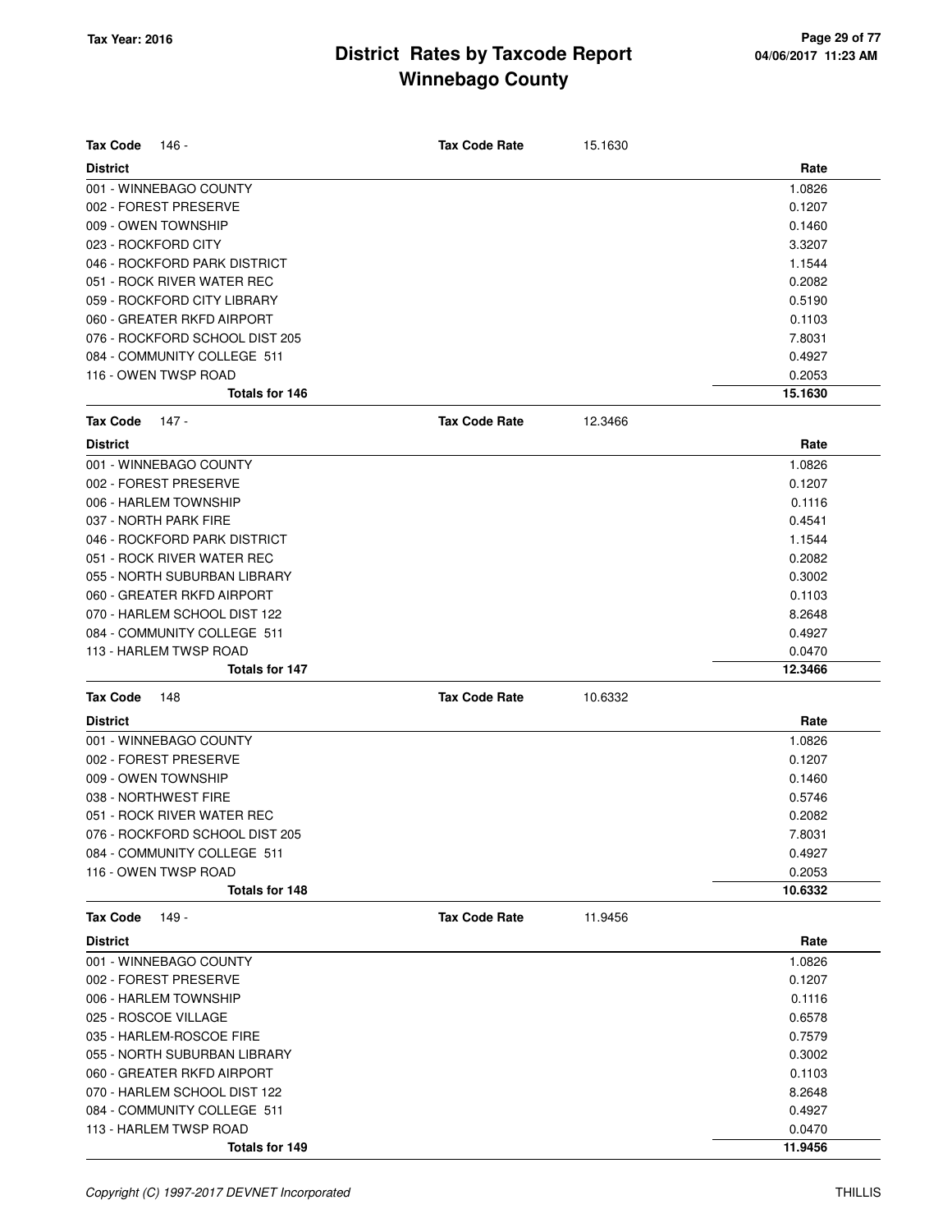# District Rates by Taxcode Report
## Winnebago County

Tax Year: 2016

| Tax Code 146 - | Tax Code Rate | 15.1630 |
|---|---|---|
| **District** | | **Rate** |
| 001 - WINNEBAGO COUNTY | | 1.0826 |
| 002 - FOREST PRESERVE | | 0.1207 |
| 009 - OWEN TOWNSHIP | | 0.1460 |
| 023 - ROCKFORD CITY | | 3.3207 |
| 046 - ROCKFORD PARK DISTRICT | | 1.1544 |
| 051 - ROCK RIVER WATER REC | | 0.2082 |
| 059 - ROCKFORD CITY LIBRARY | | 0.5190 |
| 060 - GREATER RKFD AIRPORT | | 0.1103 |
| 076 - ROCKFORD SCHOOL DIST 205 | | 7.8031 |
| 084 - COMMUNITY COLLEGE 511 | | 0.4927 |
| 116 - OWEN TWSP ROAD | | 0.2053 |
| **Totals for 146** | | **15.1630** |

| Tax Code 147 - | Tax Code Rate | 12.3466 |
|---|---|---|
| **District** | | **Rate** |
| 001 - WINNEBAGO COUNTY | | 1.0826 |
| 002 - FOREST PRESERVE | | 0.1207 |
| 006 - HARLEM TOWNSHIP | | 0.1116 |
| 037 - NORTH PARK FIRE | | 0.4541 |
| 046 - ROCKFORD PARK DISTRICT | | 1.1544 |
| 051 - ROCK RIVER WATER REC | | 0.2082 |
| 055 - NORTH SUBURBAN LIBRARY | | 0.3002 |
| 060 - GREATER RKFD AIRPORT | | 0.1103 |
| 070 - HARLEM SCHOOL DIST 122 | | 8.2648 |
| 084 - COMMUNITY COLLEGE 511 | | 0.4927 |
| 113 - HARLEM TWSP ROAD | | 0.0470 |
| **Totals for 147** | | **12.3466** |

| Tax Code 148 | Tax Code Rate | 10.6332 |
|---|---|---|
| **District** | | **Rate** |
| 001 - WINNEBAGO COUNTY | | 1.0826 |
| 002 - FOREST PRESERVE | | 0.1207 |
| 009 - OWEN TOWNSHIP | | 0.1460 |
| 038 - NORTHWEST FIRE | | 0.5746 |
| 051 - ROCK RIVER WATER REC | | 0.2082 |
| 076 - ROCKFORD SCHOOL DIST 205 | | 7.8031 |
| 084 - COMMUNITY COLLEGE 511 | | 0.4927 |
| 116 - OWEN TWSP ROAD | | 0.2053 |
| **Totals for 148** | | **10.6332** |

| Tax Code 149 - | Tax Code Rate | 11.9456 |
|---|---|---|
| **District** | | **Rate** |
| 001 - WINNEBAGO COUNTY | | 1.0826 |
| 002 - FOREST PRESERVE | | 0.1207 |
| 006 - HARLEM TOWNSHIP | | 0.1116 |
| 025 - ROSCOE VILLAGE | | 0.6578 |
| 035 - HARLEM-ROSCOE FIRE | | 0.7579 |
| 055 - NORTH SUBURBAN LIBRARY | | 0.3002 |
| 060 - GREATER RKFD AIRPORT | | 0.1103 |
| 070 - HARLEM SCHOOL DIST 122 | | 8.2648 |
| 084 - COMMUNITY COLLEGE 511 | | 0.4927 |
| 113 - HARLEM TWSP ROAD | | 0.0470 |
| **Totals for 149** | | **11.9456** |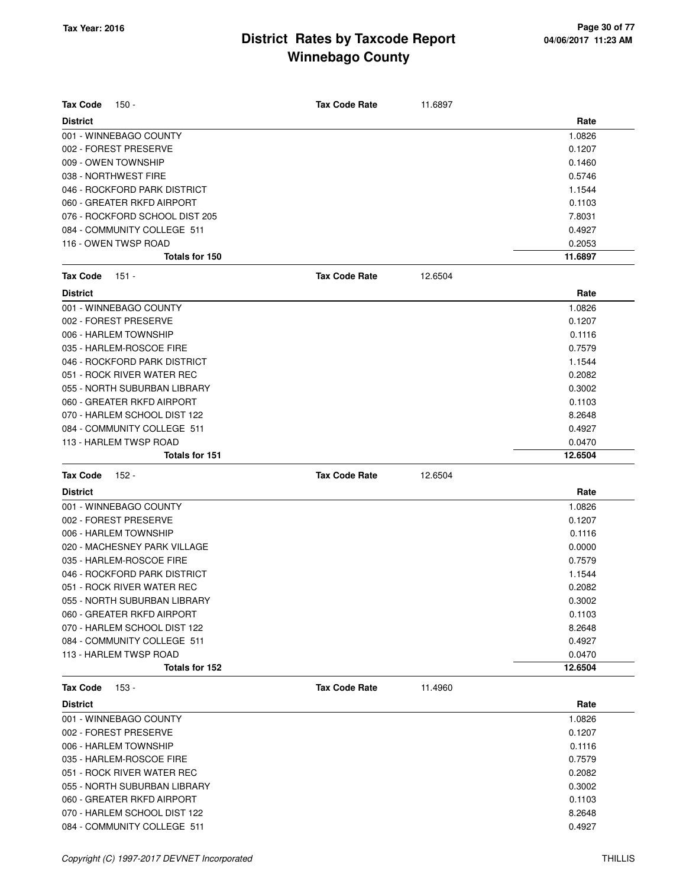# District Rates by Taxcode Report
## Winnebago County

Tax Year: 2016

**Tax Code** 150 - **Tax Code Rate** 11.6897

| District | Rate |
|---|---|
| 001 - WINNEBAGO COUNTY | 1.0826 |
| 002 - FOREST PRESERVE | 0.1207 |
| 009 - OWEN TOWNSHIP | 0.1460 |
| 038 - NORTHWEST FIRE | 0.5746 |
| 046 - ROCKFORD PARK DISTRICT | 1.1544 |
| 060 - GREATER RKFD AIRPORT | 0.1103 |
| 076 - ROCKFORD SCHOOL DIST 205 | 7.8031 |
| 084 - COMMUNITY COLLEGE 511 | 0.4927 |
| 116 - OWEN TWSP ROAD | 0.2053 |
| **Totals for 150** | **11.6897** |

**Tax Code** 151 - **Tax Code Rate** 12.6504

| District | Rate |
|---|---|
| 001 - WINNEBAGO COUNTY | 1.0826 |
| 002 - FOREST PRESERVE | 0.1207 |
| 006 - HARLEM TOWNSHIP | 0.1116 |
| 035 - HARLEM-ROSCOE FIRE | 0.7579 |
| 046 - ROCKFORD PARK DISTRICT | 1.1544 |
| 051 - ROCK RIVER WATER REC | 0.2082 |
| 055 - NORTH SUBURBAN LIBRARY | 0.3002 |
| 060 - GREATER RKFD AIRPORT | 0.1103 |
| 070 - HARLEM SCHOOL DIST 122 | 8.2648 |
| 084 - COMMUNITY COLLEGE 511 | 0.4927 |
| 113 - HARLEM TWSP ROAD | 0.0470 |
| **Totals for 151** | **12.6504** |

**Tax Code** 152 - **Tax Code Rate** 12.6504

| District | Rate |
|---|---|
| 001 - WINNEBAGO COUNTY | 1.0826 |
| 002 - FOREST PRESERVE | 0.1207 |
| 006 - HARLEM TOWNSHIP | 0.1116 |
| 020 - MACHESNEY PARK VILLAGE | 0.0000 |
| 035 - HARLEM-ROSCOE FIRE | 0.7579 |
| 046 - ROCKFORD PARK DISTRICT | 1.1544 |
| 051 - ROCK RIVER WATER REC | 0.2082 |
| 055 - NORTH SUBURBAN LIBRARY | 0.3002 |
| 060 - GREATER RKFD AIRPORT | 0.1103 |
| 070 - HARLEM SCHOOL DIST 122 | 8.2648 |
| 084 - COMMUNITY COLLEGE 511 | 0.4927 |
| 113 - HARLEM TWSP ROAD | 0.0470 |
| **Totals for 152** | **12.6504** |

**Tax Code** 153 - **Tax Code Rate** 11.4960

| District | Rate |
|---|---|
| 001 - WINNEBAGO COUNTY | 1.0826 |
| 002 - FOREST PRESERVE | 0.1207 |
| 006 - HARLEM TOWNSHIP | 0.1116 |
| 035 - HARLEM-ROSCOE FIRE | 0.7579 |
| 051 - ROCK RIVER WATER REC | 0.2082 |
| 055 - NORTH SUBURBAN LIBRARY | 0.3002 |
| 060 - GREATER RKFD AIRPORT | 0.1103 |
| 070 - HARLEM SCHOOL DIST 122 | 8.2648 |
| 084 - COMMUNITY COLLEGE 511 | 0.4927 |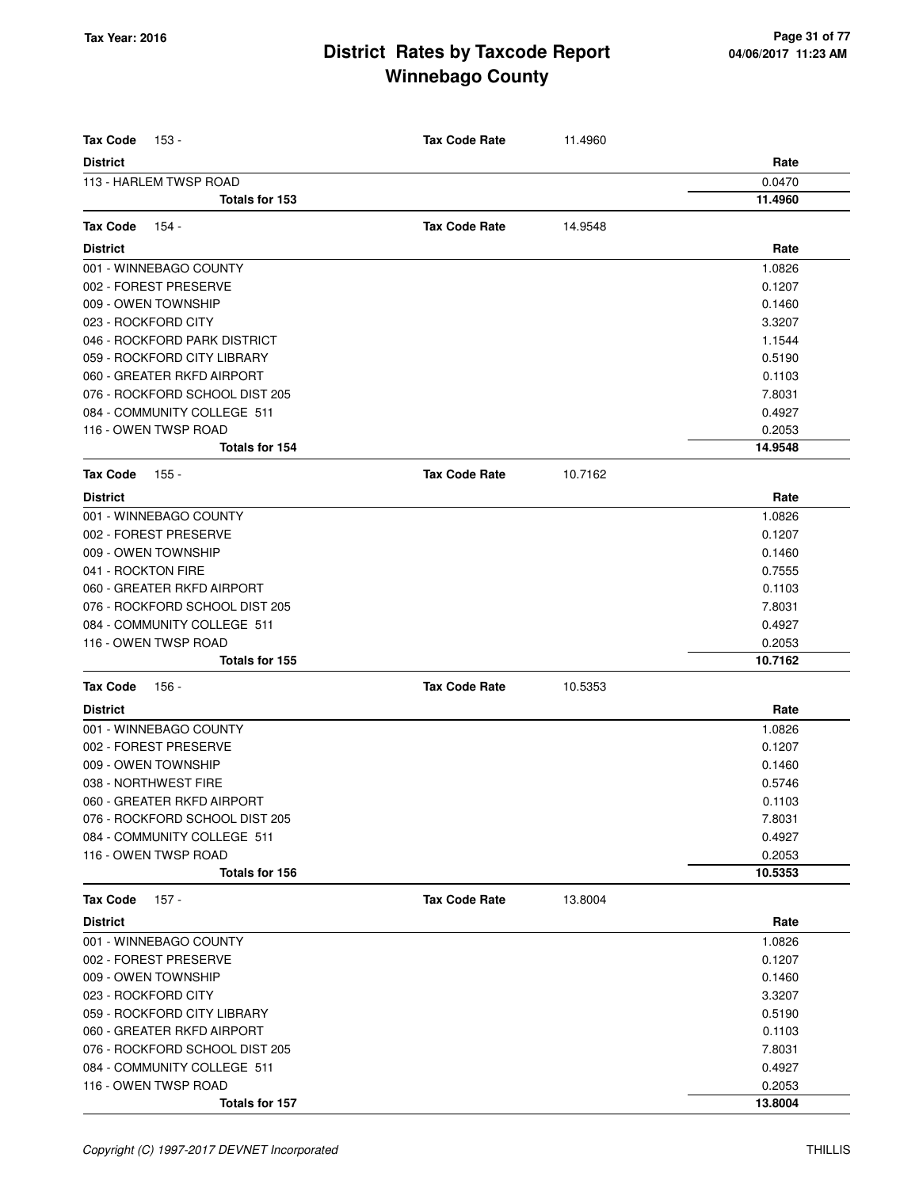| **Tax Code** 153 - | **Tax Code Rate** | 11.4960 |
|---|---|---|
| **District** | | **Rate** |
| 113 - HARLEM TWSP ROAD | | 0.0470 |
| **Totals for 153** | | **11.4960** |

| **Tax Code** 154 - | **Tax Code Rate** | 14.9548 |
|---|---|---|
| **District** | | **Rate** |
| 001 - WINNEBAGO COUNTY | | 1.0826 |
| 002 - FOREST PRESERVE | | 0.1207 |
| 009 - OWEN TOWNSHIP | | 0.1460 |
| 023 - ROCKFORD CITY | | 3.3207 |
| 046 - ROCKFORD PARK DISTRICT | | 1.1544 |
| 059 - ROCKFORD CITY LIBRARY | | 0.5190 |
| 060 - GREATER RKFD AIRPORT | | 0.1103 |
| 076 - ROCKFORD SCHOOL DIST 205 | | 7.8031 |
| 084 - COMMUNITY COLLEGE 511 | | 0.4927 |
| 116 - OWEN TWSP ROAD | | 0.2053 |
| **Totals for 154** | | **14.9548** |

| **Tax Code** 155 - | **Tax Code Rate** | 10.7162 |
|---|---|---|
| **District** | | **Rate** |
| 001 - WINNEBAGO COUNTY | | 1.0826 |
| 002 - FOREST PRESERVE | | 0.1207 |
| 009 - OWEN TOWNSHIP | | 0.1460 |
| 041 - ROCKTON FIRE | | 0.7555 |
| 060 - GREATER RKFD AIRPORT | | 0.1103 |
| 076 - ROCKFORD SCHOOL DIST 205 | | 7.8031 |
| 084 - COMMUNITY COLLEGE 511 | | 0.4927 |
| 116 - OWEN TWSP ROAD | | 0.2053 |
| **Totals for 155** | | **10.7162** |

| **Tax Code** 156 - | **Tax Code Rate** | 10.5353 |
|---|---|---|
| **District** | | **Rate** |
| 001 - WINNEBAGO COUNTY | | 1.0826 |
| 002 - FOREST PRESERVE | | 0.1207 |
| 009 - OWEN TOWNSHIP | | 0.1460 |
| 038 - NORTHWEST FIRE | | 0.5746 |
| 060 - GREATER RKFD AIRPORT | | 0.1103 |
| 076 - ROCKFORD SCHOOL DIST 205 | | 7.8031 |
| 084 - COMMUNITY COLLEGE 511 | | 0.4927 |
| 116 - OWEN TWSP ROAD | | 0.2053 |
| **Totals for 156** | | **10.5353** |

| **Tax Code** 157 - | **Tax Code Rate** | 13.8004 |
|---|---|---|
| **District** | | **Rate** |
| 001 - WINNEBAGO COUNTY | | 1.0826 |
| 002 - FOREST PRESERVE | | 0.1207 |
| 009 - OWEN TOWNSHIP | | 0.1460 |
| 023 - ROCKFORD CITY | | 3.3207 |
| 059 - ROCKFORD CITY LIBRARY | | 0.5190 |
| 060 - GREATER RKFD AIRPORT | | 0.1103 |
| 076 - ROCKFORD SCHOOL DIST 205 | | 7.8031 |
| 084 - COMMUNITY COLLEGE 511 | | 0.4927 |
| 116 - OWEN TWSP ROAD | | 0.2053 |
| **Totals for 157** | | **13.8004** |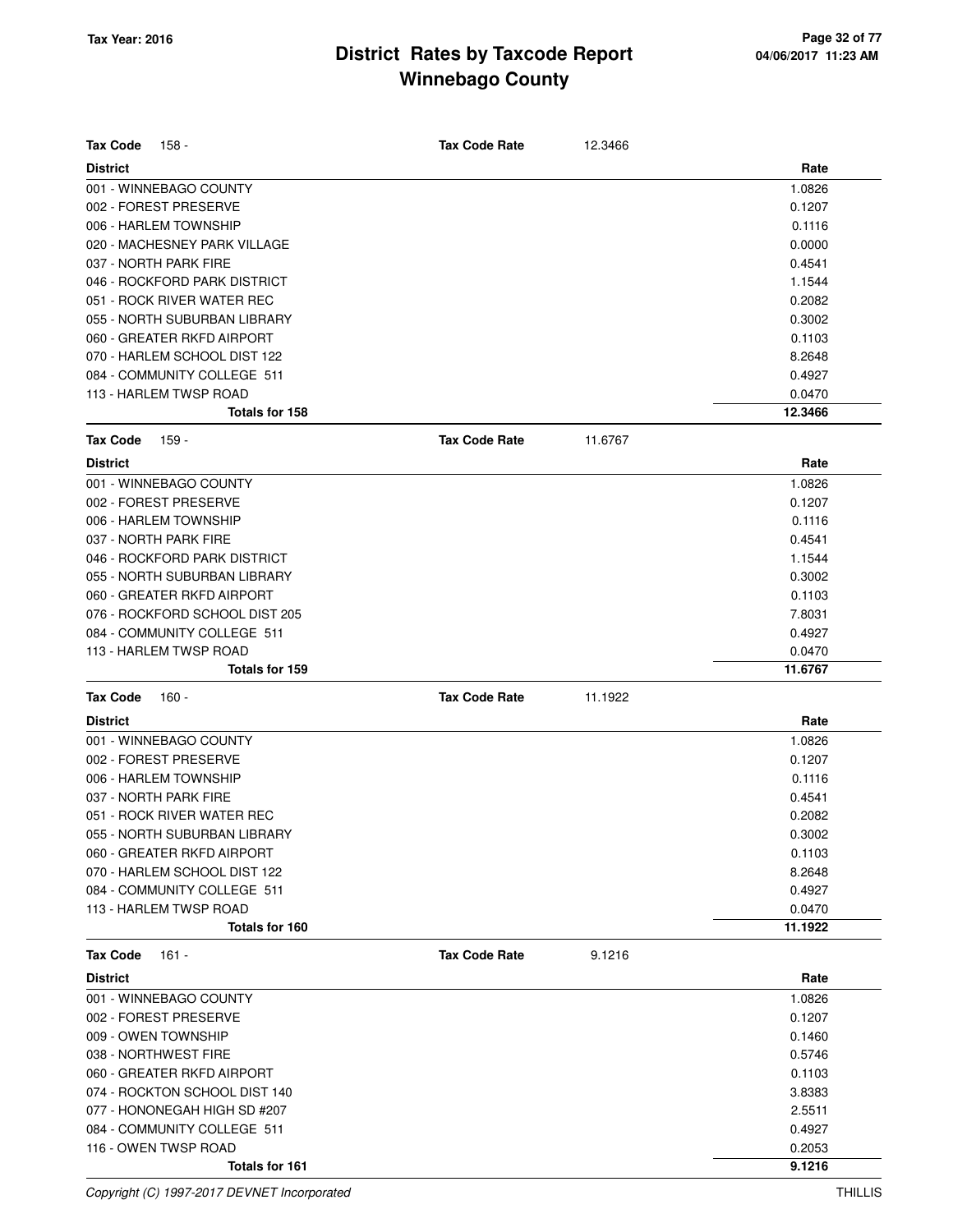# District Rates by Taxcode Report
# Winnebago County

Tax Year: 2016

**Tax Code** 158 - **Tax Code Rate** 12.3466

| District | Rate |
|---|---|
| 001 - WINNEBAGO COUNTY | 1.0826 |
| 002 - FOREST PRESERVE | 0.1207 |
| 006 - HARLEM TOWNSHIP | 0.1116 |
| 020 - MACHESNEY PARK VILLAGE | 0.0000 |
| 037 - NORTH PARK FIRE | 0.4541 |
| 046 - ROCKFORD PARK DISTRICT | 1.1544 |
| 051 - ROCK RIVER WATER REC | 0.2082 |
| 055 - NORTH SUBURBAN LIBRARY | 0.3002 |
| 060 - GREATER RKFD AIRPORT | 0.1103 |
| 070 - HARLEM SCHOOL DIST 122 | 8.2648 |
| 084 - COMMUNITY COLLEGE 511 | 0.4927 |
| 113 - HARLEM TWSP ROAD | 0.0470 |
| **Totals for 158** | **12.3466** |

**Tax Code** 159 - **Tax Code Rate** 11.6767

| District | Rate |
|---|---|
| 001 - WINNEBAGO COUNTY | 1.0826 |
| 002 - FOREST PRESERVE | 0.1207 |
| 006 - HARLEM TOWNSHIP | 0.1116 |
| 037 - NORTH PARK FIRE | 0.4541 |
| 046 - ROCKFORD PARK DISTRICT | 1.1544 |
| 055 - NORTH SUBURBAN LIBRARY | 0.3002 |
| 060 - GREATER RKFD AIRPORT | 0.1103 |
| 076 - ROCKFORD SCHOOL DIST 205 | 7.8031 |
| 084 - COMMUNITY COLLEGE 511 | 0.4927 |
| 113 - HARLEM TWSP ROAD | 0.0470 |
| **Totals for 159** | **11.6767** |

**Tax Code** 160 - **Tax Code Rate** 11.1922

| District | Rate |
|---|---|
| 001 - WINNEBAGO COUNTY | 1.0826 |
| 002 - FOREST PRESERVE | 0.1207 |
| 006 - HARLEM TOWNSHIP | 0.1116 |
| 037 - NORTH PARK FIRE | 0.4541 |
| 051 - ROCK RIVER WATER REC | 0.2082 |
| 055 - NORTH SUBURBAN LIBRARY | 0.3002 |
| 060 - GREATER RKFD AIRPORT | 0.1103 |
| 070 - HARLEM SCHOOL DIST 122 | 8.2648 |
| 084 - COMMUNITY COLLEGE 511 | 0.4927 |
| 113 - HARLEM TWSP ROAD | 0.0470 |
| **Totals for 160** | **11.1922** |

**Tax Code** 161 - **Tax Code Rate** 9.1216

| District | Rate |
|---|---|
| 001 - WINNEBAGO COUNTY | 1.0826 |
| 002 - FOREST PRESERVE | 0.1207 |
| 009 - OWEN TOWNSHIP | 0.1460 |
| 038 - NORTHWEST FIRE | 0.5746 |
| 060 - GREATER RKFD AIRPORT | 0.1103 |
| 074 - ROCKTON SCHOOL DIST 140 | 3.8383 |
| 077 - HONONEGAH HIGH SD #207 | 2.5511 |
| 084 - COMMUNITY COLLEGE 511 | 0.4927 |
| 116 - OWEN TWSP ROAD | 0.2053 |
| **Totals for 161** | **9.1216** |

Copyright (C) 1997-2017 DEVNET Incorporated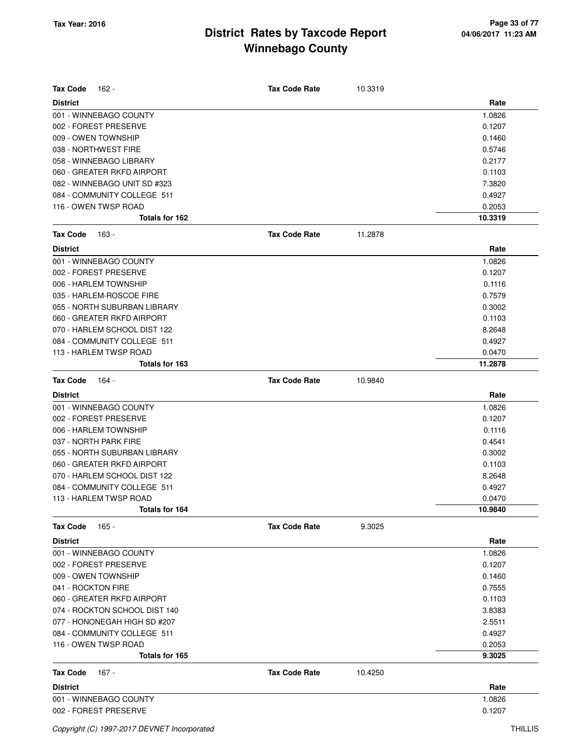| Tax Code 162 - | Tax Code Rate | 10.3319 |
|---|---|---|
| **District** | | **Rate** |
| 001 - WINNEBAGO COUNTY | | 1.0826 |
| 002 - FOREST PRESERVE | | 0.1207 |
| 009 - OWEN TOWNSHIP | | 0.1460 |
| 038 - NORTHWEST FIRE | | 0.5746 |
| 058 - WINNEBAGO LIBRARY | | 0.2177 |
| 060 - GREATER RKFD AIRPORT | | 0.1103 |
| 082 - WINNEBAGO UNIT SD #323 | | 7.3820 |
| 084 - COMMUNITY COLLEGE 511 | | 0.4927 |
| 116 - OWEN TWSP ROAD | | 0.2053 |
| **Totals for 162** | | **10.3319** |

| Tax Code 163 - | Tax Code Rate | 11.2878 |
|---|---|---|
| **District** | | **Rate** |
| 001 - WINNEBAGO COUNTY | | 1.0826 |
| 002 - FOREST PRESERVE | | 0.1207 |
| 006 - HARLEM TOWNSHIP | | 0.1116 |
| 035 - HARLEM-ROSCOE FIRE | | 0.7579 |
| 055 - NORTH SUBURBAN LIBRARY | | 0.3002 |
| 060 - GREATER RKFD AIRPORT | | 0.1103 |
| 070 - HARLEM SCHOOL DIST 122 | | 8.2648 |
| 084 - COMMUNITY COLLEGE 511 | | 0.4927 |
| 113 - HARLEM TWSP ROAD | | 0.0470 |
| **Totals for 163** | | **11.2878** |

| Tax Code 164 - | Tax Code Rate | 10.9840 |
|---|---|---|
| **District** | | **Rate** |
| 001 - WINNEBAGO COUNTY | | 1.0826 |
| 002 - FOREST PRESERVE | | 0.1207 |
| 006 - HARLEM TOWNSHIP | | 0.1116 |
| 037 - NORTH PARK FIRE | | 0.4541 |
| 055 - NORTH SUBURBAN LIBRARY | | 0.3002 |
| 060 - GREATER RKFD AIRPORT | | 0.1103 |
| 070 - HARLEM SCHOOL DIST 122 | | 8.2648 |
| 084 - COMMUNITY COLLEGE 511 | | 0.4927 |
| 113 - HARLEM TWSP ROAD | | 0.0470 |
| **Totals for 164** | | **10.9840** |

| Tax Code 165 - | Tax Code Rate | 9.3025 |
|---|---|---|
| **District** | | **Rate** |
| 001 - WINNEBAGO COUNTY | | 1.0826 |
| 002 - FOREST PRESERVE | | 0.1207 |
| 009 - OWEN TOWNSHIP | | 0.1460 |
| 041 - ROCKTON FIRE | | 0.7555 |
| 060 - GREATER RKFD AIRPORT | | 0.1103 |
| 074 - ROCKTON SCHOOL DIST 140 | | 3.8383 |
| 077 - HONONEGAH HIGH SD #207 | | 2.5511 |
| 084 - COMMUNITY COLLEGE 511 | | 0.4927 |
| 116 - OWEN TWSP ROAD | | 0.2053 |
| **Totals for 165** | | **9.3025** |

| Tax Code 167 - | Tax Code Rate | 10.4250 |
|---|---|---|
| **District** | | **Rate** |
| 001 - WINNEBAGO COUNTY | | 1.0826 |
| 002 - FOREST PRESERVE | | 0.1207 |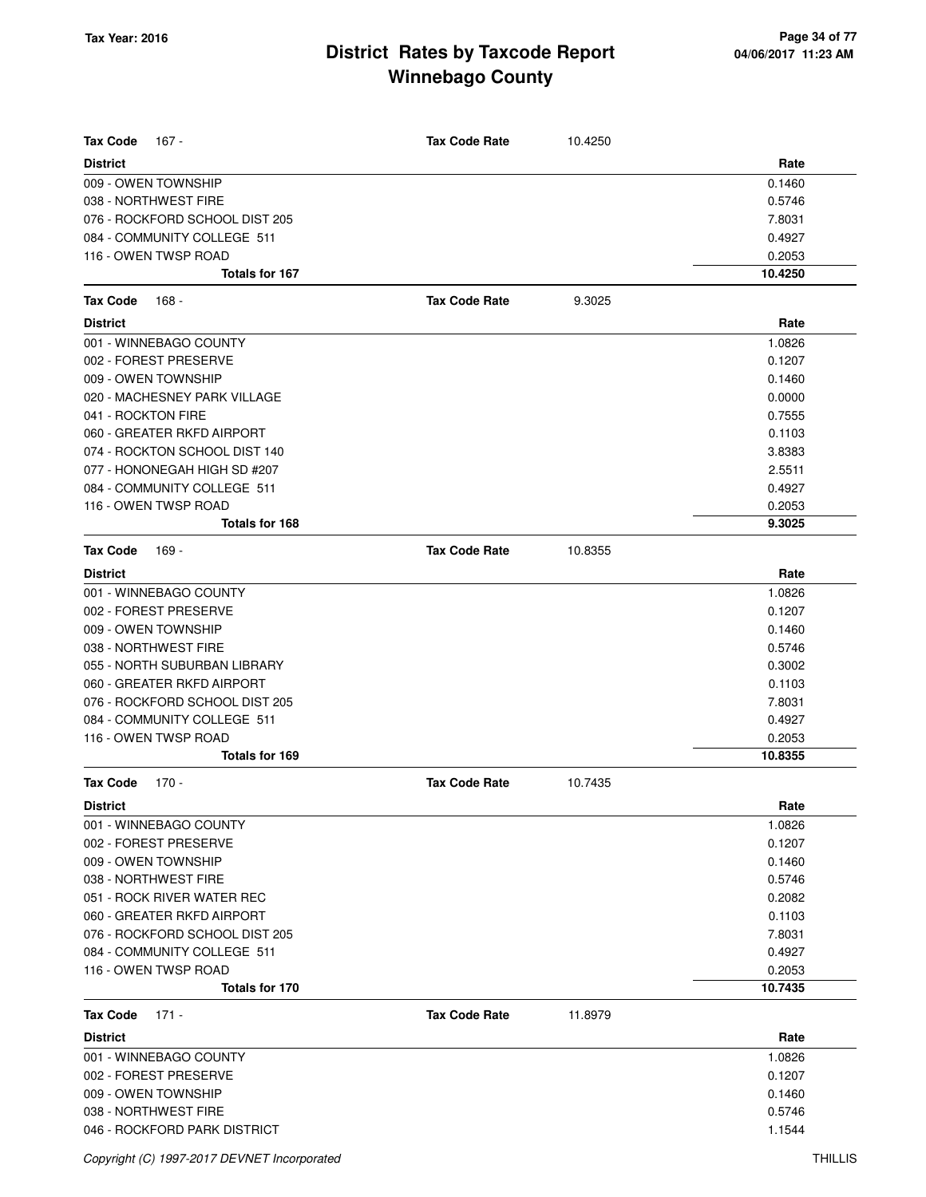# District Rates by Taxcode Report
## Winnebago County

Tax Year: 2016

| **Tax Code** 167 - | **Tax Code Rate** 10.4250 | |
|---|---|---|
| **District** | | **Rate** |
| 009 - OWEN TOWNSHIP | | 0.1460 |
| 038 - NORTHWEST FIRE | | 0.5746 |
| 076 - ROCKFORD SCHOOL DIST 205 | | 7.8031 |
| 084 - COMMUNITY COLLEGE 511 | | 0.4927 |
| 116 - OWEN TWSP ROAD | | 0.2053 |
| **Totals for 167** | | **10.4250** |

| **Tax Code** 168 - | **Tax Code Rate** 9.3025 | |
|---|---|---|
| **District** | | **Rate** |
| 001 - WINNEBAGO COUNTY | | 1.0826 |
| 002 - FOREST PRESERVE | | 0.1207 |
| 009 - OWEN TOWNSHIP | | 0.1460 |
| 020 - MACHESNEY PARK VILLAGE | | 0.0000 |
| 041 - ROCKTON FIRE | | 0.7555 |
| 060 - GREATER RKFD AIRPORT | | 0.1103 |
| 074 - ROCKTON SCHOOL DIST 140 | | 3.8383 |
| 077 - HONONEGAH HIGH SD #207 | | 2.5511 |
| 084 - COMMUNITY COLLEGE 511 | | 0.4927 |
| 116 - OWEN TWSP ROAD | | 0.2053 |
| **Totals for 168** | | **9.3025** |

| **Tax Code** 169 - | **Tax Code Rate** 10.8355 | |
|---|---|---|
| **District** | | **Rate** |
| 001 - WINNEBAGO COUNTY | | 1.0826 |
| 002 - FOREST PRESERVE | | 0.1207 |
| 009 - OWEN TOWNSHIP | | 0.1460 |
| 038 - NORTHWEST FIRE | | 0.5746 |
| 055 - NORTH SUBURBAN LIBRARY | | 0.3002 |
| 060 - GREATER RKFD AIRPORT | | 0.1103 |
| 076 - ROCKFORD SCHOOL DIST 205 | | 7.8031 |
| 084 - COMMUNITY COLLEGE 511 | | 0.4927 |
| 116 - OWEN TWSP ROAD | | 0.2053 |
| **Totals for 169** | | **10.8355** |

| **Tax Code** 170 - | **Tax Code Rate** 10.7435 | |
|---|---|---|
| **District** | | **Rate** |
| 001 - WINNEBAGO COUNTY | | 1.0826 |
| 002 - FOREST PRESERVE | | 0.1207 |
| 009 - OWEN TOWNSHIP | | 0.1460 |
| 038 - NORTHWEST FIRE | | 0.5746 |
| 051 - ROCK RIVER WATER REC | | 0.2082 |
| 060 - GREATER RKFD AIRPORT | | 0.1103 |
| 076 - ROCKFORD SCHOOL DIST 205 | | 7.8031 |
| 084 - COMMUNITY COLLEGE 511 | | 0.4927 |
| 116 - OWEN TWSP ROAD | | 0.2053 |
| **Totals for 170** | | **10.7435** |

| **Tax Code** 171 - | **Tax Code Rate** 11.8979 | |
|---|---|---|
| **District** | | **Rate** |
| 001 - WINNEBAGO COUNTY | | 1.0826 |
| 002 - FOREST PRESERVE | | 0.1207 |
| 009 - OWEN TOWNSHIP | | 0.1460 |
| 038 - NORTHWEST FIRE | | 0.5746 |
| 046 - ROCKFORD PARK DISTRICT | | 1.1544 |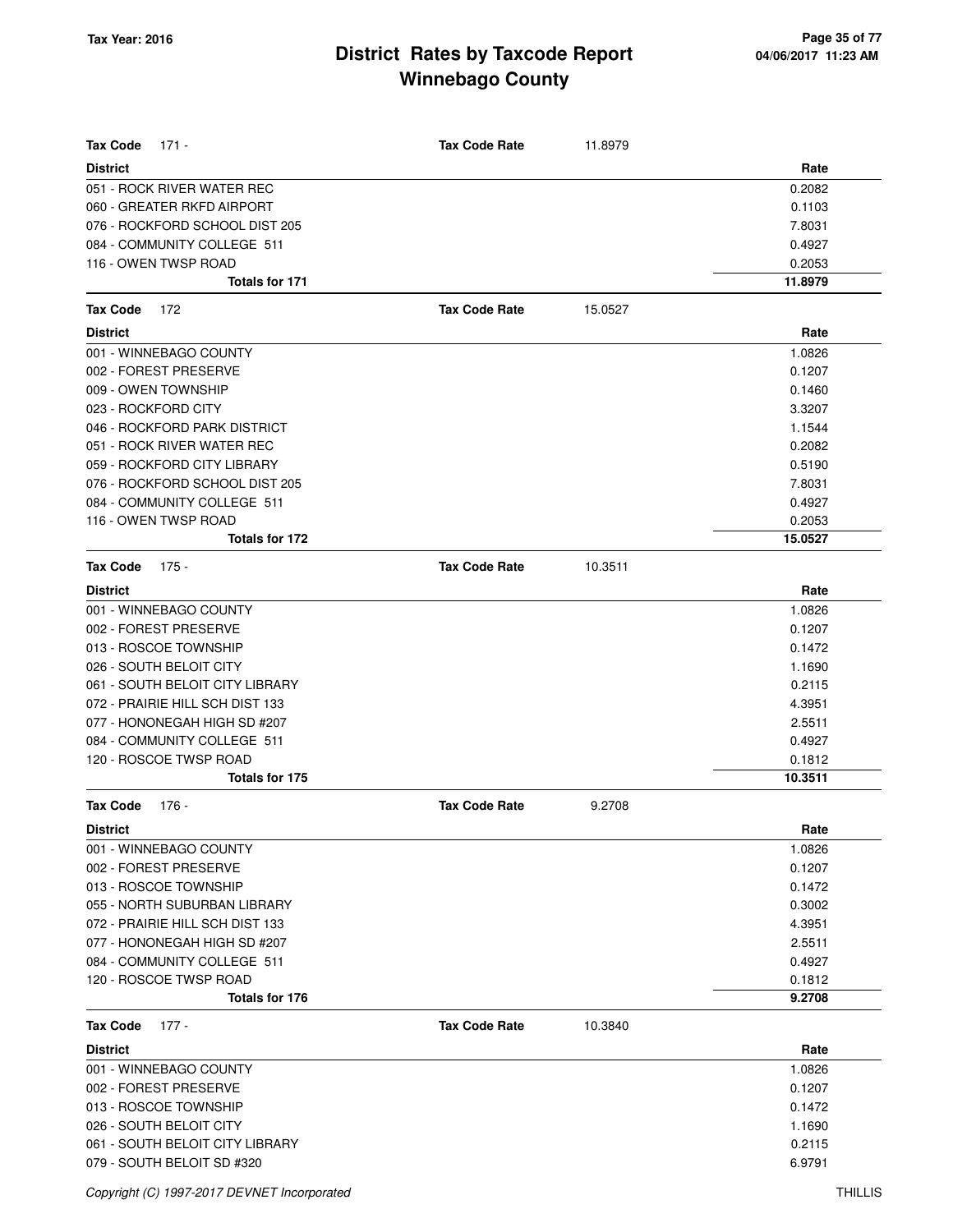# District Rates by Taxcode Report
# Winnebago County

Tax Year: 2016

**Tax Code** 171 - **Tax Code Rate** 11.8979

| District | Rate |
|---|---|
| 051 - ROCK RIVER WATER REC | 0.2082 |
| 060 - GREATER RKFD AIRPORT | 0.1103 |
| 076 - ROCKFORD SCHOOL DIST 205 | 7.8031 |
| 084 - COMMUNITY COLLEGE 511 | 0.4927 |
| 116 - OWEN TWSP ROAD | 0.2053 |
| **Totals for 171** | **11.8979** |

**Tax Code** 172 **Tax Code Rate** 15.0527

| District | Rate |
|---|---|
| 001 - WINNEBAGO COUNTY | 1.0826 |
| 002 - FOREST PRESERVE | 0.1207 |
| 009 - OWEN TOWNSHIP | 0.1460 |
| 023 - ROCKFORD CITY | 3.3207 |
| 046 - ROCKFORD PARK DISTRICT | 1.1544 |
| 051 - ROCK RIVER WATER REC | 0.2082 |
| 059 - ROCKFORD CITY LIBRARY | 0.5190 |
| 076 - ROCKFORD SCHOOL DIST 205 | 7.8031 |
| 084 - COMMUNITY COLLEGE 511 | 0.4927 |
| 116 - OWEN TWSP ROAD | 0.2053 |
| **Totals for 172** | **15.0527** |

**Tax Code** 175 - **Tax Code Rate** 10.3511

| District | Rate |
|---|---|
| 001 - WINNEBAGO COUNTY | 1.0826 |
| 002 - FOREST PRESERVE | 0.1207 |
| 013 - ROSCOE TOWNSHIP | 0.1472 |
| 026 - SOUTH BELOIT CITY | 1.1690 |
| 061 - SOUTH BELOIT CITY LIBRARY | 0.2115 |
| 072 - PRAIRIE HILL SCH DIST 133 | 4.3951 |
| 077 - HONONEGAH HIGH SD #207 | 2.5511 |
| 084 - COMMUNITY COLLEGE 511 | 0.4927 |
| 120 - ROSCOE TWSP ROAD | 0.1812 |
| **Totals for 175** | **10.3511** |

**Tax Code** 176 - **Tax Code Rate** 9.2708

| District | Rate |
|---|---|
| 001 - WINNEBAGO COUNTY | 1.0826 |
| 002 - FOREST PRESERVE | 0.1207 |
| 013 - ROSCOE TOWNSHIP | 0.1472 |
| 055 - NORTH SUBURBAN LIBRARY | 0.3002 |
| 072 - PRAIRIE HILL SCH DIST 133 | 4.3951 |
| 077 - HONONEGAH HIGH SD #207 | 2.5511 |
| 084 - COMMUNITY COLLEGE 511 | 0.4927 |
| 120 - ROSCOE TWSP ROAD | 0.1812 |
| **Totals for 176** | **9.2708** |

**Tax Code** 177 - **Tax Code Rate** 10.3840

| District | Rate |
|---|---|
| 001 - WINNEBAGO COUNTY | 1.0826 |
| 002 - FOREST PRESERVE | 0.1207 |
| 013 - ROSCOE TOWNSHIP | 0.1472 |
| 026 - SOUTH BELOIT CITY | 1.1690 |
| 061 - SOUTH BELOIT CITY LIBRARY | 0.2115 |
| 079 - SOUTH BELOIT SD #320 | 6.9791 |

Copyright (C) 1997-2017 DEVNET Incorporated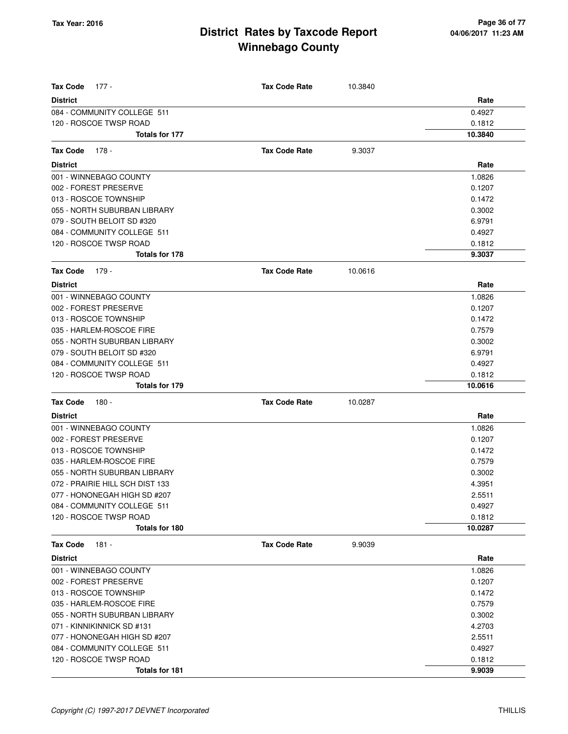# District Rates by Taxcode Report
# Winnebago County

Tax Year: 2016

**Tax Code** 177 - **Tax Code Rate** 10.3840

| District | Rate |
|---|---|
| 084 - COMMUNITY COLLEGE 511 | 0.4927 |
| 120 - ROSCOE TWSP ROAD | 0.1812 |
| **Totals for 177** | **10.3840** |

**Tax Code** 178 - **Tax Code Rate** 9.3037

| District | Rate |
|---|---|
| 001 - WINNEBAGO COUNTY | 1.0826 |
| 002 - FOREST PRESERVE | 0.1207 |
| 013 - ROSCOE TOWNSHIP | 0.1472 |
| 055 - NORTH SUBURBAN LIBRARY | 0.3002 |
| 079 - SOUTH BELOIT SD #320 | 6.9791 |
| 084 - COMMUNITY COLLEGE 511 | 0.4927 |
| 120 - ROSCOE TWSP ROAD | 0.1812 |
| **Totals for 178** | **9.3037** |

**Tax Code** 179 - **Tax Code Rate** 10.0616

| District | Rate |
|---|---|
| 001 - WINNEBAGO COUNTY | 1.0826 |
| 002 - FOREST PRESERVE | 0.1207 |
| 013 - ROSCOE TOWNSHIP | 0.1472 |
| 035 - HARLEM-ROSCOE FIRE | 0.7579 |
| 055 - NORTH SUBURBAN LIBRARY | 0.3002 |
| 079 - SOUTH BELOIT SD #320 | 6.9791 |
| 084 - COMMUNITY COLLEGE 511 | 0.4927 |
| 120 - ROSCOE TWSP ROAD | 0.1812 |
| **Totals for 179** | **10.0616** |

**Tax Code** 180 - **Tax Code Rate** 10.0287

| District | Rate |
|---|---|
| 001 - WINNEBAGO COUNTY | 1.0826 |
| 002 - FOREST PRESERVE | 0.1207 |
| 013 - ROSCOE TOWNSHIP | 0.1472 |
| 035 - HARLEM-ROSCOE FIRE | 0.7579 |
| 055 - NORTH SUBURBAN LIBRARY | 0.3002 |
| 072 - PRAIRIE HILL SCH DIST 133 | 4.3951 |
| 077 - HONONEGAH HIGH SD #207 | 2.5511 |
| 084 - COMMUNITY COLLEGE 511 | 0.4927 |
| 120 - ROSCOE TWSP ROAD | 0.1812 |
| **Totals for 180** | **10.0287** |

**Tax Code** 181 - **Tax Code Rate** 9.9039

| District | Rate |
|---|---|
| 001 - WINNEBAGO COUNTY | 1.0826 |
| 002 - FOREST PRESERVE | 0.1207 |
| 013 - ROSCOE TOWNSHIP | 0.1472 |
| 035 - HARLEM-ROSCOE FIRE | 0.7579 |
| 055 - NORTH SUBURBAN LIBRARY | 0.3002 |
| 071 - KINNIKINNICK SD #131 | 4.2703 |
| 077 - HONONEGAH HIGH SD #207 | 2.5511 |
| 084 - COMMUNITY COLLEGE 511 | 0.4927 |
| 120 - ROSCOE TWSP ROAD | 0.1812 |
| **Totals for 181** | **9.9039** |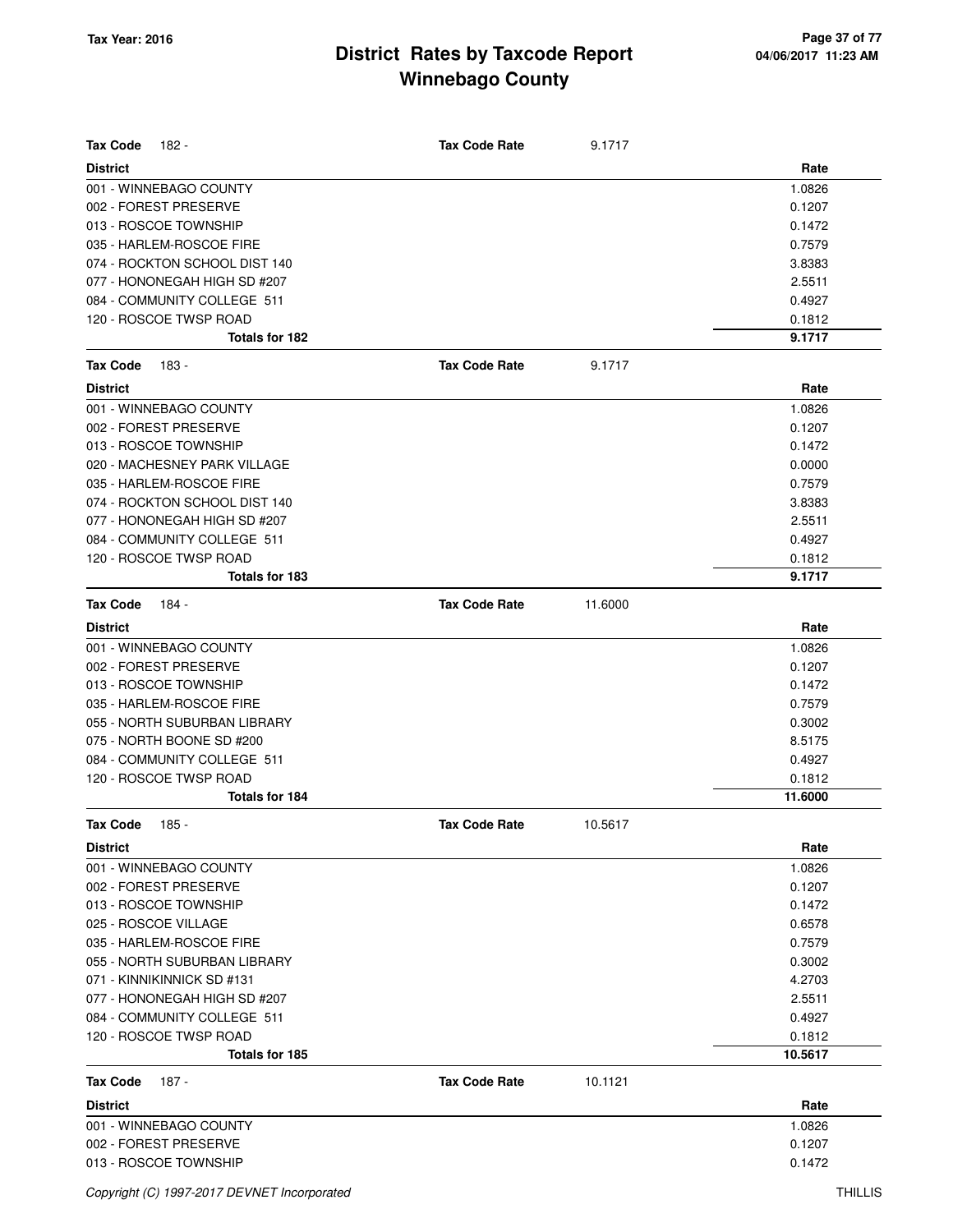# District Rates by Taxcode Report
# Winnebago County

**Tax Year: 2016**

04/06/2017 11:23 AM

**Tax Code** 182 - **Tax Code Rate** 9.1717

| District | Rate |
|---|---|
| 001 - WINNEBAGO COUNTY | 1.0826 |
| 002 - FOREST PRESERVE | 0.1207 |
| 013 - ROSCOE TOWNSHIP | 0.1472 |
| 035 - HARLEM-ROSCOE FIRE | 0.7579 |
| 074 - ROCKTON SCHOOL DIST 140 | 3.8383 |
| 077 - HONONEGAH HIGH SD #207 | 2.5511 |
| 084 - COMMUNITY COLLEGE 511 | 0.4927 |
| 120 - ROSCOE TWSP ROAD | 0.1812 |
| **Totals for 182** | **9.1717** |

**Tax Code** 183 - **Tax Code Rate** 9.1717

| District | Rate |
|---|---|
| 001 - WINNEBAGO COUNTY | 1.0826 |
| 002 - FOREST PRESERVE | 0.1207 |
| 013 - ROSCOE TOWNSHIP | 0.1472 |
| 020 - MACHESNEY PARK VILLAGE | 0.0000 |
| 035 - HARLEM-ROSCOE FIRE | 0.7579 |
| 074 - ROCKTON SCHOOL DIST 140 | 3.8383 |
| 077 - HONONEGAH HIGH SD #207 | 2.5511 |
| 084 - COMMUNITY COLLEGE 511 | 0.4927 |
| 120 - ROSCOE TWSP ROAD | 0.1812 |
| **Totals for 183** | **9.1717** |

**Tax Code** 184 - **Tax Code Rate** 11.6000

| District | Rate |
|---|---|
| 001 - WINNEBAGO COUNTY | 1.0826 |
| 002 - FOREST PRESERVE | 0.1207 |
| 013 - ROSCOE TOWNSHIP | 0.1472 |
| 035 - HARLEM-ROSCOE FIRE | 0.7579 |
| 055 - NORTH SUBURBAN LIBRARY | 0.3002 |
| 075 - NORTH BOONE SD #200 | 8.5175 |
| 084 - COMMUNITY COLLEGE 511 | 0.4927 |
| 120 - ROSCOE TWSP ROAD | 0.1812 |
| **Totals for 184** | **11.6000** |

**Tax Code** 185 - **Tax Code Rate** 10.5617

| District | Rate |
|---|---|
| 001 - WINNEBAGO COUNTY | 1.0826 |
| 002 - FOREST PRESERVE | 0.1207 |
| 013 - ROSCOE TOWNSHIP | 0.1472 |
| 025 - ROSCOE VILLAGE | 0.6578 |
| 035 - HARLEM-ROSCOE FIRE | 0.7579 |
| 055 - NORTH SUBURBAN LIBRARY | 0.3002 |
| 071 - KINNIKINNICK SD #131 | 4.2703 |
| 077 - HONONEGAH HIGH SD #207 | 2.5511 |
| 084 - COMMUNITY COLLEGE 511 | 0.4927 |
| 120 - ROSCOE TWSP ROAD | 0.1812 |
| **Totals for 185** | **10.5617** |

**Tax Code** 187 - **Tax Code Rate** 10.1121

| District | Rate |
|---|---|
| 001 - WINNEBAGO COUNTY | 1.0826 |
| 002 - FOREST PRESERVE | 0.1207 |
| 013 - ROSCOE TOWNSHIP | 0.1472 |

*Copyright (C) 1997-2017 DEVNET Incorporated* THILLIS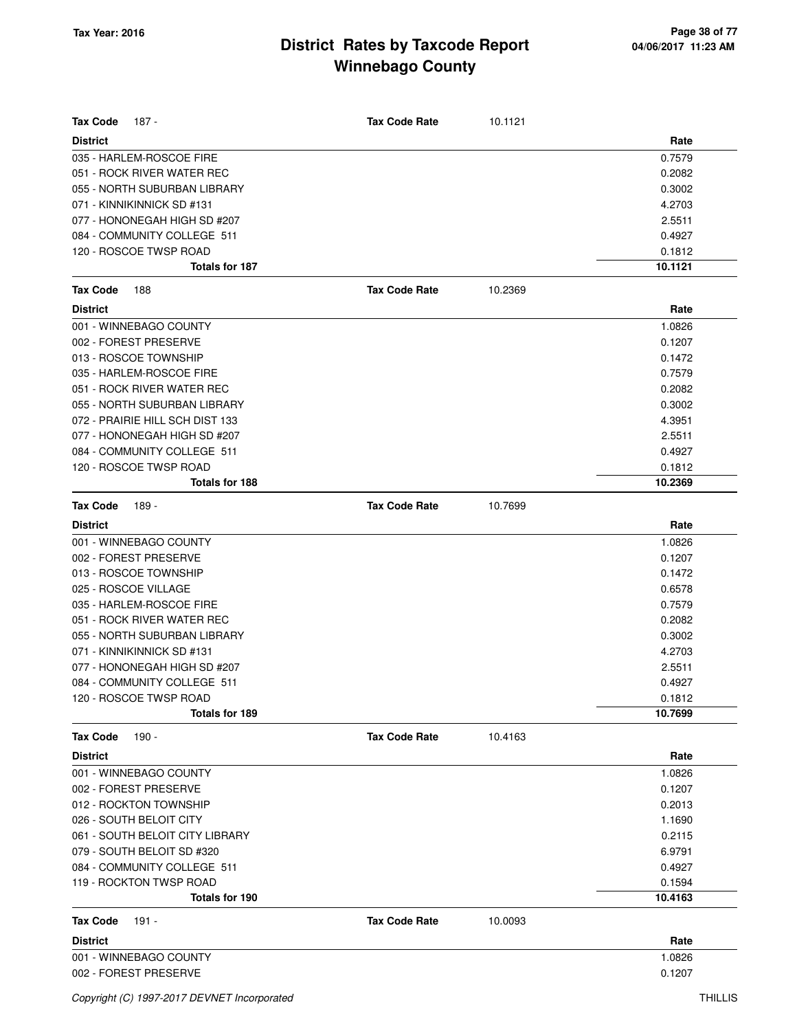# District Rates by Taxcode Report
# Winnebago County

Tax Year: 2016

**Tax Code** 187 - **Tax Code Rate** 10.1121

| District | Rate |
|---|---|
| 035 - HARLEM-ROSCOE FIRE | 0.7579 |
| 051 - ROCK RIVER WATER REC | 0.2082 |
| 055 - NORTH SUBURBAN LIBRARY | 0.3002 |
| 071 - KINNIKINNICK SD #131 | 4.2703 |
| 077 - HONONEGAH HIGH SD #207 | 2.5511 |
| 084 - COMMUNITY COLLEGE 511 | 0.4927 |
| 120 - ROSCOE TWSP ROAD | 0.1812 |
| **Totals for 187** | **10.1121** |

**Tax Code** 188 **Tax Code Rate** 10.2369

| District | Rate |
|---|---|
| 001 - WINNEBAGO COUNTY | 1.0826 |
| 002 - FOREST PRESERVE | 0.1207 |
| 013 - ROSCOE TOWNSHIP | 0.1472 |
| 035 - HARLEM-ROSCOE FIRE | 0.7579 |
| 051 - ROCK RIVER WATER REC | 0.2082 |
| 055 - NORTH SUBURBAN LIBRARY | 0.3002 |
| 072 - PRAIRIE HILL SCH DIST 133 | 4.3951 |
| 077 - HONONEGAH HIGH SD #207 | 2.5511 |
| 084 - COMMUNITY COLLEGE 511 | 0.4927 |
| 120 - ROSCOE TWSP ROAD | 0.1812 |
| **Totals for 188** | **10.2369** |

**Tax Code** 189 - **Tax Code Rate** 10.7699

| District | Rate |
|---|---|
| 001 - WINNEBAGO COUNTY | 1.0826 |
| 002 - FOREST PRESERVE | 0.1207 |
| 013 - ROSCOE TOWNSHIP | 0.1472 |
| 025 - ROSCOE VILLAGE | 0.6578 |
| 035 - HARLEM-ROSCOE FIRE | 0.7579 |
| 051 - ROCK RIVER WATER REC | 0.2082 |
| 055 - NORTH SUBURBAN LIBRARY | 0.3002 |
| 071 - KINNIKINNICK SD #131 | 4.2703 |
| 077 - HONONEGAH HIGH SD #207 | 2.5511 |
| 084 - COMMUNITY COLLEGE 511 | 0.4927 |
| 120 - ROSCOE TWSP ROAD | 0.1812 |
| **Totals for 189** | **10.7699** |

**Tax Code** 190 - **Tax Code Rate** 10.4163

| District | Rate |
|---|---|
| 001 - WINNEBAGO COUNTY | 1.0826 |
| 002 - FOREST PRESERVE | 0.1207 |
| 012 - ROCKTON TOWNSHIP | 0.2013 |
| 026 - SOUTH BELOIT CITY | 1.1690 |
| 061 - SOUTH BELOIT CITY LIBRARY | 0.2115 |
| 079 - SOUTH BELOIT SD #320 | 6.9791 |
| 084 - COMMUNITY COLLEGE 511 | 0.4927 |
| 119 - ROCKTON TWSP ROAD | 0.1594 |
| **Totals for 190** | **10.4163** |

**Tax Code** 191 - **Tax Code Rate** 10.0093

| District | Rate |
|---|---|
| 001 - WINNEBAGO COUNTY | 1.0826 |
| 002 - FOREST PRESERVE | 0.1207 |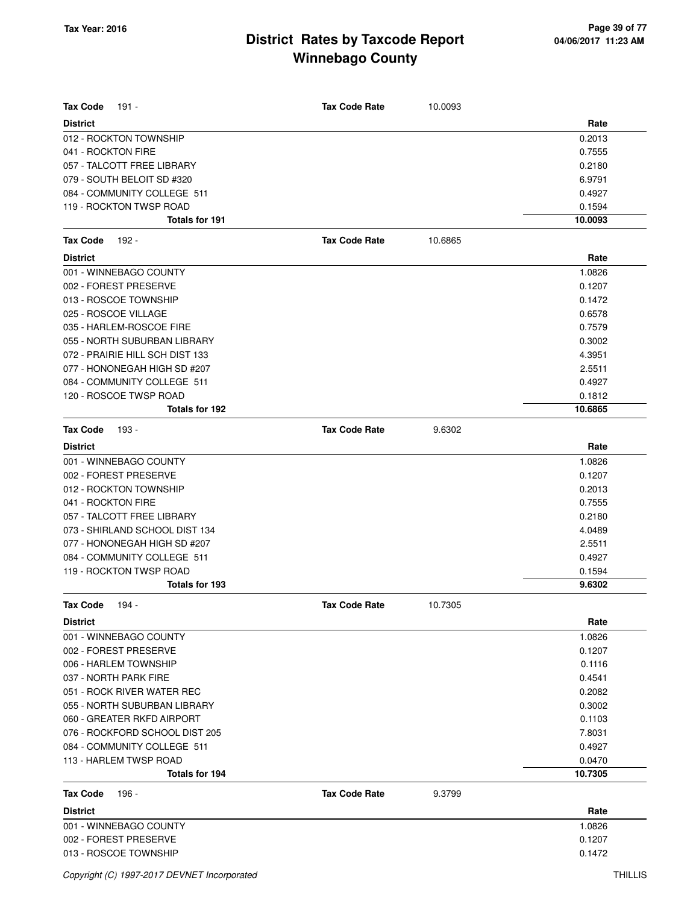# District Rates by Taxcode Report
# Winnebago County

Tax Year: 2016

04/06/2017 11:23 AM

**Tax Code** 191 - **Tax Code Rate** 10.0093

| District | Rate |
|---|---|
| 012 - ROCKTON TOWNSHIP | 0.2013 |
| 041 - ROCKTON FIRE | 0.7555 |
| 057 - TALCOTT FREE LIBRARY | 0.2180 |
| 079 - SOUTH BELOIT SD #320 | 6.9791 |
| 084 - COMMUNITY COLLEGE 511 | 0.4927 |
| 119 - ROCKTON TWSP ROAD | 0.1594 |
| **Totals for 191** | **10.0093** |

**Tax Code** 192 - **Tax Code Rate** 10.6865

| District | Rate |
|---|---|
| 001 - WINNEBAGO COUNTY | 1.0826 |
| 002 - FOREST PRESERVE | 0.1207 |
| 013 - ROSCOE TOWNSHIP | 0.1472 |
| 025 - ROSCOE VILLAGE | 0.6578 |
| 035 - HARLEM-ROSCOE FIRE | 0.7579 |
| 055 - NORTH SUBURBAN LIBRARY | 0.3002 |
| 072 - PRAIRIE HILL SCH DIST 133 | 4.3951 |
| 077 - HONONEGAH HIGH SD #207 | 2.5511 |
| 084 - COMMUNITY COLLEGE 511 | 0.4927 |
| 120 - ROSCOE TWSP ROAD | 0.1812 |
| **Totals for 192** | **10.6865** |

**Tax Code** 193 - **Tax Code Rate** 9.6302

| District | Rate |
|---|---|
| 001 - WINNEBAGO COUNTY | 1.0826 |
| 002 - FOREST PRESERVE | 0.1207 |
| 012 - ROCKTON TOWNSHIP | 0.2013 |
| 041 - ROCKTON FIRE | 0.7555 |
| 057 - TALCOTT FREE LIBRARY | 0.2180 |
| 073 - SHIRLAND SCHOOL DIST 134 | 4.0489 |
| 077 - HONONEGAH HIGH SD #207 | 2.5511 |
| 084 - COMMUNITY COLLEGE 511 | 0.4927 |
| 119 - ROCKTON TWSP ROAD | 0.1594 |
| **Totals for 193** | **9.6302** |

**Tax Code** 194 - **Tax Code Rate** 10.7305

| District | Rate |
|---|---|
| 001 - WINNEBAGO COUNTY | 1.0826 |
| 002 - FOREST PRESERVE | 0.1207 |
| 006 - HARLEM TOWNSHIP | 0.1116 |
| 037 - NORTH PARK FIRE | 0.4541 |
| 051 - ROCK RIVER WATER REC | 0.2082 |
| 055 - NORTH SUBURBAN LIBRARY | 0.3002 |
| 060 - GREATER RKFD AIRPORT | 0.1103 |
| 076 - ROCKFORD SCHOOL DIST 205 | 7.8031 |
| 084 - COMMUNITY COLLEGE 511 | 0.4927 |
| 113 - HARLEM TWSP ROAD | 0.0470 |
| **Totals for 194** | **10.7305** |

**Tax Code** 196 - **Tax Code Rate** 9.3799

| District | Rate |
|---|---|
| 001 - WINNEBAGO COUNTY | 1.0826 |
| 002 - FOREST PRESERVE | 0.1207 |
| 013 - ROSCOE TOWNSHIP | 0.1472 |

Copyright (C) 1997-2017 DEVNET Incorporated THILLIS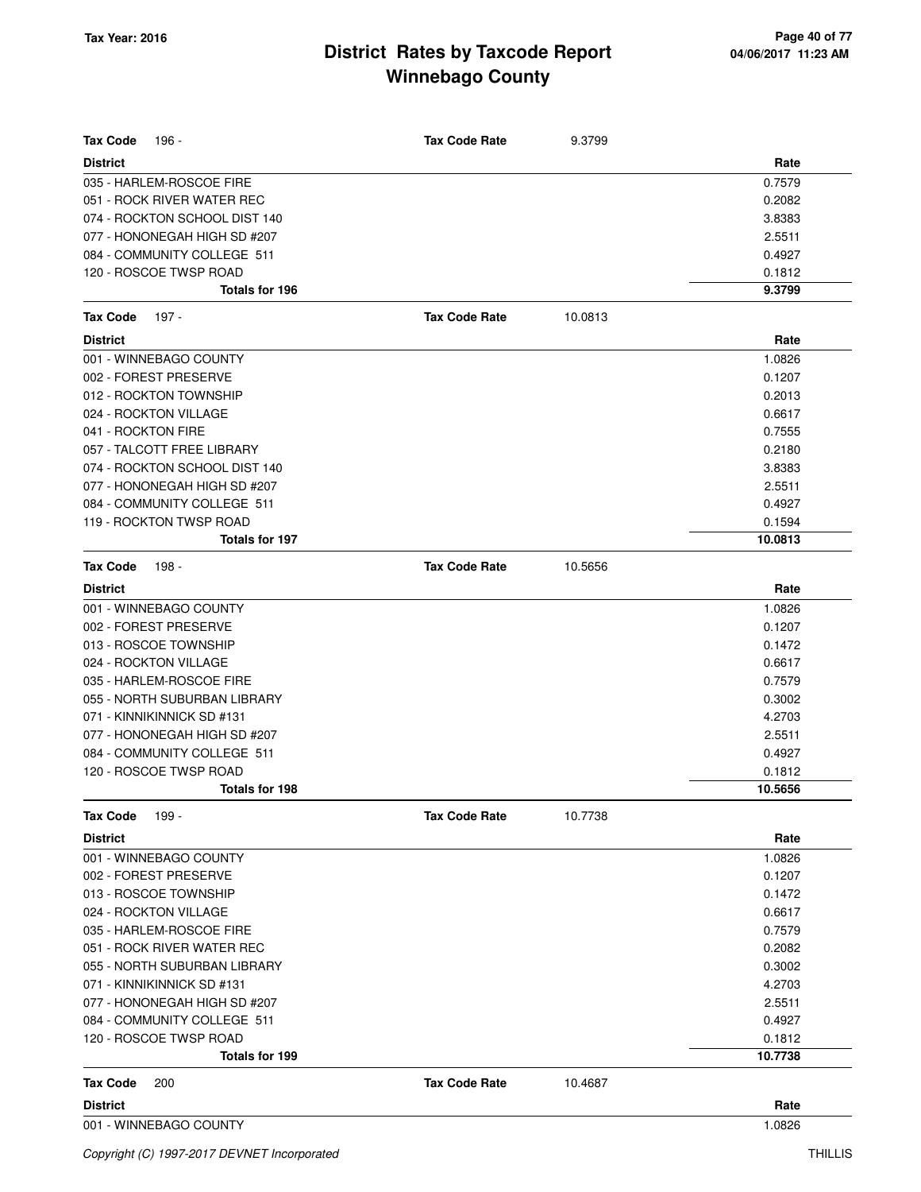# District Rates by Taxcode Report
## Winnebago County

Tax Year: 2016

| Tax Code 196 - | Tax Code Rate 9.3799 |
|---|---|
| **District** | **Rate** |
| 035 - HARLEM-ROSCOE FIRE | 0.7579 |
| 051 - ROCK RIVER WATER REC | 0.2082 |
| 074 - ROCKTON SCHOOL DIST 140 | 3.8383 |
| 077 - HONONEGAH HIGH SD #207 | 2.5511 |
| 084 - COMMUNITY COLLEGE 511 | 0.4927 |
| 120 - ROSCOE TWSP ROAD | 0.1812 |
| **Totals for 196** | **9.3799** |

| Tax Code 197 - | Tax Code Rate 10.0813 |
|---|---|
| **District** | **Rate** |
| 001 - WINNEBAGO COUNTY | 1.0826 |
| 002 - FOREST PRESERVE | 0.1207 |
| 012 - ROCKTON TOWNSHIP | 0.2013 |
| 024 - ROCKTON VILLAGE | 0.6617 |
| 041 - ROCKTON FIRE | 0.7555 |
| 057 - TALCOTT FREE LIBRARY | 0.2180 |
| 074 - ROCKTON SCHOOL DIST 140 | 3.8383 |
| 077 - HONONEGAH HIGH SD #207 | 2.5511 |
| 084 - COMMUNITY COLLEGE 511 | 0.4927 |
| 119 - ROCKTON TWSP ROAD | 0.1594 |
| **Totals for 197** | **10.0813** |

| Tax Code 198 - | Tax Code Rate 10.5656 |
|---|---|
| **District** | **Rate** |
| 001 - WINNEBAGO COUNTY | 1.0826 |
| 002 - FOREST PRESERVE | 0.1207 |
| 013 - ROSCOE TOWNSHIP | 0.1472 |
| 024 - ROCKTON VILLAGE | 0.6617 |
| 035 - HARLEM-ROSCOE FIRE | 0.7579 |
| 055 - NORTH SUBURBAN LIBRARY | 0.3002 |
| 071 - KINNIKINNICK SD #131 | 4.2703 |
| 077 - HONONEGAH HIGH SD #207 | 2.5511 |
| 084 - COMMUNITY COLLEGE 511 | 0.4927 |
| 120 - ROSCOE TWSP ROAD | 0.1812 |
| **Totals for 198** | **10.5656** |

| Tax Code 199 - | Tax Code Rate 10.7738 |
|---|---|
| **District** | **Rate** |
| 001 - WINNEBAGO COUNTY | 1.0826 |
| 002 - FOREST PRESERVE | 0.1207 |
| 013 - ROSCOE TOWNSHIP | 0.1472 |
| 024 - ROCKTON VILLAGE | 0.6617 |
| 035 - HARLEM-ROSCOE FIRE | 0.7579 |
| 051 - ROCK RIVER WATER REC | 0.2082 |
| 055 - NORTH SUBURBAN LIBRARY | 0.3002 |
| 071 - KINNIKINNICK SD #131 | 4.2703 |
| 077 - HONONEGAH HIGH SD #207 | 2.5511 |
| 084 - COMMUNITY COLLEGE 511 | 0.4927 |
| 120 - ROSCOE TWSP ROAD | 0.1812 |
| **Totals for 199** | **10.7738** |

| Tax Code 200 | Tax Code Rate 10.4687 |
|---|---|
| **District** | **Rate** |
| 001 - WINNEBAGO COUNTY | 1.0826 |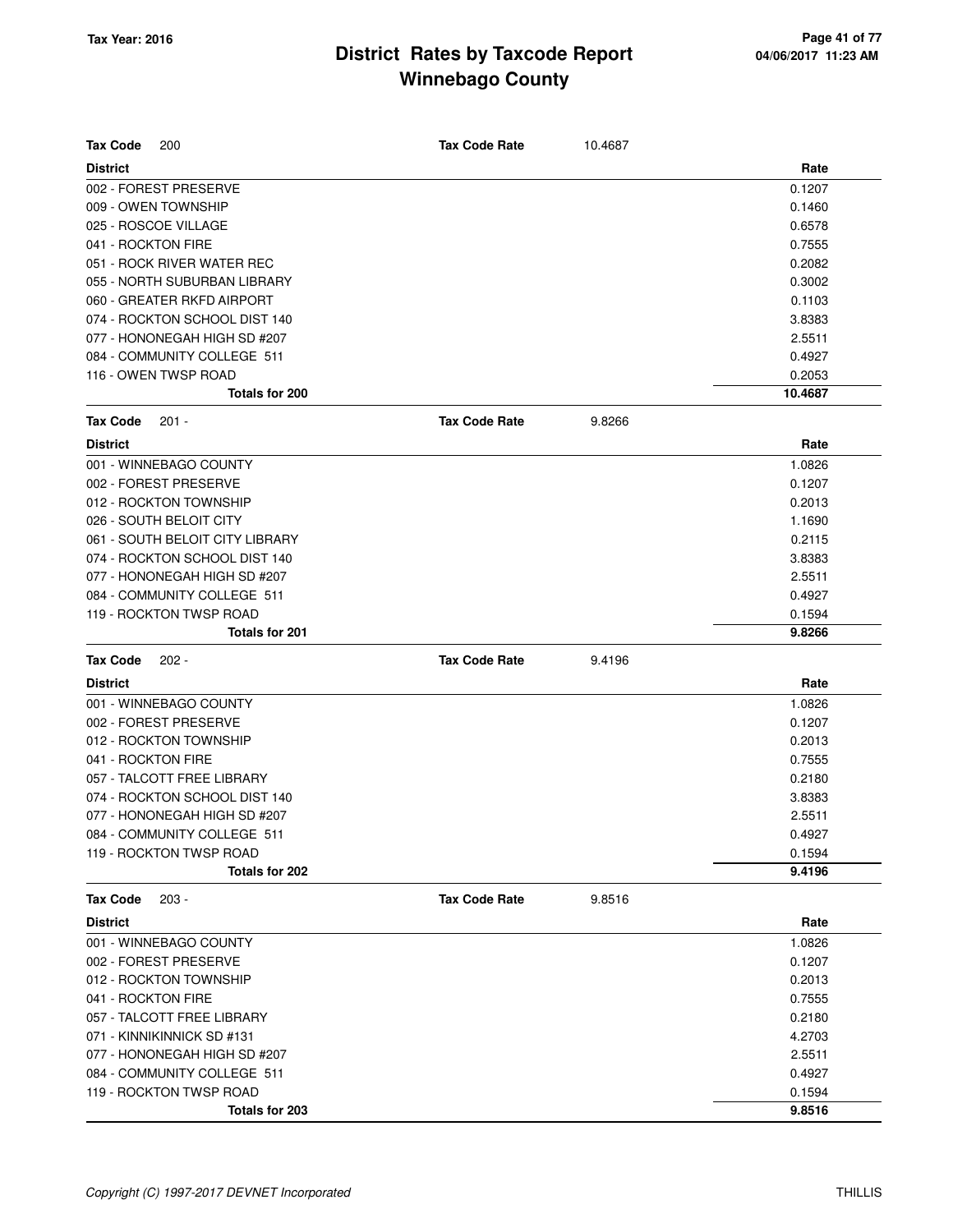# District Rates by Taxcode Report
# Winnebago County

Tax Year: 2016

04/06/2017 11:23 AM

**Tax Code** 200 **Tax Code Rate** 10.4687

| District | Rate |
|---|---|
| 002 - FOREST PRESERVE | 0.1207 |
| 009 - OWEN TOWNSHIP | 0.1460 |
| 025 - ROSCOE VILLAGE | 0.6578 |
| 041 - ROCKTON FIRE | 0.7555 |
| 051 - ROCK RIVER WATER REC | 0.2082 |
| 055 - NORTH SUBURBAN LIBRARY | 0.3002 |
| 060 - GREATER RKFD AIRPORT | 0.1103 |
| 074 - ROCKTON SCHOOL DIST 140 | 3.8383 |
| 077 - HONONEGAH HIGH SD #207 | 2.5511 |
| 084 - COMMUNITY COLLEGE 511 | 0.4927 |
| 116 - OWEN TWSP ROAD | 0.2053 |
| **Totals for 200** | **10.4687** |

**Tax Code** 201 - **Tax Code Rate** 9.8266

| District | Rate |
|---|---|
| 001 - WINNEBAGO COUNTY | 1.0826 |
| 002 - FOREST PRESERVE | 0.1207 |
| 012 - ROCKTON TOWNSHIP | 0.2013 |
| 026 - SOUTH BELOIT CITY | 1.1690 |
| 061 - SOUTH BELOIT CITY LIBRARY | 0.2115 |
| 074 - ROCKTON SCHOOL DIST 140 | 3.8383 |
| 077 - HONONEGAH HIGH SD #207 | 2.5511 |
| 084 - COMMUNITY COLLEGE 511 | 0.4927 |
| 119 - ROCKTON TWSP ROAD | 0.1594 |
| **Totals for 201** | **9.8266** |

**Tax Code** 202 - **Tax Code Rate** 9.4196

| District | Rate |
|---|---|
| 001 - WINNEBAGO COUNTY | 1.0826 |
| 002 - FOREST PRESERVE | 0.1207 |
| 012 - ROCKTON TOWNSHIP | 0.2013 |
| 041 - ROCKTON FIRE | 0.7555 |
| 057 - TALCOTT FREE LIBRARY | 0.2180 |
| 074 - ROCKTON SCHOOL DIST 140 | 3.8383 |
| 077 - HONONEGAH HIGH SD #207 | 2.5511 |
| 084 - COMMUNITY COLLEGE 511 | 0.4927 |
| 119 - ROCKTON TWSP ROAD | 0.1594 |
| **Totals for 202** | **9.4196** |

**Tax Code** 203 - **Tax Code Rate** 9.8516

| District | Rate |
|---|---|
| 001 - WINNEBAGO COUNTY | 1.0826 |
| 002 - FOREST PRESERVE | 0.1207 |
| 012 - ROCKTON TOWNSHIP | 0.2013 |
| 041 - ROCKTON FIRE | 0.7555 |
| 057 - TALCOTT FREE LIBRARY | 0.2180 |
| 071 - KINNIKINNICK SD #131 | 4.2703 |
| 077 - HONONEGAH HIGH SD #207 | 2.5511 |
| 084 - COMMUNITY COLLEGE 511 | 0.4927 |
| 119 - ROCKTON TWSP ROAD | 0.1594 |
| **Totals for 203** | **9.8516** |

*Copyright (C) 1997-2017 DEVNET Incorporated*

THILLIS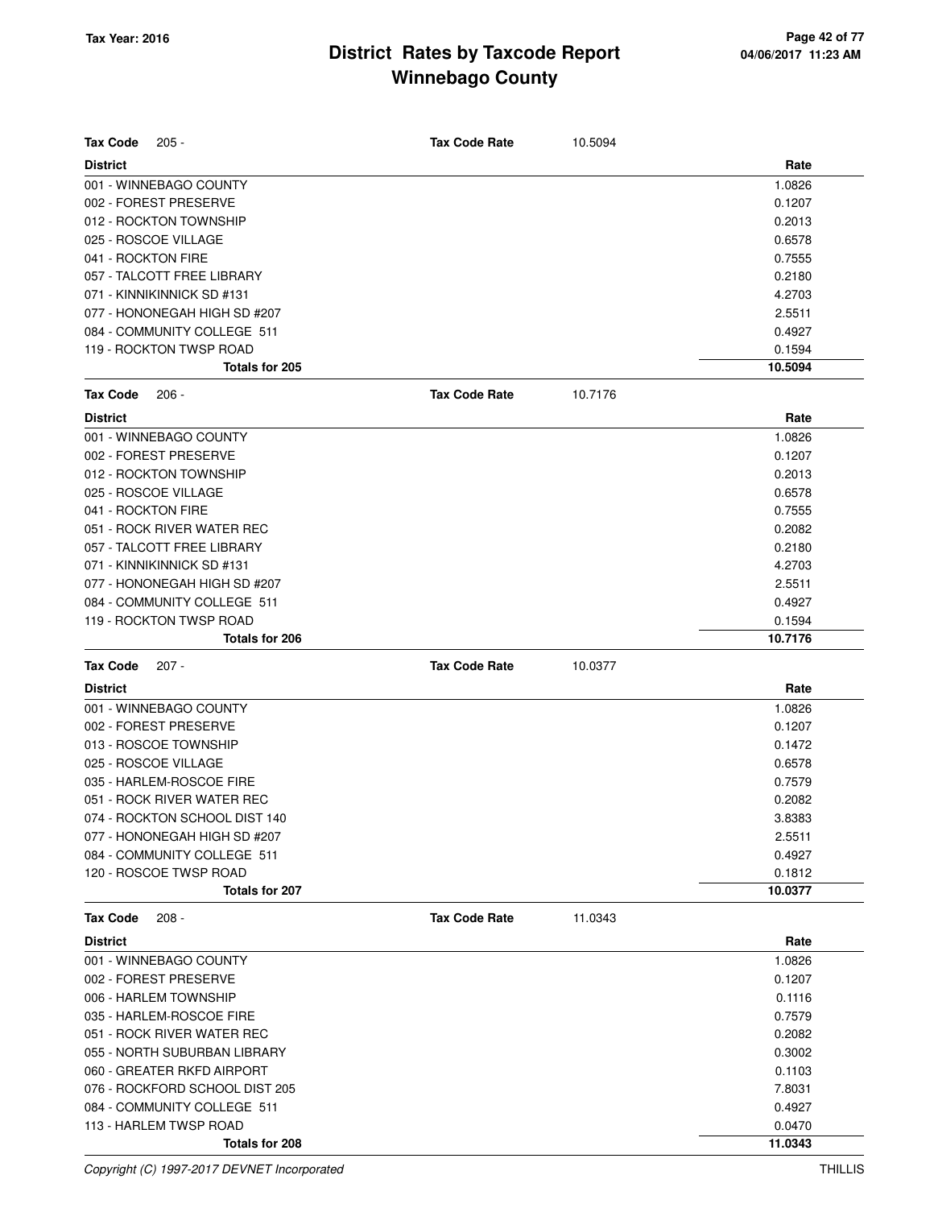# District Rates by Taxcode Report
# Winnebago County

Tax Year: 2016

04/06/2017 11:23 AM

**Tax Code** 205 - **Tax Code Rate** 10.5094

| District | Rate |
|---|---|
| 001 - WINNEBAGO COUNTY | 1.0826 |
| 002 - FOREST PRESERVE | 0.1207 |
| 012 - ROCKTON TOWNSHIP | 0.2013 |
| 025 - ROSCOE VILLAGE | 0.6578 |
| 041 - ROCKTON FIRE | 0.7555 |
| 057 - TALCOTT FREE LIBRARY | 0.2180 |
| 071 - KINNIKINNICK SD #131 | 4.2703 |
| 077 - HONONEGAH HIGH SD #207 | 2.5511 |
| 084 - COMMUNITY COLLEGE 511 | 0.4927 |
| 119 - ROCKTON TWSP ROAD | 0.1594 |
| **Totals for 205** | **10.5094** |

**Tax Code** 206 - **Tax Code Rate** 10.7176

| District | Rate |
|---|---|
| 001 - WINNEBAGO COUNTY | 1.0826 |
| 002 - FOREST PRESERVE | 0.1207 |
| 012 - ROCKTON TOWNSHIP | 0.2013 |
| 025 - ROSCOE VILLAGE | 0.6578 |
| 041 - ROCKTON FIRE | 0.7555 |
| 051 - ROCK RIVER WATER REC | 0.2082 |
| 057 - TALCOTT FREE LIBRARY | 0.2180 |
| 071 - KINNIKINNICK SD #131 | 4.2703 |
| 077 - HONONEGAH HIGH SD #207 | 2.5511 |
| 084 - COMMUNITY COLLEGE 511 | 0.4927 |
| 119 - ROCKTON TWSP ROAD | 0.1594 |
| **Totals for 206** | **10.7176** |

**Tax Code** 207 - **Tax Code Rate** 10.0377

| District | Rate |
|---|---|
| 001 - WINNEBAGO COUNTY | 1.0826 |
| 002 - FOREST PRESERVE | 0.1207 |
| 013 - ROSCOE TOWNSHIP | 0.1472 |
| 025 - ROSCOE VILLAGE | 0.6578 |
| 035 - HARLEM-ROSCOE FIRE | 0.7579 |
| 051 - ROCK RIVER WATER REC | 0.2082 |
| 074 - ROCKTON SCHOOL DIST 140 | 3.8383 |
| 077 - HONONEGAH HIGH SD #207 | 2.5511 |
| 084 - COMMUNITY COLLEGE 511 | 0.4927 |
| 120 - ROSCOE TWSP ROAD | 0.1812 |
| **Totals for 207** | **10.0377** |

**Tax Code** 208 - **Tax Code Rate** 11.0343

| District | Rate |
|---|---|
| 001 - WINNEBAGO COUNTY | 1.0826 |
| 002 - FOREST PRESERVE | 0.1207 |
| 006 - HARLEM TOWNSHIP | 0.1116 |
| 035 - HARLEM-ROSCOE FIRE | 0.7579 |
| 051 - ROCK RIVER WATER REC | 0.2082 |
| 055 - NORTH SUBURBAN LIBRARY | 0.3002 |
| 060 - GREATER RKFD AIRPORT | 0.1103 |
| 076 - ROCKFORD SCHOOL DIST 205 | 7.8031 |
| 084 - COMMUNITY COLLEGE 511 | 0.4927 |
| 113 - HARLEM TWSP ROAD | 0.0470 |
| **Totals for 208** | **11.0343** |

*Copyright (C) 1997-2017 DEVNET Incorporated* THILLIS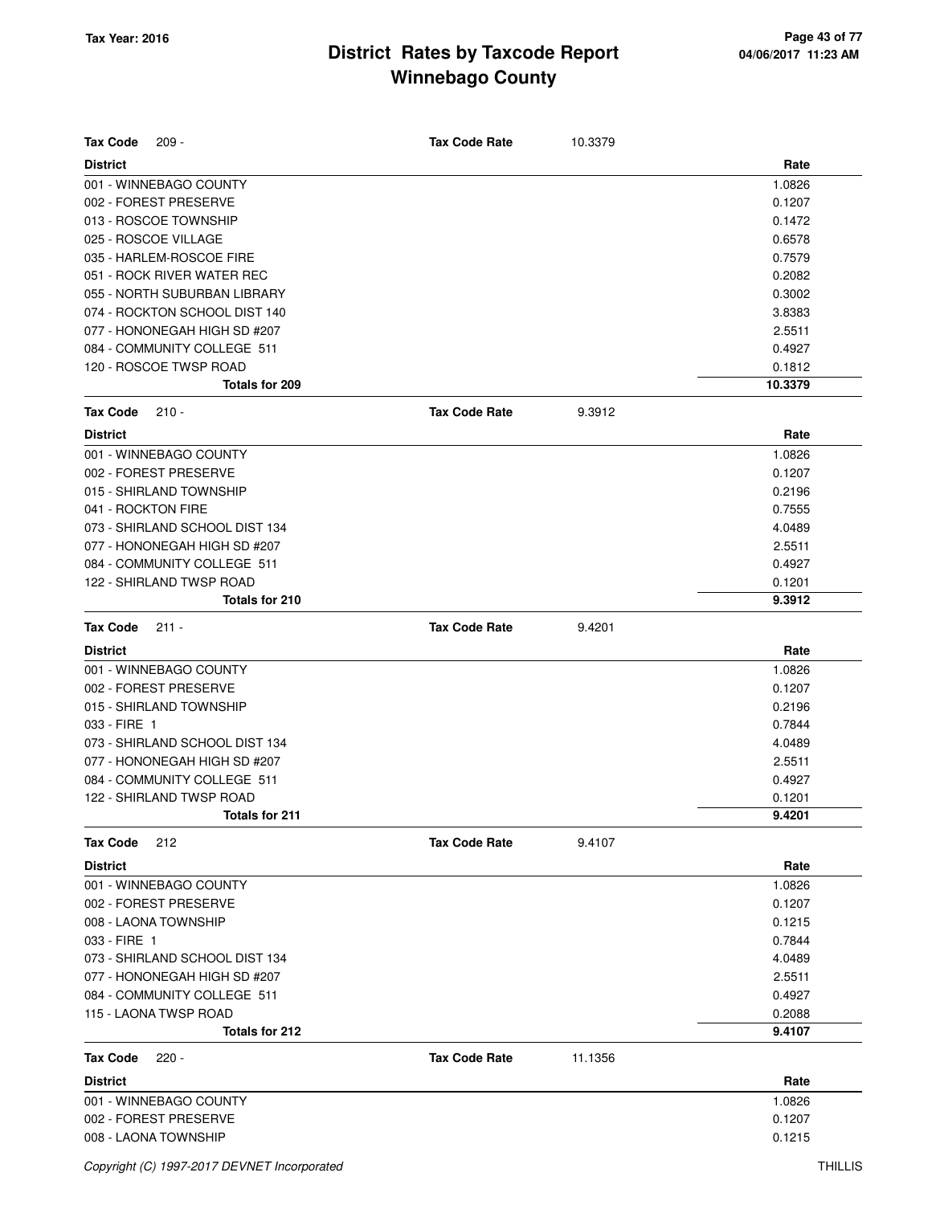**Tax Code** 209 - **Tax Code Rate** 10.3379

| District | Rate |
|---|---|
| 001 - WINNEBAGO COUNTY | 1.0826 |
| 002 - FOREST PRESERVE | 0.1207 |
| 013 - ROSCOE TOWNSHIP | 0.1472 |
| 025 - ROSCOE VILLAGE | 0.6578 |
| 035 - HARLEM-ROSCOE FIRE | 0.7579 |
| 051 - ROCK RIVER WATER REC | 0.2082 |
| 055 - NORTH SUBURBAN LIBRARY | 0.3002 |
| 074 - ROCKTON SCHOOL DIST 140 | 3.8383 |
| 077 - HONONEGAH HIGH SD #207 | 2.5511 |
| 084 - COMMUNITY COLLEGE 511 | 0.4927 |
| 120 - ROSCOE TWSP ROAD | 0.1812 |
| **Totals for 209** | **10.3379** |

**Tax Code** 210 - **Tax Code Rate** 9.3912

| District | Rate |
|---|---|
| 001 - WINNEBAGO COUNTY | 1.0826 |
| 002 - FOREST PRESERVE | 0.1207 |
| 015 - SHIRLAND TOWNSHIP | 0.2196 |
| 041 - ROCKTON FIRE | 0.7555 |
| 073 - SHIRLAND SCHOOL DIST 134 | 4.0489 |
| 077 - HONONEGAH HIGH SD #207 | 2.5511 |
| 084 - COMMUNITY COLLEGE 511 | 0.4927 |
| 122 - SHIRLAND TWSP ROAD | 0.1201 |
| **Totals for 210** | **9.3912** |

**Tax Code** 211 - **Tax Code Rate** 9.4201

| District | Rate |
|---|---|
| 001 - WINNEBAGO COUNTY | 1.0826 |
| 002 - FOREST PRESERVE | 0.1207 |
| 015 - SHIRLAND TOWNSHIP | 0.2196 |
| 033 - FIRE 1 | 0.7844 |
| 073 - SHIRLAND SCHOOL DIST 134 | 4.0489 |
| 077 - HONONEGAH HIGH SD #207 | 2.5511 |
| 084 - COMMUNITY COLLEGE 511 | 0.4927 |
| 122 - SHIRLAND TWSP ROAD | 0.1201 |
| **Totals for 211** | **9.4201** |

**Tax Code** 212 **Tax Code Rate** 9.4107

| District | Rate |
|---|---|
| 001 - WINNEBAGO COUNTY | 1.0826 |
| 002 - FOREST PRESERVE | 0.1207 |
| 008 - LAONA TOWNSHIP | 0.1215 |
| 033 - FIRE 1 | 0.7844 |
| 073 - SHIRLAND SCHOOL DIST 134 | 4.0489 |
| 077 - HONONEGAH HIGH SD #207 | 2.5511 |
| 084 - COMMUNITY COLLEGE 511 | 0.4927 |
| 115 - LAONA TWSP ROAD | 0.2088 |
| **Totals for 212** | **9.4107** |

**Tax Code** 220 - **Tax Code Rate** 11.1356

| District | Rate |
|---|---|
| 001 - WINNEBAGO COUNTY | 1.0826 |
| 002 - FOREST PRESERVE | 0.1207 |
| 008 - LAONA TOWNSHIP | 0.1215 |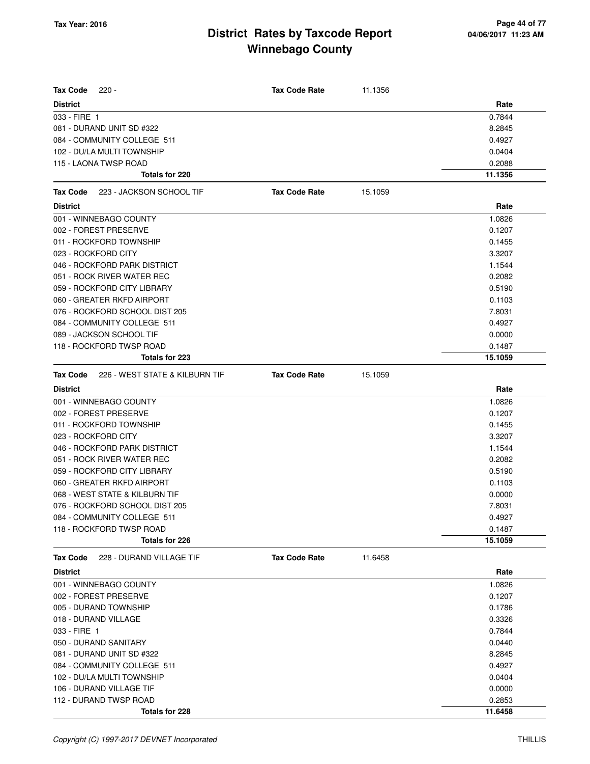# District Rates by Taxcode Report

## Winnebago County

Tax Year: 2016

**Tax Code** 220 - **Tax Code Rate** 11.1356

| District | Rate |
|---|---|
| 033 - FIRE 1 | 0.7844 |
| 081 - DURAND UNIT SD #322 | 8.2845 |
| 084 - COMMUNITY COLLEGE 511 | 0.4927 |
| 102 - DU/LA MULTI TOWNSHIP | 0.0404 |
| 115 - LAONA TWSP ROAD | 0.2088 |
| **Totals for 220** | **11.1356** |

**Tax Code** 223 - JACKSON SCHOOL TIF **Tax Code Rate** 15.1059

| District | Rate |
|---|---|
| 001 - WINNEBAGO COUNTY | 1.0826 |
| 002 - FOREST PRESERVE | 0.1207 |
| 011 - ROCKFORD TOWNSHIP | 0.1455 |
| 023 - ROCKFORD CITY | 3.3207 |
| 046 - ROCKFORD PARK DISTRICT | 1.1544 |
| 051 - ROCK RIVER WATER REC | 0.2082 |
| 059 - ROCKFORD CITY LIBRARY | 0.5190 |
| 060 - GREATER RKFD AIRPORT | 0.1103 |
| 076 - ROCKFORD SCHOOL DIST 205 | 7.8031 |
| 084 - COMMUNITY COLLEGE 511 | 0.4927 |
| 089 - JACKSON SCHOOL TIF | 0.0000 |
| 118 - ROCKFORD TWSP ROAD | 0.1487 |
| **Totals for 223** | **15.1059** |

**Tax Code** 226 - WEST STATE & KILBURN TIF **Tax Code Rate** 15.1059

| District | Rate |
|---|---|
| 001 - WINNEBAGO COUNTY | 1.0826 |
| 002 - FOREST PRESERVE | 0.1207 |
| 011 - ROCKFORD TOWNSHIP | 0.1455 |
| 023 - ROCKFORD CITY | 3.3207 |
| 046 - ROCKFORD PARK DISTRICT | 1.1544 |
| 051 - ROCK RIVER WATER REC | 0.2082 |
| 059 - ROCKFORD CITY LIBRARY | 0.5190 |
| 060 - GREATER RKFD AIRPORT | 0.1103 |
| 068 - WEST STATE & KILBURN TIF | 0.0000 |
| 076 - ROCKFORD SCHOOL DIST 205 | 7.8031 |
| 084 - COMMUNITY COLLEGE 511 | 0.4927 |
| 118 - ROCKFORD TWSP ROAD | 0.1487 |
| **Totals for 226** | **15.1059** |

**Tax Code** 228 - DURAND VILLAGE TIF **Tax Code Rate** 11.6458

| District | Rate |
|---|---|
| 001 - WINNEBAGO COUNTY | 1.0826 |
| 002 - FOREST PRESERVE | 0.1207 |
| 005 - DURAND TOWNSHIP | 0.1786 |
| 018 - DURAND VILLAGE | 0.3326 |
| 033 - FIRE 1 | 0.7844 |
| 050 - DURAND SANITARY | 0.0440 |
| 081 - DURAND UNIT SD #322 | 8.2845 |
| 084 - COMMUNITY COLLEGE 511 | 0.4927 |
| 102 - DU/LA MULTI TOWNSHIP | 0.0404 |
| 106 - DURAND VILLAGE TIF | 0.0000 |
| 112 - DURAND TWSP ROAD | 0.2853 |
| **Totals for 228** | **11.6458** |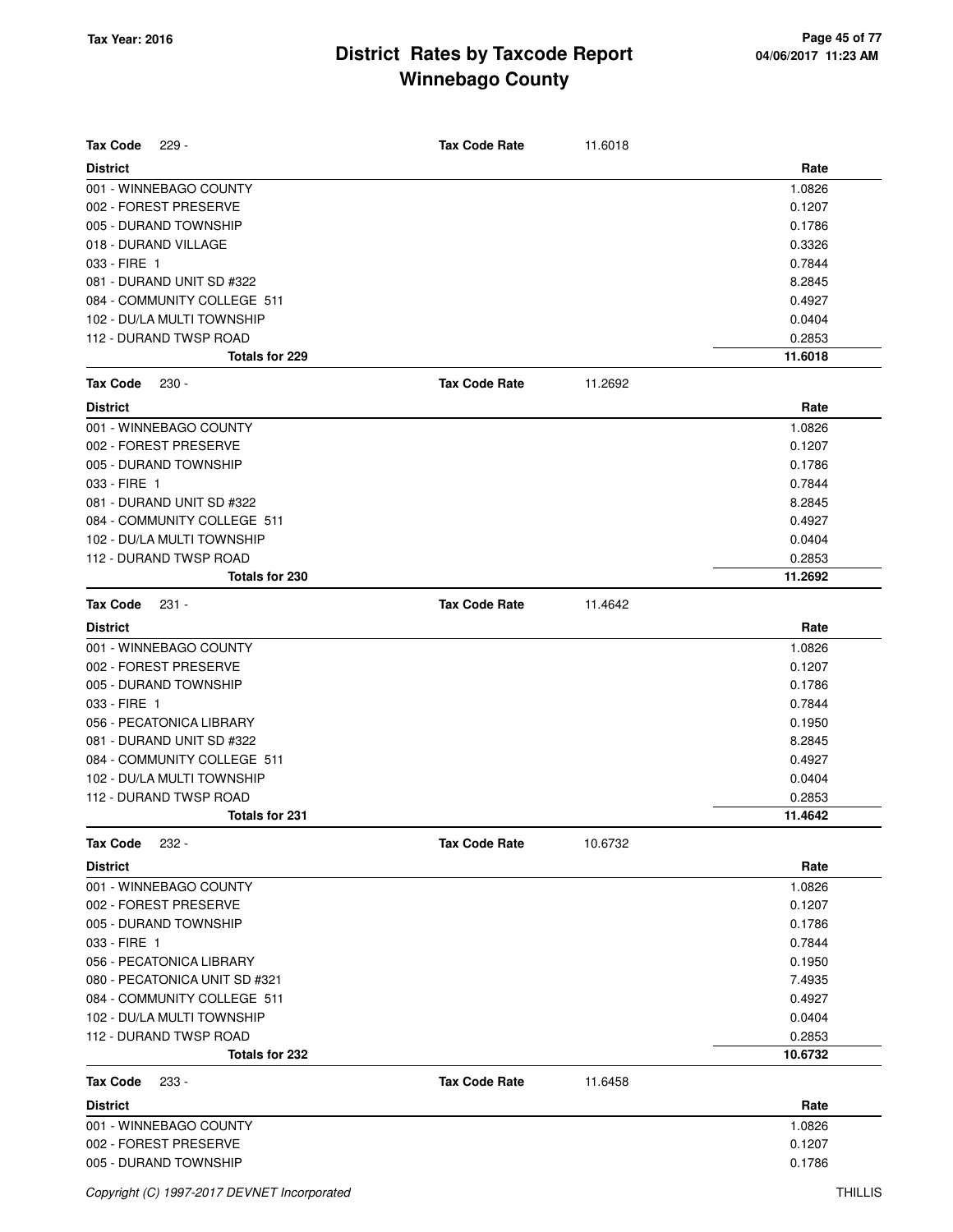# District Rates by Taxcode Report
# Winnebago County

Tax Year: 2016

| Tax Code 229 - | Tax Code Rate | 11.6018 |
|---|---|---|
| **District** | | **Rate** |
| 001 - WINNEBAGO COUNTY | | 1.0826 |
| 002 - FOREST PRESERVE | | 0.1207 |
| 005 - DURAND TOWNSHIP | | 0.1786 |
| 018 - DURAND VILLAGE | | 0.3326 |
| 033 - FIRE 1 | | 0.7844 |
| 081 - DURAND UNIT SD #322 | | 8.2845 |
| 084 - COMMUNITY COLLEGE 511 | | 0.4927 |
| 102 - DU/LA MULTI TOWNSHIP | | 0.0404 |
| 112 - DURAND TWSP ROAD | | 0.2853 |
| **Totals for 229** | | **11.6018** |

| Tax Code 230 - | Tax Code Rate | 11.2692 |
|---|---|---|
| **District** | | **Rate** |
| 001 - WINNEBAGO COUNTY | | 1.0826 |
| 002 - FOREST PRESERVE | | 0.1207 |
| 005 - DURAND TOWNSHIP | | 0.1786 |
| 033 - FIRE 1 | | 0.7844 |
| 081 - DURAND UNIT SD #322 | | 8.2845 |
| 084 - COMMUNITY COLLEGE 511 | | 0.4927 |
| 102 - DU/LA MULTI TOWNSHIP | | 0.0404 |
| 112 - DURAND TWSP ROAD | | 0.2853 |
| **Totals for 230** | | **11.2692** |

| Tax Code 231 - | Tax Code Rate | 11.4642 |
|---|---|---|
| **District** | | **Rate** |
| 001 - WINNEBAGO COUNTY | | 1.0826 |
| 002 - FOREST PRESERVE | | 0.1207 |
| 005 - DURAND TOWNSHIP | | 0.1786 |
| 033 - FIRE 1 | | 0.7844 |
| 056 - PECATONICA LIBRARY | | 0.1950 |
| 081 - DURAND UNIT SD #322 | | 8.2845 |
| 084 - COMMUNITY COLLEGE 511 | | 0.4927 |
| 102 - DU/LA MULTI TOWNSHIP | | 0.0404 |
| 112 - DURAND TWSP ROAD | | 0.2853 |
| **Totals for 231** | | **11.4642** |

| Tax Code 232 - | Tax Code Rate | 10.6732 |
|---|---|---|
| **District** | | **Rate** |
| 001 - WINNEBAGO COUNTY | | 1.0826 |
| 002 - FOREST PRESERVE | | 0.1207 |
| 005 - DURAND TOWNSHIP | | 0.1786 |
| 033 - FIRE 1 | | 0.7844 |
| 056 - PECATONICA LIBRARY | | 0.1950 |
| 080 - PECATONICA UNIT SD #321 | | 7.4935 |
| 084 - COMMUNITY COLLEGE 511 | | 0.4927 |
| 102 - DU/LA MULTI TOWNSHIP | | 0.0404 |
| 112 - DURAND TWSP ROAD | | 0.2853 |
| **Totals for 232** | | **10.6732** |

| Tax Code 233 - | Tax Code Rate | 11.6458 |
|---|---|---|
| **District** | | **Rate** |
| 001 - WINNEBAGO COUNTY | | 1.0826 |
| 002 - FOREST PRESERVE | | 0.1207 |
| 005 - DURAND TOWNSHIP | | 0.1786 |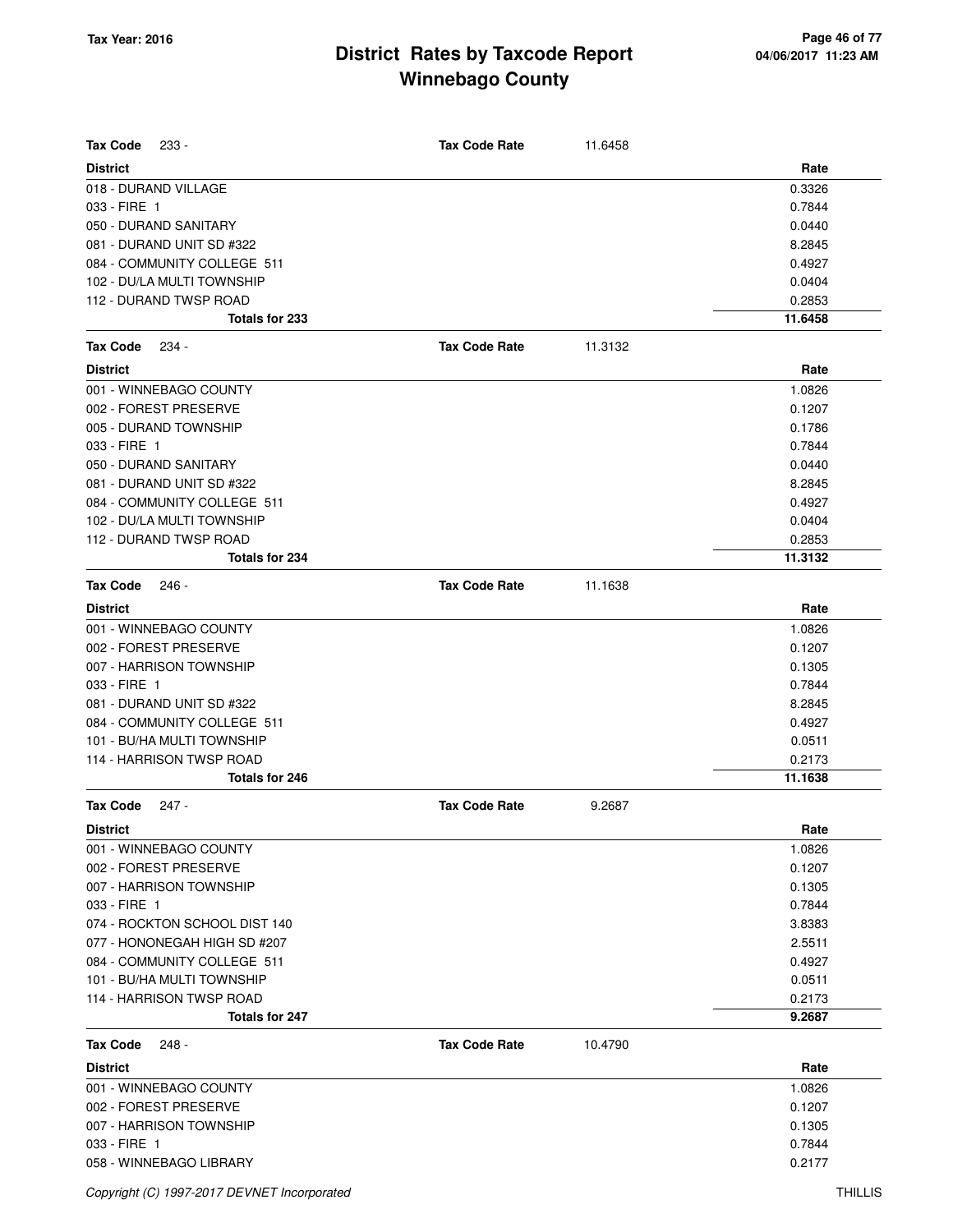# District Rates by Taxcode Report
## Winnebago County

Tax Year: 2016

**Tax Code** 233 - **Tax Code Rate** 11.6458

| District | Rate |
|---|---|
| 018 - DURAND VILLAGE | 0.3326 |
| 033 - FIRE 1 | 0.7844 |
| 050 - DURAND SANITARY | 0.0440 |
| 081 - DURAND UNIT SD #322 | 8.2845 |
| 084 - COMMUNITY COLLEGE 511 | 0.4927 |
| 102 - DU/LA MULTI TOWNSHIP | 0.0404 |
| 112 - DURAND TWSP ROAD | 0.2853 |
| **Totals for 233** | **11.6458** |

**Tax Code** 234 - **Tax Code Rate** 11.3132

| District | Rate |
|---|---|
| 001 - WINNEBAGO COUNTY | 1.0826 |
| 002 - FOREST PRESERVE | 0.1207 |
| 005 - DURAND TOWNSHIP | 0.1786 |
| 033 - FIRE 1 | 0.7844 |
| 050 - DURAND SANITARY | 0.0440 |
| 081 - DURAND UNIT SD #322 | 8.2845 |
| 084 - COMMUNITY COLLEGE 511 | 0.4927 |
| 102 - DU/LA MULTI TOWNSHIP | 0.0404 |
| 112 - DURAND TWSP ROAD | 0.2853 |
| **Totals for 234** | **11.3132** |

**Tax Code** 246 - **Tax Code Rate** 11.1638

| District | Rate |
|---|---|
| 001 - WINNEBAGO COUNTY | 1.0826 |
| 002 - FOREST PRESERVE | 0.1207 |
| 007 - HARRISON TOWNSHIP | 0.1305 |
| 033 - FIRE 1 | 0.7844 |
| 081 - DURAND UNIT SD #322 | 8.2845 |
| 084 - COMMUNITY COLLEGE 511 | 0.4927 |
| 101 - BU/HA MULTI TOWNSHIP | 0.0511 |
| 114 - HARRISON TWSP ROAD | 0.2173 |
| **Totals for 246** | **11.1638** |

**Tax Code** 247 - **Tax Code Rate** 9.2687

| District | Rate |
|---|---|
| 001 - WINNEBAGO COUNTY | 1.0826 |
| 002 - FOREST PRESERVE | 0.1207 |
| 007 - HARRISON TOWNSHIP | 0.1305 |
| 033 - FIRE 1 | 0.7844 |
| 074 - ROCKTON SCHOOL DIST 140 | 3.8383 |
| 077 - HONONEGAH HIGH SD #207 | 2.5511 |
| 084 - COMMUNITY COLLEGE 511 | 0.4927 |
| 101 - BU/HA MULTI TOWNSHIP | 0.0511 |
| 114 - HARRISON TWSP ROAD | 0.2173 |
| **Totals for 247** | **9.2687** |

**Tax Code** 248 - **Tax Code Rate** 10.4790

| District | Rate |
|---|---|
| 001 - WINNEBAGO COUNTY | 1.0826 |
| 002 - FOREST PRESERVE | 0.1207 |
| 007 - HARRISON TOWNSHIP | 0.1305 |
| 033 - FIRE 1 | 0.7844 |
| 058 - WINNEBAGO LIBRARY | 0.2177 |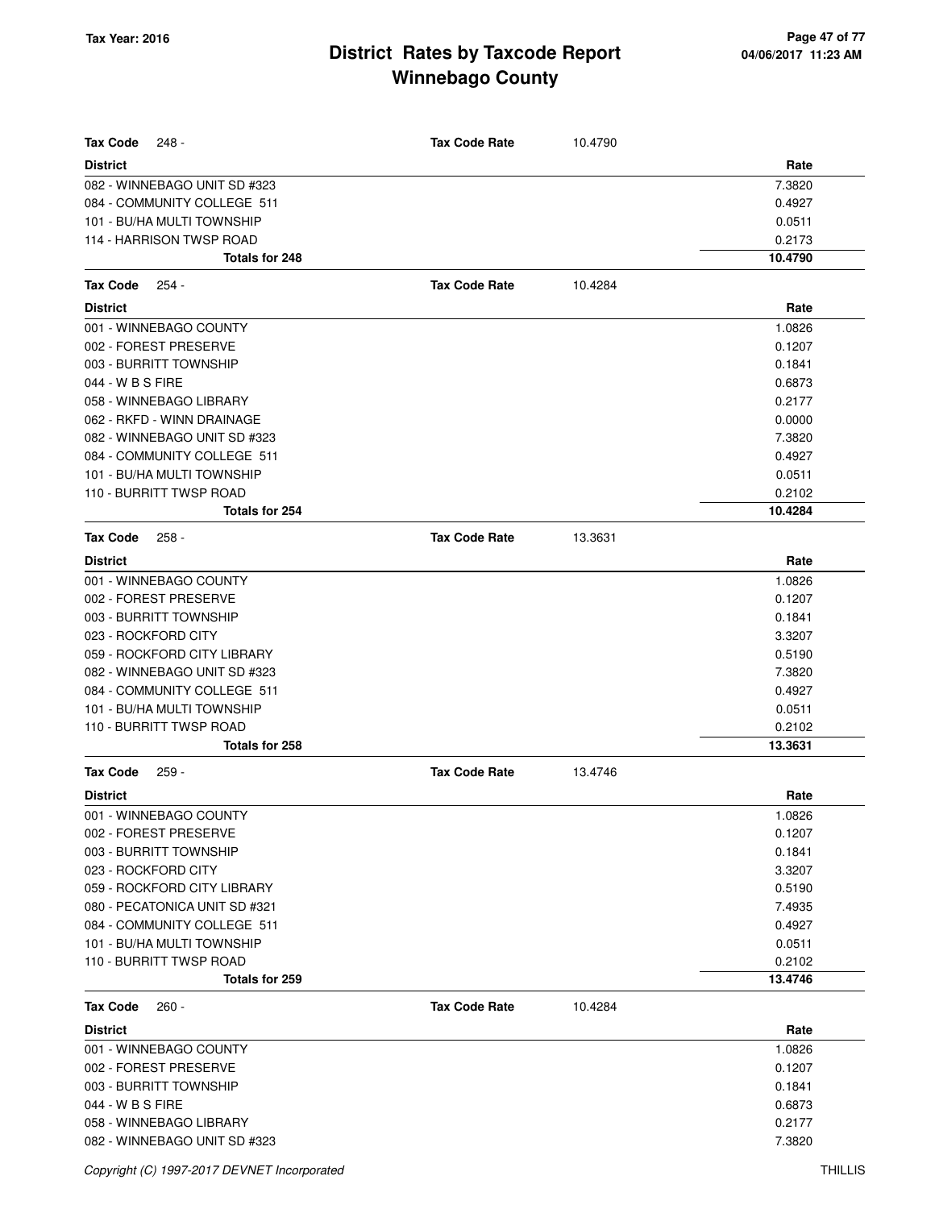**Tax Code** 248 - **Tax Code Rate** 10.4790

| District | Rate |
|---|---|
| 082 - WINNEBAGO UNIT SD #323 | 7.3820 |
| 084 - COMMUNITY COLLEGE 511 | 0.4927 |
| 101 - BU/HA MULTI TOWNSHIP | 0.0511 |
| 114 - HARRISON TWSP ROAD | 0.2173 |
| **Totals for 248** | **10.4790** |

**Tax Code** 254 - **Tax Code Rate** 10.4284

| District | Rate |
|---|---|
| 001 - WINNEBAGO COUNTY | 1.0826 |
| 002 - FOREST PRESERVE | 0.1207 |
| 003 - BURRITT TOWNSHIP | 0.1841 |
| 044 - W B S FIRE | 0.6873 |
| 058 - WINNEBAGO LIBRARY | 0.2177 |
| 062 - RKFD - WINN DRAINAGE | 0.0000 |
| 082 - WINNEBAGO UNIT SD #323 | 7.3820 |
| 084 - COMMUNITY COLLEGE 511 | 0.4927 |
| 101 - BU/HA MULTI TOWNSHIP | 0.0511 |
| 110 - BURRITT TWSP ROAD | 0.2102 |
| **Totals for 254** | **10.4284** |

**Tax Code** 258 - **Tax Code Rate** 13.3631

| District | Rate |
|---|---|
| 001 - WINNEBAGO COUNTY | 1.0826 |
| 002 - FOREST PRESERVE | 0.1207 |
| 003 - BURRITT TOWNSHIP | 0.1841 |
| 023 - ROCKFORD CITY | 3.3207 |
| 059 - ROCKFORD CITY LIBRARY | 0.5190 |
| 082 - WINNEBAGO UNIT SD #323 | 7.3820 |
| 084 - COMMUNITY COLLEGE 511 | 0.4927 |
| 101 - BU/HA MULTI TOWNSHIP | 0.0511 |
| 110 - BURRITT TWSP ROAD | 0.2102 |
| **Totals for 258** | **13.3631** |

**Tax Code** 259 - **Tax Code Rate** 13.4746

| District | Rate |
|---|---|
| 001 - WINNEBAGO COUNTY | 1.0826 |
| 002 - FOREST PRESERVE | 0.1207 |
| 003 - BURRITT TOWNSHIP | 0.1841 |
| 023 - ROCKFORD CITY | 3.3207 |
| 059 - ROCKFORD CITY LIBRARY | 0.5190 |
| 080 - PECATONICA UNIT SD #321 | 7.4935 |
| 084 - COMMUNITY COLLEGE 511 | 0.4927 |
| 101 - BU/HA MULTI TOWNSHIP | 0.0511 |
| 110 - BURRITT TWSP ROAD | 0.2102 |
| **Totals for 259** | **13.4746** |

**Tax Code** 260 - **Tax Code Rate** 10.4284

| District | Rate |
|---|---|
| 001 - WINNEBAGO COUNTY | 1.0826 |
| 002 - FOREST PRESERVE | 0.1207 |
| 003 - BURRITT TOWNSHIP | 0.1841 |
| 044 - W B S FIRE | 0.6873 |
| 058 - WINNEBAGO LIBRARY | 0.2177 |
| 082 - WINNEBAGO UNIT SD #323 | 7.3820 |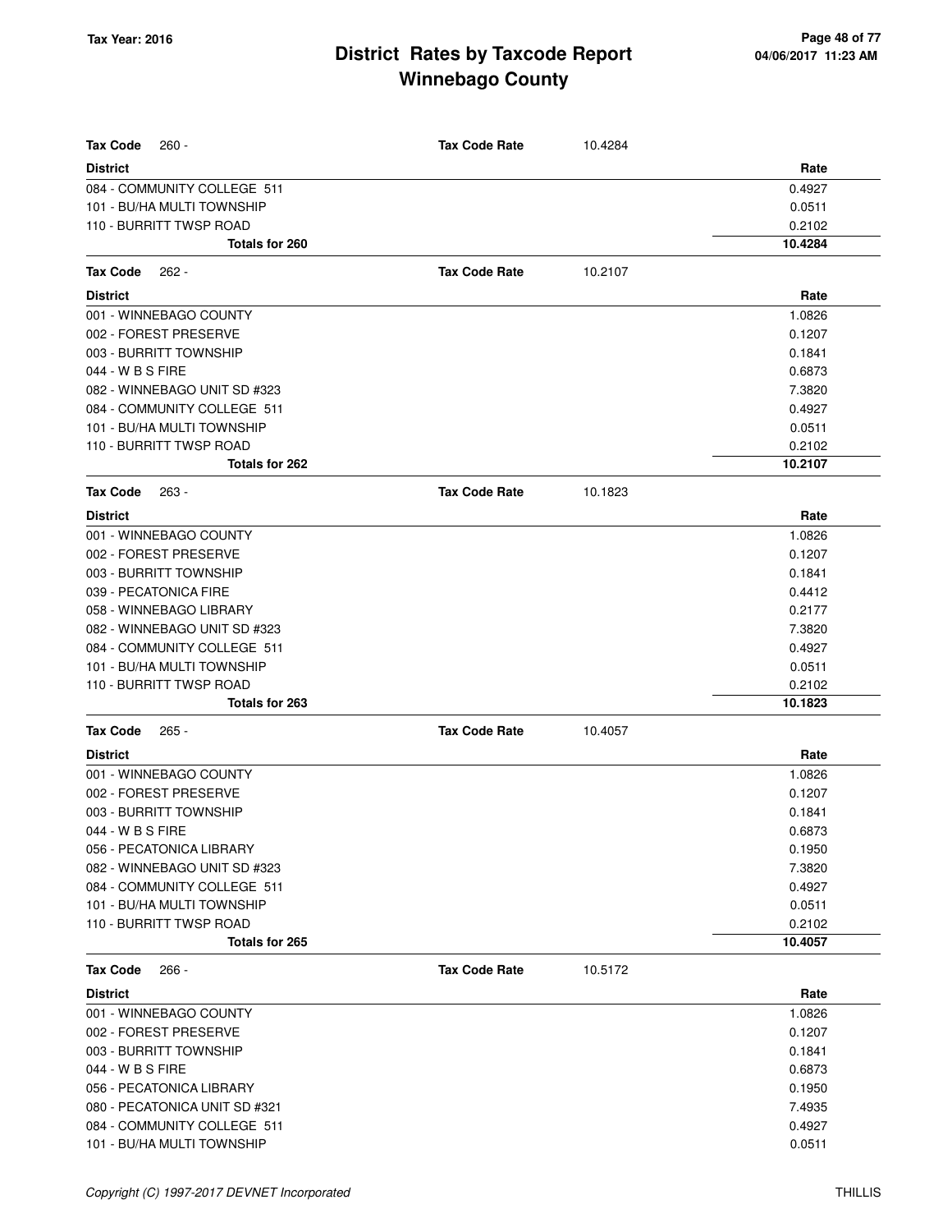# District Rates by Taxcode Report
# Winnebago County

Tax Year: 2016

| Tax Code 260 - | Tax Code Rate | 10.4284 |
|---|---|---|
| **District** | | **Rate** |
| 084 - COMMUNITY COLLEGE 511 | | 0.4927 |
| 101 - BU/HA MULTI TOWNSHIP | | 0.0511 |
| 110 - BURRITT TWSP ROAD | | 0.2102 |
| **Totals for 260** | | **10.4284** |

| Tax Code 262 - | Tax Code Rate | 10.2107 |
|---|---|---|
| **District** | | **Rate** |
| 001 - WINNEBAGO COUNTY | | 1.0826 |
| 002 - FOREST PRESERVE | | 0.1207 |
| 003 - BURRITT TOWNSHIP | | 0.1841 |
| 044 - W B S FIRE | | 0.6873 |
| 082 - WINNEBAGO UNIT SD #323 | | 7.3820 |
| 084 - COMMUNITY COLLEGE 511 | | 0.4927 |
| 101 - BU/HA MULTI TOWNSHIP | | 0.0511 |
| 110 - BURRITT TWSP ROAD | | 0.2102 |
| **Totals for 262** | | **10.2107** |

| Tax Code 263 - | Tax Code Rate | 10.1823 |
|---|---|---|
| **District** | | **Rate** |
| 001 - WINNEBAGO COUNTY | | 1.0826 |
| 002 - FOREST PRESERVE | | 0.1207 |
| 003 - BURRITT TOWNSHIP | | 0.1841 |
| 039 - PECATONICA FIRE | | 0.4412 |
| 058 - WINNEBAGO LIBRARY | | 0.2177 |
| 082 - WINNEBAGO UNIT SD #323 | | 7.3820 |
| 084 - COMMUNITY COLLEGE 511 | | 0.4927 |
| 101 - BU/HA MULTI TOWNSHIP | | 0.0511 |
| 110 - BURRITT TWSP ROAD | | 0.2102 |
| **Totals for 263** | | **10.1823** |

| Tax Code 265 - | Tax Code Rate | 10.4057 |
|---|---|---|
| **District** | | **Rate** |
| 001 - WINNEBAGO COUNTY | | 1.0826 |
| 002 - FOREST PRESERVE | | 0.1207 |
| 003 - BURRITT TOWNSHIP | | 0.1841 |
| 044 - W B S FIRE | | 0.6873 |
| 056 - PECATONICA LIBRARY | | 0.1950 |
| 082 - WINNEBAGO UNIT SD #323 | | 7.3820 |
| 084 - COMMUNITY COLLEGE 511 | | 0.4927 |
| 101 - BU/HA MULTI TOWNSHIP | | 0.0511 |
| 110 - BURRITT TWSP ROAD | | 0.2102 |
| **Totals for 265** | | **10.4057** |

| Tax Code 266 - | Tax Code Rate | 10.5172 |
|---|---|---|
| **District** | | **Rate** |
| 001 - WINNEBAGO COUNTY | | 1.0826 |
| 002 - FOREST PRESERVE | | 0.1207 |
| 003 - BURRITT TOWNSHIP | | 0.1841 |
| 044 - W B S FIRE | | 0.6873 |
| 056 - PECATONICA LIBRARY | | 0.1950 |
| 080 - PECATONICA UNIT SD #321 | | 7.4935 |
| 084 - COMMUNITY COLLEGE 511 | | 0.4927 |
| 101 - BU/HA MULTI TOWNSHIP | | 0.0511 |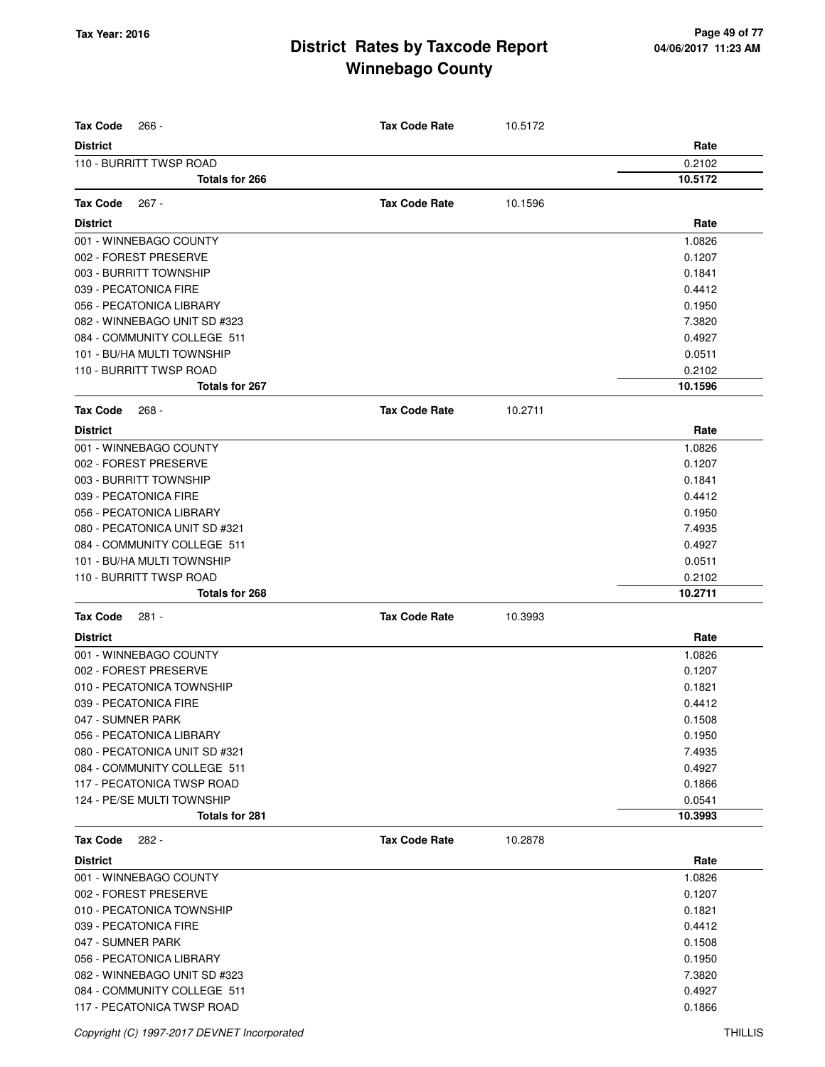# District Rates by Taxcode Report
# Winnebago County

Tax Year: 2016

**Tax Code** 266 - **Tax Code Rate** 10.5172

| District | Rate |
|---|---|
| 110 - BURRITT TWSP ROAD | 0.2102 |
| **Totals for 266** | **10.5172** |

**Tax Code** 267 - **Tax Code Rate** 10.1596

| District | Rate |
|---|---|
| 001 - WINNEBAGO COUNTY | 1.0826 |
| 002 - FOREST PRESERVE | 0.1207 |
| 003 - BURRITT TOWNSHIP | 0.1841 |
| 039 - PECATONICA FIRE | 0.4412 |
| 056 - PECATONICA LIBRARY | 0.1950 |
| 082 - WINNEBAGO UNIT SD #323 | 7.3820 |
| 084 - COMMUNITY COLLEGE 511 | 0.4927 |
| 101 - BU/HA MULTI TOWNSHIP | 0.0511 |
| 110 - BURRITT TWSP ROAD | 0.2102 |
| **Totals for 267** | **10.1596** |

**Tax Code** 268 - **Tax Code Rate** 10.2711

| District | Rate |
|---|---|
| 001 - WINNEBAGO COUNTY | 1.0826 |
| 002 - FOREST PRESERVE | 0.1207 |
| 003 - BURRITT TOWNSHIP | 0.1841 |
| 039 - PECATONICA FIRE | 0.4412 |
| 056 - PECATONICA LIBRARY | 0.1950 |
| 080 - PECATONICA UNIT SD #321 | 7.4935 |
| 084 - COMMUNITY COLLEGE 511 | 0.4927 |
| 101 - BU/HA MULTI TOWNSHIP | 0.0511 |
| 110 - BURRITT TWSP ROAD | 0.2102 |
| **Totals for 268** | **10.2711** |

**Tax Code** 281 - **Tax Code Rate** 10.3993

| District | Rate |
|---|---|
| 001 - WINNEBAGO COUNTY | 1.0826 |
| 002 - FOREST PRESERVE | 0.1207 |
| 010 - PECATONICA TOWNSHIP | 0.1821 |
| 039 - PECATONICA FIRE | 0.4412 |
| 047 - SUMNER PARK | 0.1508 |
| 056 - PECATONICA LIBRARY | 0.1950 |
| 080 - PECATONICA UNIT SD #321 | 7.4935 |
| 084 - COMMUNITY COLLEGE 511 | 0.4927 |
| 117 - PECATONICA TWSP ROAD | 0.1866 |
| 124 - PE/SE MULTI TOWNSHIP | 0.0541 |
| **Totals for 281** | **10.3993** |

**Tax Code** 282 - **Tax Code Rate** 10.2878

| District | Rate |
|---|---|
| 001 - WINNEBAGO COUNTY | 1.0826 |
| 002 - FOREST PRESERVE | 0.1207 |
| 010 - PECATONICA TOWNSHIP | 0.1821 |
| 039 - PECATONICA FIRE | 0.4412 |
| 047 - SUMNER PARK | 0.1508 |
| 056 - PECATONICA LIBRARY | 0.1950 |
| 082 - WINNEBAGO UNIT SD #323 | 7.3820 |
| 084 - COMMUNITY COLLEGE 511 | 0.4927 |
| 117 - PECATONICA TWSP ROAD | 0.1866 |

*Copyright (C) 1997-2017 DEVNET Incorporated* THILLIS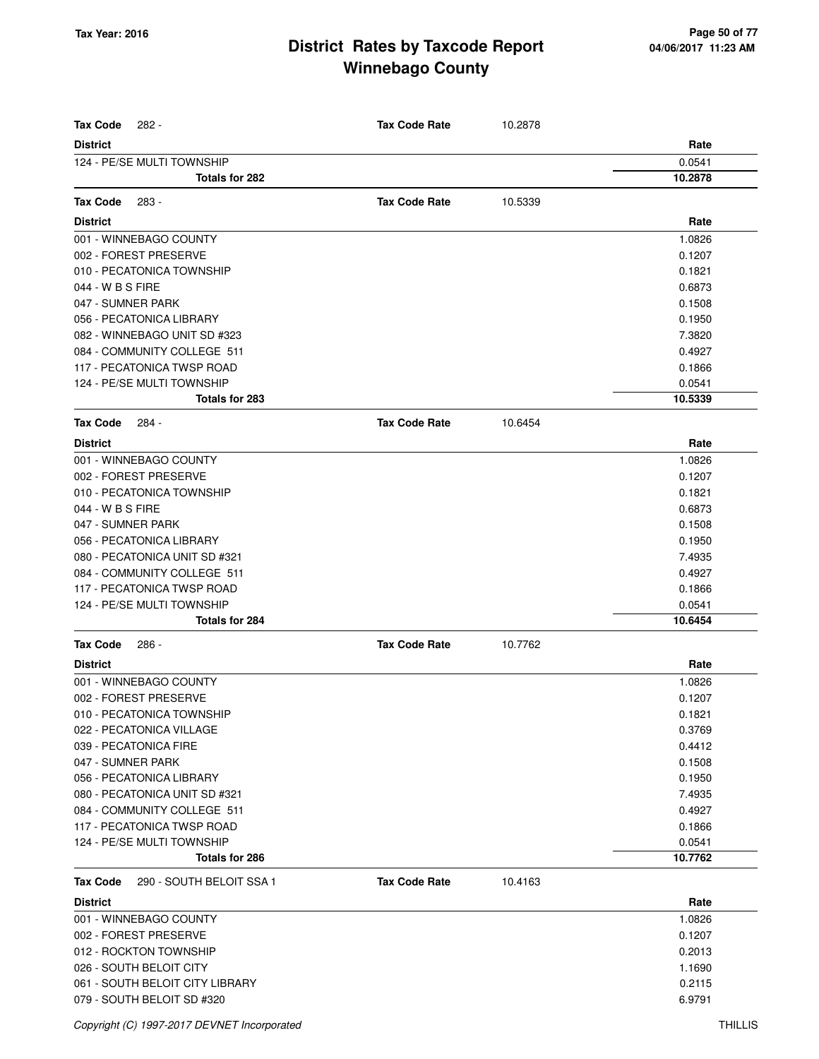# District Rates by Taxcode Report
# Winnebago County

Tax Year: 2016

04/06/2017 11:23 AM

**Tax Code** 282 - **Tax Code Rate** 10.2878

| District | Rate |
|---|---|
| 124 - PE/SE MULTI TOWNSHIP | 0.0541 |
| **Totals for 282** | **10.2878** |

**Tax Code** 283 - **Tax Code Rate** 10.5339

| District | Rate |
|---|---|
| 001 - WINNEBAGO COUNTY | 1.0826 |
| 002 - FOREST PRESERVE | 0.1207 |
| 010 - PECATONICA TOWNSHIP | 0.1821 |
| 044 - W B S FIRE | 0.6873 |
| 047 - SUMNER PARK | 0.1508 |
| 056 - PECATONICA LIBRARY | 0.1950 |
| 082 - WINNEBAGO UNIT SD #323 | 7.3820 |
| 084 - COMMUNITY COLLEGE 511 | 0.4927 |
| 117 - PECATONICA TWSP ROAD | 0.1866 |
| 124 - PE/SE MULTI TOWNSHIP | 0.0541 |
| **Totals for 283** | **10.5339** |

**Tax Code** 284 - **Tax Code Rate** 10.6454

| District | Rate |
|---|---|
| 001 - WINNEBAGO COUNTY | 1.0826 |
| 002 - FOREST PRESERVE | 0.1207 |
| 010 - PECATONICA TOWNSHIP | 0.1821 |
| 044 - W B S FIRE | 0.6873 |
| 047 - SUMNER PARK | 0.1508 |
| 056 - PECATONICA LIBRARY | 0.1950 |
| 080 - PECATONICA UNIT SD #321 | 7.4935 |
| 084 - COMMUNITY COLLEGE 511 | 0.4927 |
| 117 - PECATONICA TWSP ROAD | 0.1866 |
| 124 - PE/SE MULTI TOWNSHIP | 0.0541 |
| **Totals for 284** | **10.6454** |

**Tax Code** 286 - **Tax Code Rate** 10.7762

| District | Rate |
|---|---|
| 001 - WINNEBAGO COUNTY | 1.0826 |
| 002 - FOREST PRESERVE | 0.1207 |
| 010 - PECATONICA TOWNSHIP | 0.1821 |
| 022 - PECATONICA VILLAGE | 0.3769 |
| 039 - PECATONICA FIRE | 0.4412 |
| 047 - SUMNER PARK | 0.1508 |
| 056 - PECATONICA LIBRARY | 0.1950 |
| 080 - PECATONICA UNIT SD #321 | 7.4935 |
| 084 - COMMUNITY COLLEGE 511 | 0.4927 |
| 117 - PECATONICA TWSP ROAD | 0.1866 |
| 124 - PE/SE MULTI TOWNSHIP | 0.0541 |
| **Totals for 286** | **10.7762** |

**Tax Code** 290 - SOUTH BELOIT SSA 1 **Tax Code Rate** 10.4163

| District | Rate |
|---|---|
| 001 - WINNEBAGO COUNTY | 1.0826 |
| 002 - FOREST PRESERVE | 0.1207 |
| 012 - ROCKTON TOWNSHIP | 0.2013 |
| 026 - SOUTH BELOIT CITY | 1.1690 |
| 061 - SOUTH BELOIT CITY LIBRARY | 0.2115 |
| 079 - SOUTH BELOIT SD #320 | 6.9791 |

*Copyright (C) 1997-2017 DEVNET Incorporated* THILLIS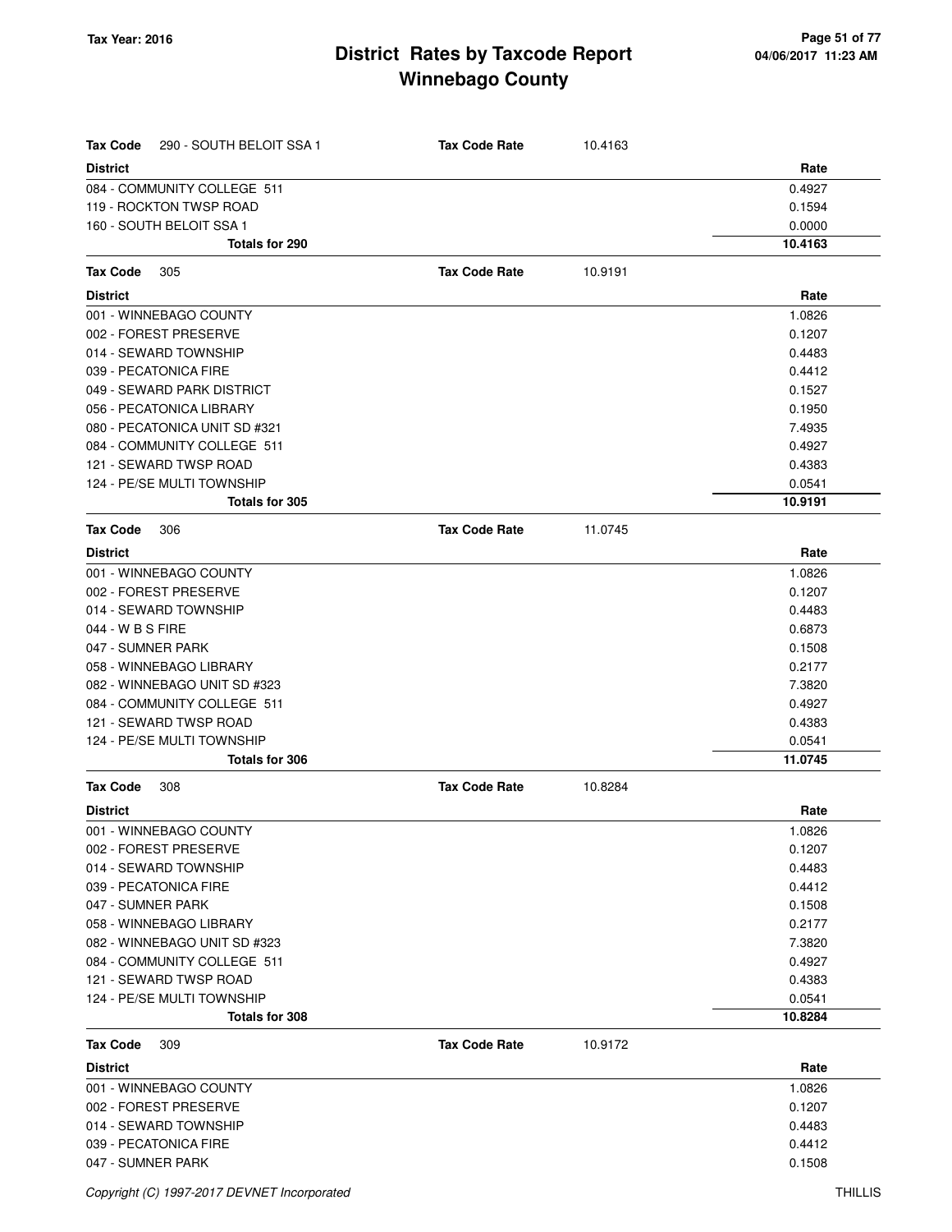| Tax Code 290 - SOUTH BELOIT SSA 1 | Tax Code Rate 10.4163 |
|---|---|
| **District** | **Rate** |
| 084 - COMMUNITY COLLEGE 511 | 0.4927 |
| 119 - ROCKTON TWSP ROAD | 0.1594 |
| 160 - SOUTH BELOIT SSA 1 | 0.0000 |
| **Totals for 290** | **10.4163** |

| Tax Code 305 | Tax Code Rate 10.9191 |
|---|---|
| **District** | **Rate** |
| 001 - WINNEBAGO COUNTY | 1.0826 |
| 002 - FOREST PRESERVE | 0.1207 |
| 014 - SEWARD TOWNSHIP | 0.4483 |
| 039 - PECATONICA FIRE | 0.4412 |
| 049 - SEWARD PARK DISTRICT | 0.1527 |
| 056 - PECATONICA LIBRARY | 0.1950 |
| 080 - PECATONICA UNIT SD #321 | 7.4935 |
| 084 - COMMUNITY COLLEGE 511 | 0.4927 |
| 121 - SEWARD TWSP ROAD | 0.4383 |
| 124 - PE/SE MULTI TOWNSHIP | 0.0541 |
| **Totals for 305** | **10.9191** |

| Tax Code 306 | Tax Code Rate 11.0745 |
|---|---|
| **District** | **Rate** |
| 001 - WINNEBAGO COUNTY | 1.0826 |
| 002 - FOREST PRESERVE | 0.1207 |
| 014 - SEWARD TOWNSHIP | 0.4483 |
| 044 - W B S FIRE | 0.6873 |
| 047 - SUMNER PARK | 0.1508 |
| 058 - WINNEBAGO LIBRARY | 0.2177 |
| 082 - WINNEBAGO UNIT SD #323 | 7.3820 |
| 084 - COMMUNITY COLLEGE 511 | 0.4927 |
| 121 - SEWARD TWSP ROAD | 0.4383 |
| 124 - PE/SE MULTI TOWNSHIP | 0.0541 |
| **Totals for 306** | **11.0745** |

| Tax Code 308 | Tax Code Rate 10.8284 |
|---|---|
| **District** | **Rate** |
| 001 - WINNEBAGO COUNTY | 1.0826 |
| 002 - FOREST PRESERVE | 0.1207 |
| 014 - SEWARD TOWNSHIP | 0.4483 |
| 039 - PECATONICA FIRE | 0.4412 |
| 047 - SUMNER PARK | 0.1508 |
| 058 - WINNEBAGO LIBRARY | 0.2177 |
| 082 - WINNEBAGO UNIT SD #323 | 7.3820 |
| 084 - COMMUNITY COLLEGE 511 | 0.4927 |
| 121 - SEWARD TWSP ROAD | 0.4383 |
| 124 - PE/SE MULTI TOWNSHIP | 0.0541 |
| **Totals for 308** | **10.8284** |

| Tax Code 309 | Tax Code Rate 10.9172 |
|---|---|
| **District** | **Rate** |
| 001 - WINNEBAGO COUNTY | 1.0826 |
| 002 - FOREST PRESERVE | 0.1207 |
| 014 - SEWARD TOWNSHIP | 0.4483 |
| 039 - PECATONICA FIRE | 0.4412 |
| 047 - SUMNER PARK | 0.1508 |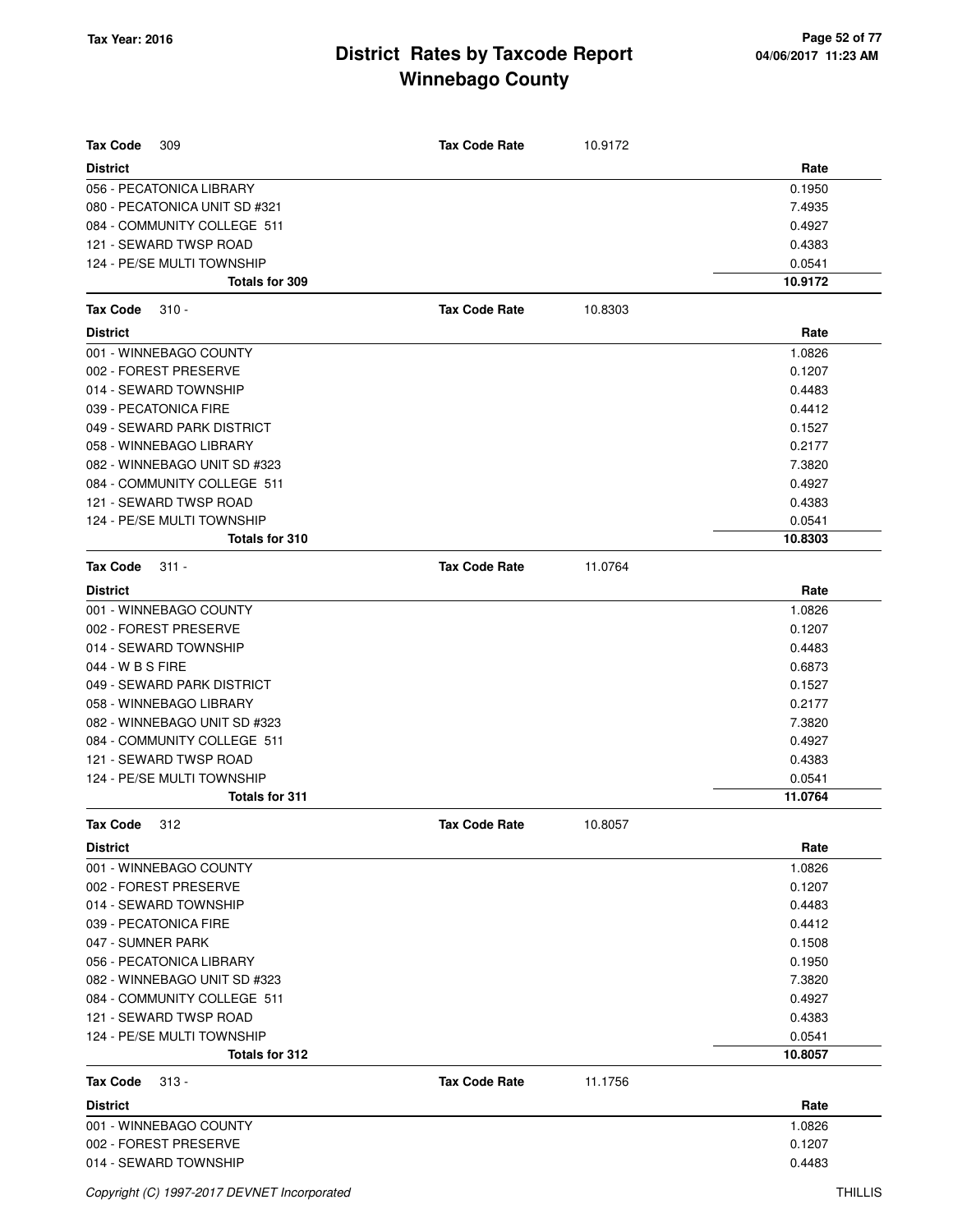# District Rates by Taxcode Report
# Winnebago County

**Tax Year: 2016**

**Tax Code** 309 — **Tax Code Rate** 10.9172

| District | Rate |
|---|---|
| 056 - PECATONICA LIBRARY | 0.1950 |
| 080 - PECATONICA UNIT SD #321 | 7.4935 |
| 084 - COMMUNITY COLLEGE 511 | 0.4927 |
| 121 - SEWARD TWSP ROAD | 0.4383 |
| 124 - PE/SE MULTI TOWNSHIP | 0.0541 |
| **Totals for 309** | **10.9172** |

**Tax Code** 310 - — **Tax Code Rate** 10.8303

| District | Rate |
|---|---|
| 001 - WINNEBAGO COUNTY | 1.0826 |
| 002 - FOREST PRESERVE | 0.1207 |
| 014 - SEWARD TOWNSHIP | 0.4483 |
| 039 - PECATONICA FIRE | 0.4412 |
| 049 - SEWARD PARK DISTRICT | 0.1527 |
| 058 - WINNEBAGO LIBRARY | 0.2177 |
| 082 - WINNEBAGO UNIT SD #323 | 7.3820 |
| 084 - COMMUNITY COLLEGE 511 | 0.4927 |
| 121 - SEWARD TWSP ROAD | 0.4383 |
| 124 - PE/SE MULTI TOWNSHIP | 0.0541 |
| **Totals for 310** | **10.8303** |

**Tax Code** 311 - — **Tax Code Rate** 11.0764

| District | Rate |
|---|---|
| 001 - WINNEBAGO COUNTY | 1.0826 |
| 002 - FOREST PRESERVE | 0.1207 |
| 014 - SEWARD TOWNSHIP | 0.4483 |
| 044 - W B S FIRE | 0.6873 |
| 049 - SEWARD PARK DISTRICT | 0.1527 |
| 058 - WINNEBAGO LIBRARY | 0.2177 |
| 082 - WINNEBAGO UNIT SD #323 | 7.3820 |
| 084 - COMMUNITY COLLEGE 511 | 0.4927 |
| 121 - SEWARD TWSP ROAD | 0.4383 |
| 124 - PE/SE MULTI TOWNSHIP | 0.0541 |
| **Totals for 311** | **11.0764** |

**Tax Code** 312 — **Tax Code Rate** 10.8057

| District | Rate |
|---|---|
| 001 - WINNEBAGO COUNTY | 1.0826 |
| 002 - FOREST PRESERVE | 0.1207 |
| 014 - SEWARD TOWNSHIP | 0.4483 |
| 039 - PECATONICA FIRE | 0.4412 |
| 047 - SUMNER PARK | 0.1508 |
| 056 - PECATONICA LIBRARY | 0.1950 |
| 082 - WINNEBAGO UNIT SD #323 | 7.3820 |
| 084 - COMMUNITY COLLEGE 511 | 0.4927 |
| 121 - SEWARD TWSP ROAD | 0.4383 |
| 124 - PE/SE MULTI TOWNSHIP | 0.0541 |
| **Totals for 312** | **10.8057** |

**Tax Code** 313 - — **Tax Code Rate** 11.1756

| District | Rate |
|---|---|
| 001 - WINNEBAGO COUNTY | 1.0826 |
| 002 - FOREST PRESERVE | 0.1207 |
| 014 - SEWARD TOWNSHIP | 0.4483 |

*Copyright (C) 1997-2017 DEVNET Incorporated* THILLIS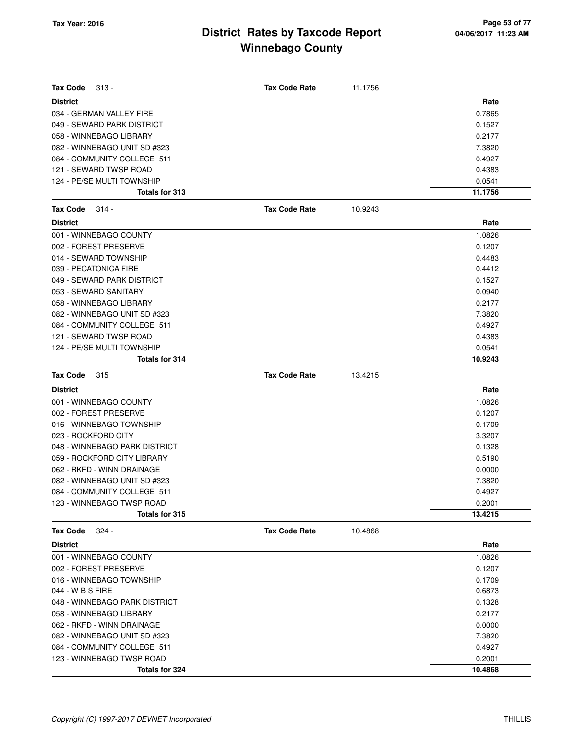# District Rates by Taxcode Report
# Winnebago County

Tax Year: 2016

| Tax Code 313 - | Tax Code Rate | 11.1756 |
|---|---|---|
| **District** | | **Rate** |
| 034 - GERMAN VALLEY FIRE | | 0.7865 |
| 049 - SEWARD PARK DISTRICT | | 0.1527 |
| 058 - WINNEBAGO LIBRARY | | 0.2177 |
| 082 - WINNEBAGO UNIT SD #323 | | 7.3820 |
| 084 - COMMUNITY COLLEGE 511 | | 0.4927 |
| 121 - SEWARD TWSP ROAD | | 0.4383 |
| 124 - PE/SE MULTI TOWNSHIP | | 0.0541 |
| **Totals for 313** | | **11.1756** |

| Tax Code 314 - | Tax Code Rate | 10.9243 |
|---|---|---|
| **District** | | **Rate** |
| 001 - WINNEBAGO COUNTY | | 1.0826 |
| 002 - FOREST PRESERVE | | 0.1207 |
| 014 - SEWARD TOWNSHIP | | 0.4483 |
| 039 - PECATONICA FIRE | | 0.4412 |
| 049 - SEWARD PARK DISTRICT | | 0.1527 |
| 053 - SEWARD SANITARY | | 0.0940 |
| 058 - WINNEBAGO LIBRARY | | 0.2177 |
| 082 - WINNEBAGO UNIT SD #323 | | 7.3820 |
| 084 - COMMUNITY COLLEGE 511 | | 0.4927 |
| 121 - SEWARD TWSP ROAD | | 0.4383 |
| 124 - PE/SE MULTI TOWNSHIP | | 0.0541 |
| **Totals for 314** | | **10.9243** |

| Tax Code 315 | Tax Code Rate | 13.4215 |
|---|---|---|
| **District** | | **Rate** |
| 001 - WINNEBAGO COUNTY | | 1.0826 |
| 002 - FOREST PRESERVE | | 0.1207 |
| 016 - WINNEBAGO TOWNSHIP | | 0.1709 |
| 023 - ROCKFORD CITY | | 3.3207 |
| 048 - WINNEBAGO PARK DISTRICT | | 0.1328 |
| 059 - ROCKFORD CITY LIBRARY | | 0.5190 |
| 062 - RKFD - WINN DRAINAGE | | 0.0000 |
| 082 - WINNEBAGO UNIT SD #323 | | 7.3820 |
| 084 - COMMUNITY COLLEGE 511 | | 0.4927 |
| 123 - WINNEBAGO TWSP ROAD | | 0.2001 |
| **Totals for 315** | | **13.4215** |

| Tax Code 324 - | Tax Code Rate | 10.4868 |
|---|---|---|
| **District** | | **Rate** |
| 001 - WINNEBAGO COUNTY | | 1.0826 |
| 002 - FOREST PRESERVE | | 0.1207 |
| 016 - WINNEBAGO TOWNSHIP | | 0.1709 |
| 044 - W B S FIRE | | 0.6873 |
| 048 - WINNEBAGO PARK DISTRICT | | 0.1328 |
| 058 - WINNEBAGO LIBRARY | | 0.2177 |
| 062 - RKFD - WINN DRAINAGE | | 0.0000 |
| 082 - WINNEBAGO UNIT SD #323 | | 7.3820 |
| 084 - COMMUNITY COLLEGE 511 | | 0.4927 |
| 123 - WINNEBAGO TWSP ROAD | | 0.2001 |
| **Totals for 324** | | **10.4868** |

*Copyright (C) 1997-2017 DEVNET Incorporated*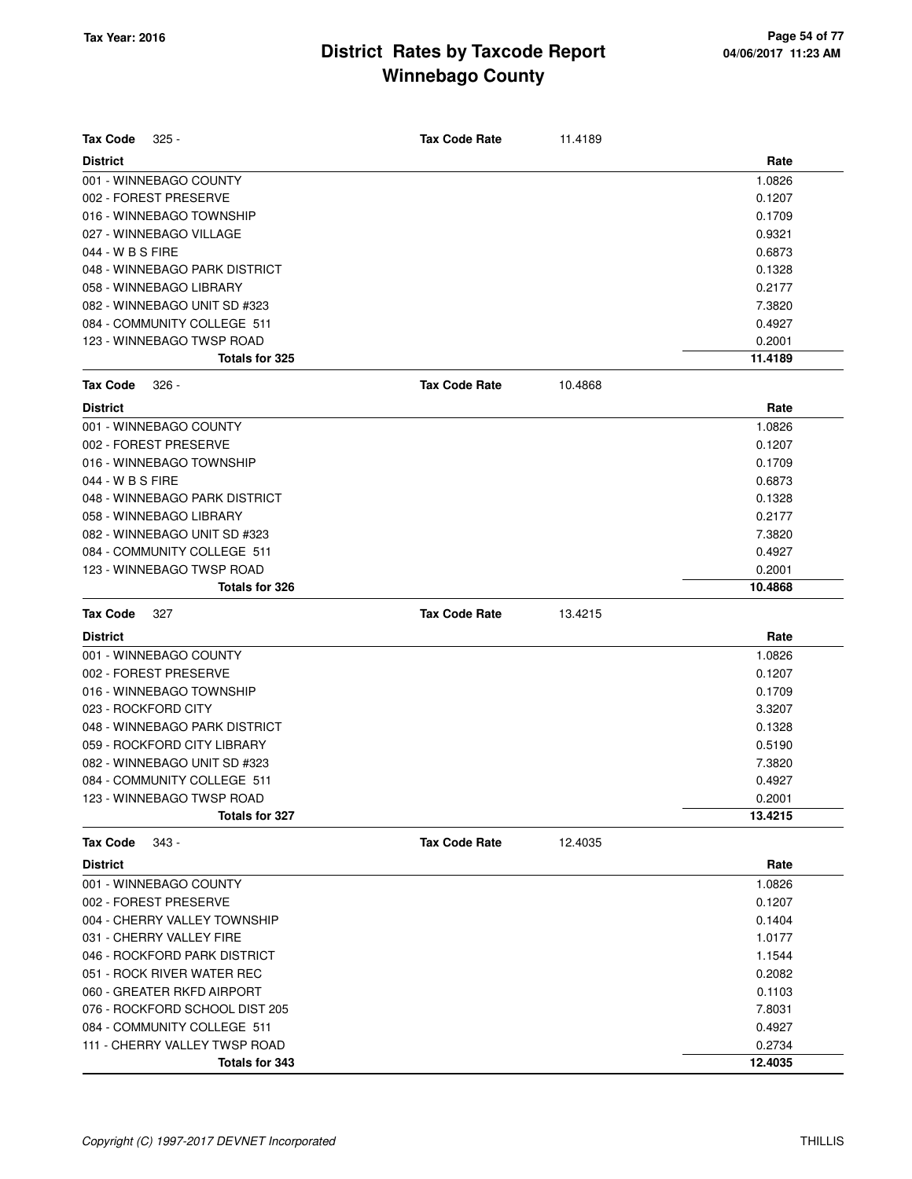# District Rates by Taxcode Report
## Winnebago County

Tax Year: 2016

**Tax Code** 325 - **Tax Code Rate** 11.4189

| District | Rate |
|---|---|
| 001 - WINNEBAGO COUNTY | 1.0826 |
| 002 - FOREST PRESERVE | 0.1207 |
| 016 - WINNEBAGO TOWNSHIP | 0.1709 |
| 027 - WINNEBAGO VILLAGE | 0.9321 |
| 044 - W B S FIRE | 0.6873 |
| 048 - WINNEBAGO PARK DISTRICT | 0.1328 |
| 058 - WINNEBAGO LIBRARY | 0.2177 |
| 082 - WINNEBAGO UNIT SD #323 | 7.3820 |
| 084 - COMMUNITY COLLEGE 511 | 0.4927 |
| 123 - WINNEBAGO TWSP ROAD | 0.2001 |
| **Totals for 325** | **11.4189** |

**Tax Code** 326 - **Tax Code Rate** 10.4868

| District | Rate |
|---|---|
| 001 - WINNEBAGO COUNTY | 1.0826 |
| 002 - FOREST PRESERVE | 0.1207 |
| 016 - WINNEBAGO TOWNSHIP | 0.1709 |
| 044 - W B S FIRE | 0.6873 |
| 048 - WINNEBAGO PARK DISTRICT | 0.1328 |
| 058 - WINNEBAGO LIBRARY | 0.2177 |
| 082 - WINNEBAGO UNIT SD #323 | 7.3820 |
| 084 - COMMUNITY COLLEGE 511 | 0.4927 |
| 123 - WINNEBAGO TWSP ROAD | 0.2001 |
| **Totals for 326** | **10.4868** |

**Tax Code** 327 **Tax Code Rate** 13.4215

| District | Rate |
|---|---|
| 001 - WINNEBAGO COUNTY | 1.0826 |
| 002 - FOREST PRESERVE | 0.1207 |
| 016 - WINNEBAGO TOWNSHIP | 0.1709 |
| 023 - ROCKFORD CITY | 3.3207 |
| 048 - WINNEBAGO PARK DISTRICT | 0.1328 |
| 059 - ROCKFORD CITY LIBRARY | 0.5190 |
| 082 - WINNEBAGO UNIT SD #323 | 7.3820 |
| 084 - COMMUNITY COLLEGE 511 | 0.4927 |
| 123 - WINNEBAGO TWSP ROAD | 0.2001 |
| **Totals for 327** | **13.4215** |

**Tax Code** 343 - **Tax Code Rate** 12.4035

| District | Rate |
|---|---|
| 001 - WINNEBAGO COUNTY | 1.0826 |
| 002 - FOREST PRESERVE | 0.1207 |
| 004 - CHERRY VALLEY TOWNSHIP | 0.1404 |
| 031 - CHERRY VALLEY FIRE | 1.0177 |
| 046 - ROCKFORD PARK DISTRICT | 1.1544 |
| 051 - ROCK RIVER WATER REC | 0.2082 |
| 060 - GREATER RKFD AIRPORT | 0.1103 |
| 076 - ROCKFORD SCHOOL DIST 205 | 7.8031 |
| 084 - COMMUNITY COLLEGE 511 | 0.4927 |
| 111 - CHERRY VALLEY TWSP ROAD | 0.2734 |
| **Totals for 343** | **12.4035** |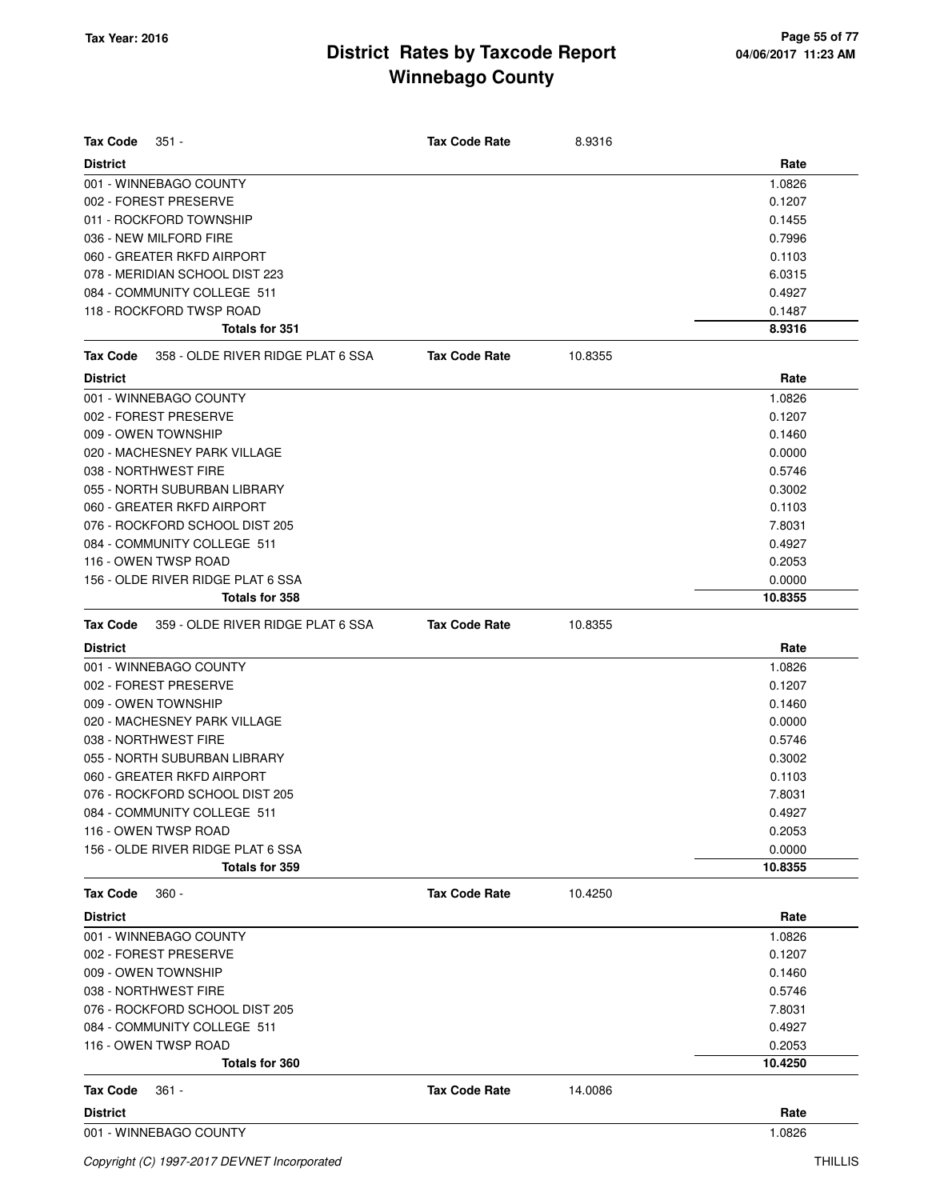# District Rates by Taxcode Report
# Winnebago County

**Tax Year: 2016**

**Tax Code** 351 - **Tax Code Rate** 8.9316

| District | Rate |
|---|---|
| 001 - WINNEBAGO COUNTY | 1.0826 |
| 002 - FOREST PRESERVE | 0.1207 |
| 011 - ROCKFORD TOWNSHIP | 0.1455 |
| 036 - NEW MILFORD FIRE | 0.7996 |
| 060 - GREATER RKFD AIRPORT | 0.1103 |
| 078 - MERIDIAN SCHOOL DIST 223 | 6.0315 |
| 084 - COMMUNITY COLLEGE 511 | 0.4927 |
| 118 - ROCKFORD TWSP ROAD | 0.1487 |
| **Totals for 351** | **8.9316** |

**Tax Code** 358 - OLDE RIVER RIDGE PLAT 6 SSA **Tax Code Rate** 10.8355

| District | Rate |
|---|---|
| 001 - WINNEBAGO COUNTY | 1.0826 |
| 002 - FOREST PRESERVE | 0.1207 |
| 009 - OWEN TOWNSHIP | 0.1460 |
| 020 - MACHESNEY PARK VILLAGE | 0.0000 |
| 038 - NORTHWEST FIRE | 0.5746 |
| 055 - NORTH SUBURBAN LIBRARY | 0.3002 |
| 060 - GREATER RKFD AIRPORT | 0.1103 |
| 076 - ROCKFORD SCHOOL DIST 205 | 7.8031 |
| 084 - COMMUNITY COLLEGE 511 | 0.4927 |
| 116 - OWEN TWSP ROAD | 0.2053 |
| 156 - OLDE RIVER RIDGE PLAT 6 SSA | 0.0000 |
| **Totals for 358** | **10.8355** |

**Tax Code** 359 - OLDE RIVER RIDGE PLAT 6 SSA **Tax Code Rate** 10.8355

| District | Rate |
|---|---|
| 001 - WINNEBAGO COUNTY | 1.0826 |
| 002 - FOREST PRESERVE | 0.1207 |
| 009 - OWEN TOWNSHIP | 0.1460 |
| 020 - MACHESNEY PARK VILLAGE | 0.0000 |
| 038 - NORTHWEST FIRE | 0.5746 |
| 055 - NORTH SUBURBAN LIBRARY | 0.3002 |
| 060 - GREATER RKFD AIRPORT | 0.1103 |
| 076 - ROCKFORD SCHOOL DIST 205 | 7.8031 |
| 084 - COMMUNITY COLLEGE 511 | 0.4927 |
| 116 - OWEN TWSP ROAD | 0.2053 |
| 156 - OLDE RIVER RIDGE PLAT 6 SSA | 0.0000 |
| **Totals for 359** | **10.8355** |

**Tax Code** 360 - **Tax Code Rate** 10.4250

| District | Rate |
|---|---|
| 001 - WINNEBAGO COUNTY | 1.0826 |
| 002 - FOREST PRESERVE | 0.1207 |
| 009 - OWEN TOWNSHIP | 0.1460 |
| 038 - NORTHWEST FIRE | 0.5746 |
| 076 - ROCKFORD SCHOOL DIST 205 | 7.8031 |
| 084 - COMMUNITY COLLEGE 511 | 0.4927 |
| 116 - OWEN TWSP ROAD | 0.2053 |
| **Totals for 360** | **10.4250** |

**Tax Code** 361 - **Tax Code Rate** 14.0086

| District | Rate |
|---|---|
| 001 - WINNEBAGO COUNTY | 1.0826 |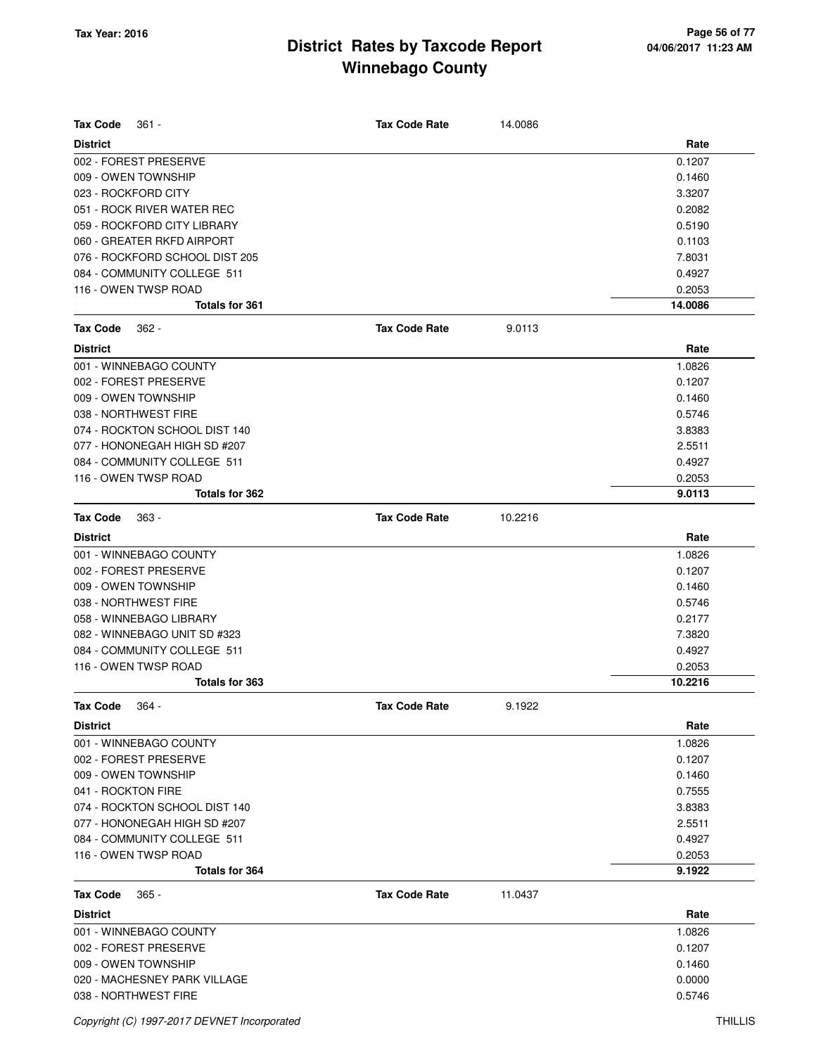# District Rates by Taxcode Report
## Winnebago County

Tax Year: 2016

| Tax Code 361 - | Tax Code Rate | 14.0086 |
|---|---|---|
| **District** | | **Rate** |
| 002 - FOREST PRESERVE | | 0.1207 |
| 009 - OWEN TOWNSHIP | | 0.1460 |
| 023 - ROCKFORD CITY | | 3.3207 |
| 051 - ROCK RIVER WATER REC | | 0.2082 |
| 059 - ROCKFORD CITY LIBRARY | | 0.5190 |
| 060 - GREATER RKFD AIRPORT | | 0.1103 |
| 076 - ROCKFORD SCHOOL DIST 205 | | 7.8031 |
| 084 - COMMUNITY COLLEGE 511 | | 0.4927 |
| 116 - OWEN TWSP ROAD | | 0.2053 |
| **Totals for 361** | | **14.0086** |

| Tax Code 362 - | Tax Code Rate | 9.0113 |
|---|---|---|
| **District** | | **Rate** |
| 001 - WINNEBAGO COUNTY | | 1.0826 |
| 002 - FOREST PRESERVE | | 0.1207 |
| 009 - OWEN TOWNSHIP | | 0.1460 |
| 038 - NORTHWEST FIRE | | 0.5746 |
| 074 - ROCKTON SCHOOL DIST 140 | | 3.8383 |
| 077 - HONONEGAH HIGH SD #207 | | 2.5511 |
| 084 - COMMUNITY COLLEGE 511 | | 0.4927 |
| 116 - OWEN TWSP ROAD | | 0.2053 |
| **Totals for 362** | | **9.0113** |

| Tax Code 363 - | Tax Code Rate | 10.2216 |
|---|---|---|
| **District** | | **Rate** |
| 001 - WINNEBAGO COUNTY | | 1.0826 |
| 002 - FOREST PRESERVE | | 0.1207 |
| 009 - OWEN TOWNSHIP | | 0.1460 |
| 038 - NORTHWEST FIRE | | 0.5746 |
| 058 - WINNEBAGO LIBRARY | | 0.2177 |
| 082 - WINNEBAGO UNIT SD #323 | | 7.3820 |
| 084 - COMMUNITY COLLEGE 511 | | 0.4927 |
| 116 - OWEN TWSP ROAD | | 0.2053 |
| **Totals for 363** | | **10.2216** |

| Tax Code 364 - | Tax Code Rate | 9.1922 |
|---|---|---|
| **District** | | **Rate** |
| 001 - WINNEBAGO COUNTY | | 1.0826 |
| 002 - FOREST PRESERVE | | 0.1207 |
| 009 - OWEN TOWNSHIP | | 0.1460 |
| 041 - ROCKTON FIRE | | 0.7555 |
| 074 - ROCKTON SCHOOL DIST 140 | | 3.8383 |
| 077 - HONONEGAH HIGH SD #207 | | 2.5511 |
| 084 - COMMUNITY COLLEGE 511 | | 0.4927 |
| 116 - OWEN TWSP ROAD | | 0.2053 |
| **Totals for 364** | | **9.1922** |

| Tax Code 365 - | Tax Code Rate | 11.0437 |
|---|---|---|
| **District** | | **Rate** |
| 001 - WINNEBAGO COUNTY | | 1.0826 |
| 002 - FOREST PRESERVE | | 0.1207 |
| 009 - OWEN TOWNSHIP | | 0.1460 |
| 020 - MACHESNEY PARK VILLAGE | | 0.0000 |
| 038 - NORTHWEST FIRE | | 0.5746 |

*Copyright (C) 1997-2017 DEVNET Incorporated*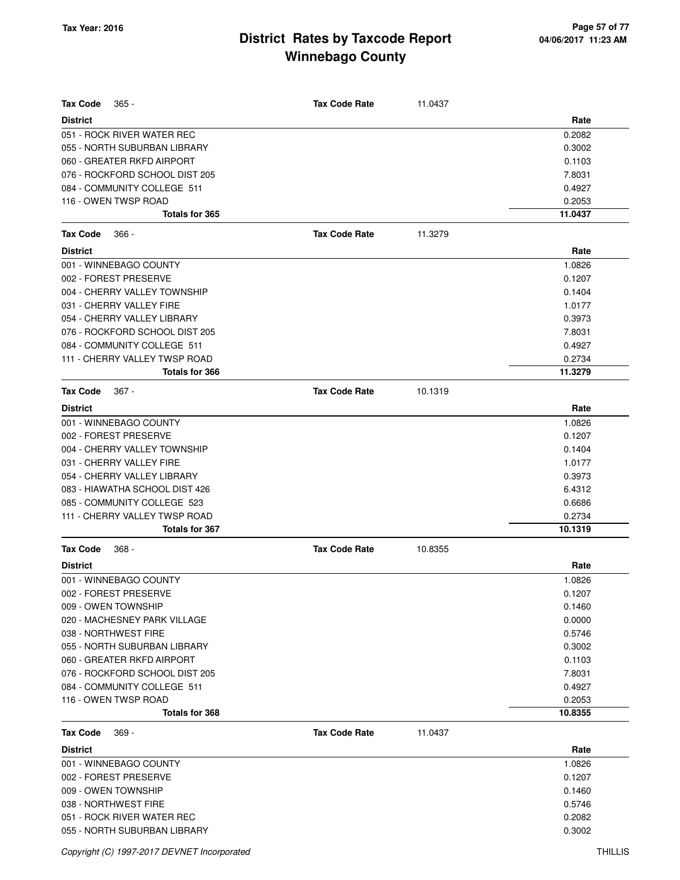# District Rates by Taxcode Report
## Winnebago County

Tax Year: 2016

**Tax Code** 365 - **Tax Code Rate** 11.0437

| District | Rate |
|---|---|
| 051 - ROCK RIVER WATER REC | 0.2082 |
| 055 - NORTH SUBURBAN LIBRARY | 0.3002 |
| 060 - GREATER RKFD AIRPORT | 0.1103 |
| 076 - ROCKFORD SCHOOL DIST 205 | 7.8031 |
| 084 - COMMUNITY COLLEGE 511 | 0.4927 |
| 116 - OWEN TWSP ROAD | 0.2053 |
| **Totals for 365** | **11.0437** |

**Tax Code** 366 - **Tax Code Rate** 11.3279

| District | Rate |
|---|---|
| 001 - WINNEBAGO COUNTY | 1.0826 |
| 002 - FOREST PRESERVE | 0.1207 |
| 004 - CHERRY VALLEY TOWNSHIP | 0.1404 |
| 031 - CHERRY VALLEY FIRE | 1.0177 |
| 054 - CHERRY VALLEY LIBRARY | 0.3973 |
| 076 - ROCKFORD SCHOOL DIST 205 | 7.8031 |
| 084 - COMMUNITY COLLEGE 511 | 0.4927 |
| 111 - CHERRY VALLEY TWSP ROAD | 0.2734 |
| **Totals for 366** | **11.3279** |

**Tax Code** 367 - **Tax Code Rate** 10.1319

| District | Rate |
|---|---|
| 001 - WINNEBAGO COUNTY | 1.0826 |
| 002 - FOREST PRESERVE | 0.1207 |
| 004 - CHERRY VALLEY TOWNSHIP | 0.1404 |
| 031 - CHERRY VALLEY FIRE | 1.0177 |
| 054 - CHERRY VALLEY LIBRARY | 0.3973 |
| 083 - HIAWATHA SCHOOL DIST 426 | 6.4312 |
| 085 - COMMUNITY COLLEGE 523 | 0.6686 |
| 111 - CHERRY VALLEY TWSP ROAD | 0.2734 |
| **Totals for 367** | **10.1319** |

**Tax Code** 368 - **Tax Code Rate** 10.8355

| District | Rate |
|---|---|
| 001 - WINNEBAGO COUNTY | 1.0826 |
| 002 - FOREST PRESERVE | 0.1207 |
| 009 - OWEN TOWNSHIP | 0.1460 |
| 020 - MACHESNEY PARK VILLAGE | 0.0000 |
| 038 - NORTHWEST FIRE | 0.5746 |
| 055 - NORTH SUBURBAN LIBRARY | 0.3002 |
| 060 - GREATER RKFD AIRPORT | 0.1103 |
| 076 - ROCKFORD SCHOOL DIST 205 | 7.8031 |
| 084 - COMMUNITY COLLEGE 511 | 0.4927 |
| 116 - OWEN TWSP ROAD | 0.2053 |
| **Totals for 368** | **10.8355** |

**Tax Code** 369 - **Tax Code Rate** 11.0437

| District | Rate |
|---|---|
| 001 - WINNEBAGO COUNTY | 1.0826 |
| 002 - FOREST PRESERVE | 0.1207 |
| 009 - OWEN TOWNSHIP | 0.1460 |
| 038 - NORTHWEST FIRE | 0.5746 |
| 051 - ROCK RIVER WATER REC | 0.2082 |
| 055 - NORTH SUBURBAN LIBRARY | 0.3002 |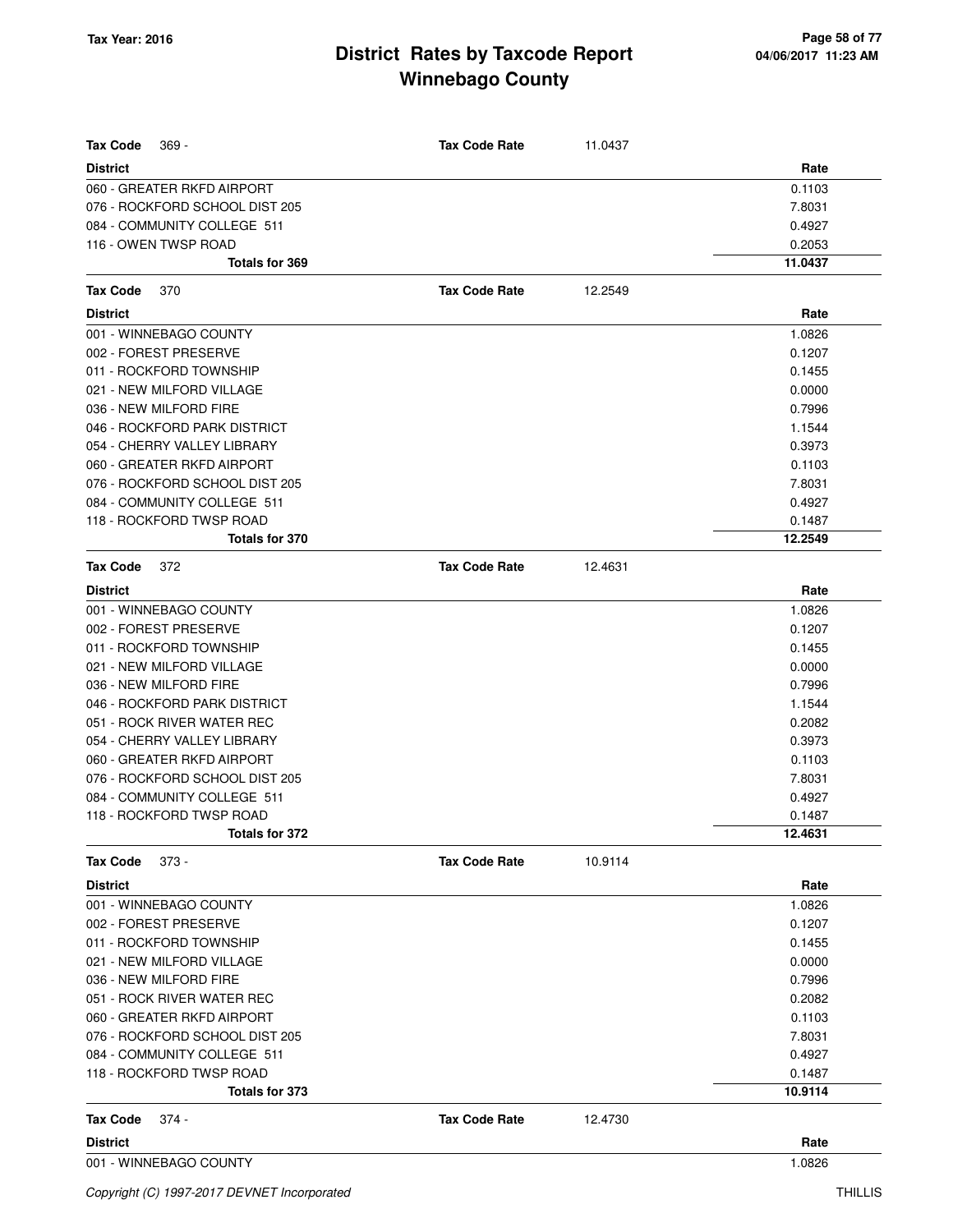# District Rates by Taxcode Report
# Winnebago County

Tax Year: 2016

| Tax Code 369 - | Tax Code Rate | 11.0437 |
|---|---|---|
| **District** | | **Rate** |
| 060 - GREATER RKFD AIRPORT | | 0.1103 |
| 076 - ROCKFORD SCHOOL DIST 205 | | 7.8031 |
| 084 - COMMUNITY COLLEGE 511 | | 0.4927 |
| 116 - OWEN TWSP ROAD | | 0.2053 |
| **Totals for 369** | | **11.0437** |

| Tax Code 370 | Tax Code Rate | 12.2549 |
|---|---|---|
| **District** | | **Rate** |
| 001 - WINNEBAGO COUNTY | | 1.0826 |
| 002 - FOREST PRESERVE | | 0.1207 |
| 011 - ROCKFORD TOWNSHIP | | 0.1455 |
| 021 - NEW MILFORD VILLAGE | | 0.0000 |
| 036 - NEW MILFORD FIRE | | 0.7996 |
| 046 - ROCKFORD PARK DISTRICT | | 1.1544 |
| 054 - CHERRY VALLEY LIBRARY | | 0.3973 |
| 060 - GREATER RKFD AIRPORT | | 0.1103 |
| 076 - ROCKFORD SCHOOL DIST 205 | | 7.8031 |
| 084 - COMMUNITY COLLEGE 511 | | 0.4927 |
| 118 - ROCKFORD TWSP ROAD | | 0.1487 |
| **Totals for 370** | | **12.2549** |

| Tax Code 372 | Tax Code Rate | 12.4631 |
|---|---|---|
| **District** | | **Rate** |
| 001 - WINNEBAGO COUNTY | | 1.0826 |
| 002 - FOREST PRESERVE | | 0.1207 |
| 011 - ROCKFORD TOWNSHIP | | 0.1455 |
| 021 - NEW MILFORD VILLAGE | | 0.0000 |
| 036 - NEW MILFORD FIRE | | 0.7996 |
| 046 - ROCKFORD PARK DISTRICT | | 1.1544 |
| 051 - ROCK RIVER WATER REC | | 0.2082 |
| 054 - CHERRY VALLEY LIBRARY | | 0.3973 |
| 060 - GREATER RKFD AIRPORT | | 0.1103 |
| 076 - ROCKFORD SCHOOL DIST 205 | | 7.8031 |
| 084 - COMMUNITY COLLEGE 511 | | 0.4927 |
| 118 - ROCKFORD TWSP ROAD | | 0.1487 |
| **Totals for 372** | | **12.4631** |

| Tax Code 373 - | Tax Code Rate | 10.9114 |
|---|---|---|
| **District** | | **Rate** |
| 001 - WINNEBAGO COUNTY | | 1.0826 |
| 002 - FOREST PRESERVE | | 0.1207 |
| 011 - ROCKFORD TOWNSHIP | | 0.1455 |
| 021 - NEW MILFORD VILLAGE | | 0.0000 |
| 036 - NEW MILFORD FIRE | | 0.7996 |
| 051 - ROCK RIVER WATER REC | | 0.2082 |
| 060 - GREATER RKFD AIRPORT | | 0.1103 |
| 076 - ROCKFORD SCHOOL DIST 205 | | 7.8031 |
| 084 - COMMUNITY COLLEGE 511 | | 0.4927 |
| 118 - ROCKFORD TWSP ROAD | | 0.1487 |
| **Totals for 373** | | **10.9114** |

| Tax Code 374 - | Tax Code Rate | 12.4730 |
|---|---|---|
| **District** | | **Rate** |
| 001 - WINNEBAGO COUNTY | | 1.0826 |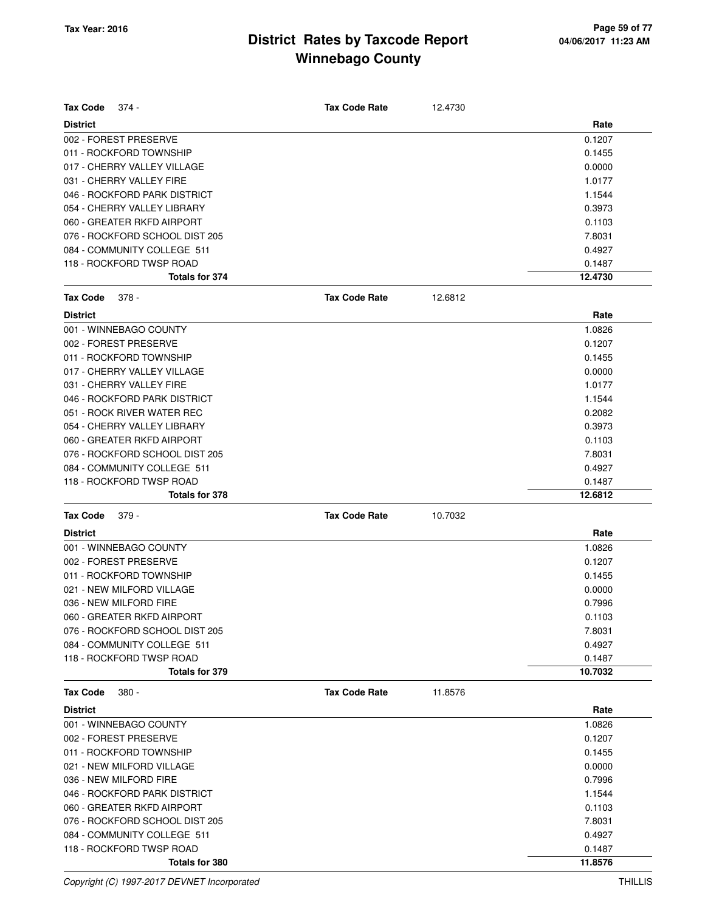# District Rates by Taxcode Report
## Winnebago County

Tax Year: 2016

**Tax Code** 374 - **Tax Code Rate** 12.4730

| District | Rate |
|---|---|
| 002 - FOREST PRESERVE | 0.1207 |
| 011 - ROCKFORD TOWNSHIP | 0.1455 |
| 017 - CHERRY VALLEY VILLAGE | 0.0000 |
| 031 - CHERRY VALLEY FIRE | 1.0177 |
| 046 - ROCKFORD PARK DISTRICT | 1.1544 |
| 054 - CHERRY VALLEY LIBRARY | 0.3973 |
| 060 - GREATER RKFD AIRPORT | 0.1103 |
| 076 - ROCKFORD SCHOOL DIST 205 | 7.8031 |
| 084 - COMMUNITY COLLEGE 511 | 0.4927 |
| 118 - ROCKFORD TWSP ROAD | 0.1487 |
| **Totals for 374** | **12.4730** |

**Tax Code** 378 - **Tax Code Rate** 12.6812

| District | Rate |
|---|---|
| 001 - WINNEBAGO COUNTY | 1.0826 |
| 002 - FOREST PRESERVE | 0.1207 |
| 011 - ROCKFORD TOWNSHIP | 0.1455 |
| 017 - CHERRY VALLEY VILLAGE | 0.0000 |
| 031 - CHERRY VALLEY FIRE | 1.0177 |
| 046 - ROCKFORD PARK DISTRICT | 1.1544 |
| 051 - ROCK RIVER WATER REC | 0.2082 |
| 054 - CHERRY VALLEY LIBRARY | 0.3973 |
| 060 - GREATER RKFD AIRPORT | 0.1103 |
| 076 - ROCKFORD SCHOOL DIST 205 | 7.8031 |
| 084 - COMMUNITY COLLEGE 511 | 0.4927 |
| 118 - ROCKFORD TWSP ROAD | 0.1487 |
| **Totals for 378** | **12.6812** |

**Tax Code** 379 - **Tax Code Rate** 10.7032

| District | Rate |
|---|---|
| 001 - WINNEBAGO COUNTY | 1.0826 |
| 002 - FOREST PRESERVE | 0.1207 |
| 011 - ROCKFORD TOWNSHIP | 0.1455 |
| 021 - NEW MILFORD VILLAGE | 0.0000 |
| 036 - NEW MILFORD FIRE | 0.7996 |
| 060 - GREATER RKFD AIRPORT | 0.1103 |
| 076 - ROCKFORD SCHOOL DIST 205 | 7.8031 |
| 084 - COMMUNITY COLLEGE 511 | 0.4927 |
| 118 - ROCKFORD TWSP ROAD | 0.1487 |
| **Totals for 379** | **10.7032** |

**Tax Code** 380 - **Tax Code Rate** 11.8576

| District | Rate |
|---|---|
| 001 - WINNEBAGO COUNTY | 1.0826 |
| 002 - FOREST PRESERVE | 0.1207 |
| 011 - ROCKFORD TOWNSHIP | 0.1455 |
| 021 - NEW MILFORD VILLAGE | 0.0000 |
| 036 - NEW MILFORD FIRE | 0.7996 |
| 046 - ROCKFORD PARK DISTRICT | 1.1544 |
| 060 - GREATER RKFD AIRPORT | 0.1103 |
| 076 - ROCKFORD SCHOOL DIST 205 | 7.8031 |
| 084 - COMMUNITY COLLEGE 511 | 0.4927 |
| 118 - ROCKFORD TWSP ROAD | 0.1487 |
| **Totals for 380** | **11.8576** |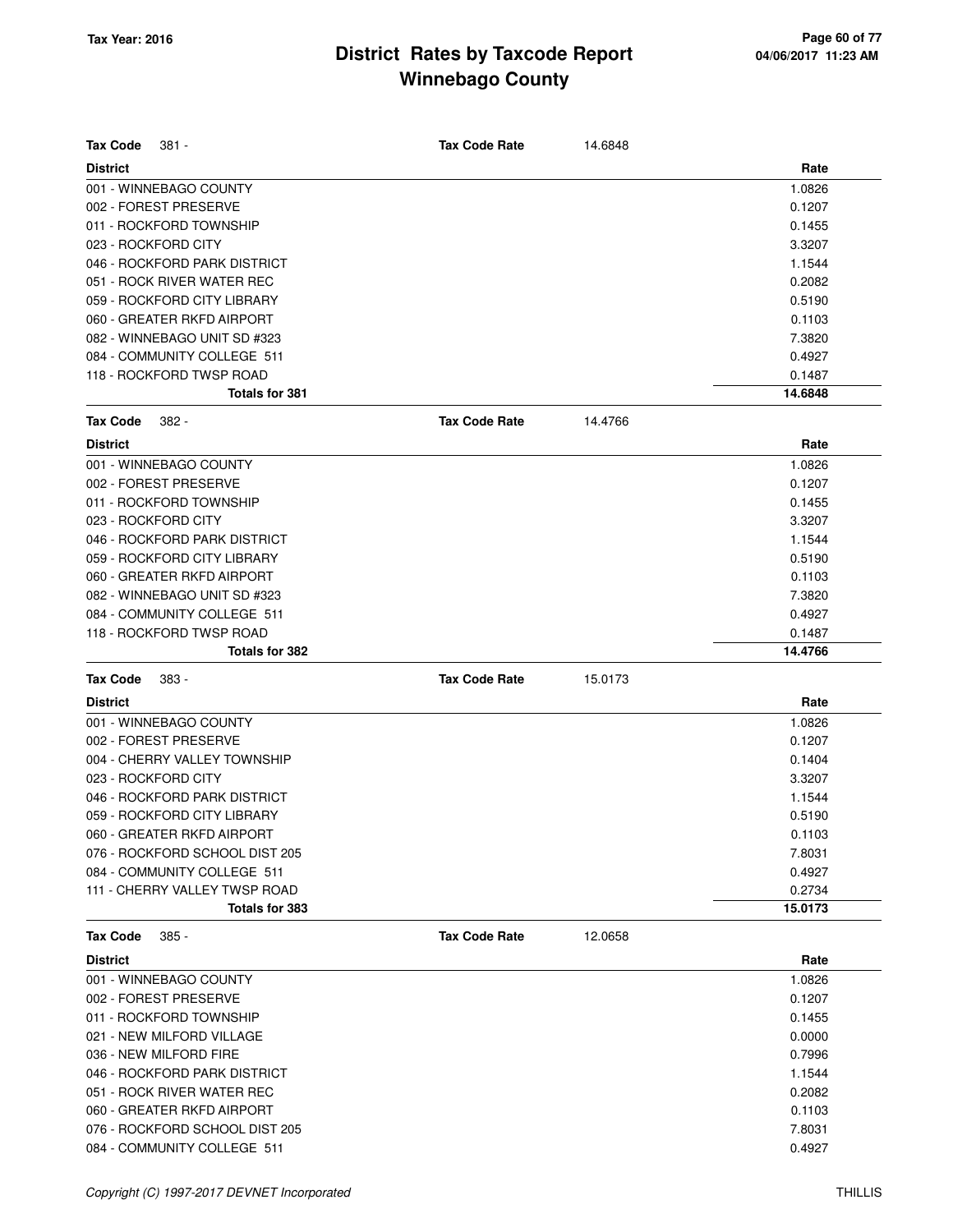# District Rates by Taxcode Report
# Winnebago County

Tax Year: 2016

**Tax Code** 381 - **Tax Code Rate** 14.6848

| District | Rate |
|---|---|
| 001 - WINNEBAGO COUNTY | 1.0826 |
| 002 - FOREST PRESERVE | 0.1207 |
| 011 - ROCKFORD TOWNSHIP | 0.1455 |
| 023 - ROCKFORD CITY | 3.3207 |
| 046 - ROCKFORD PARK DISTRICT | 1.1544 |
| 051 - ROCK RIVER WATER REC | 0.2082 |
| 059 - ROCKFORD CITY LIBRARY | 0.5190 |
| 060 - GREATER RKFD AIRPORT | 0.1103 |
| 082 - WINNEBAGO UNIT SD #323 | 7.3820 |
| 084 - COMMUNITY COLLEGE 511 | 0.4927 |
| 118 - ROCKFORD TWSP ROAD | 0.1487 |
| **Totals for 381** | **14.6848** |

**Tax Code** 382 - **Tax Code Rate** 14.4766

| District | Rate |
|---|---|
| 001 - WINNEBAGO COUNTY | 1.0826 |
| 002 - FOREST PRESERVE | 0.1207 |
| 011 - ROCKFORD TOWNSHIP | 0.1455 |
| 023 - ROCKFORD CITY | 3.3207 |
| 046 - ROCKFORD PARK DISTRICT | 1.1544 |
| 059 - ROCKFORD CITY LIBRARY | 0.5190 |
| 060 - GREATER RKFD AIRPORT | 0.1103 |
| 082 - WINNEBAGO UNIT SD #323 | 7.3820 |
| 084 - COMMUNITY COLLEGE 511 | 0.4927 |
| 118 - ROCKFORD TWSP ROAD | 0.1487 |
| **Totals for 382** | **14.4766** |

**Tax Code** 383 - **Tax Code Rate** 15.0173

| District | Rate |
|---|---|
| 001 - WINNEBAGO COUNTY | 1.0826 |
| 002 - FOREST PRESERVE | 0.1207 |
| 004 - CHERRY VALLEY TOWNSHIP | 0.1404 |
| 023 - ROCKFORD CITY | 3.3207 |
| 046 - ROCKFORD PARK DISTRICT | 1.1544 |
| 059 - ROCKFORD CITY LIBRARY | 0.5190 |
| 060 - GREATER RKFD AIRPORT | 0.1103 |
| 076 - ROCKFORD SCHOOL DIST 205 | 7.8031 |
| 084 - COMMUNITY COLLEGE 511 | 0.4927 |
| 111 - CHERRY VALLEY TWSP ROAD | 0.2734 |
| **Totals for 383** | **15.0173** |

**Tax Code** 385 - **Tax Code Rate** 12.0658

| District | Rate |
|---|---|
| 001 - WINNEBAGO COUNTY | 1.0826 |
| 002 - FOREST PRESERVE | 0.1207 |
| 011 - ROCKFORD TOWNSHIP | 0.1455 |
| 021 - NEW MILFORD VILLAGE | 0.0000 |
| 036 - NEW MILFORD FIRE | 0.7996 |
| 046 - ROCKFORD PARK DISTRICT | 1.1544 |
| 051 - ROCK RIVER WATER REC | 0.2082 |
| 060 - GREATER RKFD AIRPORT | 0.1103 |
| 076 - ROCKFORD SCHOOL DIST 205 | 7.8031 |
| 084 - COMMUNITY COLLEGE 511 | 0.4927 |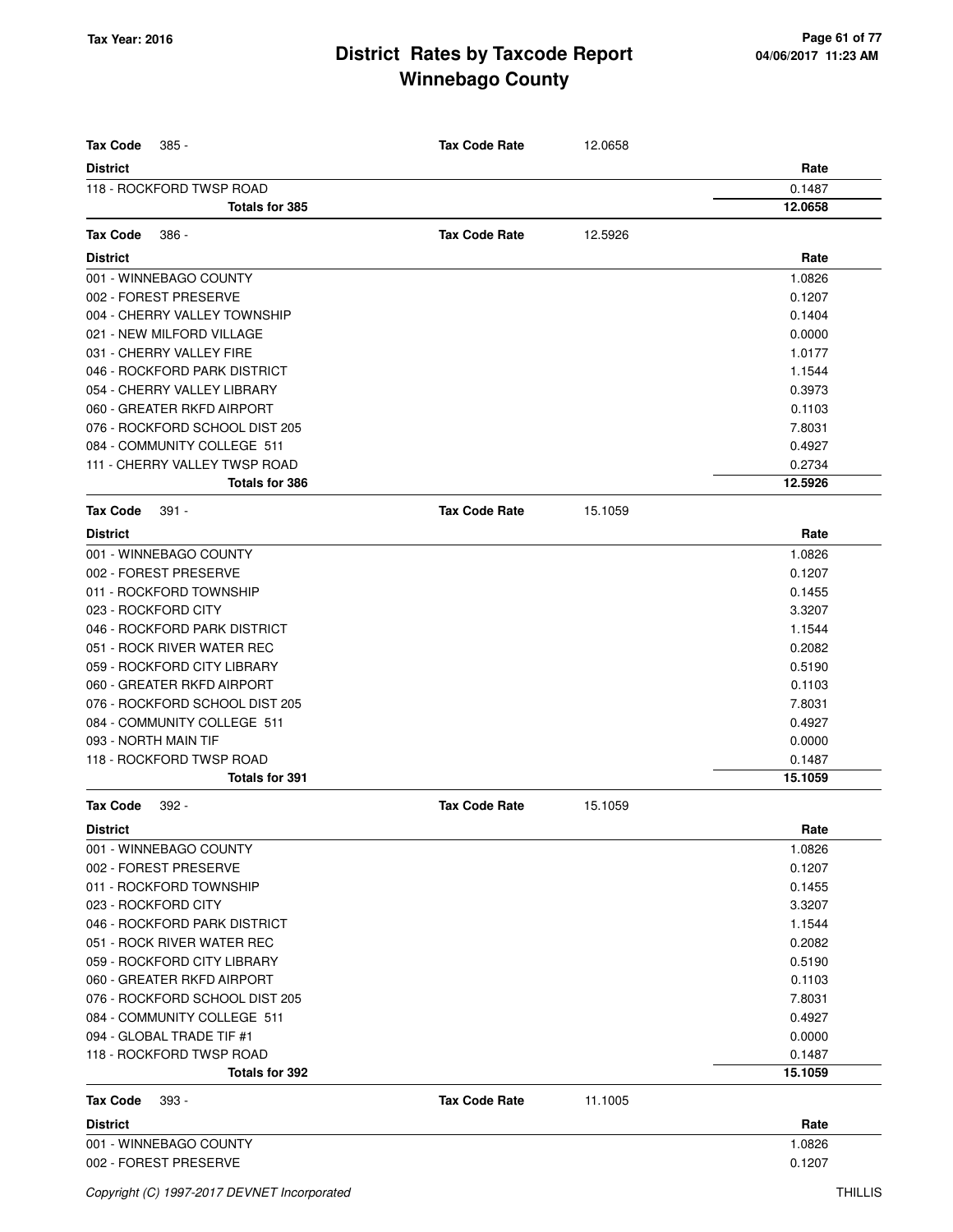# District Rates by Taxcode Report
## Winnebago County

Tax Year: 2016

**Tax Code** 385 - **Tax Code Rate** 12.0658

| District | Rate |
|---|---|
| 118 - ROCKFORD TWSP ROAD | 0.1487 |
| **Totals for 385** | **12.0658** |

**Tax Code** 386 - **Tax Code Rate** 12.5926

| District | Rate |
|---|---|
| 001 - WINNEBAGO COUNTY | 1.0826 |
| 002 - FOREST PRESERVE | 0.1207 |
| 004 - CHERRY VALLEY TOWNSHIP | 0.1404 |
| 021 - NEW MILFORD VILLAGE | 0.0000 |
| 031 - CHERRY VALLEY FIRE | 1.0177 |
| 046 - ROCKFORD PARK DISTRICT | 1.1544 |
| 054 - CHERRY VALLEY LIBRARY | 0.3973 |
| 060 - GREATER RKFD AIRPORT | 0.1103 |
| 076 - ROCKFORD SCHOOL DIST 205 | 7.8031 |
| 084 - COMMUNITY COLLEGE 511 | 0.4927 |
| 111 - CHERRY VALLEY TWSP ROAD | 0.2734 |
| **Totals for 386** | **12.5926** |

**Tax Code** 391 - **Tax Code Rate** 15.1059

| District | Rate |
|---|---|
| 001 - WINNEBAGO COUNTY | 1.0826 |
| 002 - FOREST PRESERVE | 0.1207 |
| 011 - ROCKFORD TOWNSHIP | 0.1455 |
| 023 - ROCKFORD CITY | 3.3207 |
| 046 - ROCKFORD PARK DISTRICT | 1.1544 |
| 051 - ROCK RIVER WATER REC | 0.2082 |
| 059 - ROCKFORD CITY LIBRARY | 0.5190 |
| 060 - GREATER RKFD AIRPORT | 0.1103 |
| 076 - ROCKFORD SCHOOL DIST 205 | 7.8031 |
| 084 - COMMUNITY COLLEGE 511 | 0.4927 |
| 093 - NORTH MAIN TIF | 0.0000 |
| 118 - ROCKFORD TWSP ROAD | 0.1487 |
| **Totals for 391** | **15.1059** |

**Tax Code** 392 - **Tax Code Rate** 15.1059

| District | Rate |
|---|---|
| 001 - WINNEBAGO COUNTY | 1.0826 |
| 002 - FOREST PRESERVE | 0.1207 |
| 011 - ROCKFORD TOWNSHIP | 0.1455 |
| 023 - ROCKFORD CITY | 3.3207 |
| 046 - ROCKFORD PARK DISTRICT | 1.1544 |
| 051 - ROCK RIVER WATER REC | 0.2082 |
| 059 - ROCKFORD CITY LIBRARY | 0.5190 |
| 060 - GREATER RKFD AIRPORT | 0.1103 |
| 076 - ROCKFORD SCHOOL DIST 205 | 7.8031 |
| 084 - COMMUNITY COLLEGE 511 | 0.4927 |
| 094 - GLOBAL TRADE TIF #1 | 0.0000 |
| 118 - ROCKFORD TWSP ROAD | 0.1487 |
| **Totals for 392** | **15.1059** |

**Tax Code** 393 - **Tax Code Rate** 11.1005

| District | Rate |
|---|---|
| 001 - WINNEBAGO COUNTY | 1.0826 |
| 002 - FOREST PRESERVE | 0.1207 |

Copyright (C) 1997-2017 DEVNET Incorporated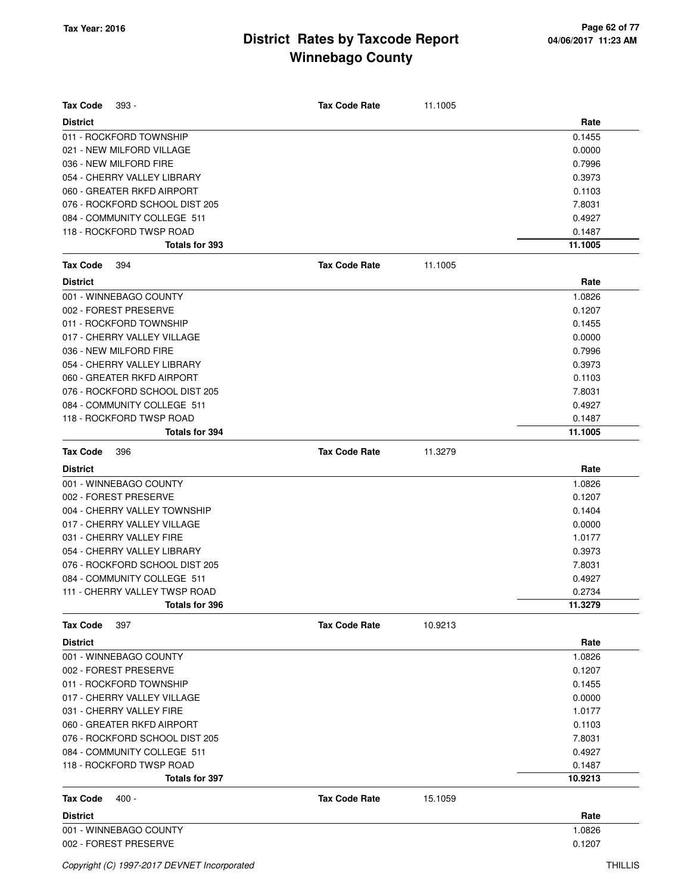# District Rates by Taxcode Report
# Winnebago County

**Tax Year: 2016**

**Tax Code** 393 - **Tax Code Rate** 11.1005

| District | Rate |
|---|---|
| 011 - ROCKFORD TOWNSHIP | 0.1455 |
| 021 - NEW MILFORD VILLAGE | 0.0000 |
| 036 - NEW MILFORD FIRE | 0.7996 |
| 054 - CHERRY VALLEY LIBRARY | 0.3973 |
| 060 - GREATER RKFD AIRPORT | 0.1103 |
| 076 - ROCKFORD SCHOOL DIST 205 | 7.8031 |
| 084 - COMMUNITY COLLEGE 511 | 0.4927 |
| 118 - ROCKFORD TWSP ROAD | 0.1487 |
| **Totals for 393** | **11.1005** |

**Tax Code** 394 **Tax Code Rate** 11.1005

| District | Rate |
|---|---|
| 001 - WINNEBAGO COUNTY | 1.0826 |
| 002 - FOREST PRESERVE | 0.1207 |
| 011 - ROCKFORD TOWNSHIP | 0.1455 |
| 017 - CHERRY VALLEY VILLAGE | 0.0000 |
| 036 - NEW MILFORD FIRE | 0.7996 |
| 054 - CHERRY VALLEY LIBRARY | 0.3973 |
| 060 - GREATER RKFD AIRPORT | 0.1103 |
| 076 - ROCKFORD SCHOOL DIST 205 | 7.8031 |
| 084 - COMMUNITY COLLEGE 511 | 0.4927 |
| 118 - ROCKFORD TWSP ROAD | 0.1487 |
| **Totals for 394** | **11.1005** |

**Tax Code** 396 **Tax Code Rate** 11.3279

| District | Rate |
|---|---|
| 001 - WINNEBAGO COUNTY | 1.0826 |
| 002 - FOREST PRESERVE | 0.1207 |
| 004 - CHERRY VALLEY TOWNSHIP | 0.1404 |
| 017 - CHERRY VALLEY VILLAGE | 0.0000 |
| 031 - CHERRY VALLEY FIRE | 1.0177 |
| 054 - CHERRY VALLEY LIBRARY | 0.3973 |
| 076 - ROCKFORD SCHOOL DIST 205 | 7.8031 |
| 084 - COMMUNITY COLLEGE 511 | 0.4927 |
| 111 - CHERRY VALLEY TWSP ROAD | 0.2734 |
| **Totals for 396** | **11.3279** |

**Tax Code** 397 **Tax Code Rate** 10.9213

| District | Rate |
|---|---|
| 001 - WINNEBAGO COUNTY | 1.0826 |
| 002 - FOREST PRESERVE | 0.1207 |
| 011 - ROCKFORD TOWNSHIP | 0.1455 |
| 017 - CHERRY VALLEY VILLAGE | 0.0000 |
| 031 - CHERRY VALLEY FIRE | 1.0177 |
| 060 - GREATER RKFD AIRPORT | 0.1103 |
| 076 - ROCKFORD SCHOOL DIST 205 | 7.8031 |
| 084 - COMMUNITY COLLEGE 511 | 0.4927 |
| 118 - ROCKFORD TWSP ROAD | 0.1487 |
| **Totals for 397** | **10.9213** |

**Tax Code** 400 - **Tax Code Rate** 15.1059

| District | Rate |
|---|---|
| 001 - WINNEBAGO COUNTY | 1.0826 |
| 002 - FOREST PRESERVE | 0.1207 |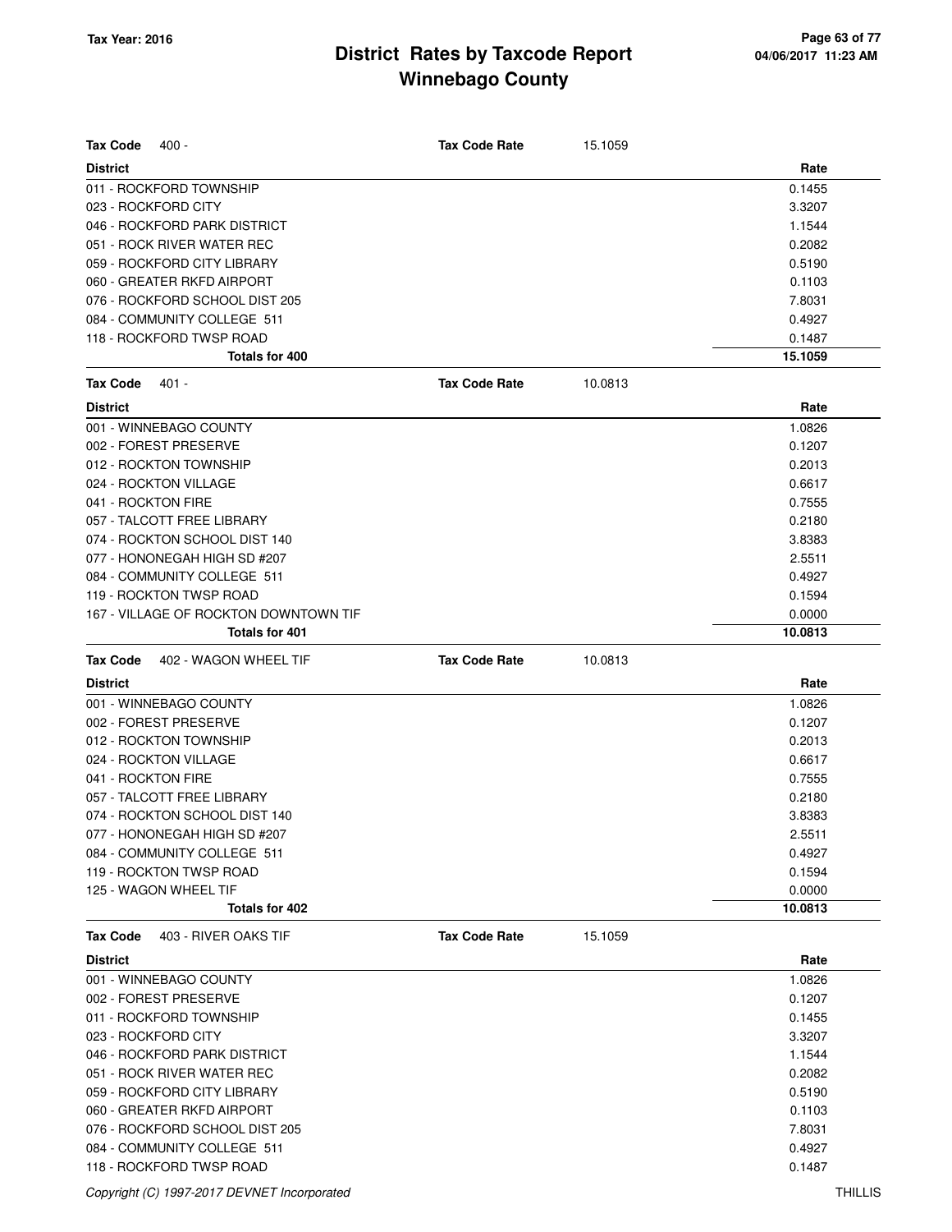# District Rates by Taxcode Report
# Winnebago County

Tax Year: 2016

**Tax Code** 400 - **Tax Code Rate** 15.1059

| District | Rate |
|---|---|
| 011 - ROCKFORD TOWNSHIP | 0.1455 |
| 023 - ROCKFORD CITY | 3.3207 |
| 046 - ROCKFORD PARK DISTRICT | 1.1544 |
| 051 - ROCK RIVER WATER REC | 0.2082 |
| 059 - ROCKFORD CITY LIBRARY | 0.5190 |
| 060 - GREATER RKFD AIRPORT | 0.1103 |
| 076 - ROCKFORD SCHOOL DIST 205 | 7.8031 |
| 084 - COMMUNITY COLLEGE 511 | 0.4927 |
| 118 - ROCKFORD TWSP ROAD | 0.1487 |
| **Totals for 400** | **15.1059** |

**Tax Code** 401 - **Tax Code Rate** 10.0813

| District | Rate |
|---|---|
| 001 - WINNEBAGO COUNTY | 1.0826 |
| 002 - FOREST PRESERVE | 0.1207 |
| 012 - ROCKTON TOWNSHIP | 0.2013 |
| 024 - ROCKTON VILLAGE | 0.6617 |
| 041 - ROCKTON FIRE | 0.7555 |
| 057 - TALCOTT FREE LIBRARY | 0.2180 |
| 074 - ROCKTON SCHOOL DIST 140 | 3.8383 |
| 077 - HONONEGAH HIGH SD #207 | 2.5511 |
| 084 - COMMUNITY COLLEGE 511 | 0.4927 |
| 119 - ROCKTON TWSP ROAD | 0.1594 |
| 167 - VILLAGE OF ROCKTON DOWNTOWN TIF | 0.0000 |
| **Totals for 401** | **10.0813** |

**Tax Code** 402 - WAGON WHEEL TIF **Tax Code Rate** 10.0813

| District | Rate |
|---|---|
| 001 - WINNEBAGO COUNTY | 1.0826 |
| 002 - FOREST PRESERVE | 0.1207 |
| 012 - ROCKTON TOWNSHIP | 0.2013 |
| 024 - ROCKTON VILLAGE | 0.6617 |
| 041 - ROCKTON FIRE | 0.7555 |
| 057 - TALCOTT FREE LIBRARY | 0.2180 |
| 074 - ROCKTON SCHOOL DIST 140 | 3.8383 |
| 077 - HONONEGAH HIGH SD #207 | 2.5511 |
| 084 - COMMUNITY COLLEGE 511 | 0.4927 |
| 119 - ROCKTON TWSP ROAD | 0.1594 |
| 125 - WAGON WHEEL TIF | 0.0000 |
| **Totals for 402** | **10.0813** |

**Tax Code** 403 - RIVER OAKS TIF **Tax Code Rate** 15.1059

| District | Rate |
|---|---|
| 001 - WINNEBAGO COUNTY | 1.0826 |
| 002 - FOREST PRESERVE | 0.1207 |
| 011 - ROCKFORD TOWNSHIP | 0.1455 |
| 023 - ROCKFORD CITY | 3.3207 |
| 046 - ROCKFORD PARK DISTRICT | 1.1544 |
| 051 - ROCK RIVER WATER REC | 0.2082 |
| 059 - ROCKFORD CITY LIBRARY | 0.5190 |
| 060 - GREATER RKFD AIRPORT | 0.1103 |
| 076 - ROCKFORD SCHOOL DIST 205 | 7.8031 |
| 084 - COMMUNITY COLLEGE 511 | 0.4927 |
| 118 - ROCKFORD TWSP ROAD | 0.1487 |

Copyright (C) 1997-2017 DEVNET Incorporated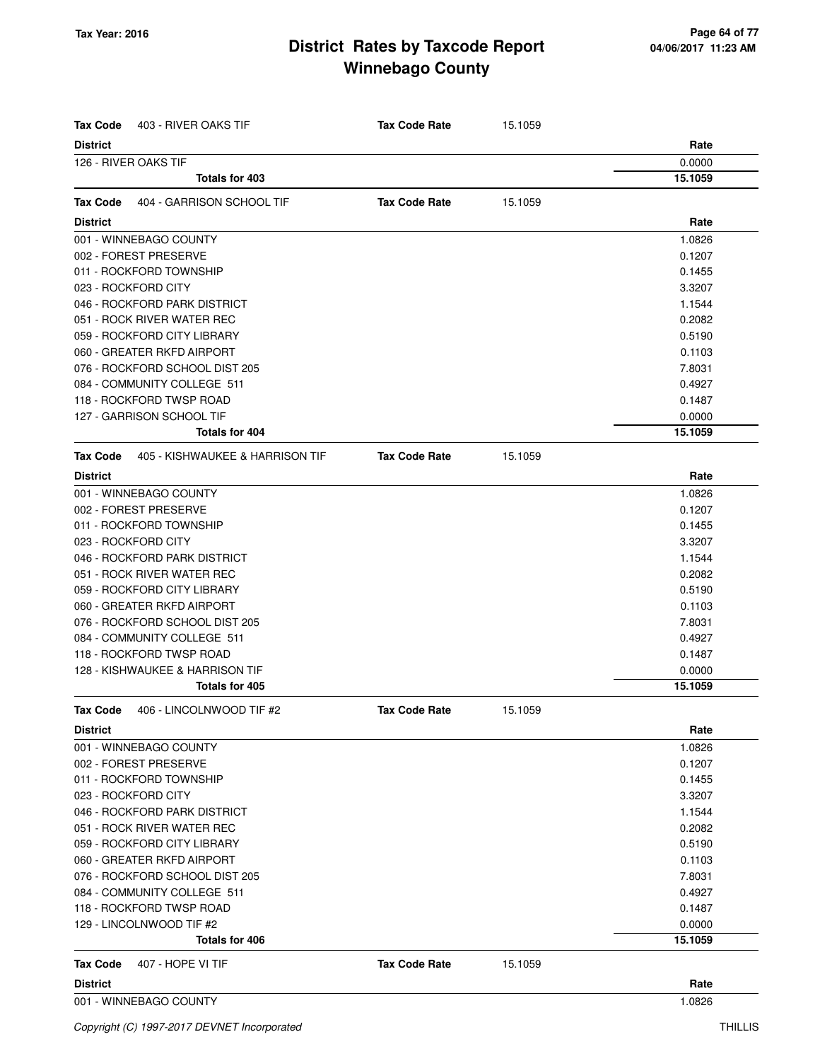# District Rates by Taxcode Report
## Winnebago County

Tax Year: 2016

| Tax Code 403 - RIVER OAKS TIF | Tax Code Rate | 15.1059 |
|---|---|---|
| **District** | | **Rate** |
| 126 - RIVER OAKS TIF | | 0.0000 |
| **Totals for 403** | | **15.1059** |

| Tax Code 404 - GARRISON SCHOOL TIF | Tax Code Rate | 15.1059 |
|---|---|---|
| **District** | | **Rate** |
| 001 - WINNEBAGO COUNTY | | 1.0826 |
| 002 - FOREST PRESERVE | | 0.1207 |
| 011 - ROCKFORD TOWNSHIP | | 0.1455 |
| 023 - ROCKFORD CITY | | 3.3207 |
| 046 - ROCKFORD PARK DISTRICT | | 1.1544 |
| 051 - ROCK RIVER WATER REC | | 0.2082 |
| 059 - ROCKFORD CITY LIBRARY | | 0.5190 |
| 060 - GREATER RKFD AIRPORT | | 0.1103 |
| 076 - ROCKFORD SCHOOL DIST 205 | | 7.8031 |
| 084 - COMMUNITY COLLEGE 511 | | 0.4927 |
| 118 - ROCKFORD TWSP ROAD | | 0.1487 |
| 127 - GARRISON SCHOOL TIF | | 0.0000 |
| **Totals for 404** | | **15.1059** |

| Tax Code 405 - KISHWAUKEE & HARRISON TIF | Tax Code Rate | 15.1059 |
|---|---|---|
| **District** | | **Rate** |
| 001 - WINNEBAGO COUNTY | | 1.0826 |
| 002 - FOREST PRESERVE | | 0.1207 |
| 011 - ROCKFORD TOWNSHIP | | 0.1455 |
| 023 - ROCKFORD CITY | | 3.3207 |
| 046 - ROCKFORD PARK DISTRICT | | 1.1544 |
| 051 - ROCK RIVER WATER REC | | 0.2082 |
| 059 - ROCKFORD CITY LIBRARY | | 0.5190 |
| 060 - GREATER RKFD AIRPORT | | 0.1103 |
| 076 - ROCKFORD SCHOOL DIST 205 | | 7.8031 |
| 084 - COMMUNITY COLLEGE 511 | | 0.4927 |
| 118 - ROCKFORD TWSP ROAD | | 0.1487 |
| 128 - KISHWAUKEE & HARRISON TIF | | 0.0000 |
| **Totals for 405** | | **15.1059** |

| Tax Code 406 - LINCOLNWOOD TIF #2 | Tax Code Rate | 15.1059 |
|---|---|---|
| **District** | | **Rate** |
| 001 - WINNEBAGO COUNTY | | 1.0826 |
| 002 - FOREST PRESERVE | | 0.1207 |
| 011 - ROCKFORD TOWNSHIP | | 0.1455 |
| 023 - ROCKFORD CITY | | 3.3207 |
| 046 - ROCKFORD PARK DISTRICT | | 1.1544 |
| 051 - ROCK RIVER WATER REC | | 0.2082 |
| 059 - ROCKFORD CITY LIBRARY | | 0.5190 |
| 060 - GREATER RKFD AIRPORT | | 0.1103 |
| 076 - ROCKFORD SCHOOL DIST 205 | | 7.8031 |
| 084 - COMMUNITY COLLEGE 511 | | 0.4927 |
| 118 - ROCKFORD TWSP ROAD | | 0.1487 |
| 129 - LINCOLNWOOD TIF #2 | | 0.0000 |
| **Totals for 406** | | **15.1059** |

| Tax Code 407 - HOPE VI TIF | Tax Code Rate | 15.1059 |
|---|---|---|
| **District** | | **Rate** |
| 001 - WINNEBAGO COUNTY | | 1.0826 |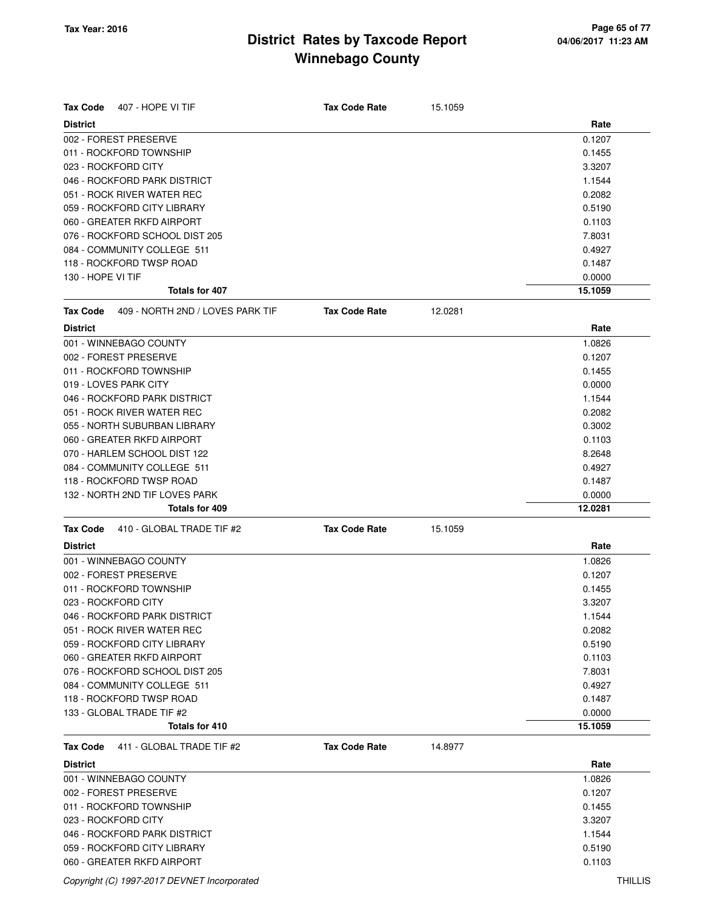# District Rates by Taxcode Report
# Winnebago County

Tax Year: 2016

**Tax Code** 407 - HOPE VI TIF **Tax Code Rate** 15.1059

| District | Rate |
|---|---|
| 002 - FOREST PRESERVE | 0.1207 |
| 011 - ROCKFORD TOWNSHIP | 0.1455 |
| 023 - ROCKFORD CITY | 3.3207 |
| 046 - ROCKFORD PARK DISTRICT | 1.1544 |
| 051 - ROCK RIVER WATER REC | 0.2082 |
| 059 - ROCKFORD CITY LIBRARY | 0.5190 |
| 060 - GREATER RKFD AIRPORT | 0.1103 |
| 076 - ROCKFORD SCHOOL DIST 205 | 7.8031 |
| 084 - COMMUNITY COLLEGE 511 | 0.4927 |
| 118 - ROCKFORD TWSP ROAD | 0.1487 |
| 130 - HOPE VI TIF | 0.0000 |
| **Totals for 407** | **15.1059** |

**Tax Code** 409 - NORTH 2ND / LOVES PARK TIF **Tax Code Rate** 12.0281

| District | Rate |
|---|---|
| 001 - WINNEBAGO COUNTY | 1.0826 |
| 002 - FOREST PRESERVE | 0.1207 |
| 011 - ROCKFORD TOWNSHIP | 0.1455 |
| 019 - LOVES PARK CITY | 0.0000 |
| 046 - ROCKFORD PARK DISTRICT | 1.1544 |
| 051 - ROCK RIVER WATER REC | 0.2082 |
| 055 - NORTH SUBURBAN LIBRARY | 0.3002 |
| 060 - GREATER RKFD AIRPORT | 0.1103 |
| 070 - HARLEM SCHOOL DIST 122 | 8.2648 |
| 084 - COMMUNITY COLLEGE 511 | 0.4927 |
| 118 - ROCKFORD TWSP ROAD | 0.1487 |
| 132 - NORTH 2ND TIF LOVES PARK | 0.0000 |
| **Totals for 409** | **12.0281** |

**Tax Code** 410 - GLOBAL TRADE TIF #2 **Tax Code Rate** 15.1059

| District | Rate |
|---|---|
| 001 - WINNEBAGO COUNTY | 1.0826 |
| 002 - FOREST PRESERVE | 0.1207 |
| 011 - ROCKFORD TOWNSHIP | 0.1455 |
| 023 - ROCKFORD CITY | 3.3207 |
| 046 - ROCKFORD PARK DISTRICT | 1.1544 |
| 051 - ROCK RIVER WATER REC | 0.2082 |
| 059 - ROCKFORD CITY LIBRARY | 0.5190 |
| 060 - GREATER RKFD AIRPORT | 0.1103 |
| 076 - ROCKFORD SCHOOL DIST 205 | 7.8031 |
| 084 - COMMUNITY COLLEGE 511 | 0.4927 |
| 118 - ROCKFORD TWSP ROAD | 0.1487 |
| 133 - GLOBAL TRADE TIF #2 | 0.0000 |
| **Totals for 410** | **15.1059** |

**Tax Code** 411 - GLOBAL TRADE TIF #2 **Tax Code Rate** 14.8977

| District | Rate |
|---|---|
| 001 - WINNEBAGO COUNTY | 1.0826 |
| 002 - FOREST PRESERVE | 0.1207 |
| 011 - ROCKFORD TOWNSHIP | 0.1455 |
| 023 - ROCKFORD CITY | 3.3207 |
| 046 - ROCKFORD PARK DISTRICT | 1.1544 |
| 059 - ROCKFORD CITY LIBRARY | 0.5190 |
| 060 - GREATER RKFD AIRPORT | 0.1103 |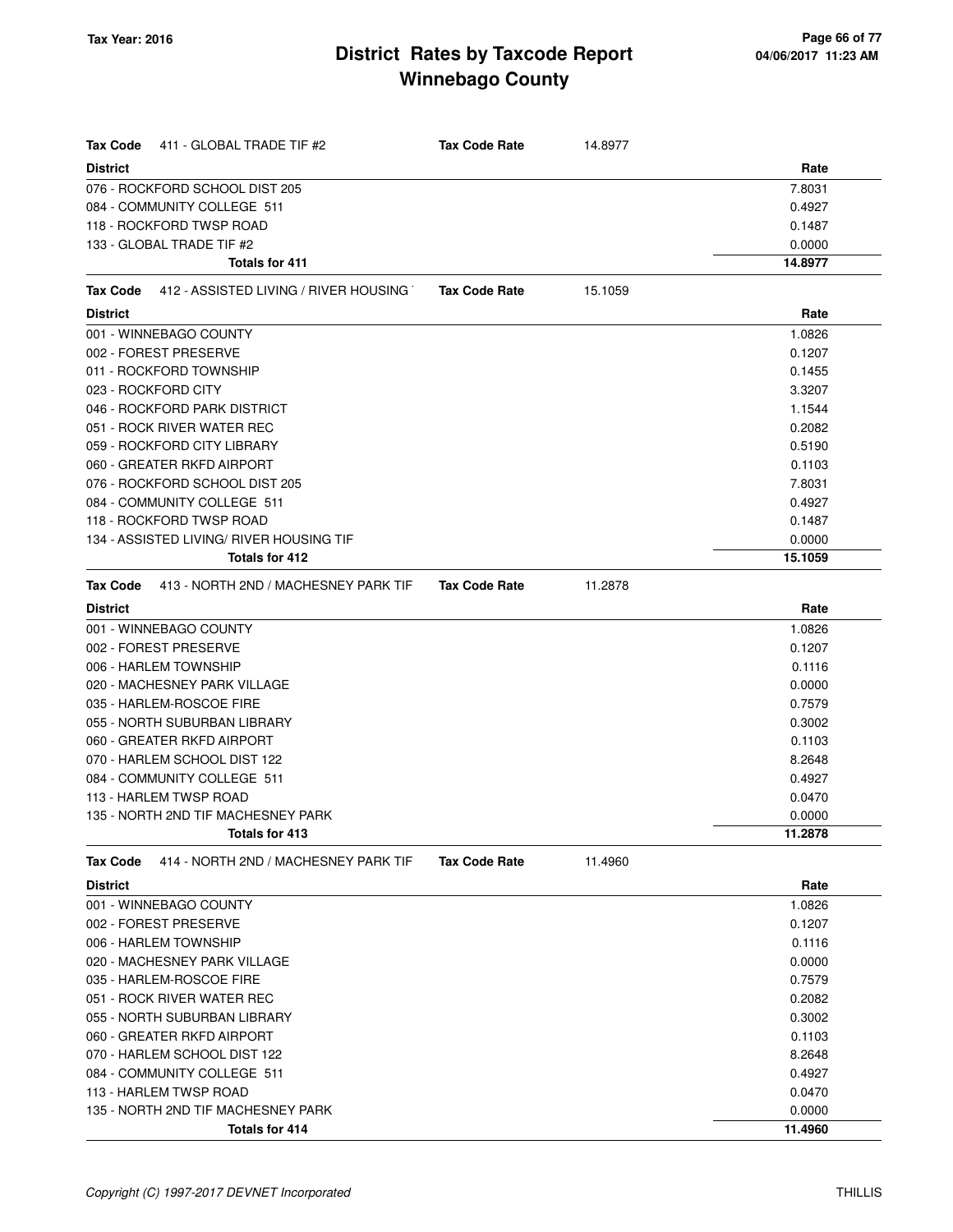| Tax Code | 411 - GLOBAL TRADE TIF #2 | Tax Code Rate | 14.8977 |
|---|---|---|---|
| **District** | | | **Rate** |
| 076 - ROCKFORD SCHOOL DIST 205 | | | 7.8031 |
| 084 - COMMUNITY COLLEGE 511 | | | 0.4927 |
| 118 - ROCKFORD TWSP ROAD | | | 0.1487 |
| 133 - GLOBAL TRADE TIF #2 | | | 0.0000 |
| **Totals for 411** | | | **14.8977** |

| Tax Code | 412 - ASSISTED LIVING / RIVER HOUSING | Tax Code Rate | 15.1059 |
|---|---|---|---|
| **District** | | | **Rate** |
| 001 - WINNEBAGO COUNTY | | | 1.0826 |
| 002 - FOREST PRESERVE | | | 0.1207 |
| 011 - ROCKFORD TOWNSHIP | | | 0.1455 |
| 023 - ROCKFORD CITY | | | 3.3207 |
| 046 - ROCKFORD PARK DISTRICT | | | 1.1544 |
| 051 - ROCK RIVER WATER REC | | | 0.2082 |
| 059 - ROCKFORD CITY LIBRARY | | | 0.5190 |
| 060 - GREATER RKFD AIRPORT | | | 0.1103 |
| 076 - ROCKFORD SCHOOL DIST 205 | | | 7.8031 |
| 084 - COMMUNITY COLLEGE 511 | | | 0.4927 |
| 118 - ROCKFORD TWSP ROAD | | | 0.1487 |
| 134 - ASSISTED LIVING/ RIVER HOUSING TIF | | | 0.0000 |
| **Totals for 412** | | | **15.1059** |

| Tax Code | 413 - NORTH 2ND / MACHESNEY PARK TIF | Tax Code Rate | 11.2878 |
|---|---|---|---|
| **District** | | | **Rate** |
| 001 - WINNEBAGO COUNTY | | | 1.0826 |
| 002 - FOREST PRESERVE | | | 0.1207 |
| 006 - HARLEM TOWNSHIP | | | 0.1116 |
| 020 - MACHESNEY PARK VILLAGE | | | 0.0000 |
| 035 - HARLEM-ROSCOE FIRE | | | 0.7579 |
| 055 - NORTH SUBURBAN LIBRARY | | | 0.3002 |
| 060 - GREATER RKFD AIRPORT | | | 0.1103 |
| 070 - HARLEM SCHOOL DIST 122 | | | 8.2648 |
| 084 - COMMUNITY COLLEGE 511 | | | 0.4927 |
| 113 - HARLEM TWSP ROAD | | | 0.0470 |
| 135 - NORTH 2ND TIF MACHESNEY PARK | | | 0.0000 |
| **Totals for 413** | | | **11.2878** |

| Tax Code | 414 - NORTH 2ND / MACHESNEY PARK TIF | Tax Code Rate | 11.4960 |
|---|---|---|---|
| **District** | | | **Rate** |
| 001 - WINNEBAGO COUNTY | | | 1.0826 |
| 002 - FOREST PRESERVE | | | 0.1207 |
| 006 - HARLEM TOWNSHIP | | | 0.1116 |
| 020 - MACHESNEY PARK VILLAGE | | | 0.0000 |
| 035 - HARLEM-ROSCOE FIRE | | | 0.7579 |
| 051 - ROCK RIVER WATER REC | | | 0.2082 |
| 055 - NORTH SUBURBAN LIBRARY | | | 0.3002 |
| 060 - GREATER RKFD AIRPORT | | | 0.1103 |
| 070 - HARLEM SCHOOL DIST 122 | | | 8.2648 |
| 084 - COMMUNITY COLLEGE 511 | | | 0.4927 |
| 113 - HARLEM TWSP ROAD | | | 0.0470 |
| 135 - NORTH 2ND TIF MACHESNEY PARK | | | 0.0000 |
| **Totals for 414** | | | **11.4960** |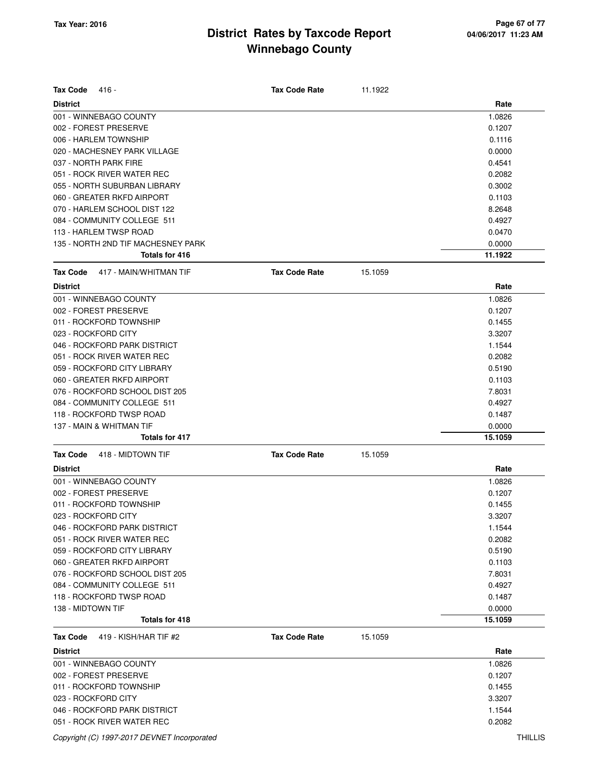# District Rates by Taxcode Report
## Winnebago County

Tax Year: 2016

| Tax Code 416 - | Tax Code Rate | 11.1922 |
|---|---|---|
| **District** | | **Rate** |
| 001 - WINNEBAGO COUNTY | | 1.0826 |
| 002 - FOREST PRESERVE | | 0.1207 |
| 006 - HARLEM TOWNSHIP | | 0.1116 |
| 020 - MACHESNEY PARK VILLAGE | | 0.0000 |
| 037 - NORTH PARK FIRE | | 0.4541 |
| 051 - ROCK RIVER WATER REC | | 0.2082 |
| 055 - NORTH SUBURBAN LIBRARY | | 0.3002 |
| 060 - GREATER RKFD AIRPORT | | 0.1103 |
| 070 - HARLEM SCHOOL DIST 122 | | 8.2648 |
| 084 - COMMUNITY COLLEGE 511 | | 0.4927 |
| 113 - HARLEM TWSP ROAD | | 0.0470 |
| 135 - NORTH 2ND TIF MACHESNEY PARK | | 0.0000 |
| **Totals for 416** | | **11.1922** |

| Tax Code 417 - MAIN/WHITMAN TIF | Tax Code Rate | 15.1059 |
|---|---|---|
| **District** | | **Rate** |
| 001 - WINNEBAGO COUNTY | | 1.0826 |
| 002 - FOREST PRESERVE | | 0.1207 |
| 011 - ROCKFORD TOWNSHIP | | 0.1455 |
| 023 - ROCKFORD CITY | | 3.3207 |
| 046 - ROCKFORD PARK DISTRICT | | 1.1544 |
| 051 - ROCK RIVER WATER REC | | 0.2082 |
| 059 - ROCKFORD CITY LIBRARY | | 0.5190 |
| 060 - GREATER RKFD AIRPORT | | 0.1103 |
| 076 - ROCKFORD SCHOOL DIST 205 | | 7.8031 |
| 084 - COMMUNITY COLLEGE 511 | | 0.4927 |
| 118 - ROCKFORD TWSP ROAD | | 0.1487 |
| 137 - MAIN & WHITMAN TIF | | 0.0000 |
| **Totals for 417** | | **15.1059** |

| Tax Code 418 - MIDTOWN TIF | Tax Code Rate | 15.1059 |
|---|---|---|
| **District** | | **Rate** |
| 001 - WINNEBAGO COUNTY | | 1.0826 |
| 002 - FOREST PRESERVE | | 0.1207 |
| 011 - ROCKFORD TOWNSHIP | | 0.1455 |
| 023 - ROCKFORD CITY | | 3.3207 |
| 046 - ROCKFORD PARK DISTRICT | | 1.1544 |
| 051 - ROCK RIVER WATER REC | | 0.2082 |
| 059 - ROCKFORD CITY LIBRARY | | 0.5190 |
| 060 - GREATER RKFD AIRPORT | | 0.1103 |
| 076 - ROCKFORD SCHOOL DIST 205 | | 7.8031 |
| 084 - COMMUNITY COLLEGE 511 | | 0.4927 |
| 118 - ROCKFORD TWSP ROAD | | 0.1487 |
| 138 - MIDTOWN TIF | | 0.0000 |
| **Totals for 418** | | **15.1059** |

| Tax Code 419 - KISH/HAR TIF #2 | Tax Code Rate | 15.1059 |
|---|---|---|
| **District** | | **Rate** |
| 001 - WINNEBAGO COUNTY | | 1.0826 |
| 002 - FOREST PRESERVE | | 0.1207 |
| 011 - ROCKFORD TOWNSHIP | | 0.1455 |
| 023 - ROCKFORD CITY | | 3.3207 |
| 046 - ROCKFORD PARK DISTRICT | | 1.1544 |
| 051 - ROCK RIVER WATER REC | | 0.2082 |

Copyright (C) 1997-2017 DEVNET Incorporated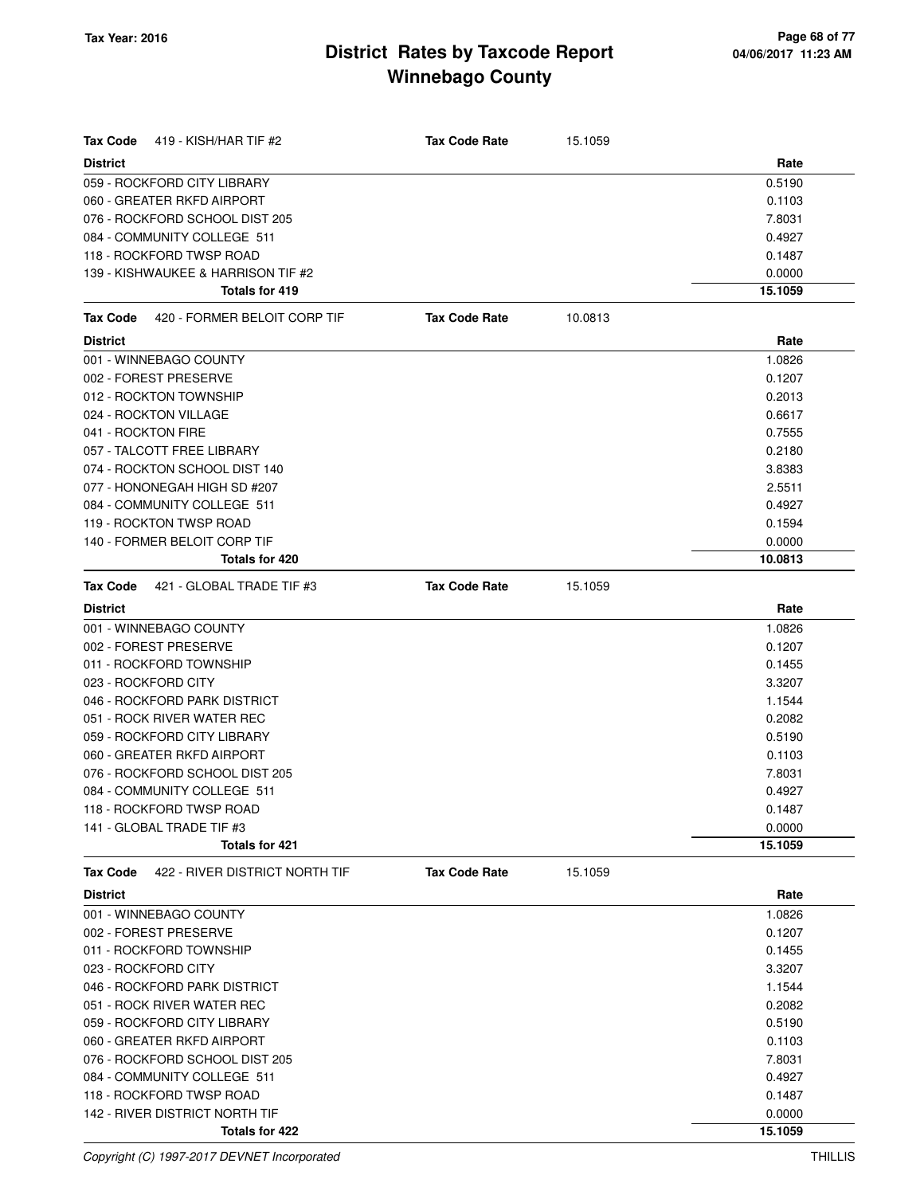# District Rates by Taxcode Report
# Winnebago County

Tax Year: 2016

**Tax Code** 419 - KISH/HAR TIF #2 — **Tax Code Rate** 15.1059

| District | Rate |
|---|---|
| 059 - ROCKFORD CITY LIBRARY | 0.5190 |
| 060 - GREATER RKFD AIRPORT | 0.1103 |
| 076 - ROCKFORD SCHOOL DIST 205 | 7.8031 |
| 084 - COMMUNITY COLLEGE 511 | 0.4927 |
| 118 - ROCKFORD TWSP ROAD | 0.1487 |
| 139 - KISHWAUKEE & HARRISON TIF #2 | 0.0000 |
| **Totals for 419** | **15.1059** |

**Tax Code** 420 - FORMER BELOIT CORP TIF — **Tax Code Rate** 10.0813

| District | Rate |
|---|---|
| 001 - WINNEBAGO COUNTY | 1.0826 |
| 002 - FOREST PRESERVE | 0.1207 |
| 012 - ROCKTON TOWNSHIP | 0.2013 |
| 024 - ROCKTON VILLAGE | 0.6617 |
| 041 - ROCKTON FIRE | 0.7555 |
| 057 - TALCOTT FREE LIBRARY | 0.2180 |
| 074 - ROCKTON SCHOOL DIST 140 | 3.8383 |
| 077 - HONONEGAH HIGH SD #207 | 2.5511 |
| 084 - COMMUNITY COLLEGE 511 | 0.4927 |
| 119 - ROCKTON TWSP ROAD | 0.1594 |
| 140 - FORMER BELOIT CORP TIF | 0.0000 |
| **Totals for 420** | **10.0813** |

**Tax Code** 421 - GLOBAL TRADE TIF #3 — **Tax Code Rate** 15.1059

| District | Rate |
|---|---|
| 001 - WINNEBAGO COUNTY | 1.0826 |
| 002 - FOREST PRESERVE | 0.1207 |
| 011 - ROCKFORD TOWNSHIP | 0.1455 |
| 023 - ROCKFORD CITY | 3.3207 |
| 046 - ROCKFORD PARK DISTRICT | 1.1544 |
| 051 - ROCK RIVER WATER REC | 0.2082 |
| 059 - ROCKFORD CITY LIBRARY | 0.5190 |
| 060 - GREATER RKFD AIRPORT | 0.1103 |
| 076 - ROCKFORD SCHOOL DIST 205 | 7.8031 |
| 084 - COMMUNITY COLLEGE 511 | 0.4927 |
| 118 - ROCKFORD TWSP ROAD | 0.1487 |
| 141 - GLOBAL TRADE TIF #3 | 0.0000 |
| **Totals for 421** | **15.1059** |

**Tax Code** 422 - RIVER DISTRICT NORTH TIF — **Tax Code Rate** 15.1059

| District | Rate |
|---|---|
| 001 - WINNEBAGO COUNTY | 1.0826 |
| 002 - FOREST PRESERVE | 0.1207 |
| 011 - ROCKFORD TOWNSHIP | 0.1455 |
| 023 - ROCKFORD CITY | 3.3207 |
| 046 - ROCKFORD PARK DISTRICT | 1.1544 |
| 051 - ROCK RIVER WATER REC | 0.2082 |
| 059 - ROCKFORD CITY LIBRARY | 0.5190 |
| 060 - GREATER RKFD AIRPORT | 0.1103 |
| 076 - ROCKFORD SCHOOL DIST 205 | 7.8031 |
| 084 - COMMUNITY COLLEGE 511 | 0.4927 |
| 118 - ROCKFORD TWSP ROAD | 0.1487 |
| 142 - RIVER DISTRICT NORTH TIF | 0.0000 |
| **Totals for 422** | **15.1059** |

*Copyright (C) 1997-2017 DEVNET Incorporated* THILLIS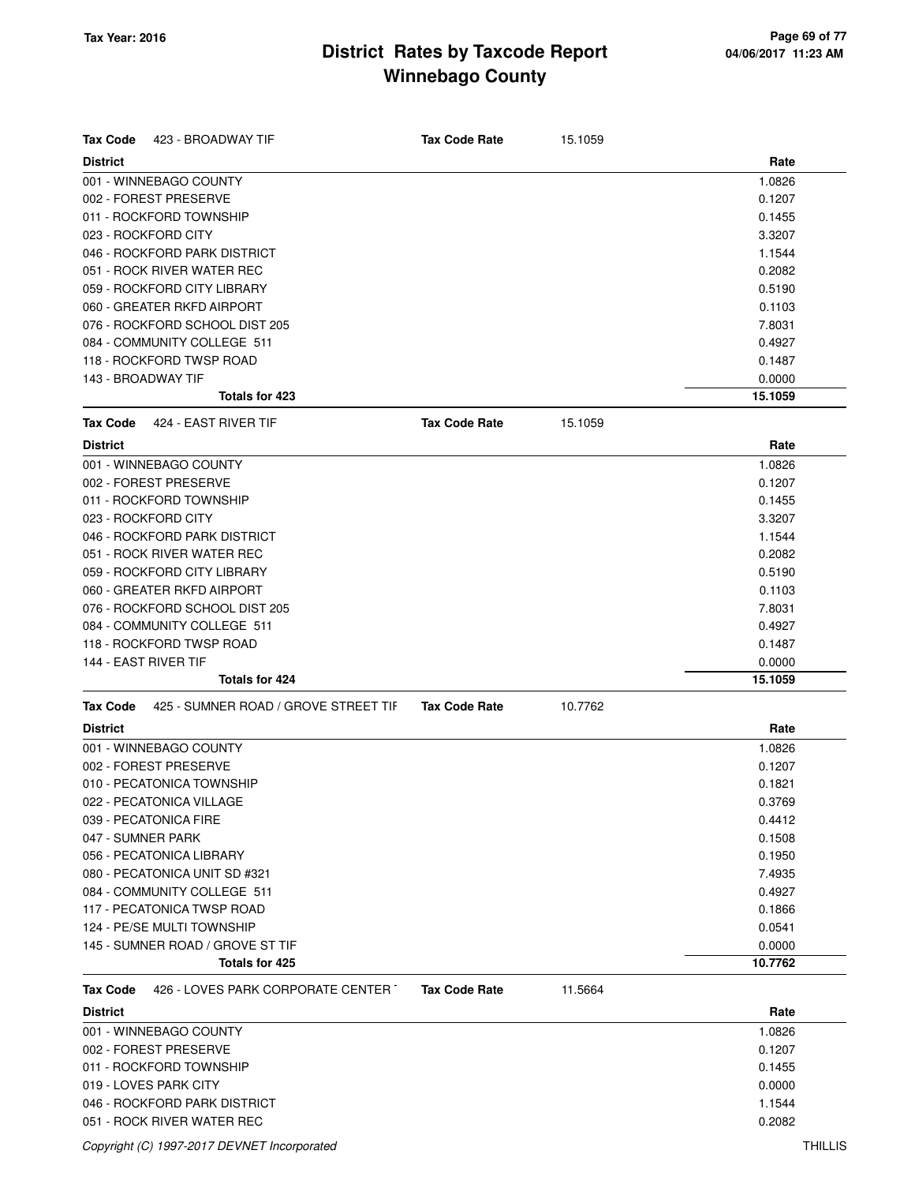# District Rates by Taxcode Report
# Winnebago County

Tax Year: 2016

| Tax Code | 423 - BROADWAY TIF | Tax Code Rate | 15.1059 |
|---|---|---|---|
| **District** | | | **Rate** |
| 001 - WINNEBAGO COUNTY | | | 1.0826 |
| 002 - FOREST PRESERVE | | | 0.1207 |
| 011 - ROCKFORD TOWNSHIP | | | 0.1455 |
| 023 - ROCKFORD CITY | | | 3.3207 |
| 046 - ROCKFORD PARK DISTRICT | | | 1.1544 |
| 051 - ROCK RIVER WATER REC | | | 0.2082 |
| 059 - ROCKFORD CITY LIBRARY | | | 0.5190 |
| 060 - GREATER RKFD AIRPORT | | | 0.1103 |
| 076 - ROCKFORD SCHOOL DIST 205 | | | 7.8031 |
| 084 - COMMUNITY COLLEGE 511 | | | 0.4927 |
| 118 - ROCKFORD TWSP ROAD | | | 0.1487 |
| 143 - BROADWAY TIF | | | 0.0000 |
| **Totals for 423** | | | **15.1059** |

| Tax Code | 424 - EAST RIVER TIF | Tax Code Rate | 15.1059 |
|---|---|---|---|
| **District** | | | **Rate** |
| 001 - WINNEBAGO COUNTY | | | 1.0826 |
| 002 - FOREST PRESERVE | | | 0.1207 |
| 011 - ROCKFORD TOWNSHIP | | | 0.1455 |
| 023 - ROCKFORD CITY | | | 3.3207 |
| 046 - ROCKFORD PARK DISTRICT | | | 1.1544 |
| 051 - ROCK RIVER WATER REC | | | 0.2082 |
| 059 - ROCKFORD CITY LIBRARY | | | 0.5190 |
| 060 - GREATER RKFD AIRPORT | | | 0.1103 |
| 076 - ROCKFORD SCHOOL DIST 205 | | | 7.8031 |
| 084 - COMMUNITY COLLEGE 511 | | | 0.4927 |
| 118 - ROCKFORD TWSP ROAD | | | 0.1487 |
| 144 - EAST RIVER TIF | | | 0.0000 |
| **Totals for 424** | | | **15.1059** |

| Tax Code | 425 - SUMNER ROAD / GROVE STREET TIF | Tax Code Rate | 10.7762 |
|---|---|---|---|
| **District** | | | **Rate** |
| 001 - WINNEBAGO COUNTY | | | 1.0826 |
| 002 - FOREST PRESERVE | | | 0.1207 |
| 010 - PECATONICA TOWNSHIP | | | 0.1821 |
| 022 - PECATONICA VILLAGE | | | 0.3769 |
| 039 - PECATONICA FIRE | | | 0.4412 |
| 047 - SUMNER PARK | | | 0.1508 |
| 056 - PECATONICA LIBRARY | | | 0.1950 |
| 080 - PECATONICA UNIT SD #321 | | | 7.4935 |
| 084 - COMMUNITY COLLEGE 511 | | | 0.4927 |
| 117 - PECATONICA TWSP ROAD | | | 0.1866 |
| 124 - PE/SE MULTI TOWNSHIP | | | 0.0541 |
| 145 - SUMNER ROAD / GROVE ST TIF | | | 0.0000 |
| **Totals for 425** | | | **10.7762** |

| Tax Code | 426 - LOVES PARK CORPORATE CENTER T | Tax Code Rate | 11.5664 |
|---|---|---|---|
| **District** | | | **Rate** |
| 001 - WINNEBAGO COUNTY | | | 1.0826 |
| 002 - FOREST PRESERVE | | | 0.1207 |
| 011 - ROCKFORD TOWNSHIP | | | 0.1455 |
| 019 - LOVES PARK CITY | | | 0.0000 |
| 046 - ROCKFORD PARK DISTRICT | | | 1.1544 |
| 051 - ROCK RIVER WATER REC | | | 0.2082 |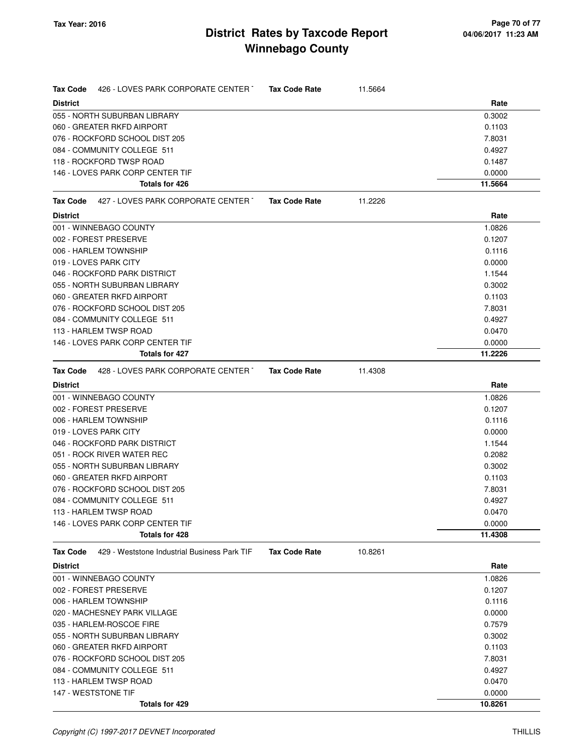# District Rates by Taxcode Report
# Winnebago County

Tax Year: 2016

**Tax Code** 426 - LOVES PARK CORPORATE CENTER T **Tax Code Rate** 11.5664

| District | Rate |
|---|---|
| 055 - NORTH SUBURBAN LIBRARY | 0.3002 |
| 060 - GREATER RKFD AIRPORT | 0.1103 |
| 076 - ROCKFORD SCHOOL DIST 205 | 7.8031 |
| 084 - COMMUNITY COLLEGE 511 | 0.4927 |
| 118 - ROCKFORD TWSP ROAD | 0.1487 |
| 146 - LOVES PARK CORP CENTER TIF | 0.0000 |
| **Totals for 426** | **11.5664** |

**Tax Code** 427 - LOVES PARK CORPORATE CENTER T **Tax Code Rate** 11.2226

| District | Rate |
|---|---|
| 001 - WINNEBAGO COUNTY | 1.0826 |
| 002 - FOREST PRESERVE | 0.1207 |
| 006 - HARLEM TOWNSHIP | 0.1116 |
| 019 - LOVES PARK CITY | 0.0000 |
| 046 - ROCKFORD PARK DISTRICT | 1.1544 |
| 055 - NORTH SUBURBAN LIBRARY | 0.3002 |
| 060 - GREATER RKFD AIRPORT | 0.1103 |
| 076 - ROCKFORD SCHOOL DIST 205 | 7.8031 |
| 084 - COMMUNITY COLLEGE 511 | 0.4927 |
| 113 - HARLEM TWSP ROAD | 0.0470 |
| 146 - LOVES PARK CORP CENTER TIF | 0.0000 |
| **Totals for 427** | **11.2226** |

**Tax Code** 428 - LOVES PARK CORPORATE CENTER T **Tax Code Rate** 11.4308

| District | Rate |
|---|---|
| 001 - WINNEBAGO COUNTY | 1.0826 |
| 002 - FOREST PRESERVE | 0.1207 |
| 006 - HARLEM TOWNSHIP | 0.1116 |
| 019 - LOVES PARK CITY | 0.0000 |
| 046 - ROCKFORD PARK DISTRICT | 1.1544 |
| 051 - ROCK RIVER WATER REC | 0.2082 |
| 055 - NORTH SUBURBAN LIBRARY | 0.3002 |
| 060 - GREATER RKFD AIRPORT | 0.1103 |
| 076 - ROCKFORD SCHOOL DIST 205 | 7.8031 |
| 084 - COMMUNITY COLLEGE 511 | 0.4927 |
| 113 - HARLEM TWSP ROAD | 0.0470 |
| 146 - LOVES PARK CORP CENTER TIF | 0.0000 |
| **Totals for 428** | **11.4308** |

**Tax Code** 429 - Weststone Industrial Business Park TIF **Tax Code Rate** 10.8261

| District | Rate |
|---|---|
| 001 - WINNEBAGO COUNTY | 1.0826 |
| 002 - FOREST PRESERVE | 0.1207 |
| 006 - HARLEM TOWNSHIP | 0.1116 |
| 020 - MACHESNEY PARK VILLAGE | 0.0000 |
| 035 - HARLEM-ROSCOE FIRE | 0.7579 |
| 055 - NORTH SUBURBAN LIBRARY | 0.3002 |
| 060 - GREATER RKFD AIRPORT | 0.1103 |
| 076 - ROCKFORD SCHOOL DIST 205 | 7.8031 |
| 084 - COMMUNITY COLLEGE 511 | 0.4927 |
| 113 - HARLEM TWSP ROAD | 0.0470 |
| 147 - WESTSTONE TIF | 0.0000 |
| **Totals for 429** | **10.8261** |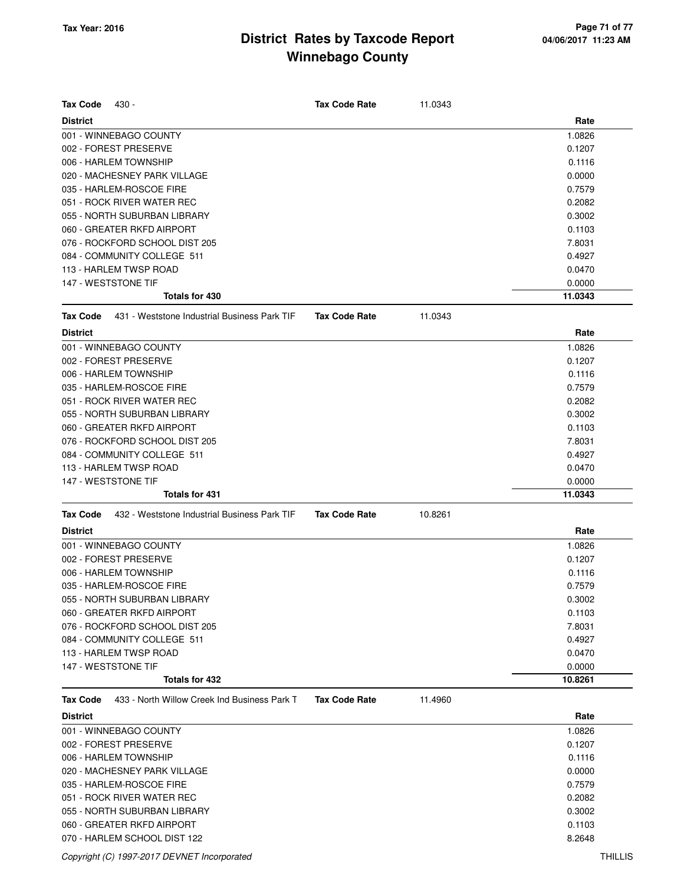# District Rates by Taxcode Report
# Winnebago County

Tax Year: 2016

**Tax Code** 430 - **Tax Code Rate** 11.0343

| District | Rate |
|---|---|
| 001 - WINNEBAGO COUNTY | 1.0826 |
| 002 - FOREST PRESERVE | 0.1207 |
| 006 - HARLEM TOWNSHIP | 0.1116 |
| 020 - MACHESNEY PARK VILLAGE | 0.0000 |
| 035 - HARLEM-ROSCOE FIRE | 0.7579 |
| 051 - ROCK RIVER WATER REC | 0.2082 |
| 055 - NORTH SUBURBAN LIBRARY | 0.3002 |
| 060 - GREATER RKFD AIRPORT | 0.1103 |
| 076 - ROCKFORD SCHOOL DIST 205 | 7.8031 |
| 084 - COMMUNITY COLLEGE 511 | 0.4927 |
| 113 - HARLEM TWSP ROAD | 0.0470 |
| 147 - WESTSTONE TIF | 0.0000 |
| **Totals for 430** | **11.0343** |

**Tax Code** 431 - Weststone Industrial Business Park TIF **Tax Code Rate** 11.0343

| District | Rate |
|---|---|
| 001 - WINNEBAGO COUNTY | 1.0826 |
| 002 - FOREST PRESERVE | 0.1207 |
| 006 - HARLEM TOWNSHIP | 0.1116 |
| 035 - HARLEM-ROSCOE FIRE | 0.7579 |
| 051 - ROCK RIVER WATER REC | 0.2082 |
| 055 - NORTH SUBURBAN LIBRARY | 0.3002 |
| 060 - GREATER RKFD AIRPORT | 0.1103 |
| 076 - ROCKFORD SCHOOL DIST 205 | 7.8031 |
| 084 - COMMUNITY COLLEGE 511 | 0.4927 |
| 113 - HARLEM TWSP ROAD | 0.0470 |
| 147 - WESTSTONE TIF | 0.0000 |
| **Totals for 431** | **11.0343** |

**Tax Code** 432 - Weststone Industrial Business Park TIF **Tax Code Rate** 10.8261

| District | Rate |
|---|---|
| 001 - WINNEBAGO COUNTY | 1.0826 |
| 002 - FOREST PRESERVE | 0.1207 |
| 006 - HARLEM TOWNSHIP | 0.1116 |
| 035 - HARLEM-ROSCOE FIRE | 0.7579 |
| 055 - NORTH SUBURBAN LIBRARY | 0.3002 |
| 060 - GREATER RKFD AIRPORT | 0.1103 |
| 076 - ROCKFORD SCHOOL DIST 205 | 7.8031 |
| 084 - COMMUNITY COLLEGE 511 | 0.4927 |
| 113 - HARLEM TWSP ROAD | 0.0470 |
| 147 - WESTSTONE TIF | 0.0000 |
| **Totals for 432** | **10.8261** |

**Tax Code** 433 - North Willow Creek Ind Business Park T **Tax Code Rate** 11.4960

| District | Rate |
|---|---|
| 001 - WINNEBAGO COUNTY | 1.0826 |
| 002 - FOREST PRESERVE | 0.1207 |
| 006 - HARLEM TOWNSHIP | 0.1116 |
| 020 - MACHESNEY PARK VILLAGE | 0.0000 |
| 035 - HARLEM-ROSCOE FIRE | 0.7579 |
| 051 - ROCK RIVER WATER REC | 0.2082 |
| 055 - NORTH SUBURBAN LIBRARY | 0.3002 |
| 060 - GREATER RKFD AIRPORT | 0.1103 |
| 070 - HARLEM SCHOOL DIST 122 | 8.2648 |

Copyright (C) 1997-2017 DEVNET Incorporated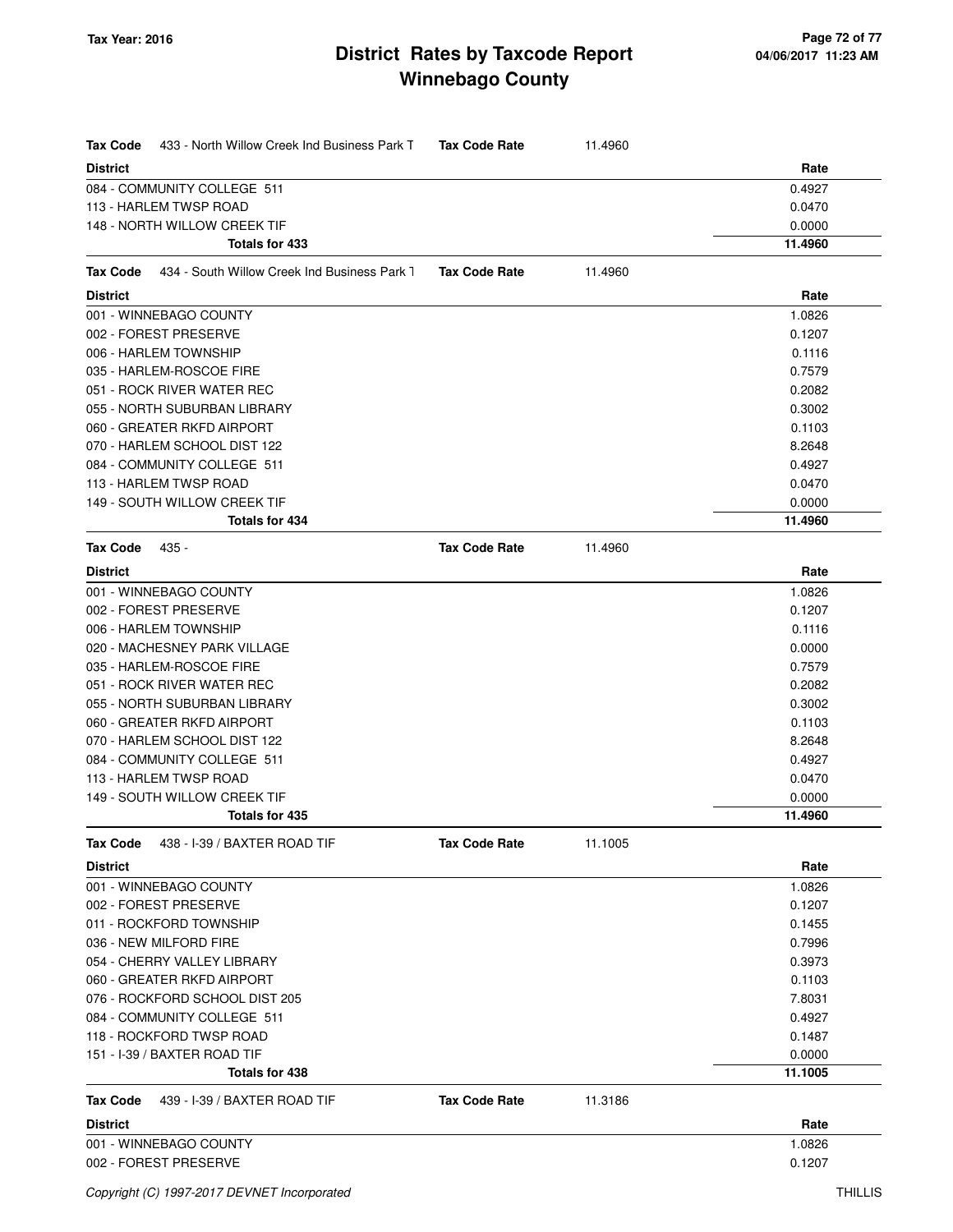# District Rates by Taxcode Report
# Winnebago County

**Tax Year: 2016**

**Tax Code** 433 - North Willow Creek Ind Business Park T **Tax Code Rate** 11.4960

| District | Rate |
|---|---|
| 084 - COMMUNITY COLLEGE 511 | 0.4927 |
| 113 - HARLEM TWSP ROAD | 0.0470 |
| 148 - NORTH WILLOW CREEK TIF | 0.0000 |
| **Totals for 433** | **11.4960** |

**Tax Code** 434 - South Willow Creek Ind Business Park T **Tax Code Rate** 11.4960

| District | Rate |
|---|---|
| 001 - WINNEBAGO COUNTY | 1.0826 |
| 002 - FOREST PRESERVE | 0.1207 |
| 006 - HARLEM TOWNSHIP | 0.1116 |
| 035 - HARLEM-ROSCOE FIRE | 0.7579 |
| 051 - ROCK RIVER WATER REC | 0.2082 |
| 055 - NORTH SUBURBAN LIBRARY | 0.3002 |
| 060 - GREATER RKFD AIRPORT | 0.1103 |
| 070 - HARLEM SCHOOL DIST 122 | 8.2648 |
| 084 - COMMUNITY COLLEGE 511 | 0.4927 |
| 113 - HARLEM TWSP ROAD | 0.0470 |
| 149 - SOUTH WILLOW CREEK TIF | 0.0000 |
| **Totals for 434** | **11.4960** |

**Tax Code** 435 - **Tax Code Rate** 11.4960

| District | Rate |
|---|---|
| 001 - WINNEBAGO COUNTY | 1.0826 |
| 002 - FOREST PRESERVE | 0.1207 |
| 006 - HARLEM TOWNSHIP | 0.1116 |
| 020 - MACHESNEY PARK VILLAGE | 0.0000 |
| 035 - HARLEM-ROSCOE FIRE | 0.7579 |
| 051 - ROCK RIVER WATER REC | 0.2082 |
| 055 - NORTH SUBURBAN LIBRARY | 0.3002 |
| 060 - GREATER RKFD AIRPORT | 0.1103 |
| 070 - HARLEM SCHOOL DIST 122 | 8.2648 |
| 084 - COMMUNITY COLLEGE 511 | 0.4927 |
| 113 - HARLEM TWSP ROAD | 0.0470 |
| 149 - SOUTH WILLOW CREEK TIF | 0.0000 |
| **Totals for 435** | **11.4960** |

**Tax Code** 438 - I-39 / BAXTER ROAD TIF **Tax Code Rate** 11.1005

| District | Rate |
|---|---|
| 001 - WINNEBAGO COUNTY | 1.0826 |
| 002 - FOREST PRESERVE | 0.1207 |
| 011 - ROCKFORD TOWNSHIP | 0.1455 |
| 036 - NEW MILFORD FIRE | 0.7996 |
| 054 - CHERRY VALLEY LIBRARY | 0.3973 |
| 060 - GREATER RKFD AIRPORT | 0.1103 |
| 076 - ROCKFORD SCHOOL DIST 205 | 7.8031 |
| 084 - COMMUNITY COLLEGE 511 | 0.4927 |
| 118 - ROCKFORD TWSP ROAD | 0.1487 |
| 151 - I-39 / BAXTER ROAD TIF | 0.0000 |
| **Totals for 438** | **11.1005** |

**Tax Code** 439 - I-39 / BAXTER ROAD TIF **Tax Code Rate** 11.3186

| District | Rate |
|---|---|
| 001 - WINNEBAGO COUNTY | 1.0826 |
| 002 - FOREST PRESERVE | 0.1207 |

Copyright (C) 1997-2017 DEVNET Incorporated THILLIS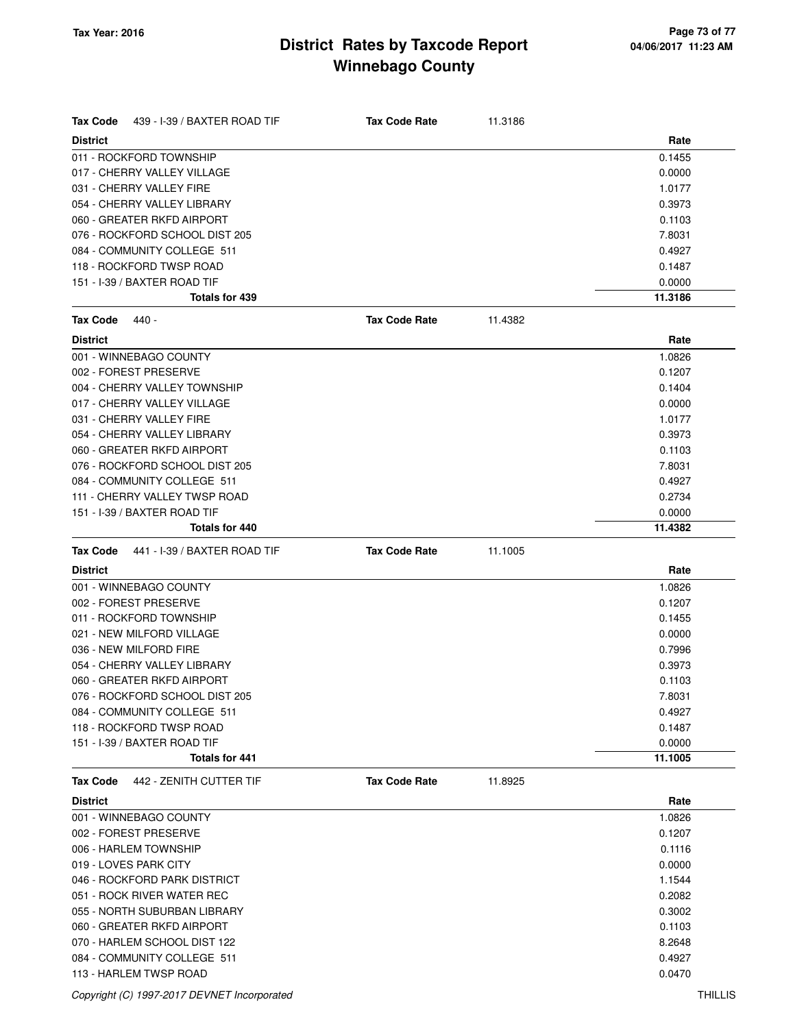# District Rates by Taxcode Report

## Winnebago County

Tax Year: 2016

| Tax Code 439 - I-39 / BAXTER ROAD TIF | Tax Code Rate 11.3186 |
|---|---|
| **District** | **Rate** |
| 011 - ROCKFORD TOWNSHIP | 0.1455 |
| 017 - CHERRY VALLEY VILLAGE | 0.0000 |
| 031 - CHERRY VALLEY FIRE | 1.0177 |
| 054 - CHERRY VALLEY LIBRARY | 0.3973 |
| 060 - GREATER RKFD AIRPORT | 0.1103 |
| 076 - ROCKFORD SCHOOL DIST 205 | 7.8031 |
| 084 - COMMUNITY COLLEGE 511 | 0.4927 |
| 118 - ROCKFORD TWSP ROAD | 0.1487 |
| 151 - I-39 / BAXTER ROAD TIF | 0.0000 |
| **Totals for 439** | **11.3186** |

| Tax Code 440 - | Tax Code Rate 11.4382 |
|---|---|
| **District** | **Rate** |
| 001 - WINNEBAGO COUNTY | 1.0826 |
| 002 - FOREST PRESERVE | 0.1207 |
| 004 - CHERRY VALLEY TOWNSHIP | 0.1404 |
| 017 - CHERRY VALLEY VILLAGE | 0.0000 |
| 031 - CHERRY VALLEY FIRE | 1.0177 |
| 054 - CHERRY VALLEY LIBRARY | 0.3973 |
| 060 - GREATER RKFD AIRPORT | 0.1103 |
| 076 - ROCKFORD SCHOOL DIST 205 | 7.8031 |
| 084 - COMMUNITY COLLEGE 511 | 0.4927 |
| 111 - CHERRY VALLEY TWSP ROAD | 0.2734 |
| 151 - I-39 / BAXTER ROAD TIF | 0.0000 |
| **Totals for 440** | **11.4382** |

| Tax Code 441 - I-39 / BAXTER ROAD TIF | Tax Code Rate 11.1005 |
|---|---|
| **District** | **Rate** |
| 001 - WINNEBAGO COUNTY | 1.0826 |
| 002 - FOREST PRESERVE | 0.1207 |
| 011 - ROCKFORD TOWNSHIP | 0.1455 |
| 021 - NEW MILFORD VILLAGE | 0.0000 |
| 036 - NEW MILFORD FIRE | 0.7996 |
| 054 - CHERRY VALLEY LIBRARY | 0.3973 |
| 060 - GREATER RKFD AIRPORT | 0.1103 |
| 076 - ROCKFORD SCHOOL DIST 205 | 7.8031 |
| 084 - COMMUNITY COLLEGE 511 | 0.4927 |
| 118 - ROCKFORD TWSP ROAD | 0.1487 |
| 151 - I-39 / BAXTER ROAD TIF | 0.0000 |
| **Totals for 441** | **11.1005** |

| Tax Code 442 - ZENITH CUTTER TIF | Tax Code Rate 11.8925 |
|---|---|
| **District** | **Rate** |
| 001 - WINNEBAGO COUNTY | 1.0826 |
| 002 - FOREST PRESERVE | 0.1207 |
| 006 - HARLEM TOWNSHIP | 0.1116 |
| 019 - LOVES PARK CITY | 0.0000 |
| 046 - ROCKFORD PARK DISTRICT | 1.1544 |
| 051 - ROCK RIVER WATER REC | 0.2082 |
| 055 - NORTH SUBURBAN LIBRARY | 0.3002 |
| 060 - GREATER RKFD AIRPORT | 0.1103 |
| 070 - HARLEM SCHOOL DIST 122 | 8.2648 |
| 084 - COMMUNITY COLLEGE 511 | 0.4927 |
| 113 - HARLEM TWSP ROAD | 0.0470 |

Copyright (C) 1997-2017 DEVNET Incorporated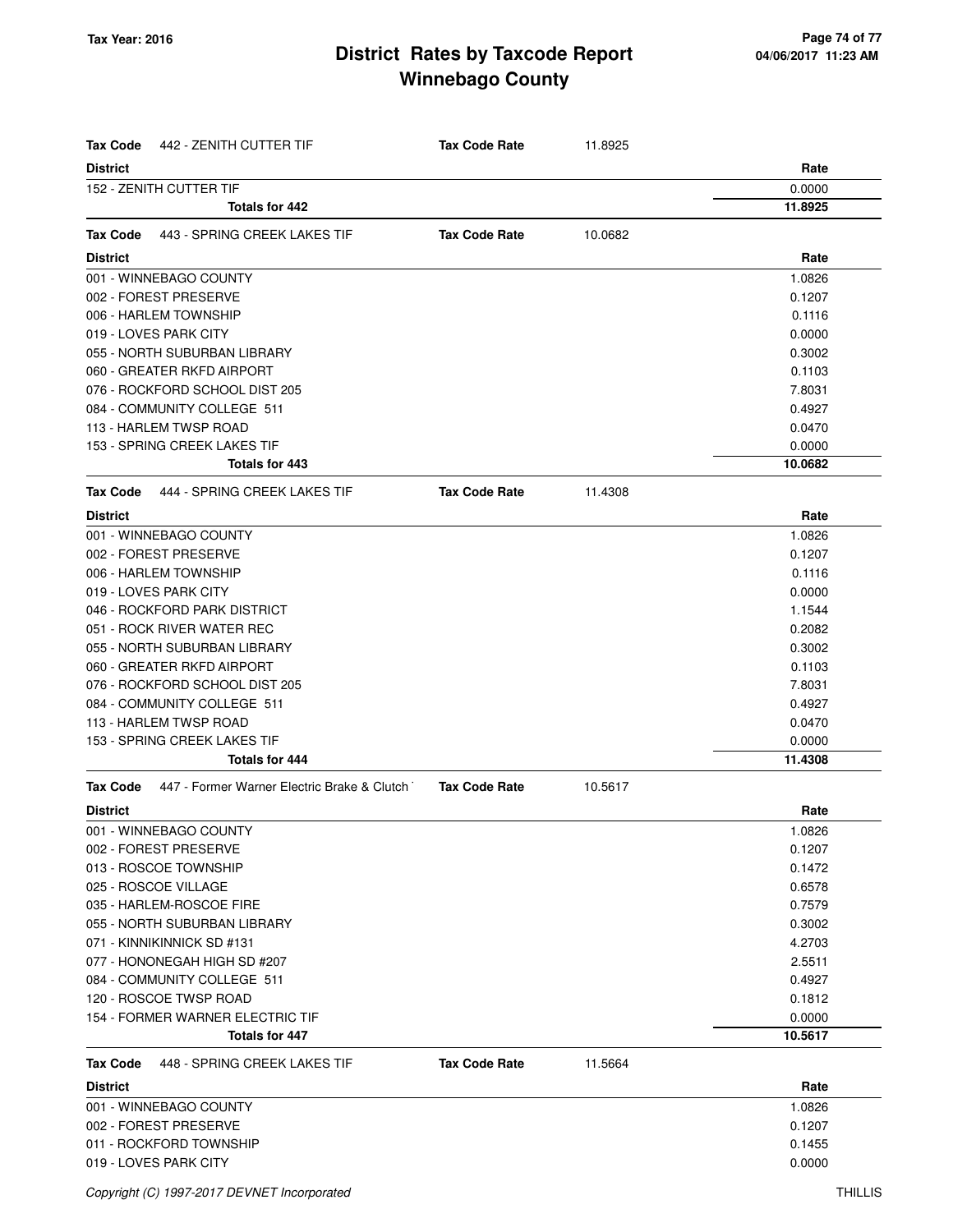**Tax Year: 2016**

# District Rates by Taxcode Report
## Winnebago County

**Tax Code** 442 - ZENITH CUTTER TIF — **Tax Code Rate** 11.8925

| District | Rate |
|---|---|
| 152 - ZENITH CUTTER TIF | 0.0000 |
| **Totals for 442** | **11.8925** |

**Tax Code** 443 - SPRING CREEK LAKES TIF — **Tax Code Rate** 10.0682

| District | Rate |
|---|---|
| 001 - WINNEBAGO COUNTY | 1.0826 |
| 002 - FOREST PRESERVE | 0.1207 |
| 006 - HARLEM TOWNSHIP | 0.1116 |
| 019 - LOVES PARK CITY | 0.0000 |
| 055 - NORTH SUBURBAN LIBRARY | 0.3002 |
| 060 - GREATER RKFD AIRPORT | 0.1103 |
| 076 - ROCKFORD SCHOOL DIST 205 | 7.8031 |
| 084 - COMMUNITY COLLEGE 511 | 0.4927 |
| 113 - HARLEM TWSP ROAD | 0.0470 |
| 153 - SPRING CREEK LAKES TIF | 0.0000 |
| **Totals for 443** | **10.0682** |

**Tax Code** 444 - SPRING CREEK LAKES TIF — **Tax Code Rate** 11.4308

| District | Rate |
|---|---|
| 001 - WINNEBAGO COUNTY | 1.0826 |
| 002 - FOREST PRESERVE | 0.1207 |
| 006 - HARLEM TOWNSHIP | 0.1116 |
| 019 - LOVES PARK CITY | 0.0000 |
| 046 - ROCKFORD PARK DISTRICT | 1.1544 |
| 051 - ROCK RIVER WATER REC | 0.2082 |
| 055 - NORTH SUBURBAN LIBRARY | 0.3002 |
| 060 - GREATER RKFD AIRPORT | 0.1103 |
| 076 - ROCKFORD SCHOOL DIST 205 | 7.8031 |
| 084 - COMMUNITY COLLEGE 511 | 0.4927 |
| 113 - HARLEM TWSP ROAD | 0.0470 |
| 153 - SPRING CREEK LAKES TIF | 0.0000 |
| **Totals for 444** | **11.4308** |

**Tax Code** 447 - Former Warner Electric Brake & Clutch — **Tax Code Rate** 10.5617

| District | Rate |
|---|---|
| 001 - WINNEBAGO COUNTY | 1.0826 |
| 002 - FOREST PRESERVE | 0.1207 |
| 013 - ROSCOE TOWNSHIP | 0.1472 |
| 025 - ROSCOE VILLAGE | 0.6578 |
| 035 - HARLEM-ROSCOE FIRE | 0.7579 |
| 055 - NORTH SUBURBAN LIBRARY | 0.3002 |
| 071 - KINNIKINNICK SD #131 | 4.2703 |
| 077 - HONONEGAH HIGH SD #207 | 2.5511 |
| 084 - COMMUNITY COLLEGE 511 | 0.4927 |
| 120 - ROSCOE TWSP ROAD | 0.1812 |
| 154 - FORMER WARNER ELECTRIC TIF | 0.0000 |
| **Totals for 447** | **10.5617** |

**Tax Code** 448 - SPRING CREEK LAKES TIF — **Tax Code Rate** 11.5664

| District | Rate |
|---|---|
| 001 - WINNEBAGO COUNTY | 1.0826 |
| 002 - FOREST PRESERVE | 0.1207 |
| 011 - ROCKFORD TOWNSHIP | 0.1455 |
| 019 - LOVES PARK CITY | 0.0000 |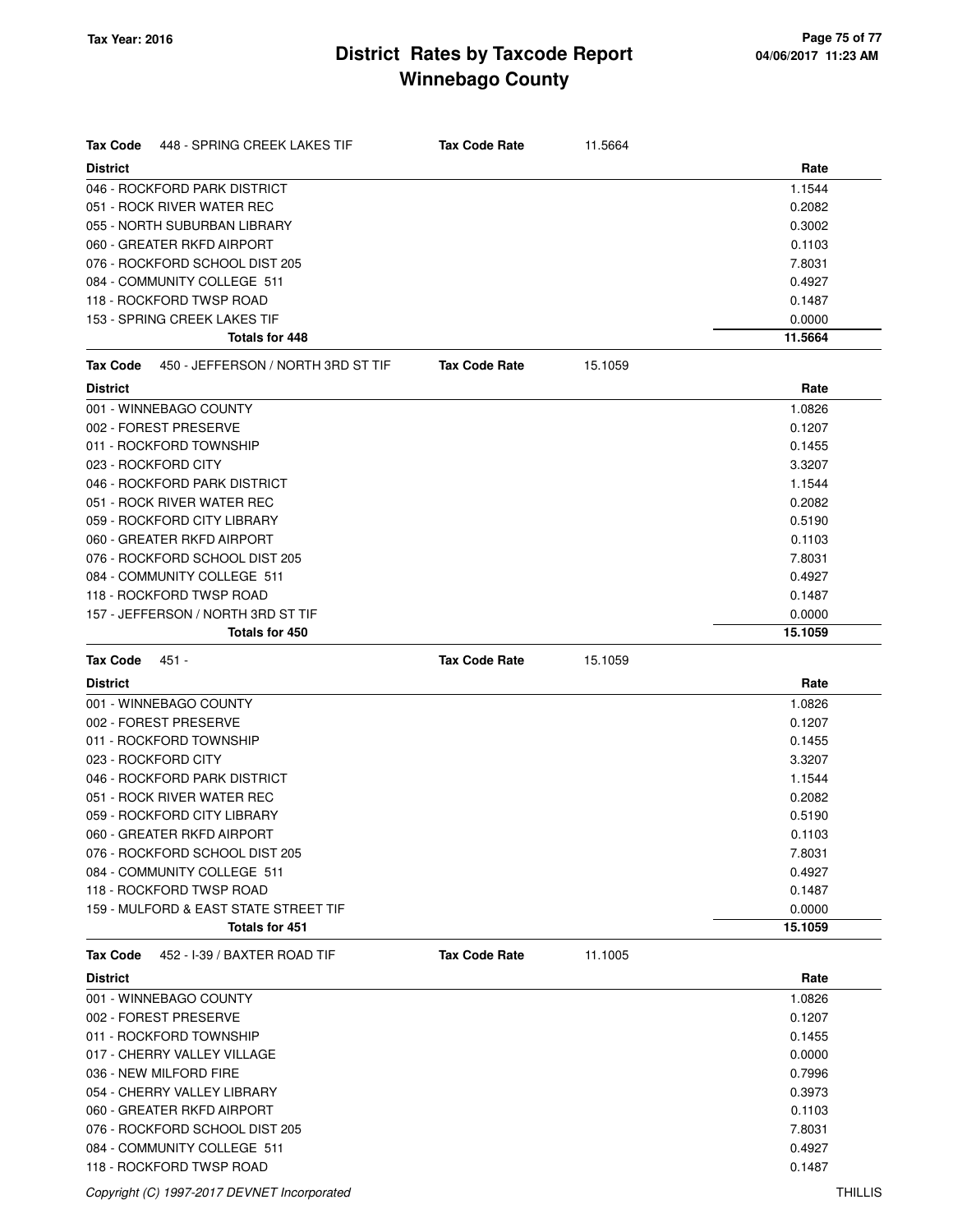# District Rates by Taxcode Report
# Winnebago County

**Tax Year: 2016**

**Tax Code** 448 - SPRING CREEK LAKES TIF **Tax Code Rate** 11.5664

| District | Rate |
|---|---|
| 046 - ROCKFORD PARK DISTRICT | 1.1544 |
| 051 - ROCK RIVER WATER REC | 0.2082 |
| 055 - NORTH SUBURBAN LIBRARY | 0.3002 |
| 060 - GREATER RKFD AIRPORT | 0.1103 |
| 076 - ROCKFORD SCHOOL DIST 205 | 7.8031 |
| 084 - COMMUNITY COLLEGE 511 | 0.4927 |
| 118 - ROCKFORD TWSP ROAD | 0.1487 |
| 153 - SPRING CREEK LAKES TIF | 0.0000 |
| **Totals for 448** | **11.5664** |

**Tax Code** 450 - JEFFERSON / NORTH 3RD ST TIF **Tax Code Rate** 15.1059

| District | Rate |
|---|---|
| 001 - WINNEBAGO COUNTY | 1.0826 |
| 002 - FOREST PRESERVE | 0.1207 |
| 011 - ROCKFORD TOWNSHIP | 0.1455 |
| 023 - ROCKFORD CITY | 3.3207 |
| 046 - ROCKFORD PARK DISTRICT | 1.1544 |
| 051 - ROCK RIVER WATER REC | 0.2082 |
| 059 - ROCKFORD CITY LIBRARY | 0.5190 |
| 060 - GREATER RKFD AIRPORT | 0.1103 |
| 076 - ROCKFORD SCHOOL DIST 205 | 7.8031 |
| 084 - COMMUNITY COLLEGE 511 | 0.4927 |
| 118 - ROCKFORD TWSP ROAD | 0.1487 |
| 157 - JEFFERSON / NORTH 3RD ST TIF | 0.0000 |
| **Totals for 450** | **15.1059** |

**Tax Code** 451 - **Tax Code Rate** 15.1059

| District | Rate |
|---|---|
| 001 - WINNEBAGO COUNTY | 1.0826 |
| 002 - FOREST PRESERVE | 0.1207 |
| 011 - ROCKFORD TOWNSHIP | 0.1455 |
| 023 - ROCKFORD CITY | 3.3207 |
| 046 - ROCKFORD PARK DISTRICT | 1.1544 |
| 051 - ROCK RIVER WATER REC | 0.2082 |
| 059 - ROCKFORD CITY LIBRARY | 0.5190 |
| 060 - GREATER RKFD AIRPORT | 0.1103 |
| 076 - ROCKFORD SCHOOL DIST 205 | 7.8031 |
| 084 - COMMUNITY COLLEGE 511 | 0.4927 |
| 118 - ROCKFORD TWSP ROAD | 0.1487 |
| 159 - MULFORD & EAST STATE STREET TIF | 0.0000 |
| **Totals for 451** | **15.1059** |

**Tax Code** 452 - I-39 / BAXTER ROAD TIF **Tax Code Rate** 11.1005

| District | Rate |
|---|---|
| 001 - WINNEBAGO COUNTY | 1.0826 |
| 002 - FOREST PRESERVE | 0.1207 |
| 011 - ROCKFORD TOWNSHIP | 0.1455 |
| 017 - CHERRY VALLEY VILLAGE | 0.0000 |
| 036 - NEW MILFORD FIRE | 0.7996 |
| 054 - CHERRY VALLEY LIBRARY | 0.3973 |
| 060 - GREATER RKFD AIRPORT | 0.1103 |
| 076 - ROCKFORD SCHOOL DIST 205 | 7.8031 |
| 084 - COMMUNITY COLLEGE 511 | 0.4927 |
| 118 - ROCKFORD TWSP ROAD | 0.1487 |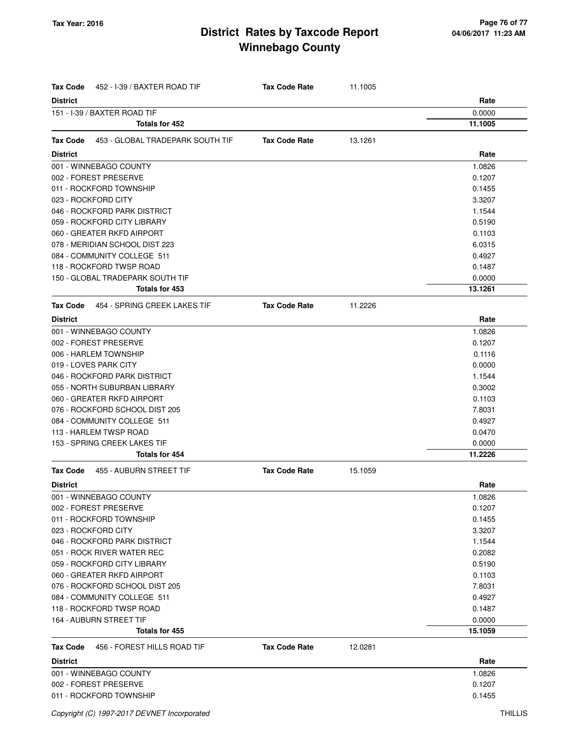# District Rates by Taxcode Report
## Winnebago County

Tax Year: 2016

| Tax Code 452 - I-39 / BAXTER ROAD TIF | Tax Code Rate | 11.1005 |
|---|---|---|
| **District** | | **Rate** |
| 151 - I-39 / BAXTER ROAD TIF | | 0.0000 |
| **Totals for 452** | | **11.1005** |

| Tax Code 453 - GLOBAL TRADEPARK SOUTH TIF | Tax Code Rate | 13.1261 |
|---|---|---|
| **District** | | **Rate** |
| 001 - WINNEBAGO COUNTY | | 1.0826 |
| 002 - FOREST PRESERVE | | 0.1207 |
| 011 - ROCKFORD TOWNSHIP | | 0.1455 |
| 023 - ROCKFORD CITY | | 3.3207 |
| 046 - ROCKFORD PARK DISTRICT | | 1.1544 |
| 059 - ROCKFORD CITY LIBRARY | | 0.5190 |
| 060 - GREATER RKFD AIRPORT | | 0.1103 |
| 078 - MERIDIAN SCHOOL DIST 223 | | 6.0315 |
| 084 - COMMUNITY COLLEGE 511 | | 0.4927 |
| 118 - ROCKFORD TWSP ROAD | | 0.1487 |
| 150 - GLOBAL TRADEPARK SOUTH TIF | | 0.0000 |
| **Totals for 453** | | **13.1261** |

| Tax Code 454 - SPRING CREEK LAKES TIF | Tax Code Rate | 11.2226 |
|---|---|---|
| **District** | | **Rate** |
| 001 - WINNEBAGO COUNTY | | 1.0826 |
| 002 - FOREST PRESERVE | | 0.1207 |
| 006 - HARLEM TOWNSHIP | | 0.1116 |
| 019 - LOVES PARK CITY | | 0.0000 |
| 046 - ROCKFORD PARK DISTRICT | | 1.1544 |
| 055 - NORTH SUBURBAN LIBRARY | | 0.3002 |
| 060 - GREATER RKFD AIRPORT | | 0.1103 |
| 076 - ROCKFORD SCHOOL DIST 205 | | 7.8031 |
| 084 - COMMUNITY COLLEGE 511 | | 0.4927 |
| 113 - HARLEM TWSP ROAD | | 0.0470 |
| 153 - SPRING CREEK LAKES TIF | | 0.0000 |
| **Totals for 454** | | **11.2226** |

| Tax Code 455 - AUBURN STREET TIF | Tax Code Rate | 15.1059 |
|---|---|---|
| **District** | | **Rate** |
| 001 - WINNEBAGO COUNTY | | 1.0826 |
| 002 - FOREST PRESERVE | | 0.1207 |
| 011 - ROCKFORD TOWNSHIP | | 0.1455 |
| 023 - ROCKFORD CITY | | 3.3207 |
| 046 - ROCKFORD PARK DISTRICT | | 1.1544 |
| 051 - ROCK RIVER WATER REC | | 0.2082 |
| 059 - ROCKFORD CITY LIBRARY | | 0.5190 |
| 060 - GREATER RKFD AIRPORT | | 0.1103 |
| 076 - ROCKFORD SCHOOL DIST 205 | | 7.8031 |
| 084 - COMMUNITY COLLEGE 511 | | 0.4927 |
| 118 - ROCKFORD TWSP ROAD | | 0.1487 |
| 164 - AUBURN STREET TIF | | 0.0000 |
| **Totals for 455** | | **15.1059** |

| Tax Code 456 - FOREST HILLS ROAD TIF | Tax Code Rate | 12.0281 |
|---|---|---|
| **District** | | **Rate** |
| 001 - WINNEBAGO COUNTY | | 1.0826 |
| 002 - FOREST PRESERVE | | 0.1207 |
| 011 - ROCKFORD TOWNSHIP | | 0.1455 |

Copyright (C) 1997-2017 DEVNET Incorporated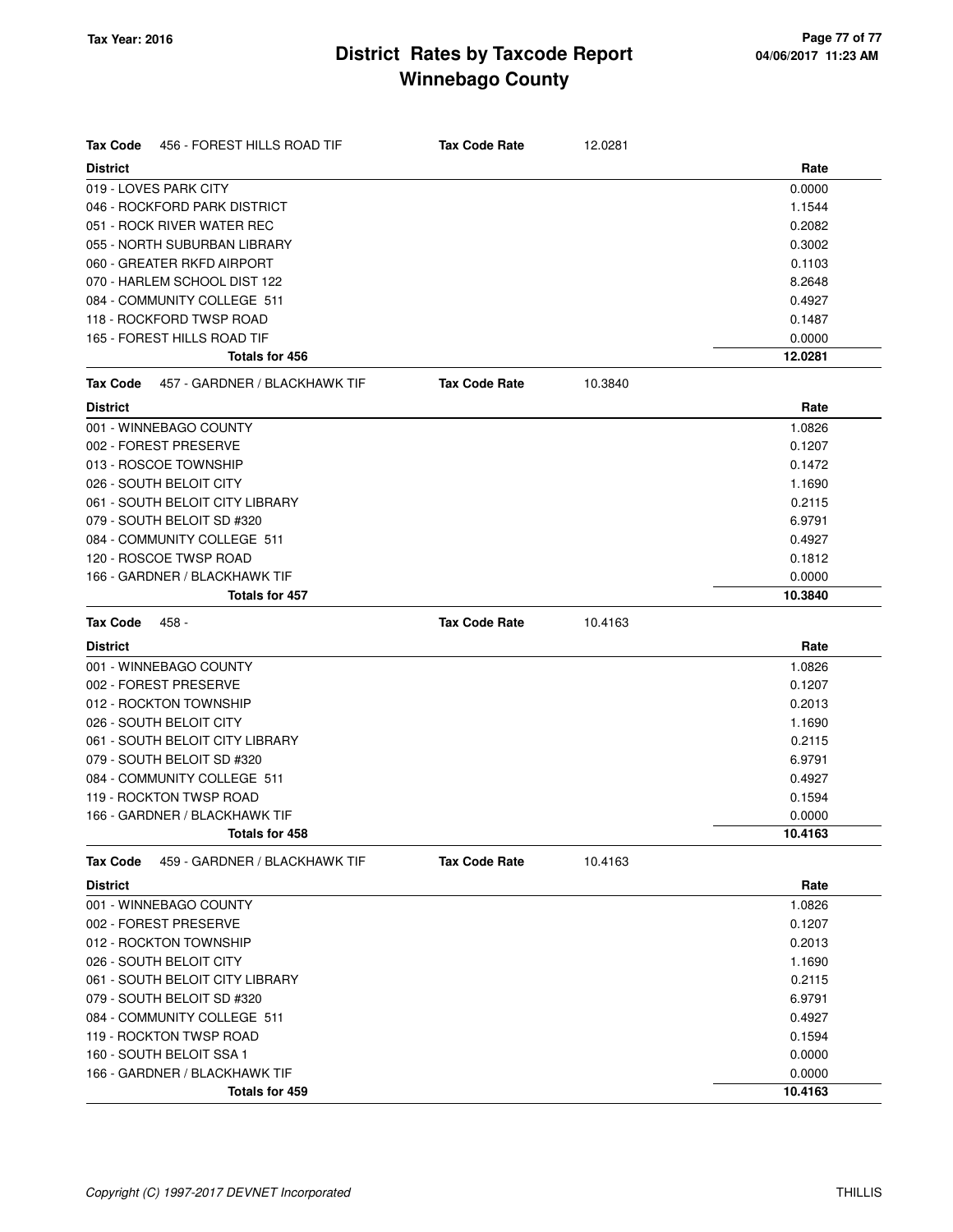# District Rates by Taxcode Report
## Winnebago County

Tax Year: 2016

**Tax Code** 456 - FOREST HILLS ROAD TIF **Tax Code Rate** 12.0281

| District | Rate |
|---|---|
| 019 - LOVES PARK CITY | 0.0000 |
| 046 - ROCKFORD PARK DISTRICT | 1.1544 |
| 051 - ROCK RIVER WATER REC | 0.2082 |
| 055 - NORTH SUBURBAN LIBRARY | 0.3002 |
| 060 - GREATER RKFD AIRPORT | 0.1103 |
| 070 - HARLEM SCHOOL DIST 122 | 8.2648 |
| 084 - COMMUNITY COLLEGE 511 | 0.4927 |
| 118 - ROCKFORD TWSP ROAD | 0.1487 |
| 165 - FOREST HILLS ROAD TIF | 0.0000 |
| **Totals for 456** | **12.0281** |

**Tax Code** 457 - GARDNER / BLACKHAWK TIF **Tax Code Rate** 10.3840

| District | Rate |
|---|---|
| 001 - WINNEBAGO COUNTY | 1.0826 |
| 002 - FOREST PRESERVE | 0.1207 |
| 013 - ROSCOE TOWNSHIP | 0.1472 |
| 026 - SOUTH BELOIT CITY | 1.1690 |
| 061 - SOUTH BELOIT CITY LIBRARY | 0.2115 |
| 079 - SOUTH BELOIT SD #320 | 6.9791 |
| 084 - COMMUNITY COLLEGE 511 | 0.4927 |
| 120 - ROSCOE TWSP ROAD | 0.1812 |
| 166 - GARDNER / BLACKHAWK TIF | 0.0000 |
| **Totals for 457** | **10.3840** |

**Tax Code** 458 - **Tax Code Rate** 10.4163

| District | Rate |
|---|---|
| 001 - WINNEBAGO COUNTY | 1.0826 |
| 002 - FOREST PRESERVE | 0.1207 |
| 012 - ROCKTON TOWNSHIP | 0.2013 |
| 026 - SOUTH BELOIT CITY | 1.1690 |
| 061 - SOUTH BELOIT CITY LIBRARY | 0.2115 |
| 079 - SOUTH BELOIT SD #320 | 6.9791 |
| 084 - COMMUNITY COLLEGE 511 | 0.4927 |
| 119 - ROCKTON TWSP ROAD | 0.1594 |
| 166 - GARDNER / BLACKHAWK TIF | 0.0000 |
| **Totals for 458** | **10.4163** |

**Tax Code** 459 - GARDNER / BLACKHAWK TIF **Tax Code Rate** 10.4163

| District | Rate |
|---|---|
| 001 - WINNEBAGO COUNTY | 1.0826 |
| 002 - FOREST PRESERVE | 0.1207 |
| 012 - ROCKTON TOWNSHIP | 0.2013 |
| 026 - SOUTH BELOIT CITY | 1.1690 |
| 061 - SOUTH BELOIT CITY LIBRARY | 0.2115 |
| 079 - SOUTH BELOIT SD #320 | 6.9791 |
| 084 - COMMUNITY COLLEGE 511 | 0.4927 |
| 119 - ROCKTON TWSP ROAD | 0.1594 |
| 160 - SOUTH BELOIT SSA 1 | 0.0000 |
| 166 - GARDNER / BLACKHAWK TIF | 0.0000 |
| **Totals for 459** | **10.4163** |